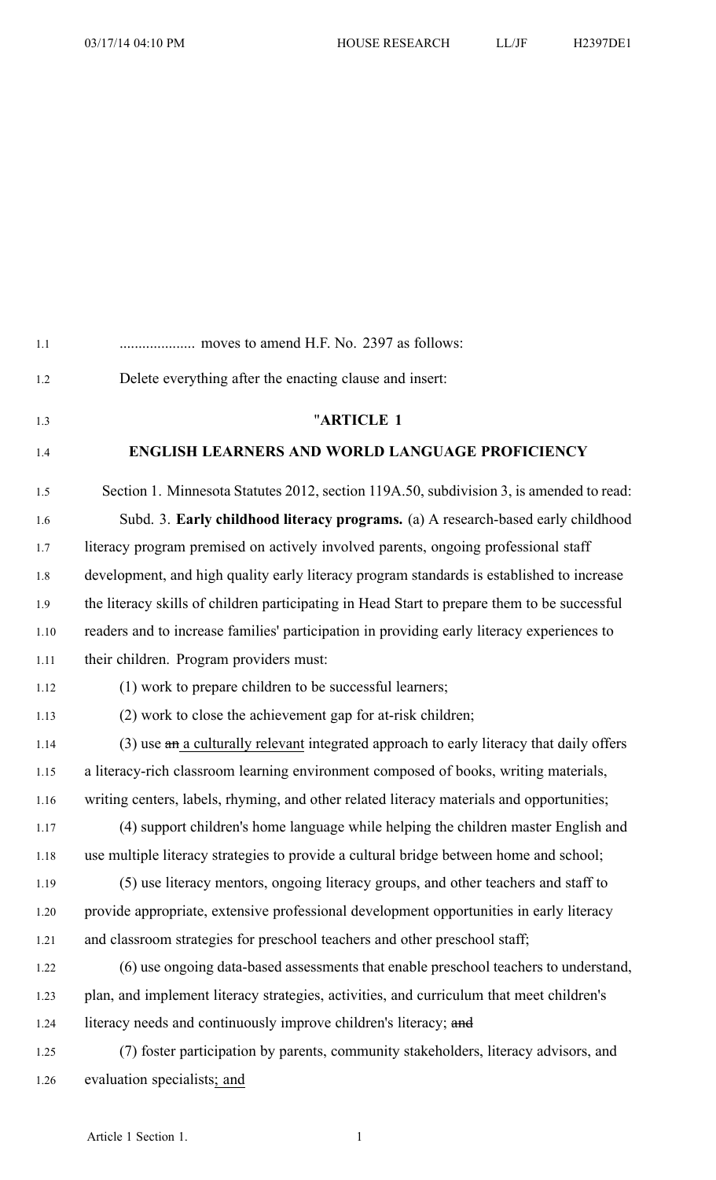.................... moves to amend H.F. No. 2397 as follows:

Delete everything after the enacting clause and insert:

"**ARTICLE 1**

**ENGLISH LEARNERS AND WORLD LANGUAGE PROFICIENCY**

Section 1. Minnesota Statutes 2012, section 119A.50, subdivision 3, is amended to read:

Subd. 3. **Early childhood literacy programs.** (a) A research-based early childhood literacy program premised on actively involved parents, ongoing professional staff development, and high quality early literacy program standards is established to increase the literacy skills of children participating in Head Start to prepare them to be successful readers and to increase families' participation in providing early literacy experiences to their children. Program providers must:

(1) work to prepare children to be successful learners;

(2) work to close the achievement gap for at-risk children;

(3) use ~~an~~ a culturally relevant integrated approach to early literacy that daily offers a literacy-rich classroom learning environment composed of books, writing materials, writing centers, labels, rhyming, and other related literacy materials and opportunities;

(4) support children's home language while helping the children master English and use multiple literacy strategies to provide a cultural bridge between home and school;

(5) use literacy mentors, ongoing literacy groups, and other teachers and staff to provide appropriate, extensive professional development opportunities in early literacy and classroom strategies for preschool teachers and other preschool staff;

(6) use ongoing data-based assessments that enable preschool teachers to understand, plan, and implement literacy strategies, activities, and curriculum that meet children's literacy needs and continuously improve children's literacy; ~~and~~

(7) foster participation by parents, community stakeholders, literacy advisors, and evaluation specialists; and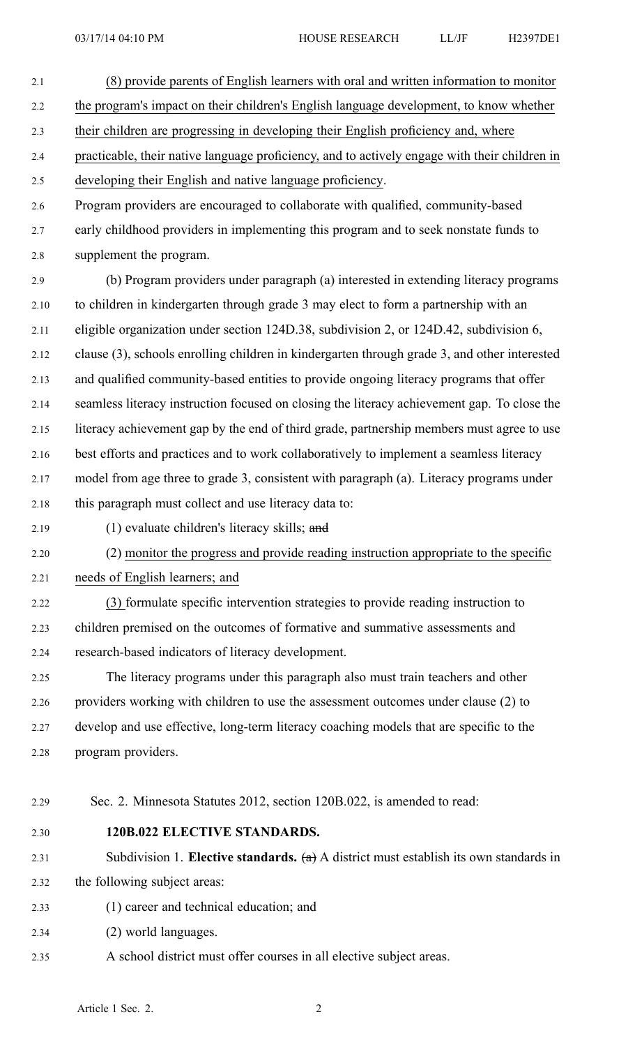(8) provide parents of English learners with oral and written information to monitor the program's impact on their children's English language development, to know whether their children are progressing in developing their English proficiency and, where practicable, their native language proficiency, and to actively engage with their children in developing their English and native language proficiency.

Program providers are encouraged to collaborate with qualified, community-based early childhood providers in implementing this program and to seek nonstate funds to supplement the program.

(b) Program providers under paragraph (a) interested in extending literacy programs to children in kindergarten through grade 3 may elect to form a partnership with an eligible organization under section 124D.38, subdivision 2, or 124D.42, subdivision 6, clause (3), schools enrolling children in kindergarten through grade 3, and other interested and qualified community-based entities to provide ongoing literacy programs that offer seamless literacy instruction focused on closing the literacy achievement gap. To close the literacy achievement gap by the end of third grade, partnership members must agree to use best efforts and practices and to work collaboratively to implement a seamless literacy model from age three to grade 3, consistent with paragraph (a). Literacy programs under this paragraph must collect and use literacy data to:

(1) evaluate children's literacy skills; ~~and~~

(2) monitor the progress and provide reading instruction appropriate to the specific needs of English learners; and

(3) formulate specific intervention strategies to provide reading instruction to children premised on the outcomes of formative and summative assessments and research-based indicators of literacy development.

The literacy programs under this paragraph also must train teachers and other providers working with children to use the assessment outcomes under clause (2) to develop and use effective, long-term literacy coaching models that are specific to the program providers.

Sec. 2. Minnesota Statutes 2012, section 120B.022, is amended to read:

**120B.022 ELECTIVE STANDARDS.**

Subdivision 1. **Elective standards.** ~~(a)~~ A district must establish its own standards in the following subject areas:

(1) career and technical education; and

(2) world languages.

A school district must offer courses in all elective subject areas.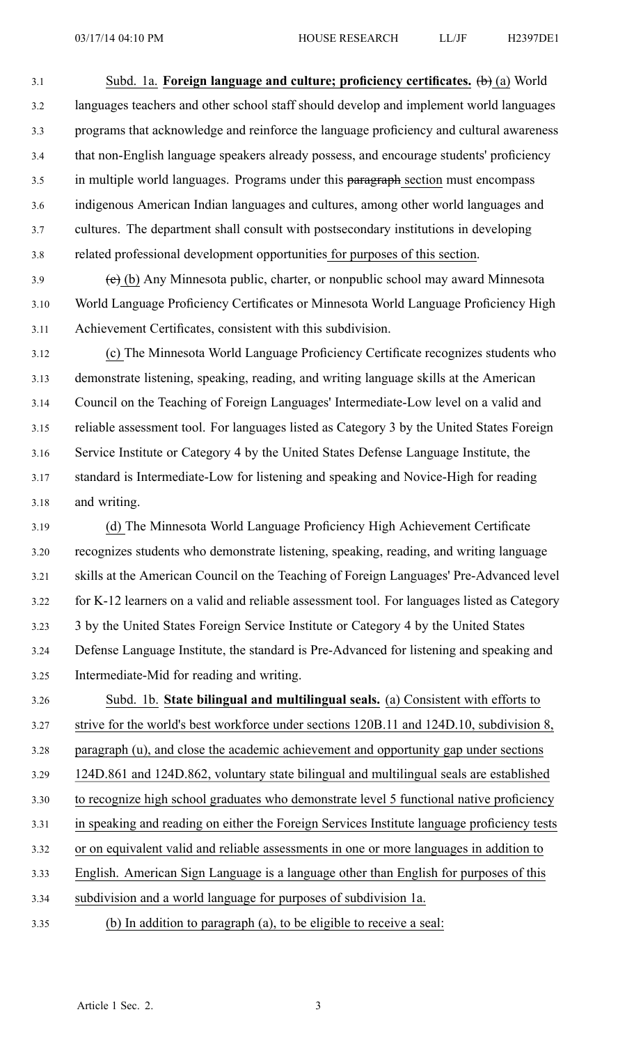Subd. 1a. **Foreign language and culture; proficiency certificates.** ~~(b)~~ (a) World languages teachers and other school staff should develop and implement world languages programs that acknowledge and reinforce the language proficiency and cultural awareness that non-English language speakers already possess, and encourage students' proficiency in multiple world languages. Programs under this ~~paragraph~~ section must encompass indigenous American Indian languages and cultures, among other world languages and cultures. The department shall consult with postsecondary institutions in developing related professional development opportunities for purposes of this section.

~~(c)~~ (b) Any Minnesota public, charter, or nonpublic school may award Minnesota World Language Proficiency Certificates or Minnesota World Language Proficiency High Achievement Certificates, consistent with this subdivision.

(c) The Minnesota World Language Proficiency Certificate recognizes students who demonstrate listening, speaking, reading, and writing language skills at the American Council on the Teaching of Foreign Languages' Intermediate-Low level on a valid and reliable assessment tool. For languages listed as Category 3 by the United States Foreign Service Institute or Category 4 by the United States Defense Language Institute, the standard is Intermediate-Low for listening and speaking and Novice-High for reading and writing.

(d) The Minnesota World Language Proficiency High Achievement Certificate recognizes students who demonstrate listening, speaking, reading, and writing language skills at the American Council on the Teaching of Foreign Languages' Pre-Advanced level for K-12 learners on a valid and reliable assessment tool. For languages listed as Category 3 by the United States Foreign Service Institute or Category 4 by the United States Defense Language Institute, the standard is Pre-Advanced for listening and speaking and Intermediate-Mid for reading and writing.

Subd. 1b. **State bilingual and multilingual seals.** (a) Consistent with efforts to strive for the world's best workforce under sections 120B.11 and 124D.10, subdivision 8, paragraph (u), and close the academic achievement and opportunity gap under sections 124D.861 and 124D.862, voluntary state bilingual and multilingual seals are established to recognize high school graduates who demonstrate level 5 functional native proficiency in speaking and reading on either the Foreign Services Institute language proficiency tests or on equivalent valid and reliable assessments in one or more languages in addition to English. American Sign Language is a language other than English for purposes of this subdivision and a world language for purposes of subdivision 1a.

(b) In addition to paragraph (a), to be eligible to receive a seal: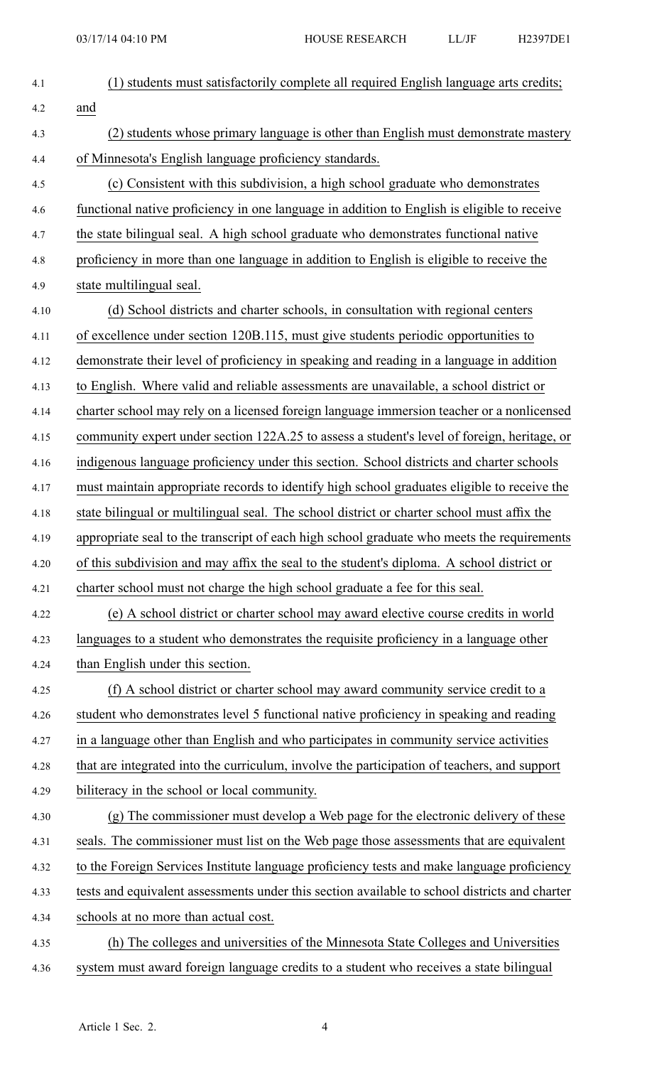(1) students must satisfactorily complete all required English language arts credits; and

(2) students whose primary language is other than English must demonstrate mastery of Minnesota's English language proficiency standards.

(c) Consistent with this subdivision, a high school graduate who demonstrates functional native proficiency in one language in addition to English is eligible to receive the state bilingual seal. A high school graduate who demonstrates functional native proficiency in more than one language in addition to English is eligible to receive the state multilingual seal.

(d) School districts and charter schools, in consultation with regional centers of excellence under section 120B.115, must give students periodic opportunities to demonstrate their level of proficiency in speaking and reading in a language in addition to English. Where valid and reliable assessments are unavailable, a school district or charter school may rely on a licensed foreign language immersion teacher or a nonlicensed community expert under section 122A.25 to assess a student's level of foreign, heritage, or indigenous language proficiency under this section. School districts and charter schools must maintain appropriate records to identify high school graduates eligible to receive the state bilingual or multilingual seal. The school district or charter school must affix the appropriate seal to the transcript of each high school graduate who meets the requirements of this subdivision and may affix the seal to the student's diploma. A school district or charter school must not charge the high school graduate a fee for this seal.

(e) A school district or charter school may award elective course credits in world languages to a student who demonstrates the requisite proficiency in a language other than English under this section.

(f) A school district or charter school may award community service credit to a student who demonstrates level 5 functional native proficiency in speaking and reading in a language other than English and who participates in community service activities that are integrated into the curriculum, involve the participation of teachers, and support biliteracy in the school or local community.

(g) The commissioner must develop a Web page for the electronic delivery of these seals. The commissioner must list on the Web page those assessments that are equivalent to the Foreign Services Institute language proficiency tests and make language proficiency tests and equivalent assessments under this section available to school districts and charter schools at no more than actual cost.

(h) The colleges and universities of the Minnesota State Colleges and Universities system must award foreign language credits to a student who receives a state bilingual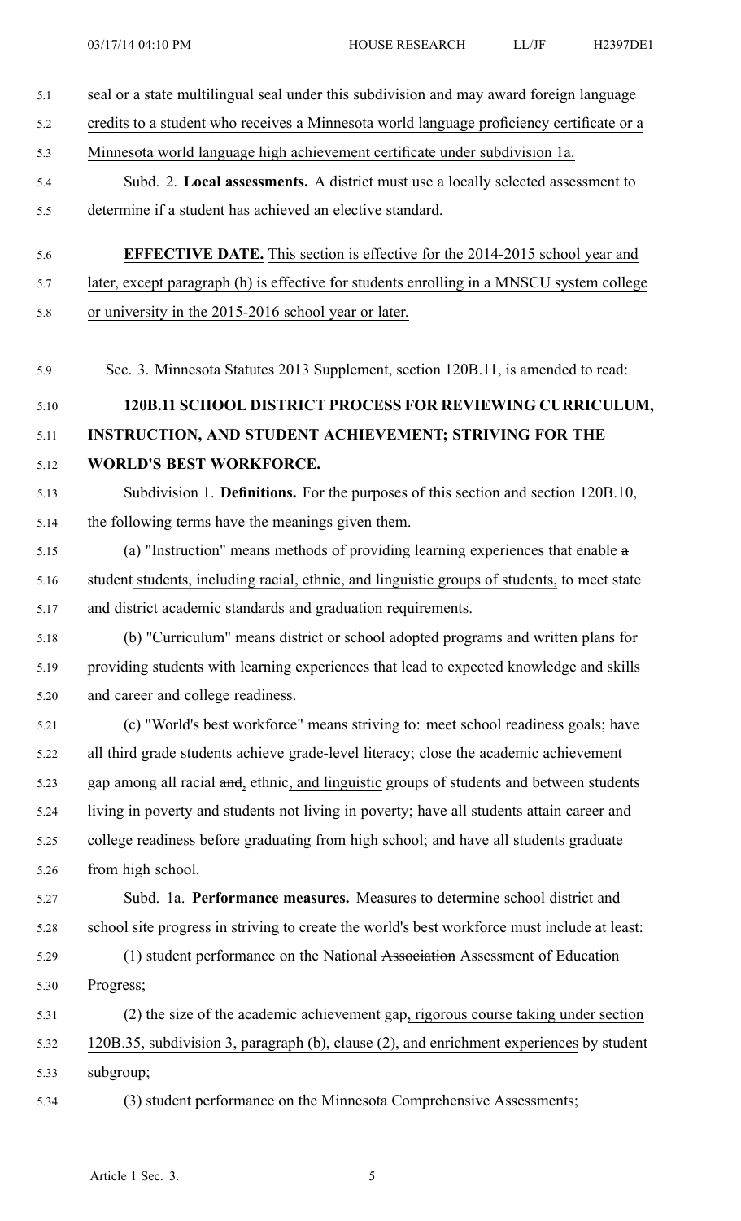seal or a state multilingual seal under this subdivision and may award foreign language credits to a student who receives a Minnesota world language proficiency certificate or a Minnesota world language high achievement certificate under subdivision 1a.

Subd. 2. **Local assessments.** A district must use a locally selected assessment to determine if a student has achieved an elective standard.

**EFFECTIVE DATE.** This section is effective for the 2014-2015 school year and later, except paragraph (h) is effective for students enrolling in a MNSCU system college or university in the 2015-2016 school year or later.

Sec. 3. Minnesota Statutes 2013 Supplement, section 120B.11, is amended to read:

**120B.11 SCHOOL DISTRICT PROCESS FOR REVIEWING CURRICULUM, INSTRUCTION, AND STUDENT ACHIEVEMENT; STRIVING FOR THE WORLD'S BEST WORKFORCE.**

Subdivision 1. **Definitions.** For the purposes of this section and section 120B.10, the following terms have the meanings given them.

(a) "Instruction" means methods of providing learning experiences that enable ~~a student~~ students, including racial, ethnic, and linguistic groups of students, to meet state and district academic standards and graduation requirements.

(b) "Curriculum" means district or school adopted programs and written plans for providing students with learning experiences that lead to expected knowledge and skills and career and college readiness.

(c) "World's best workforce" means striving to: meet school readiness goals; have all third grade students achieve grade-level literacy; close the academic achievement gap among all racial ~~and~~, ethnic, and linguistic groups of students and between students living in poverty and students not living in poverty; have all students attain career and college readiness before graduating from high school; and have all students graduate from high school.

Subd. 1a. **Performance measures.** Measures to determine school district and school site progress in striving to create the world's best workforce must include at least:

(1) student performance on the National ~~Association~~ Assessment of Education Progress;

(2) the size of the academic achievement gap, rigorous course taking under section 120B.35, subdivision 3, paragraph (b), clause (2), and enrichment experiences by student subgroup;

(3) student performance on the Minnesota Comprehensive Assessments;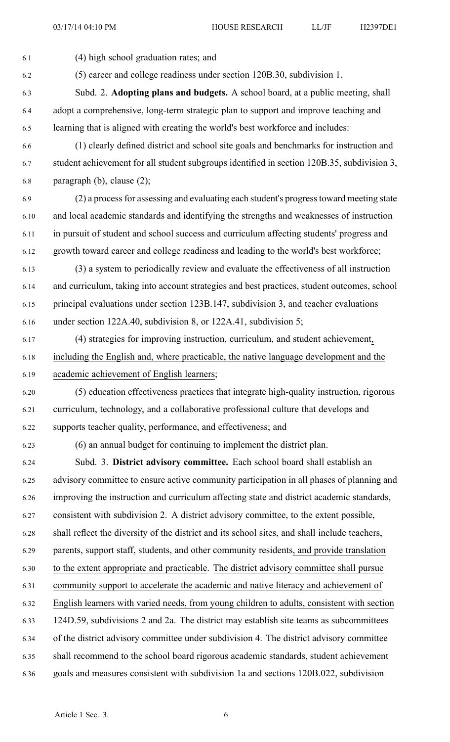(4) high school graduation rates; and

(5) career and college readiness under section 120B.30, subdivision 1.

Subd. 2. **Adopting plans and budgets.** A school board, at a public meeting, shall adopt a comprehensive, long-term strategic plan to support and improve teaching and learning that is aligned with creating the world's best workforce and includes:

(1) clearly defined district and school site goals and benchmarks for instruction and student achievement for all student subgroups identified in section 120B.35, subdivision 3, paragraph (b), clause (2);

(2) a process for assessing and evaluating each student's progress toward meeting state and local academic standards and identifying the strengths and weaknesses of instruction in pursuit of student and school success and curriculum affecting students' progress and growth toward career and college readiness and leading to the world's best workforce;

(3) a system to periodically review and evaluate the effectiveness of all instruction and curriculum, taking into account strategies and best practices, student outcomes, school principal evaluations under section 123B.147, subdivision 3, and teacher evaluations under section 122A.40, subdivision 8, or 122A.41, subdivision 5;

(4) strategies for improving instruction, curriculum, and student achievement, including the English and, where practicable, the native language development and the academic achievement of English learners;

(5) education effectiveness practices that integrate high-quality instruction, rigorous curriculum, technology, and a collaborative professional culture that develops and supports teacher quality, performance, and effectiveness; and

(6) an annual budget for continuing to implement the district plan.

Subd. 3. **District advisory committee.** Each school board shall establish an advisory committee to ensure active community participation in all phases of planning and improving the instruction and curriculum affecting state and district academic standards, consistent with subdivision 2. A district advisory committee, to the extent possible, shall reflect the diversity of the district and its school sites, ~~and shall~~ include teachers, parents, support staff, students, and other community residents, and provide translation to the extent appropriate and practicable. The district advisory committee shall pursue community support to accelerate the academic and native literacy and achievement of English learners with varied needs, from young children to adults, consistent with section 124D.59, subdivisions 2 and 2a. The district may establish site teams as subcommittees of the district advisory committee under subdivision 4. The district advisory committee shall recommend to the school board rigorous academic standards, student achievement goals and measures consistent with subdivision 1a and sections 120B.022, ~~subdivision~~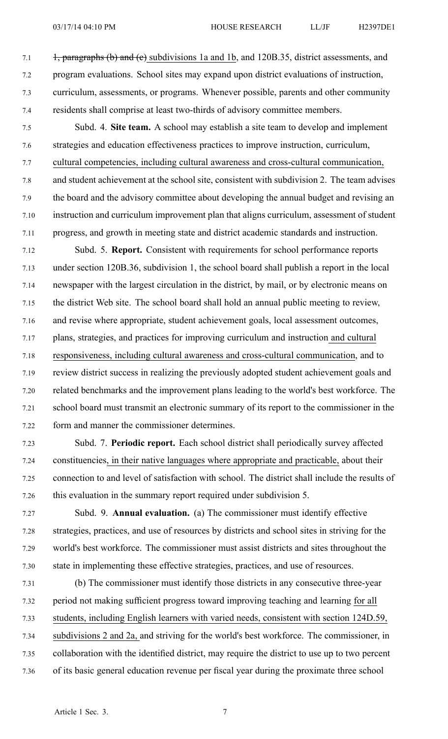~~1, paragraphs (b) and (c)~~ subdivisions 1a and 1b, and 120B.35, district assessments, and program evaluations. School sites may expand upon district evaluations of instruction, curriculum, assessments, or programs. Whenever possible, parents and other community residents shall comprise at least two-thirds of advisory committee members.

Subd. 4. **Site team.** A school may establish a site team to develop and implement strategies and education effectiveness practices to improve instruction, curriculum, cultural competencies, including cultural awareness and cross-cultural communication, and student achievement at the school site, consistent with subdivision 2. The team advises the board and the advisory committee about developing the annual budget and revising an instruction and curriculum improvement plan that aligns curriculum, assessment of student progress, and growth in meeting state and district academic standards and instruction.

Subd. 5. **Report.** Consistent with requirements for school performance reports under section 120B.36, subdivision 1, the school board shall publish a report in the local newspaper with the largest circulation in the district, by mail, or by electronic means on the district Web site. The school board shall hold an annual public meeting to review, and revise where appropriate, student achievement goals, local assessment outcomes, plans, strategies, and practices for improving curriculum and instruction and cultural responsiveness, including cultural awareness and cross-cultural communication, and to review district success in realizing the previously adopted student achievement goals and related benchmarks and the improvement plans leading to the world's best workforce. The school board must transmit an electronic summary of its report to the commissioner in the form and manner the commissioner determines.

Subd. 7. **Periodic report.** Each school district shall periodically survey affected constituencies, in their native languages where appropriate and practicable, about their connection to and level of satisfaction with school. The district shall include the results of this evaluation in the summary report required under subdivision 5.

Subd. 9. **Annual evaluation.** (a) The commissioner must identify effective strategies, practices, and use of resources by districts and school sites in striving for the world's best workforce. The commissioner must assist districts and sites throughout the state in implementing these effective strategies, practices, and use of resources.

(b) The commissioner must identify those districts in any consecutive three-year period not making sufficient progress toward improving teaching and learning for all students, including English learners with varied needs, consistent with section 124D.59, subdivisions 2 and 2a, and striving for the world's best workforce. The commissioner, in collaboration with the identified district, may require the district to use up to two percent of its basic general education revenue per fiscal year during the proximate three school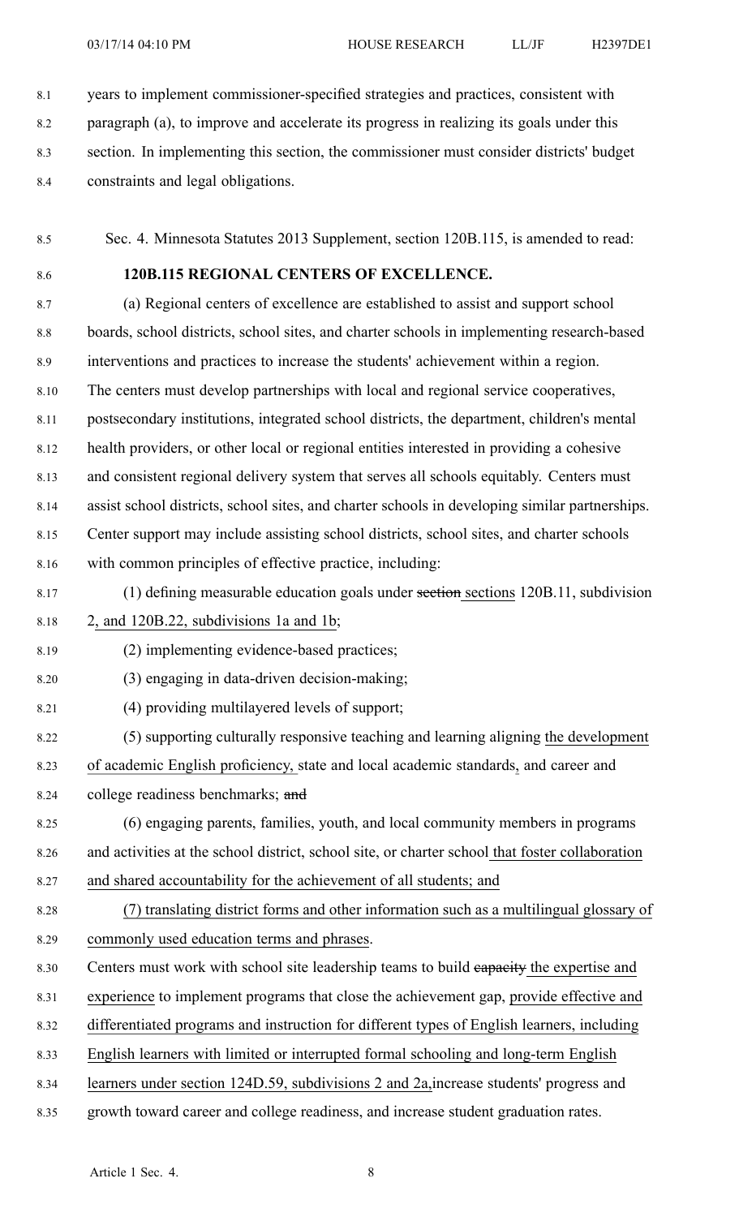years to implement commissioner-specified strategies and practices, consistent with paragraph (a), to improve and accelerate its progress in realizing its goals under this section. In implementing this section, the commissioner must consider districts' budget constraints and legal obligations.

Sec. 4. Minnesota Statutes 2013 Supplement, section 120B.115, is amended to read:

**120B.115 REGIONAL CENTERS OF EXCELLENCE.**

(a) Regional centers of excellence are established to assist and support school boards, school districts, school sites, and charter schools in implementing research-based interventions and practices to increase the students' achievement within a region. The centers must develop partnerships with local and regional service cooperatives, postsecondary institutions, integrated school districts, the department, children's mental health providers, or other local or regional entities interested in providing a cohesive and consistent regional delivery system that serves all schools equitably. Centers must assist school districts, school sites, and charter schools in developing similar partnerships. Center support may include assisting school districts, school sites, and charter schools with common principles of effective practice, including:

(1) defining measurable education goals under ~~section~~ sections 120B.11, subdivision 2, and 120B.22, subdivisions 1a and 1b;

(2) implementing evidence-based practices;

(3) engaging in data-driven decision-making;

(4) providing multilayered levels of support;

(5) supporting culturally responsive teaching and learning aligning the development of academic English proficiency, state and local academic standards, and career and college readiness benchmarks; ~~and~~

(6) engaging parents, families, youth, and local community members in programs and activities at the school district, school site, or charter school that foster collaboration and shared accountability for the achievement of all students; and

(7) translating district forms and other information such as a multilingual glossary of commonly used education terms and phrases.

Centers must work with school site leadership teams to build ~~capacity~~ the expertise and experience to implement programs that close the achievement gap, provide effective and differentiated programs and instruction for different types of English learners, including English learners with limited or interrupted formal schooling and long-term English learners under section 124D.59, subdivisions 2 and 2a, increase students' progress and growth toward career and college readiness, and increase student graduation rates.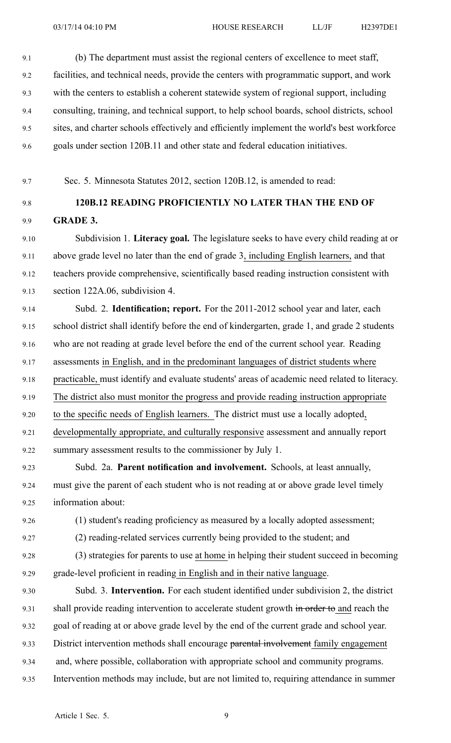(b) The department must assist the regional centers of excellence to meet staff, facilities, and technical needs, provide the centers with programmatic support, and work with the centers to establish a coherent statewide system of regional support, including consulting, training, and technical support, to help school boards, school districts, school sites, and charter schools effectively and efficiently implement the world's best workforce goals under section 120B.11 and other state and federal education initiatives.

Sec. 5. Minnesota Statutes 2012, section 120B.12, is amended to read:

**120B.12 READING PROFICIENTLY NO LATER THAN THE END OF GRADE 3.**

Subdivision 1. **Literacy goal.** The legislature seeks to have every child reading at or above grade level no later than the end of grade 3, including English learners, and that teachers provide comprehensive, scientifically based reading instruction consistent with section 122A.06, subdivision 4.

Subd. 2. **Identification; report.** For the 2011-2012 school year and later, each school district shall identify before the end of kindergarten, grade 1, and grade 2 students who are not reading at grade level before the end of the current school year. Reading assessments in English, and in the predominant languages of district students where practicable, must identify and evaluate students' areas of academic need related to literacy. The district also must monitor the progress and provide reading instruction appropriate to the specific needs of English learners. The district must use a locally adopted, developmentally appropriate, and culturally responsive assessment and annually report summary assessment results to the commissioner by July 1.

Subd. 2a. **Parent notification and involvement.** Schools, at least annually, must give the parent of each student who is not reading at or above grade level timely information about:

(1) student's reading proficiency as measured by a locally adopted assessment;

(2) reading-related services currently being provided to the student; and

(3) strategies for parents to use at home in helping their student succeed in becoming grade-level proficient in reading in English and in their native language.

Subd. 3. **Intervention.** For each student identified under subdivision 2, the district shall provide reading intervention to accelerate student growth ~~in order to~~ and reach the goal of reading at or above grade level by the end of the current grade and school year. District intervention methods shall encourage ~~parental involvement~~ family engagement and, where possible, collaboration with appropriate school and community programs. Intervention methods may include, but are not limited to, requiring attendance in summer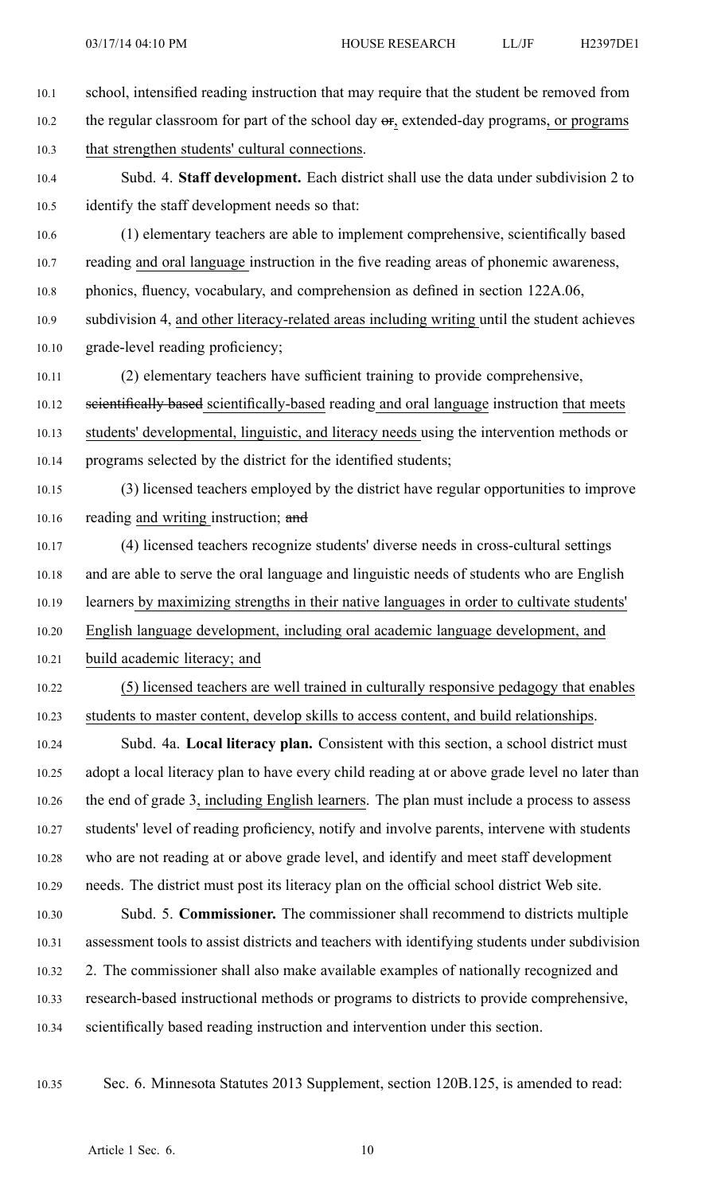school, intensified reading instruction that may require that the student be removed from the regular classroom for part of the school day ~~or~~, extended-day programs, or programs that strengthen students' cultural connections.

Subd. 4. **Staff development.** Each district shall use the data under subdivision 2 to identify the staff development needs so that:

(1) elementary teachers are able to implement comprehensive, scientifically based reading and oral language instruction in the five reading areas of phonemic awareness, phonics, fluency, vocabulary, and comprehension as defined in section 122A.06, subdivision 4, and other literacy-related areas including writing until the student achieves grade-level reading proficiency;

(2) elementary teachers have sufficient training to provide comprehensive, ~~scientifically based~~ scientifically-based reading and oral language instruction that meets students' developmental, linguistic, and literacy needs using the intervention methods or programs selected by the district for the identified students;

(3) licensed teachers employed by the district have regular opportunities to improve reading and writing instruction; ~~and~~

(4) licensed teachers recognize students' diverse needs in cross-cultural settings and are able to serve the oral language and linguistic needs of students who are English learners by maximizing strengths in their native languages in order to cultivate students' English language development, including oral academic language development, and build academic literacy; and

(5) licensed teachers are well trained in culturally responsive pedagogy that enables students to master content, develop skills to access content, and build relationships.

Subd. 4a. **Local literacy plan.** Consistent with this section, a school district must adopt a local literacy plan to have every child reading at or above grade level no later than the end of grade 3, including English learners. The plan must include a process to assess students' level of reading proficiency, notify and involve parents, intervene with students who are not reading at or above grade level, and identify and meet staff development needs. The district must post its literacy plan on the official school district Web site.

Subd. 5. **Commissioner.** The commissioner shall recommend to districts multiple assessment tools to assist districts and teachers with identifying students under subdivision 2. The commissioner shall also make available examples of nationally recognized and research-based instructional methods or programs to districts to provide comprehensive, scientifically based reading instruction and intervention under this section.

Sec. 6. Minnesota Statutes 2013 Supplement, section 120B.125, is amended to read: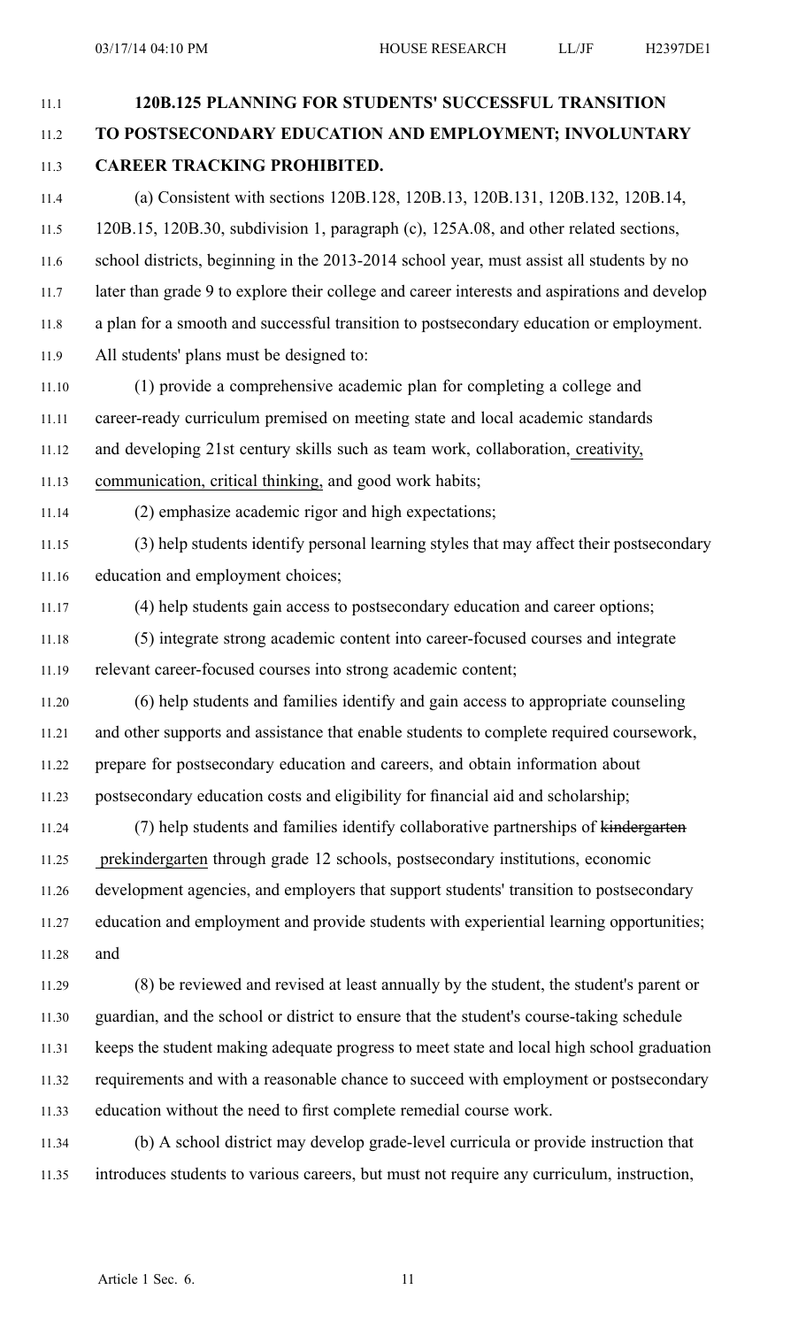**120B.125 PLANNING FOR STUDENTS' SUCCESSFUL TRANSITION TO POSTSECONDARY EDUCATION AND EMPLOYMENT; INVOLUNTARY CAREER TRACKING PROHIBITED.**

(a) Consistent with sections 120B.128, 120B.13, 120B.131, 120B.132, 120B.14, 120B.15, 120B.30, subdivision 1, paragraph (c), 125A.08, and other related sections, school districts, beginning in the 2013-2014 school year, must assist all students by no later than grade 9 to explore their college and career interests and aspirations and develop a plan for a smooth and successful transition to postsecondary education or employment. All students' plans must be designed to:

(1) provide a comprehensive academic plan for completing a college and career-ready curriculum premised on meeting state and local academic standards and developing 21st century skills such as team work, collaboration, <u>creativity, communication, critical thinking,</u> and good work habits;

(2) emphasize academic rigor and high expectations;

(3) help students identify personal learning styles that may affect their postsecondary education and employment choices;

(4) help students gain access to postsecondary education and career options;

(5) integrate strong academic content into career-focused courses and integrate relevant career-focused courses into strong academic content;

(6) help students and families identify and gain access to appropriate counseling and other supports and assistance that enable students to complete required coursework, prepare for postsecondary education and careers, and obtain information about postsecondary education costs and eligibility for financial aid and scholarship;

(7) help students and families identify collaborative partnerships of ~~kindergarten~~ <u>prekindergarten</u> through grade 12 schools, postsecondary institutions, economic development agencies, and employers that support students' transition to postsecondary education and employment and provide students with experiential learning opportunities; and

(8) be reviewed and revised at least annually by the student, the student's parent or guardian, and the school or district to ensure that the student's course-taking schedule keeps the student making adequate progress to meet state and local high school graduation requirements and with a reasonable chance to succeed with employment or postsecondary education without the need to first complete remedial course work.

(b) A school district may develop grade-level curricula or provide instruction that introduces students to various careers, but must not require any curriculum, instruction,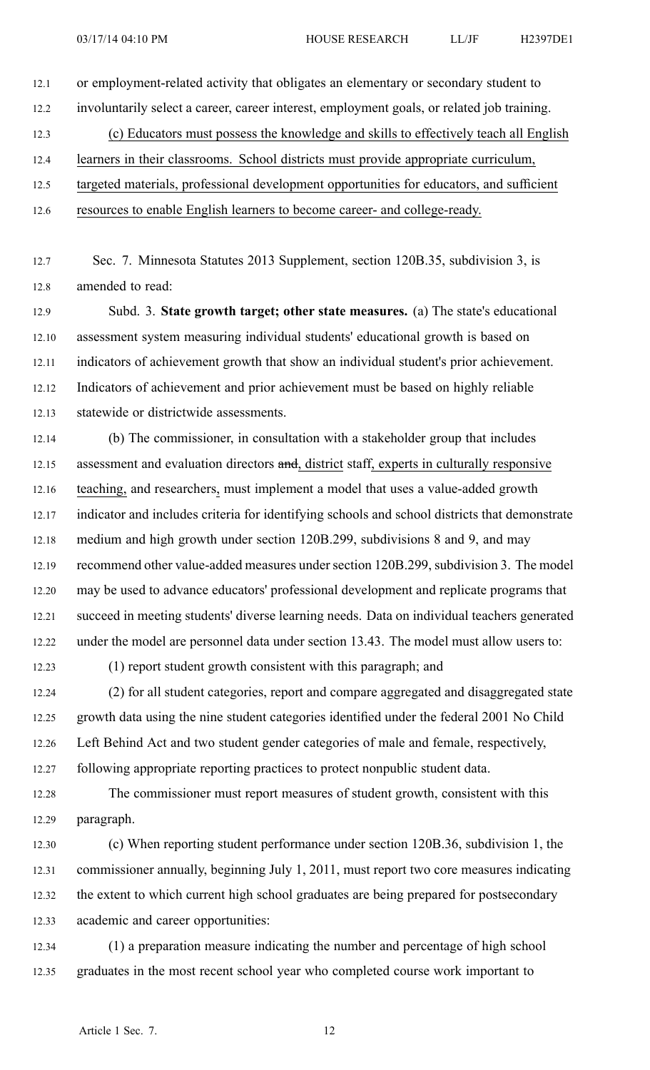or employment-related activity that obligates an elementary or secondary student to involuntarily select a career, career interest, employment goals, or related job training.

(c) Educators must possess the knowledge and skills to effectively teach all English learners in their classrooms. School districts must provide appropriate curriculum, targeted materials, professional development opportunities for educators, and sufficient resources to enable English learners to become career- and college-ready.

Sec. 7. Minnesota Statutes 2013 Supplement, section 120B.35, subdivision 3, is amended to read:

Subd. 3. **State growth target; other state measures.** (a) The state's educational assessment system measuring individual students' educational growth is based on indicators of achievement growth that show an individual student's prior achievement. Indicators of achievement and prior achievement must be based on highly reliable statewide or districtwide assessments.

(b) The commissioner, in consultation with a stakeholder group that includes assessment and evaluation directors ~~and~~, district staff, experts in culturally responsive teaching, and researchers, must implement a model that uses a value-added growth indicator and includes criteria for identifying schools and school districts that demonstrate medium and high growth under section 120B.299, subdivisions 8 and 9, and may recommend other value-added measures under section 120B.299, subdivision 3. The model may be used to advance educators' professional development and replicate programs that succeed in meeting students' diverse learning needs. Data on individual teachers generated under the model are personnel data under section 13.43. The model must allow users to:

(1) report student growth consistent with this paragraph; and

(2) for all student categories, report and compare aggregated and disaggregated state growth data using the nine student categories identified under the federal 2001 No Child Left Behind Act and two student gender categories of male and female, respectively, following appropriate reporting practices to protect nonpublic student data.

The commissioner must report measures of student growth, consistent with this paragraph.

(c) When reporting student performance under section 120B.36, subdivision 1, the commissioner annually, beginning July 1, 2011, must report two core measures indicating the extent to which current high school graduates are being prepared for postsecondary academic and career opportunities:

(1) a preparation measure indicating the number and percentage of high school graduates in the most recent school year who completed course work important to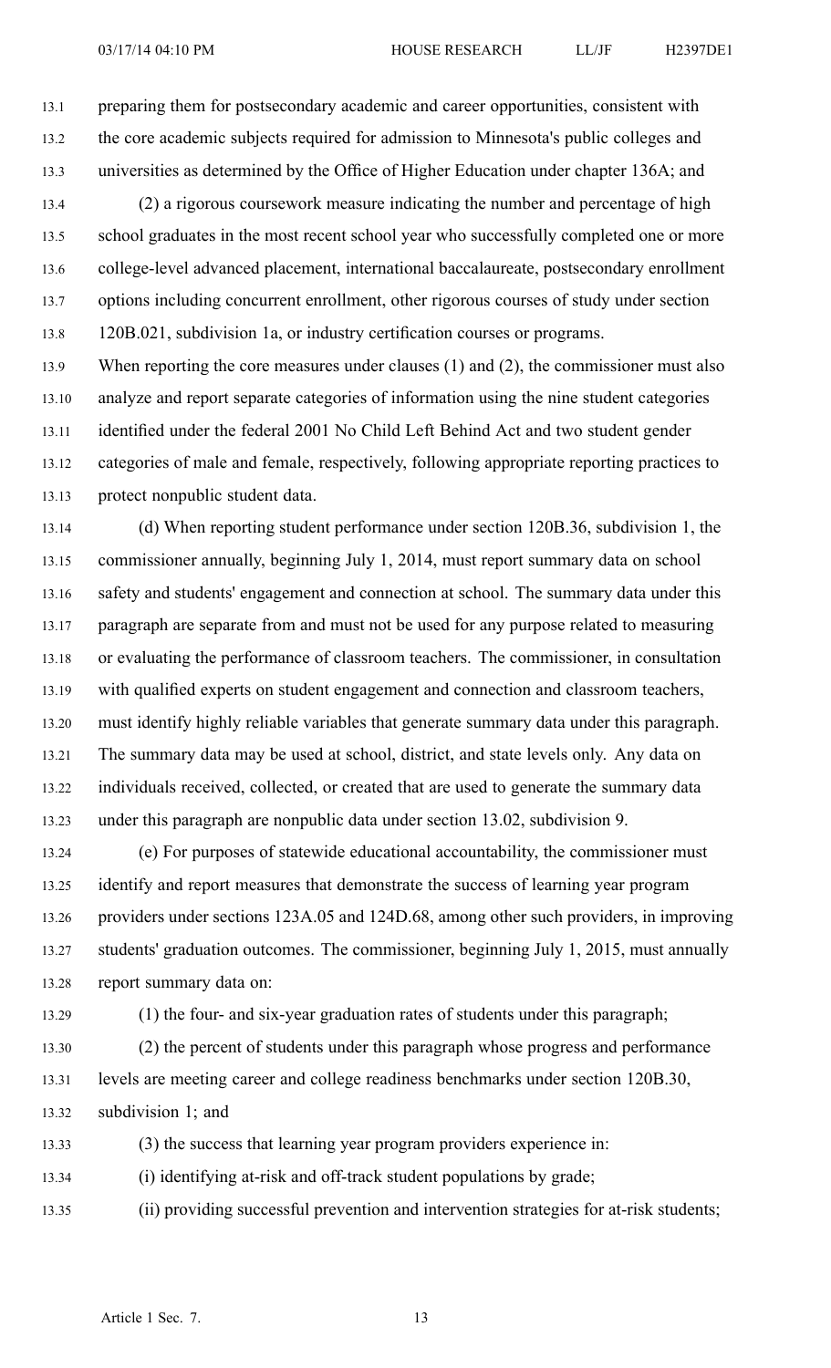preparing them for postsecondary academic and career opportunities, consistent with the core academic subjects required for admission to Minnesota's public colleges and universities as determined by the Office of Higher Education under chapter 136A; and

(2) a rigorous coursework measure indicating the number and percentage of high school graduates in the most recent school year who successfully completed one or more college-level advanced placement, international baccalaureate, postsecondary enrollment options including concurrent enrollment, other rigorous courses of study under section 120B.021, subdivision 1a, or industry certification courses or programs.

When reporting the core measures under clauses (1) and (2), the commissioner must also analyze and report separate categories of information using the nine student categories identified under the federal 2001 No Child Left Behind Act and two student gender categories of male and female, respectively, following appropriate reporting practices to protect nonpublic student data.

(d) When reporting student performance under section 120B.36, subdivision 1, the commissioner annually, beginning July 1, 2014, must report summary data on school safety and students' engagement and connection at school. The summary data under this paragraph are separate from and must not be used for any purpose related to measuring or evaluating the performance of classroom teachers. The commissioner, in consultation with qualified experts on student engagement and connection and classroom teachers, must identify highly reliable variables that generate summary data under this paragraph. The summary data may be used at school, district, and state levels only. Any data on individuals received, collected, or created that are used to generate the summary data under this paragraph are nonpublic data under section 13.02, subdivision 9.

(e) For purposes of statewide educational accountability, the commissioner must identify and report measures that demonstrate the success of learning year program providers under sections 123A.05 and 124D.68, among other such providers, in improving students' graduation outcomes. The commissioner, beginning July 1, 2015, must annually report summary data on:

(1) the four- and six-year graduation rates of students under this paragraph;

(2) the percent of students under this paragraph whose progress and performance levels are meeting career and college readiness benchmarks under section 120B.30, subdivision 1; and

(3) the success that learning year program providers experience in:

(i) identifying at-risk and off-track student populations by grade;

(ii) providing successful prevention and intervention strategies for at-risk students;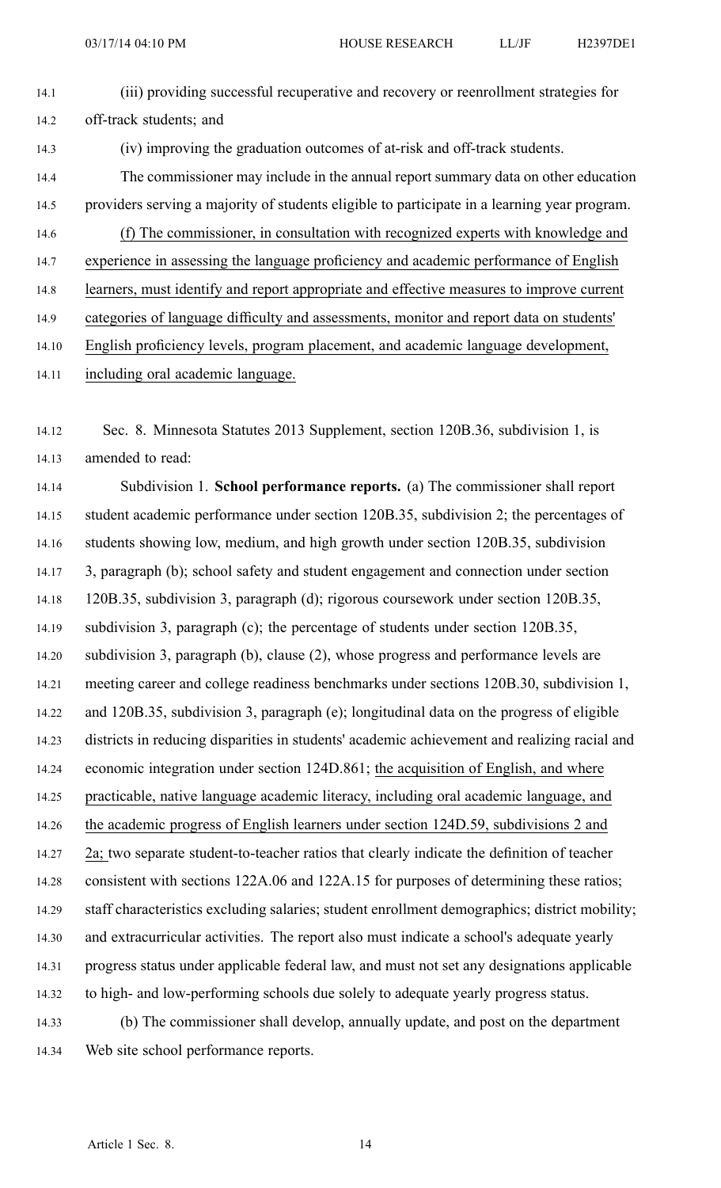(iii) providing successful recuperative and recovery or reenrollment strategies for off-track students; and

(iv) improving the graduation outcomes of at-risk and off-track students.

The commissioner may include in the annual report summary data on other education providers serving a majority of students eligible to participate in a learning year program.

(f) The commissioner, in consultation with recognized experts with knowledge and experience in assessing the language proficiency and academic performance of English learners, must identify and report appropriate and effective measures to improve current categories of language difficulty and assessments, monitor and report data on students' English proficiency levels, program placement, and academic language development, including oral academic language.

Sec. 8. Minnesota Statutes 2013 Supplement, section 120B.36, subdivision 1, is amended to read:

Subdivision 1. **School performance reports.** (a) The commissioner shall report student academic performance under section 120B.35, subdivision 2; the percentages of students showing low, medium, and high growth under section 120B.35, subdivision 3, paragraph (b); school safety and student engagement and connection under section 120B.35, subdivision 3, paragraph (d); rigorous coursework under section 120B.35, subdivision 3, paragraph (c); the percentage of students under section 120B.35, subdivision 3, paragraph (b), clause (2), whose progress and performance levels are meeting career and college readiness benchmarks under sections 120B.30, subdivision 1, and 120B.35, subdivision 3, paragraph (e); longitudinal data on the progress of eligible districts in reducing disparities in students' academic achievement and realizing racial and economic integration under section 124D.861; the acquisition of English, and where practicable, native language academic literacy, including oral academic language, and the academic progress of English learners under section 124D.59, subdivisions 2 and 2a; two separate student-to-teacher ratios that clearly indicate the definition of teacher consistent with sections 122A.06 and 122A.15 for purposes of determining these ratios; staff characteristics excluding salaries; student enrollment demographics; district mobility; and extracurricular activities. The report also must indicate a school's adequate yearly progress status under applicable federal law, and must not set any designations applicable to high- and low-performing schools due solely to adequate yearly progress status.

(b) The commissioner shall develop, annually update, and post on the department Web site school performance reports.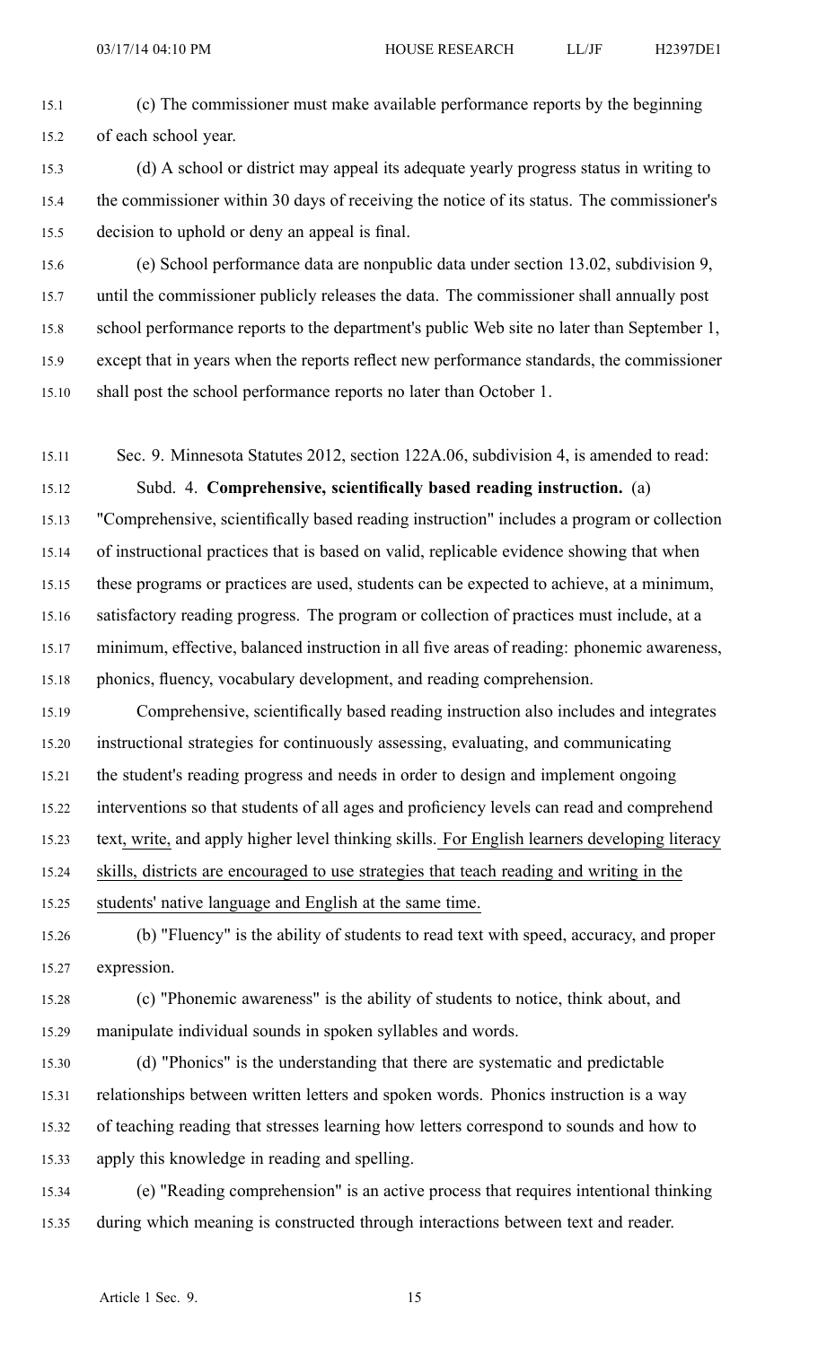(c) The commissioner must make available performance reports by the beginning of each school year.

(d) A school or district may appeal its adequate yearly progress status in writing to the commissioner within 30 days of receiving the notice of its status. The commissioner's decision to uphold or deny an appeal is final.

(e) School performance data are nonpublic data under section 13.02, subdivision 9, until the commissioner publicly releases the data. The commissioner shall annually post school performance reports to the department's public Web site no later than September 1, except that in years when the reports reflect new performance standards, the commissioner shall post the school performance reports no later than October 1.

Sec. 9. Minnesota Statutes 2012, section 122A.06, subdivision 4, is amended to read:

Subd. 4. **Comprehensive, scientifically based reading instruction.** (a) "Comprehensive, scientifically based reading instruction" includes a program or collection of instructional practices that is based on valid, replicable evidence showing that when these programs or practices are used, students can be expected to achieve, at a minimum, satisfactory reading progress. The program or collection of practices must include, at a minimum, effective, balanced instruction in all five areas of reading: phonemic awareness, phonics, fluency, vocabulary development, and reading comprehension.

Comprehensive, scientifically based reading instruction also includes and integrates instructional strategies for continuously assessing, evaluating, and communicating the student's reading progress and needs in order to design and implement ongoing interventions so that students of all ages and proficiency levels can read and comprehend text, write, and apply higher level thinking skills. For English learners developing literacy skills, districts are encouraged to use strategies that teach reading and writing in the students' native language and English at the same time.

(b) "Fluency" is the ability of students to read text with speed, accuracy, and proper expression.

(c) "Phonemic awareness" is the ability of students to notice, think about, and manipulate individual sounds in spoken syllables and words.

(d) "Phonics" is the understanding that there are systematic and predictable relationships between written letters and spoken words. Phonics instruction is a way of teaching reading that stresses learning how letters correspond to sounds and how to apply this knowledge in reading and spelling.

(e) "Reading comprehension" is an active process that requires intentional thinking during which meaning is constructed through interactions between text and reader.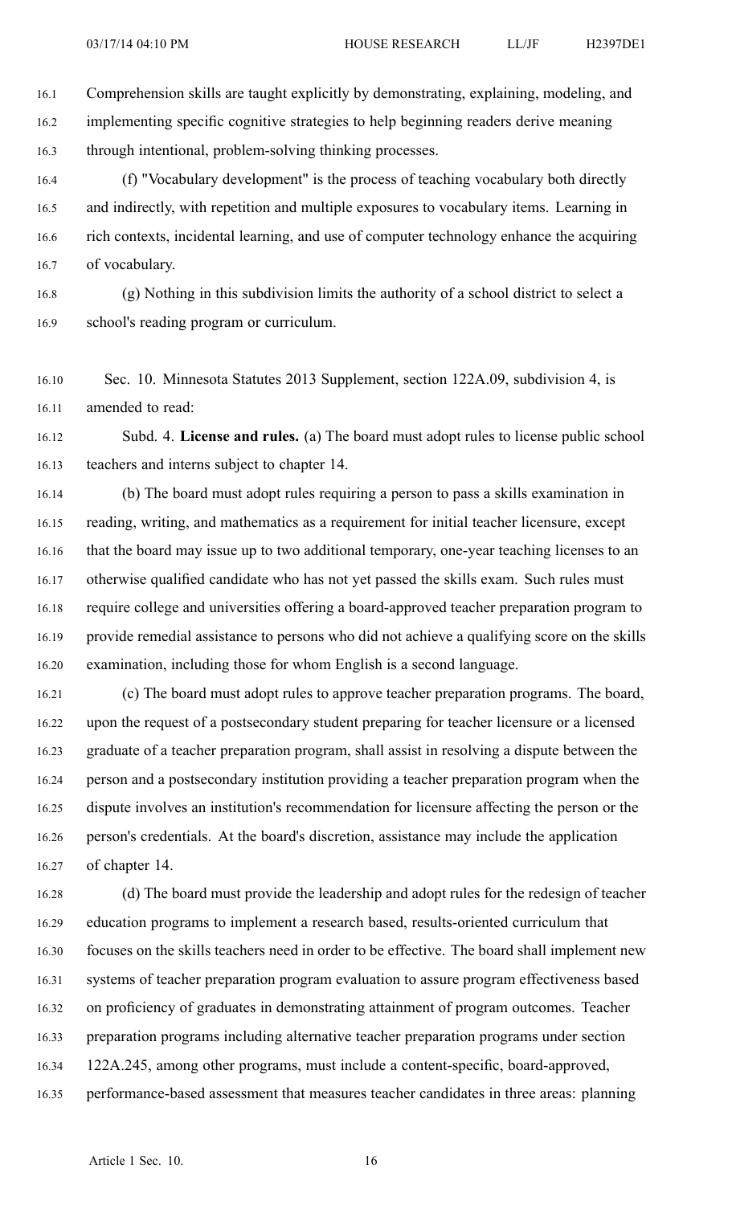Comprehension skills are taught explicitly by demonstrating, explaining, modeling, and implementing specific cognitive strategies to help beginning readers derive meaning through intentional, problem-solving thinking processes.

(f) "Vocabulary development" is the process of teaching vocabulary both directly and indirectly, with repetition and multiple exposures to vocabulary items. Learning in rich contexts, incidental learning, and use of computer technology enhance the acquiring of vocabulary.

(g) Nothing in this subdivision limits the authority of a school district to select a school's reading program or curriculum.

Sec. 10. Minnesota Statutes 2013 Supplement, section 122A.09, subdivision 4, is amended to read:

Subd. 4. **License and rules.** (a) The board must adopt rules to license public school teachers and interns subject to chapter 14.

(b) The board must adopt rules requiring a person to pass a skills examination in reading, writing, and mathematics as a requirement for initial teacher licensure, except that the board may issue up to two additional temporary, one-year teaching licenses to an otherwise qualified candidate who has not yet passed the skills exam. Such rules must require college and universities offering a board-approved teacher preparation program to provide remedial assistance to persons who did not achieve a qualifying score on the skills examination, including those for whom English is a second language.

(c) The board must adopt rules to approve teacher preparation programs. The board, upon the request of a postsecondary student preparing for teacher licensure or a licensed graduate of a teacher preparation program, shall assist in resolving a dispute between the person and a postsecondary institution providing a teacher preparation program when the dispute involves an institution's recommendation for licensure affecting the person or the person's credentials. At the board's discretion, assistance may include the application of chapter 14.

(d) The board must provide the leadership and adopt rules for the redesign of teacher education programs to implement a research based, results-oriented curriculum that focuses on the skills teachers need in order to be effective. The board shall implement new systems of teacher preparation program evaluation to assure program effectiveness based on proficiency of graduates in demonstrating attainment of program outcomes. Teacher preparation programs including alternative teacher preparation programs under section 122A.245, among other programs, must include a content-specific, board-approved, performance-based assessment that measures teacher candidates in three areas: planning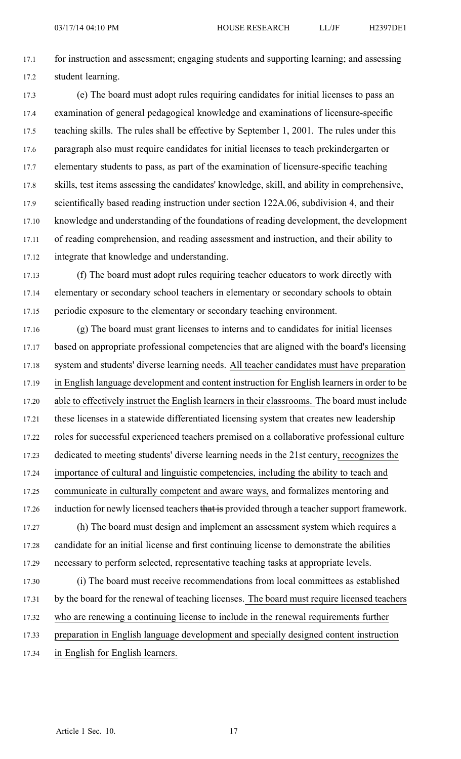for instruction and assessment; engaging students and supporting learning; and assessing student learning.

(e) The board must adopt rules requiring candidates for initial licenses to pass an examination of general pedagogical knowledge and examinations of licensure-specific teaching skills. The rules shall be effective by September 1, 2001. The rules under this paragraph also must require candidates for initial licenses to teach prekindergarten or elementary students to pass, as part of the examination of licensure-specific teaching skills, test items assessing the candidates' knowledge, skill, and ability in comprehensive, scientifically based reading instruction under section 122A.06, subdivision 4, and their knowledge and understanding of the foundations of reading development, the development of reading comprehension, and reading assessment and instruction, and their ability to integrate that knowledge and understanding.

(f) The board must adopt rules requiring teacher educators to work directly with elementary or secondary school teachers in elementary or secondary schools to obtain periodic exposure to the elementary or secondary teaching environment.

(g) The board must grant licenses to interns and to candidates for initial licenses based on appropriate professional competencies that are aligned with the board's licensing system and students' diverse learning needs. <u>All teacher candidates must have preparation in English language development and content instruction for English learners in order to be able to effectively instruct the English learners in their classrooms.</u> The board must include these licenses in a statewide differentiated licensing system that creates new leadership roles for successful experienced teachers premised on a collaborative professional culture dedicated to meeting students' diverse learning needs in the 21st century<u>, recognizes the importance of cultural and linguistic competencies, including the ability to teach and communicate in culturally competent and aware ways,</u> and formalizes mentoring and induction for newly licensed teachers ~~that is~~ provided through a teacher support framework.

(h) The board must design and implement an assessment system which requires a candidate for an initial license and first continuing license to demonstrate the abilities necessary to perform selected, representative teaching tasks at appropriate levels.

(i) The board must receive recommendations from local committees as established by the board for the renewal of teaching licenses. <u>The board must require licensed teachers who are renewing a continuing license to include in the renewal requirements further preparation in English language development and specially designed content instruction in English for English learners.</u>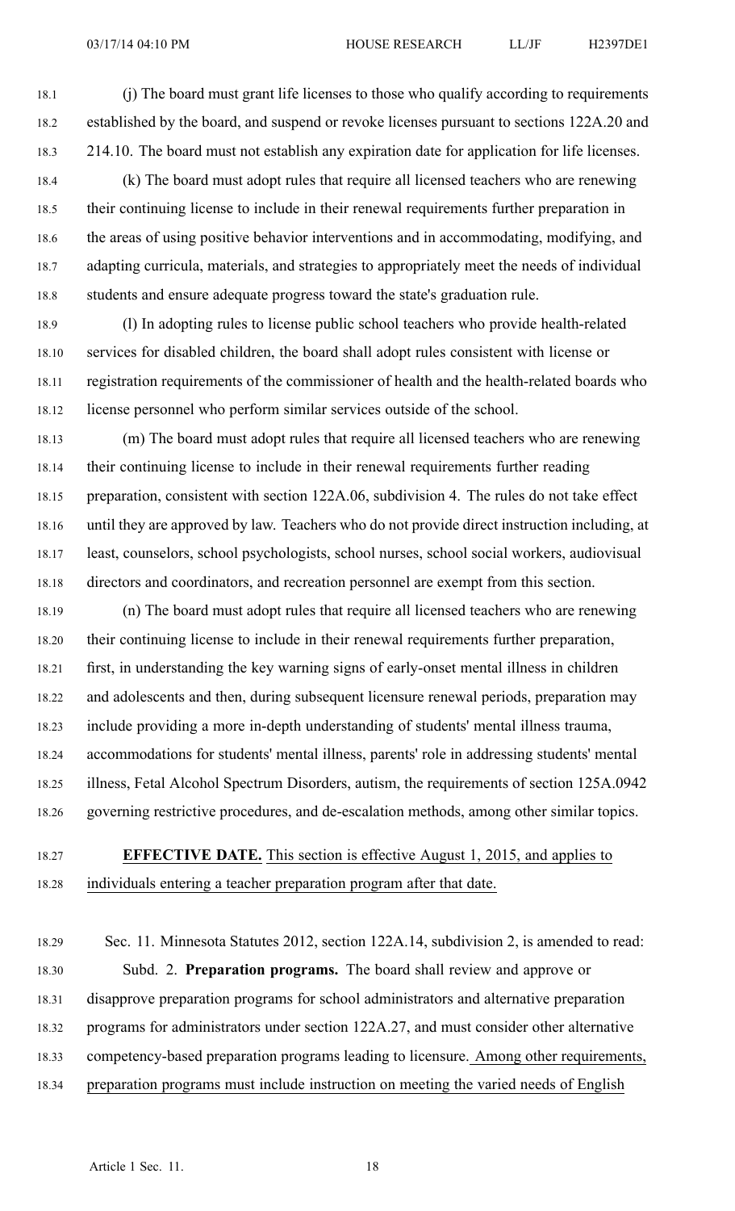(j) The board must grant life licenses to those who qualify according to requirements established by the board, and suspend or revoke licenses pursuant to sections 122A.20 and 214.10. The board must not establish any expiration date for application for life licenses.

(k) The board must adopt rules that require all licensed teachers who are renewing their continuing license to include in their renewal requirements further preparation in the areas of using positive behavior interventions and in accommodating, modifying, and adapting curricula, materials, and strategies to appropriately meet the needs of individual students and ensure adequate progress toward the state's graduation rule.

(l) In adopting rules to license public school teachers who provide health-related services for disabled children, the board shall adopt rules consistent with license or registration requirements of the commissioner of health and the health-related boards who license personnel who perform similar services outside of the school.

(m) The board must adopt rules that require all licensed teachers who are renewing their continuing license to include in their renewal requirements further reading preparation, consistent with section 122A.06, subdivision 4. The rules do not take effect until they are approved by law. Teachers who do not provide direct instruction including, at least, counselors, school psychologists, school nurses, school social workers, audiovisual directors and coordinators, and recreation personnel are exempt from this section.

(n) The board must adopt rules that require all licensed teachers who are renewing their continuing license to include in their renewal requirements further preparation, first, in understanding the key warning signs of early-onset mental illness in children and adolescents and then, during subsequent licensure renewal periods, preparation may include providing a more in-depth understanding of students' mental illness trauma, accommodations for students' mental illness, parents' role in addressing students' mental illness, Fetal Alcohol Spectrum Disorders, autism, the requirements of section 125A.0942 governing restrictive procedures, and de-escalation methods, among other similar topics.

**EFFECTIVE DATE.** This section is effective August 1, 2015, and applies to individuals entering a teacher preparation program after that date.

Sec. 11. Minnesota Statutes 2012, section 122A.14, subdivision 2, is amended to read:

Subd. 2. **Preparation programs.** The board shall review and approve or disapprove preparation programs for school administrators and alternative preparation programs for administrators under section 122A.27, and must consider other alternative competency-based preparation programs leading to licensure. Among other requirements, preparation programs must include instruction on meeting the varied needs of English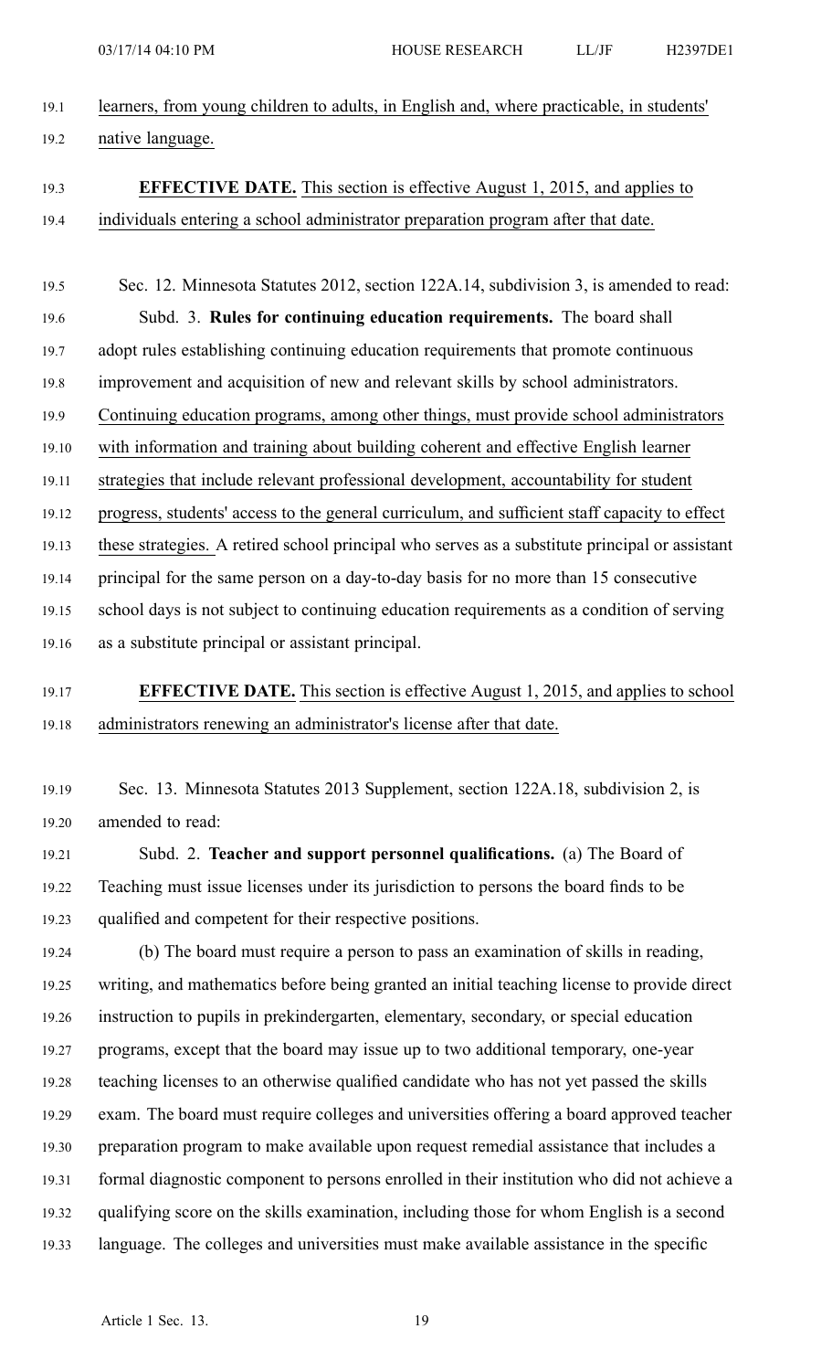learners, from young children to adults, in English and, where practicable, in students' native language.

**EFFECTIVE DATE.** This section is effective August 1, 2015, and applies to individuals entering a school administrator preparation program after that date.

Sec. 12. Minnesota Statutes 2012, section 122A.14, subdivision 3, is amended to read:

Subd. 3. **Rules for continuing education requirements.** The board shall adopt rules establishing continuing education requirements that promote continuous improvement and acquisition of new and relevant skills by school administrators. Continuing education programs, among other things, must provide school administrators with information and training about building coherent and effective English learner strategies that include relevant professional development, accountability for student progress, students' access to the general curriculum, and sufficient staff capacity to effect these strategies. A retired school principal who serves as a substitute principal or assistant principal for the same person on a day-to-day basis for no more than 15 consecutive school days is not subject to continuing education requirements as a condition of serving as a substitute principal or assistant principal.

**EFFECTIVE DATE.** This section is effective August 1, 2015, and applies to school administrators renewing an administrator's license after that date.

Sec. 13. Minnesota Statutes 2013 Supplement, section 122A.18, subdivision 2, is amended to read:

Subd. 2. **Teacher and support personnel qualifications.** (a) The Board of Teaching must issue licenses under its jurisdiction to persons the board finds to be qualified and competent for their respective positions.

(b) The board must require a person to pass an examination of skills in reading, writing, and mathematics before being granted an initial teaching license to provide direct instruction to pupils in prekindergarten, elementary, secondary, or special education programs, except that the board may issue up to two additional temporary, one-year teaching licenses to an otherwise qualified candidate who has not yet passed the skills exam. The board must require colleges and universities offering a board approved teacher preparation program to make available upon request remedial assistance that includes a formal diagnostic component to persons enrolled in their institution who did not achieve a qualifying score on the skills examination, including those for whom English is a second language. The colleges and universities must make available assistance in the specific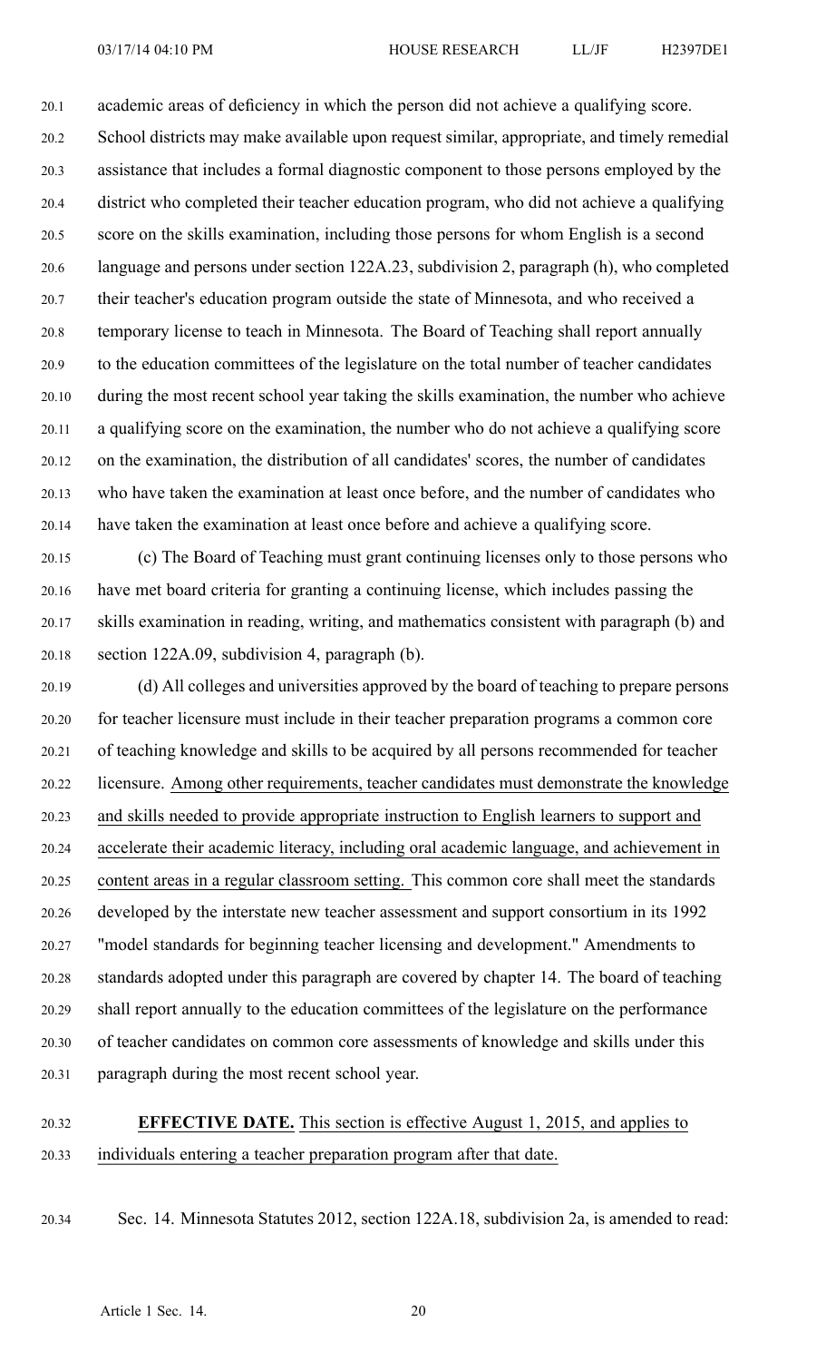academic areas of deficiency in which the person did not achieve a qualifying score. School districts may make available upon request similar, appropriate, and timely remedial assistance that includes a formal diagnostic component to those persons employed by the district who completed their teacher education program, who did not achieve a qualifying score on the skills examination, including those persons for whom English is a second language and persons under section 122A.23, subdivision 2, paragraph (h), who completed their teacher's education program outside the state of Minnesota, and who received a temporary license to teach in Minnesota. The Board of Teaching shall report annually to the education committees of the legislature on the total number of teacher candidates during the most recent school year taking the skills examination, the number who achieve a qualifying score on the examination, the number who do not achieve a qualifying score on the examination, the distribution of all candidates' scores, the number of candidates who have taken the examination at least once before, and the number of candidates who have taken the examination at least once before and achieve a qualifying score.

(c) The Board of Teaching must grant continuing licenses only to those persons who have met board criteria for granting a continuing license, which includes passing the skills examination in reading, writing, and mathematics consistent with paragraph (b) and section 122A.09, subdivision 4, paragraph (b).

(d) All colleges and universities approved by the board of teaching to prepare persons for teacher licensure must include in their teacher preparation programs a common core of teaching knowledge and skills to be acquired by all persons recommended for teacher licensure. Among other requirements, teacher candidates must demonstrate the knowledge and skills needed to provide appropriate instruction to English learners to support and accelerate their academic literacy, including oral academic language, and achievement in content areas in a regular classroom setting. This common core shall meet the standards developed by the interstate new teacher assessment and support consortium in its 1992 "model standards for beginning teacher licensing and development." Amendments to standards adopted under this paragraph are covered by chapter 14. The board of teaching shall report annually to the education committees of the legislature on the performance of teacher candidates on common core assessments of knowledge and skills under this paragraph during the most recent school year.

**EFFECTIVE DATE.** This section is effective August 1, 2015, and applies to individuals entering a teacher preparation program after that date.

Sec. 14. Minnesota Statutes 2012, section 122A.18, subdivision 2a, is amended to read: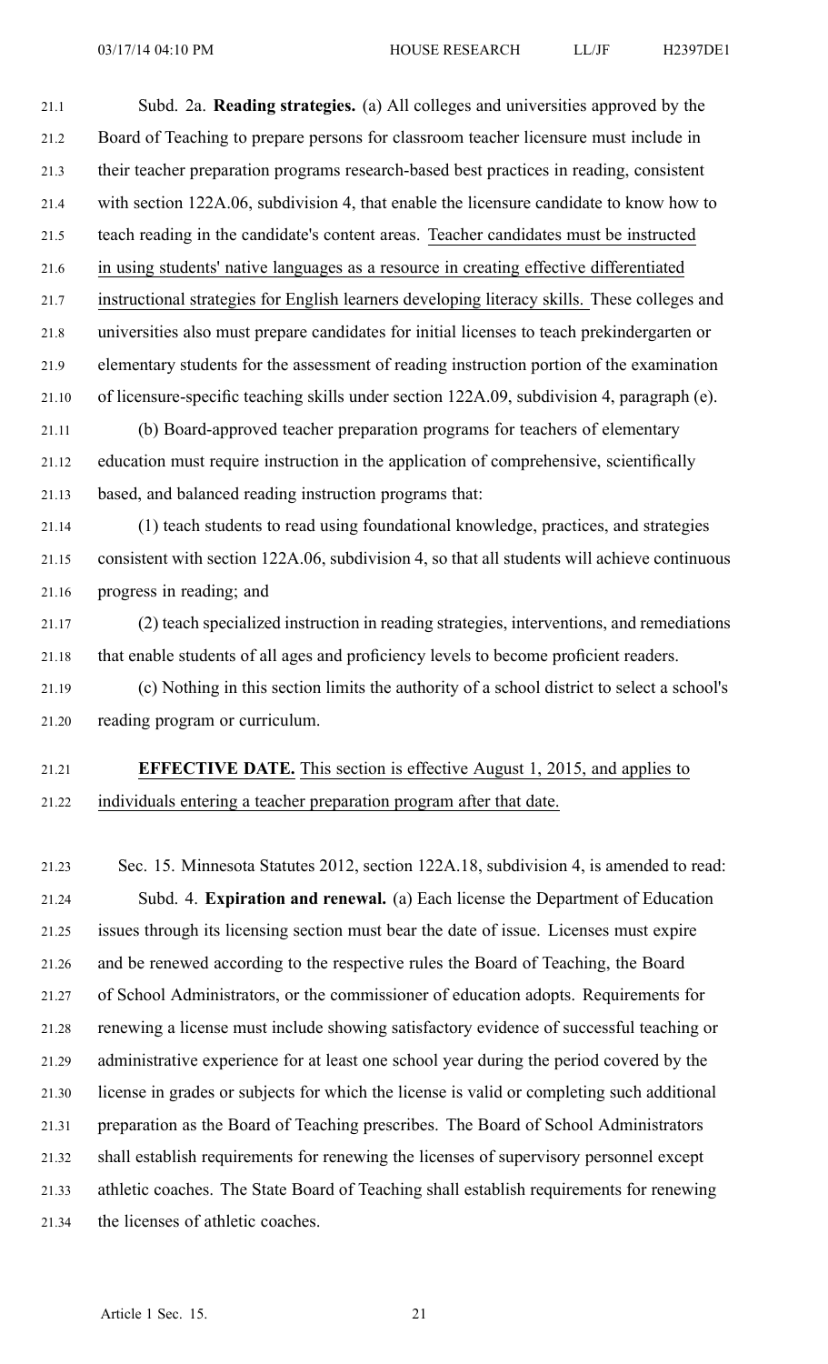Subd. 2a. **Reading strategies.** (a) All colleges and universities approved by the Board of Teaching to prepare persons for classroom teacher licensure must include in their teacher preparation programs research-based best practices in reading, consistent with section 122A.06, subdivision 4, that enable the licensure candidate to know how to teach reading in the candidate's content areas. Teacher candidates must be instructed in using students' native languages as a resource in creating effective differentiated instructional strategies for English learners developing literacy skills. These colleges and universities also must prepare candidates for initial licenses to teach prekindergarten or elementary students for the assessment of reading instruction portion of the examination of licensure-specific teaching skills under section 122A.09, subdivision 4, paragraph (e).

(b) Board-approved teacher preparation programs for teachers of elementary education must require instruction in the application of comprehensive, scientifically based, and balanced reading instruction programs that:

(1) teach students to read using foundational knowledge, practices, and strategies consistent with section 122A.06, subdivision 4, so that all students will achieve continuous progress in reading; and

(2) teach specialized instruction in reading strategies, interventions, and remediations that enable students of all ages and proficiency levels to become proficient readers.

(c) Nothing in this section limits the authority of a school district to select a school's reading program or curriculum.

**EFFECTIVE DATE.** This section is effective August 1, 2015, and applies to individuals entering a teacher preparation program after that date.

Sec. 15. Minnesota Statutes 2012, section 122A.18, subdivision 4, is amended to read:

Subd. 4. **Expiration and renewal.** (a) Each license the Department of Education issues through its licensing section must bear the date of issue. Licenses must expire and be renewed according to the respective rules the Board of Teaching, the Board of School Administrators, or the commissioner of education adopts. Requirements for renewing a license must include showing satisfactory evidence of successful teaching or administrative experience for at least one school year during the period covered by the license in grades or subjects for which the license is valid or completing such additional preparation as the Board of Teaching prescribes. The Board of School Administrators shall establish requirements for renewing the licenses of supervisory personnel except athletic coaches. The State Board of Teaching shall establish requirements for renewing the licenses of athletic coaches.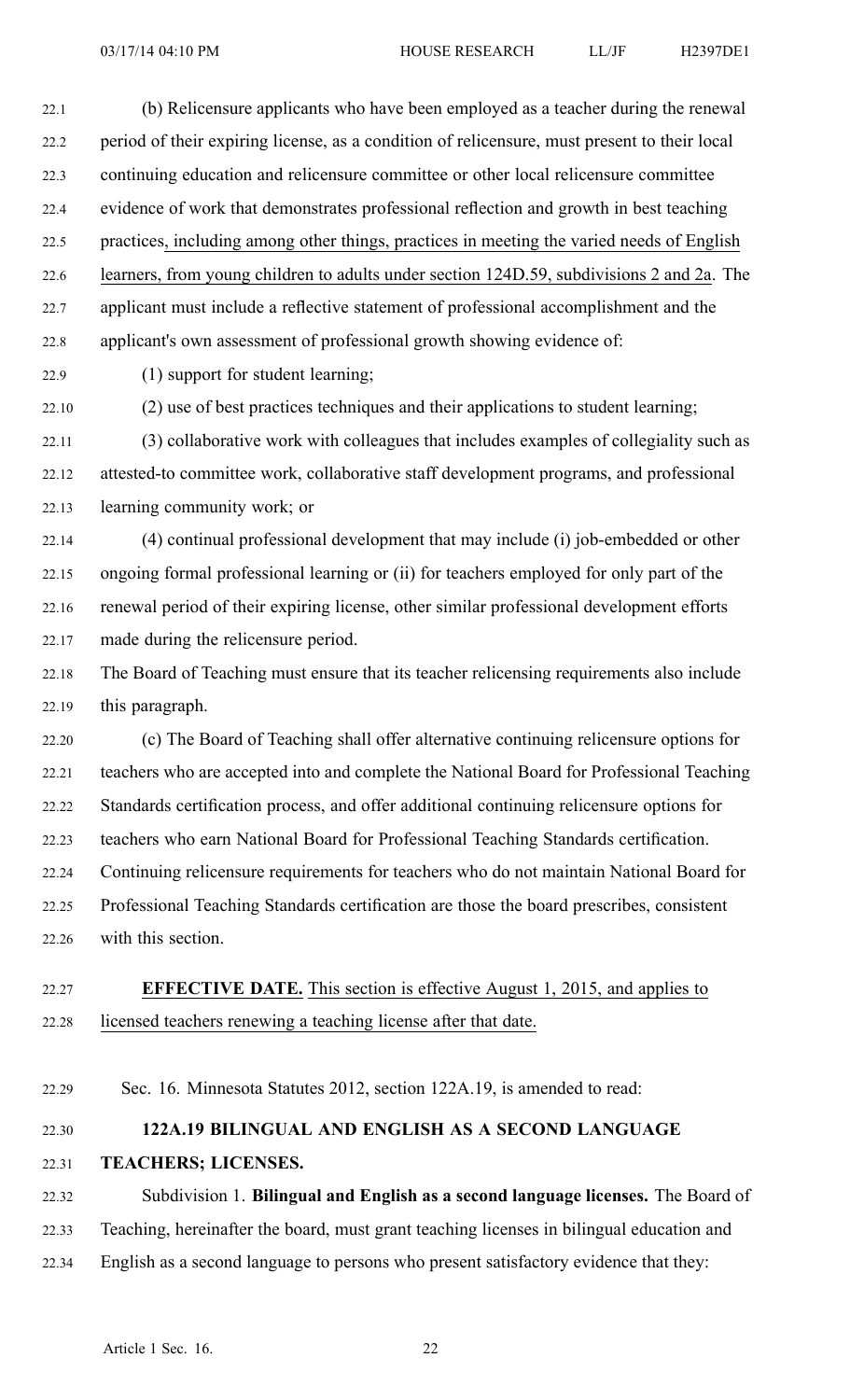(b) Relicensure applicants who have been employed as a teacher during the renewal period of their expiring license, as a condition of relicensure, must present to their local continuing education and relicensure committee or other local relicensure committee evidence of work that demonstrates professional reflection and growth in best teaching practices, including among other things, practices in meeting the varied needs of English learners, from young children to adults under section 124D.59, subdivisions 2 and 2a. The applicant must include a reflective statement of professional accomplishment and the applicant's own assessment of professional growth showing evidence of:

(1) support for student learning;

(2) use of best practices techniques and their applications to student learning;

(3) collaborative work with colleagues that includes examples of collegiality such as attested-to committee work, collaborative staff development programs, and professional learning community work; or

(4) continual professional development that may include (i) job-embedded or other ongoing formal professional learning or (ii) for teachers employed for only part of the renewal period of their expiring license, other similar professional development efforts made during the relicensure period.

The Board of Teaching must ensure that its teacher relicensing requirements also include this paragraph.

(c) The Board of Teaching shall offer alternative continuing relicensure options for teachers who are accepted into and complete the National Board for Professional Teaching Standards certification process, and offer additional continuing relicensure options for teachers who earn National Board for Professional Teaching Standards certification. Continuing relicensure requirements for teachers who do not maintain National Board for Professional Teaching Standards certification are those the board prescribes, consistent with this section.

**EFFECTIVE DATE.** This section is effective August 1, 2015, and applies to licensed teachers renewing a teaching license after that date.

Sec. 16. Minnesota Statutes 2012, section 122A.19, is amended to read:

**122A.19 BILINGUAL AND ENGLISH AS A SECOND LANGUAGE TEACHERS; LICENSES.**

Subdivision 1. **Bilingual and English as a second language licenses.** The Board of Teaching, hereinafter the board, must grant teaching licenses in bilingual education and English as a second language to persons who present satisfactory evidence that they: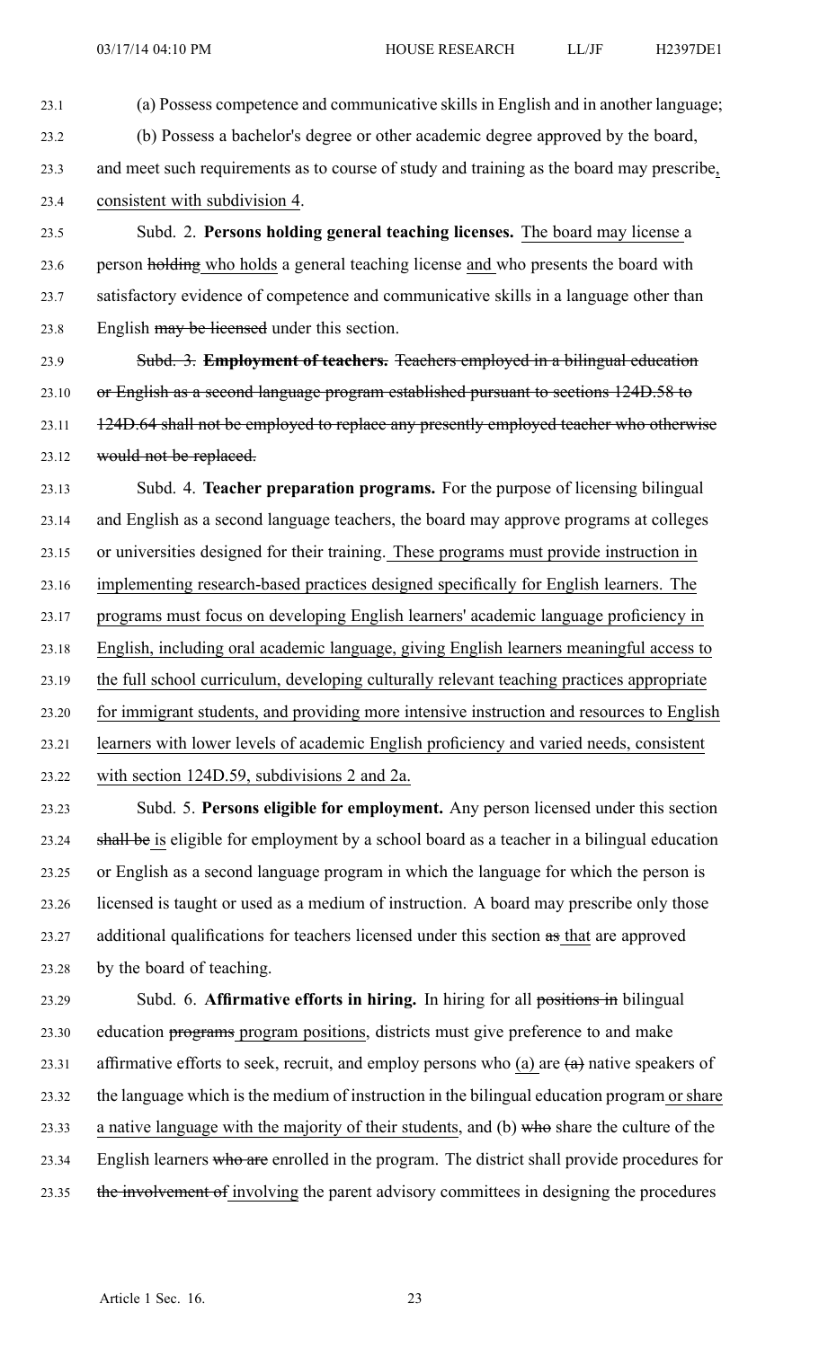(a) Possess competence and communicative skills in English and in another language;

(b) Possess a bachelor's degree or other academic degree approved by the board, and meet such requirements as to course of study and training as the board may prescribe, consistent with subdivision 4.

Subd. 2. **Persons holding general teaching licenses.** The board may license a person ~~holding~~ who holds a general teaching license and who presents the board with satisfactory evidence of competence and communicative skills in a language other than English ~~may be licensed~~ under this section.

~~Subd. 3. **Employment of teachers.** Teachers employed in a bilingual education or English as a second language program established pursuant to sections 124D.58 to 124D.64 shall not be employed to replace any presently employed teacher who otherwise would not be replaced.~~

Subd. 4. **Teacher preparation programs.** For the purpose of licensing bilingual and English as a second language teachers, the board may approve programs at colleges or universities designed for their training. These programs must provide instruction in implementing research-based practices designed specifically for English learners. The programs must focus on developing English learners' academic language proficiency in English, including oral academic language, giving English learners meaningful access to the full school curriculum, developing culturally relevant teaching practices appropriate for immigrant students, and providing more intensive instruction and resources to English learners with lower levels of academic English proficiency and varied needs, consistent with section 124D.59, subdivisions 2 and 2a.

Subd. 5. **Persons eligible for employment.** Any person licensed under this section ~~shall be~~ is eligible for employment by a school board as a teacher in a bilingual education or English as a second language program in which the language for which the person is licensed is taught or used as a medium of instruction. A board may prescribe only those additional qualifications for teachers licensed under this section ~~as~~ that are approved by the board of teaching.

Subd. 6. **Affirmative efforts in hiring.** In hiring for all ~~positions in~~ bilingual education ~~programs~~ program positions, districts must give preference to and make affirmative efforts to seek, recruit, and employ persons who (a) are ~~(a)~~ native speakers of the language which is the medium of instruction in the bilingual education program or share a native language with the majority of their students, and (b) ~~who~~ share the culture of the English learners ~~who are~~ enrolled in the program. The district shall provide procedures for ~~the involvement of~~ involving the parent advisory committees in designing the procedures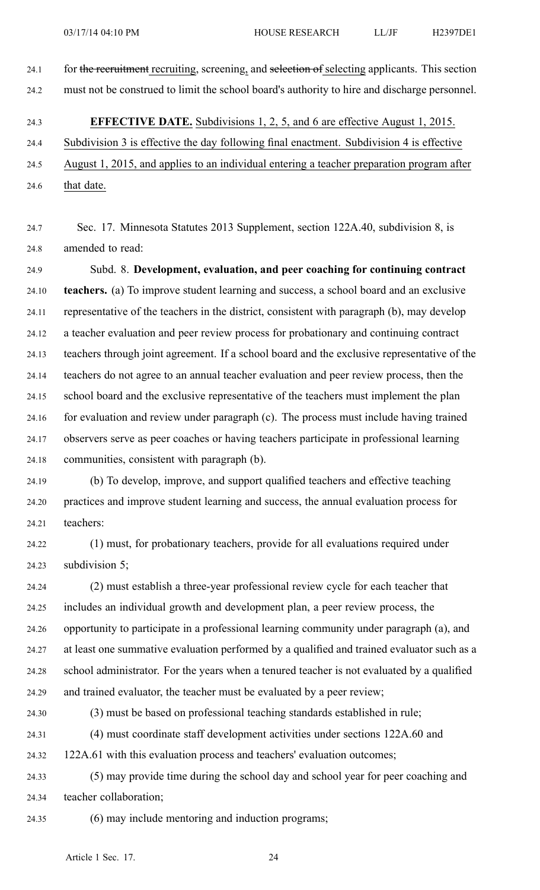for ~~the recruitment~~ recruiting, screening, and ~~selection of~~ selecting applicants. This section must not be construed to limit the school board's authority to hire and discharge personnel.

**EFFECTIVE DATE.** Subdivisions 1, 2, 5, and 6 are effective August 1, 2015. Subdivision 3 is effective the day following final enactment. Subdivision 4 is effective August 1, 2015, and applies to an individual entering a teacher preparation program after that date.

Sec. 17. Minnesota Statutes 2013 Supplement, section 122A.40, subdivision 8, is amended to read:

Subd. 8. **Development, evaluation, and peer coaching for continuing contract teachers.** (a) To improve student learning and success, a school board and an exclusive representative of the teachers in the district, consistent with paragraph (b), may develop a teacher evaluation and peer review process for probationary and continuing contract teachers through joint agreement. If a school board and the exclusive representative of the teachers do not agree to an annual teacher evaluation and peer review process, then the school board and the exclusive representative of the teachers must implement the plan for evaluation and review under paragraph (c). The process must include having trained observers serve as peer coaches or having teachers participate in professional learning communities, consistent with paragraph (b).

(b) To develop, improve, and support qualified teachers and effective teaching practices and improve student learning and success, the annual evaluation process for teachers:

(1) must, for probationary teachers, provide for all evaluations required under subdivision 5;

(2) must establish a three-year professional review cycle for each teacher that includes an individual growth and development plan, a peer review process, the opportunity to participate in a professional learning community under paragraph (a), and at least one summative evaluation performed by a qualified and trained evaluator such as a school administrator. For the years when a tenured teacher is not evaluated by a qualified and trained evaluator, the teacher must be evaluated by a peer review;

(3) must be based on professional teaching standards established in rule;

(4) must coordinate staff development activities under sections 122A.60 and 122A.61 with this evaluation process and teachers' evaluation outcomes;

(5) may provide time during the school day and school year for peer coaching and teacher collaboration;

(6) may include mentoring and induction programs;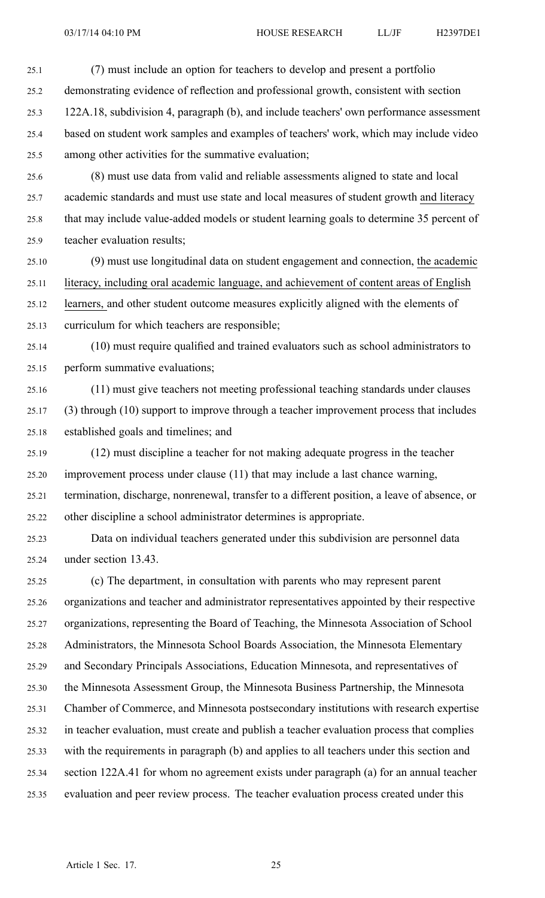(7) must include an option for teachers to develop and present a portfolio demonstrating evidence of reflection and professional growth, consistent with section 122A.18, subdivision 4, paragraph (b), and include teachers' own performance assessment based on student work samples and examples of teachers' work, which may include video among other activities for the summative evaluation;

(8) must use data from valid and reliable assessments aligned to state and local academic standards and must use state and local measures of student growth and literacy that may include value-added models or student learning goals to determine 35 percent of teacher evaluation results;

(9) must use longitudinal data on student engagement and connection, the academic literacy, including oral academic language, and achievement of content areas of English learners, and other student outcome measures explicitly aligned with the elements of curriculum for which teachers are responsible;

(10) must require qualified and trained evaluators such as school administrators to perform summative evaluations;

(11) must give teachers not meeting professional teaching standards under clauses (3) through (10) support to improve through a teacher improvement process that includes established goals and timelines; and

(12) must discipline a teacher for not making adequate progress in the teacher improvement process under clause (11) that may include a last chance warning, termination, discharge, nonrenewal, transfer to a different position, a leave of absence, or other discipline a school administrator determines is appropriate.

Data on individual teachers generated under this subdivision are personnel data under section 13.43.

(c) The department, in consultation with parents who may represent parent organizations and teacher and administrator representatives appointed by their respective organizations, representing the Board of Teaching, the Minnesota Association of School Administrators, the Minnesota School Boards Association, the Minnesota Elementary and Secondary Principals Associations, Education Minnesota, and representatives of the Minnesota Assessment Group, the Minnesota Business Partnership, the Minnesota Chamber of Commerce, and Minnesota postsecondary institutions with research expertise in teacher evaluation, must create and publish a teacher evaluation process that complies with the requirements in paragraph (b) and applies to all teachers under this section and section 122A.41 for whom no agreement exists under paragraph (a) for an annual teacher evaluation and peer review process. The teacher evaluation process created under this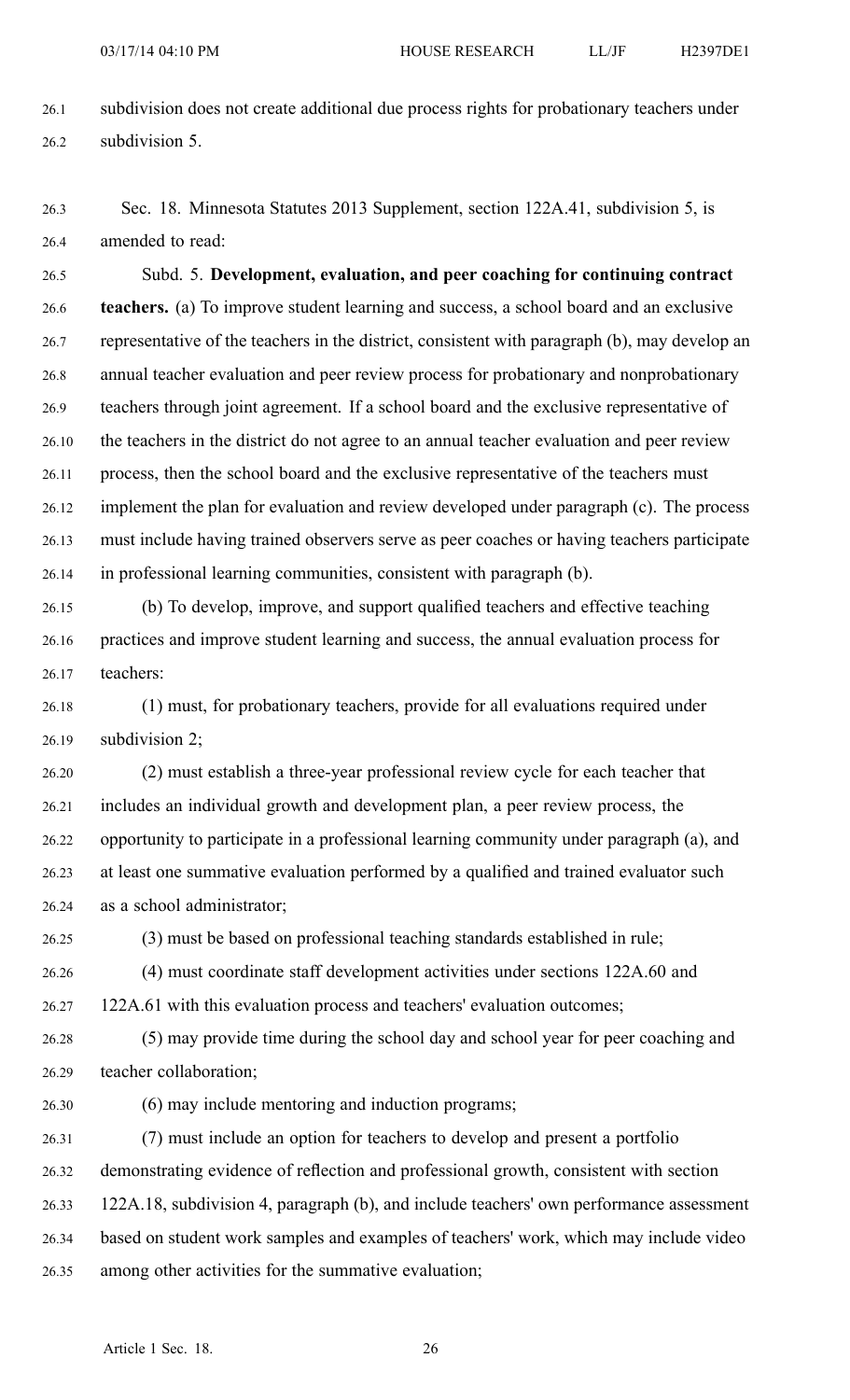subdivision does not create additional due process rights for probationary teachers under subdivision 5.

Sec. 18. Minnesota Statutes 2013 Supplement, section 122A.41, subdivision 5, is amended to read:

Subd. 5. **Development, evaluation, and peer coaching for continuing contract teachers.** (a) To improve student learning and success, a school board and an exclusive representative of the teachers in the district, consistent with paragraph (b), may develop an annual teacher evaluation and peer review process for probationary and nonprobationary teachers through joint agreement. If a school board and the exclusive representative of the teachers in the district do not agree to an annual teacher evaluation and peer review process, then the school board and the exclusive representative of the teachers must implement the plan for evaluation and review developed under paragraph (c). The process must include having trained observers serve as peer coaches or having teachers participate in professional learning communities, consistent with paragraph (b).

(b) To develop, improve, and support qualified teachers and effective teaching practices and improve student learning and success, the annual evaluation process for teachers:

(1) must, for probationary teachers, provide for all evaluations required under subdivision 2;

(2) must establish a three-year professional review cycle for each teacher that includes an individual growth and development plan, a peer review process, the opportunity to participate in a professional learning community under paragraph (a), and at least one summative evaluation performed by a qualified and trained evaluator such as a school administrator;

(3) must be based on professional teaching standards established in rule;

(4) must coordinate staff development activities under sections 122A.60 and 122A.61 with this evaluation process and teachers' evaluation outcomes;

(5) may provide time during the school day and school year for peer coaching and teacher collaboration;

(6) may include mentoring and induction programs;

(7) must include an option for teachers to develop and present a portfolio demonstrating evidence of reflection and professional growth, consistent with section 122A.18, subdivision 4, paragraph (b), and include teachers' own performance assessment based on student work samples and examples of teachers' work, which may include video among other activities for the summative evaluation;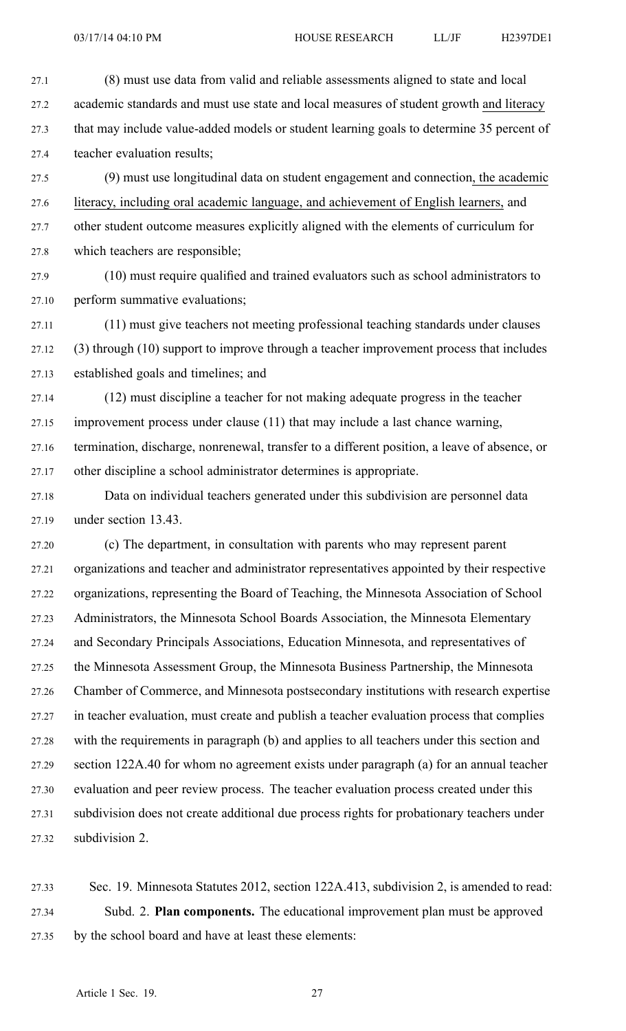(8) must use data from valid and reliable assessments aligned to state and local academic standards and must use state and local measures of student growth and literacy that may include value-added models or student learning goals to determine 35 percent of teacher evaluation results;

(9) must use longitudinal data on student engagement and connection, the academic literacy, including oral academic language, and achievement of English learners, and other student outcome measures explicitly aligned with the elements of curriculum for which teachers are responsible;

(10) must require qualified and trained evaluators such as school administrators to perform summative evaluations;

(11) must give teachers not meeting professional teaching standards under clauses (3) through (10) support to improve through a teacher improvement process that includes established goals and timelines; and

(12) must discipline a teacher for not making adequate progress in the teacher improvement process under clause (11) that may include a last chance warning, termination, discharge, nonrenewal, transfer to a different position, a leave of absence, or other discipline a school administrator determines is appropriate.

Data on individual teachers generated under this subdivision are personnel data under section 13.43.

(c) The department, in consultation with parents who may represent parent organizations and teacher and administrator representatives appointed by their respective organizations, representing the Board of Teaching, the Minnesota Association of School Administrators, the Minnesota School Boards Association, the Minnesota Elementary and Secondary Principals Associations, Education Minnesota, and representatives of the Minnesota Assessment Group, the Minnesota Business Partnership, the Minnesota Chamber of Commerce, and Minnesota postsecondary institutions with research expertise in teacher evaluation, must create and publish a teacher evaluation process that complies with the requirements in paragraph (b) and applies to all teachers under this section and section 122A.40 for whom no agreement exists under paragraph (a) for an annual teacher evaluation and peer review process. The teacher evaluation process created under this subdivision does not create additional due process rights for probationary teachers under subdivision 2.

Sec. 19. Minnesota Statutes 2012, section 122A.413, subdivision 2, is amended to read:

Subd. 2. **Plan components.** The educational improvement plan must be approved by the school board and have at least these elements: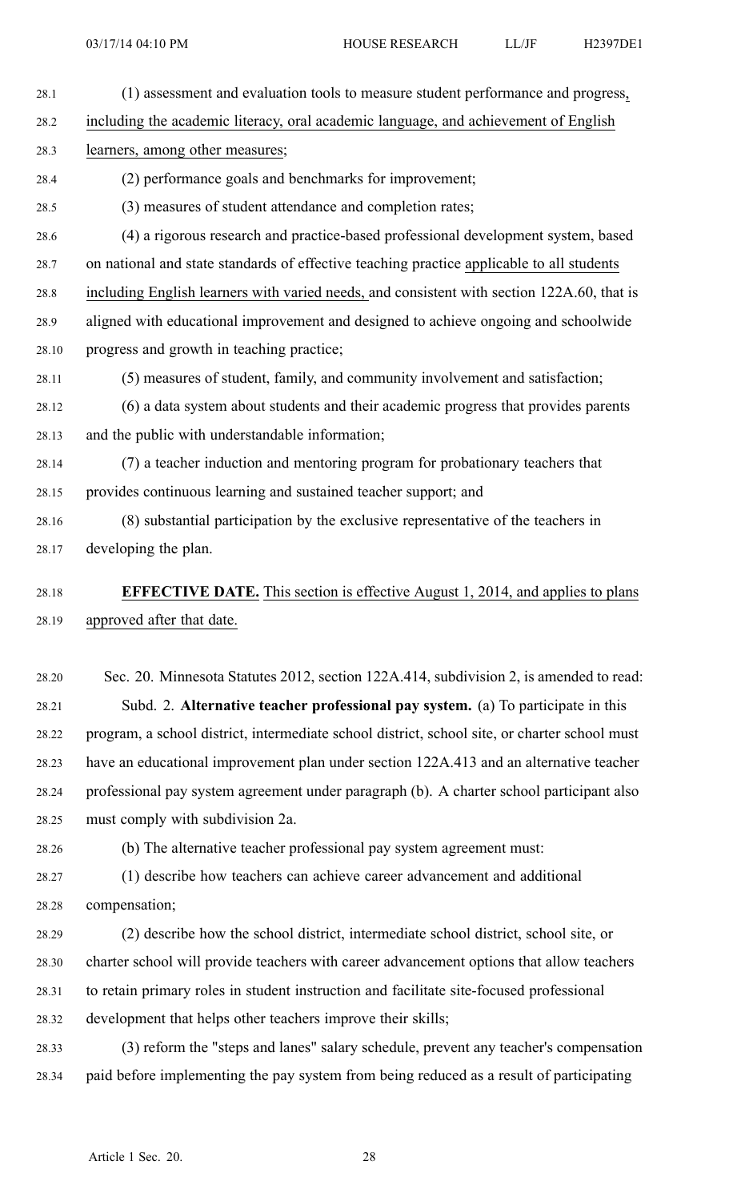(1) assessment and evaluation tools to measure student performance and progress, including the academic literacy, oral academic language, and achievement of English learners, among other measures;

(2) performance goals and benchmarks for improvement;

(3) measures of student attendance and completion rates;

(4) a rigorous research and practice-based professional development system, based on national and state standards of effective teaching practice applicable to all students including English learners with varied needs, and consistent with section 122A.60, that is aligned with educational improvement and designed to achieve ongoing and schoolwide progress and growth in teaching practice;

(5) measures of student, family, and community involvement and satisfaction;

(6) a data system about students and their academic progress that provides parents and the public with understandable information;

(7) a teacher induction and mentoring program for probationary teachers that provides continuous learning and sustained teacher support; and

(8) substantial participation by the exclusive representative of the teachers in developing the plan.

**EFFECTIVE DATE.** This section is effective August 1, 2014, and applies to plans approved after that date.

Sec. 20. Minnesota Statutes 2012, section 122A.414, subdivision 2, is amended to read:

Subd. 2. **Alternative teacher professional pay system.** (a) To participate in this program, a school district, intermediate school district, school site, or charter school must have an educational improvement plan under section 122A.413 and an alternative teacher professional pay system agreement under paragraph (b). A charter school participant also must comply with subdivision 2a.

(b) The alternative teacher professional pay system agreement must:

(1) describe how teachers can achieve career advancement and additional compensation;

(2) describe how the school district, intermediate school district, school site, or charter school will provide teachers with career advancement options that allow teachers to retain primary roles in student instruction and facilitate site-focused professional development that helps other teachers improve their skills;

(3) reform the "steps and lanes" salary schedule, prevent any teacher's compensation paid before implementing the pay system from being reduced as a result of participating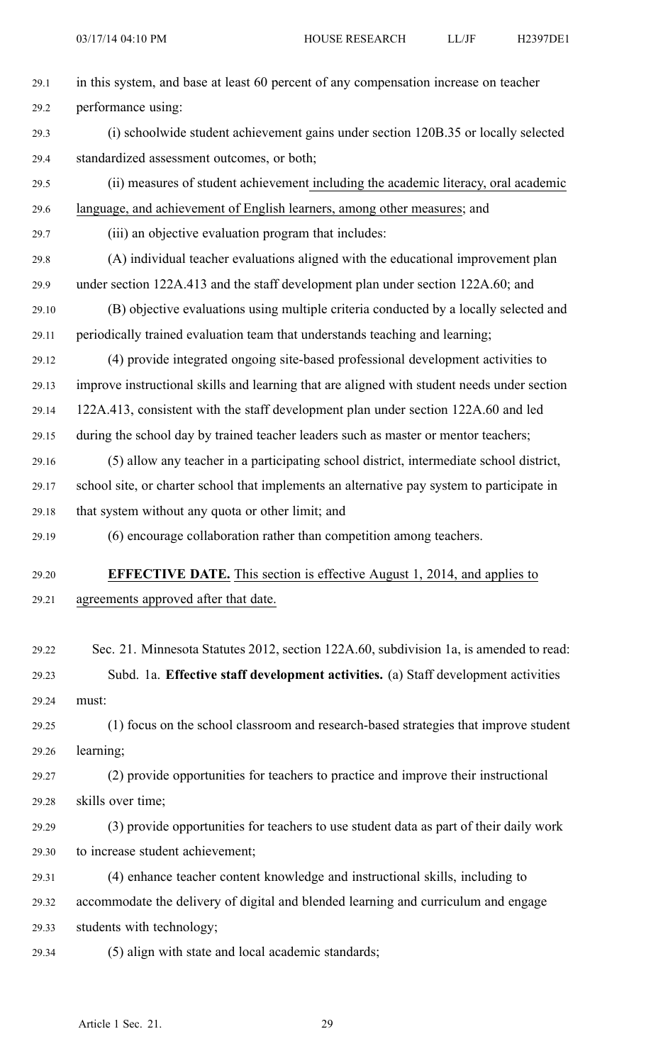in this system, and base at least 60 percent of any compensation increase on teacher performance using:

(i) schoolwide student achievement gains under section 120B.35 or locally selected standardized assessment outcomes, or both;

(ii) measures of student achievement including the academic literacy, oral academic language, and achievement of English learners, among other measures; and

(iii) an objective evaluation program that includes:

(A) individual teacher evaluations aligned with the educational improvement plan under section 122A.413 and the staff development plan under section 122A.60; and

(B) objective evaluations using multiple criteria conducted by a locally selected and periodically trained evaluation team that understands teaching and learning;

(4) provide integrated ongoing site-based professional development activities to improve instructional skills and learning that are aligned with student needs under section 122A.413, consistent with the staff development plan under section 122A.60 and led during the school day by trained teacher leaders such as master or mentor teachers;

(5) allow any teacher in a participating school district, intermediate school district, school site, or charter school that implements an alternative pay system to participate in that system without any quota or other limit; and

(6) encourage collaboration rather than competition among teachers.

**EFFECTIVE DATE.** This section is effective August 1, 2014, and applies to agreements approved after that date.

Sec. 21. Minnesota Statutes 2012, section 122A.60, subdivision 1a, is amended to read:

Subd. 1a. **Effective staff development activities.** (a) Staff development activities must:

(1) focus on the school classroom and research-based strategies that improve student learning;

(2) provide opportunities for teachers to practice and improve their instructional skills over time;

(3) provide opportunities for teachers to use student data as part of their daily work to increase student achievement;

(4) enhance teacher content knowledge and instructional skills, including to accommodate the delivery of digital and blended learning and curriculum and engage students with technology;

(5) align with state and local academic standards;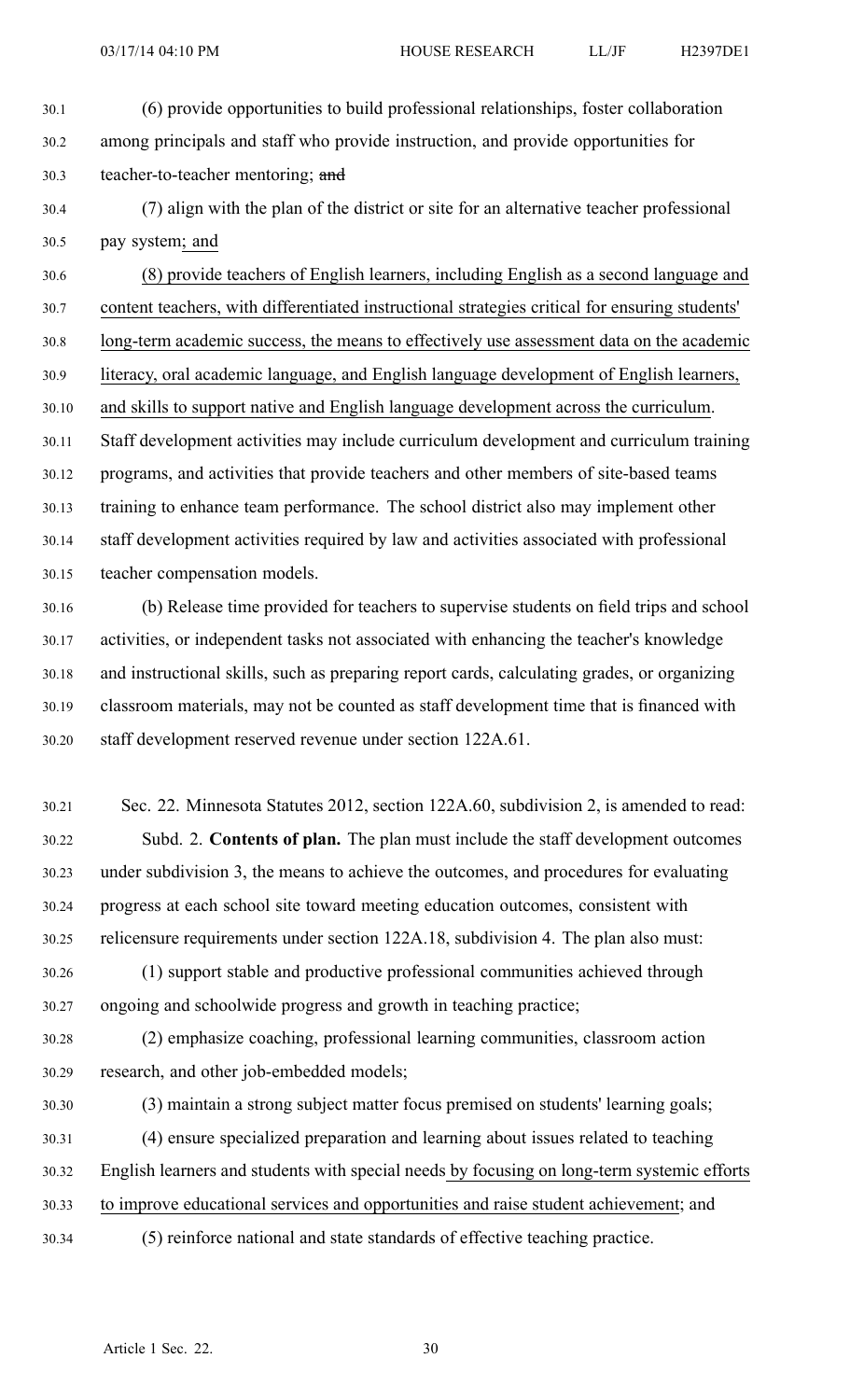(6) provide opportunities to build professional relationships, foster collaboration among principals and staff who provide instruction, and provide opportunities for teacher-to-teacher mentoring; ~~and~~

(7) align with the plan of the district or site for an alternative teacher professional pay system; and

(8) provide teachers of English learners, including English as a second language and content teachers, with differentiated instructional strategies critical for ensuring students' long-term academic success, the means to effectively use assessment data on the academic literacy, oral academic language, and English language development of English learners, and skills to support native and English language development across the curriculum.

Staff development activities may include curriculum development and curriculum training programs, and activities that provide teachers and other members of site-based teams training to enhance team performance. The school district also may implement other staff development activities required by law and activities associated with professional teacher compensation models.

(b) Release time provided for teachers to supervise students on field trips and school activities, or independent tasks not associated with enhancing the teacher's knowledge and instructional skills, such as preparing report cards, calculating grades, or organizing classroom materials, may not be counted as staff development time that is financed with staff development reserved revenue under section 122A.61.

Sec. 22. Minnesota Statutes 2012, section 122A.60, subdivision 2, is amended to read:

Subd. 2. **Contents of plan.** The plan must include the staff development outcomes under subdivision 3, the means to achieve the outcomes, and procedures for evaluating progress at each school site toward meeting education outcomes, consistent with relicensure requirements under section 122A.18, subdivision 4. The plan also must:

(1) support stable and productive professional communities achieved through ongoing and schoolwide progress and growth in teaching practice;

(2) emphasize coaching, professional learning communities, classroom action research, and other job-embedded models;

(3) maintain a strong subject matter focus premised on students' learning goals;

(4) ensure specialized preparation and learning about issues related to teaching English learners and students with special needs by focusing on long-term systemic efforts to improve educational services and opportunities and raise student achievement; and

(5) reinforce national and state standards of effective teaching practice.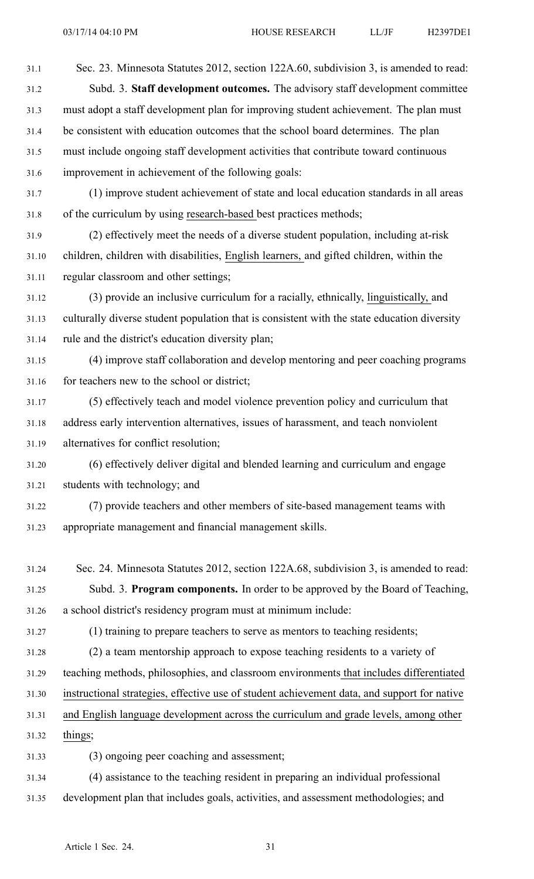Sec. 23. Minnesota Statutes 2012, section 122A.60, subdivision 3, is amended to read:

Subd. 3. **Staff development outcomes.** The advisory staff development committee must adopt a staff development plan for improving student achievement. The plan must be consistent with education outcomes that the school board determines. The plan must include ongoing staff development activities that contribute toward continuous improvement in achievement of the following goals:

(1) improve student achievement of state and local education standards in all areas of the curriculum by using research-based best practices methods;

(2) effectively meet the needs of a diverse student population, including at-risk children, children with disabilities, English learners, and gifted children, within the regular classroom and other settings;

(3) provide an inclusive curriculum for a racially, ethnically, linguistically, and culturally diverse student population that is consistent with the state education diversity rule and the district's education diversity plan;

(4) improve staff collaboration and develop mentoring and peer coaching programs for teachers new to the school or district;

(5) effectively teach and model violence prevention policy and curriculum that address early intervention alternatives, issues of harassment, and teach nonviolent alternatives for conflict resolution;

(6) effectively deliver digital and blended learning and curriculum and engage students with technology; and

(7) provide teachers and other members of site-based management teams with appropriate management and financial management skills.

Sec. 24. Minnesota Statutes 2012, section 122A.68, subdivision 3, is amended to read:

Subd. 3. **Program components.** In order to be approved by the Board of Teaching, a school district's residency program must at minimum include:

(1) training to prepare teachers to serve as mentors to teaching residents;

(2) a team mentorship approach to expose teaching residents to a variety of teaching methods, philosophies, and classroom environments that includes differentiated instructional strategies, effective use of student achievement data, and support for native and English language development across the curriculum and grade levels, among other things;

(3) ongoing peer coaching and assessment;

(4) assistance to the teaching resident in preparing an individual professional development plan that includes goals, activities, and assessment methodologies; and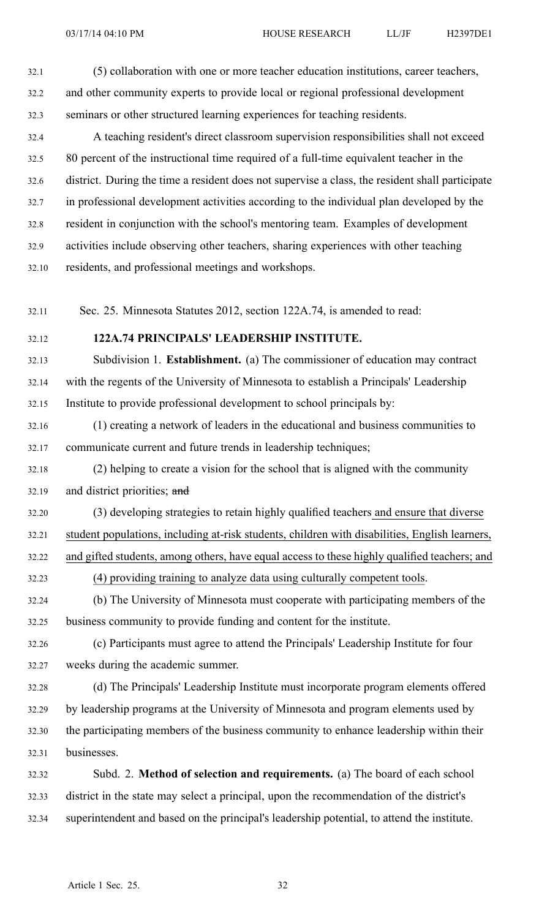(5) collaboration with one or more teacher education institutions, career teachers, and other community experts to provide local or regional professional development seminars or other structured learning experiences for teaching residents.

A teaching resident's direct classroom supervision responsibilities shall not exceed 80 percent of the instructional time required of a full-time equivalent teacher in the district. During the time a resident does not supervise a class, the resident shall participate in professional development activities according to the individual plan developed by the resident in conjunction with the school's mentoring team. Examples of development activities include observing other teachers, sharing experiences with other teaching residents, and professional meetings and workshops.

Sec. 25. Minnesota Statutes 2012, section 122A.74, is amended to read:

**122A.74 PRINCIPALS' LEADERSHIP INSTITUTE.**

Subdivision 1. **Establishment.** (a) The commissioner of education may contract with the regents of the University of Minnesota to establish a Principals' Leadership Institute to provide professional development to school principals by:

(1) creating a network of leaders in the educational and business communities to communicate current and future trends in leadership techniques;

(2) helping to create a vision for the school that is aligned with the community and district priorities; ~~and~~

(3) developing strategies to retain highly qualified teachers and ensure that diverse student populations, including at-risk students, children with disabilities, English learners, and gifted students, among others, have equal access to these highly qualified teachers; and

(4) providing training to analyze data using culturally competent tools.

(b) The University of Minnesota must cooperate with participating members of the business community to provide funding and content for the institute.

(c) Participants must agree to attend the Principals' Leadership Institute for four weeks during the academic summer.

(d) The Principals' Leadership Institute must incorporate program elements offered by leadership programs at the University of Minnesota and program elements used by the participating members of the business community to enhance leadership within their businesses.

Subd. 2. **Method of selection and requirements.** (a) The board of each school district in the state may select a principal, upon the recommendation of the district's superintendent and based on the principal's leadership potential, to attend the institute.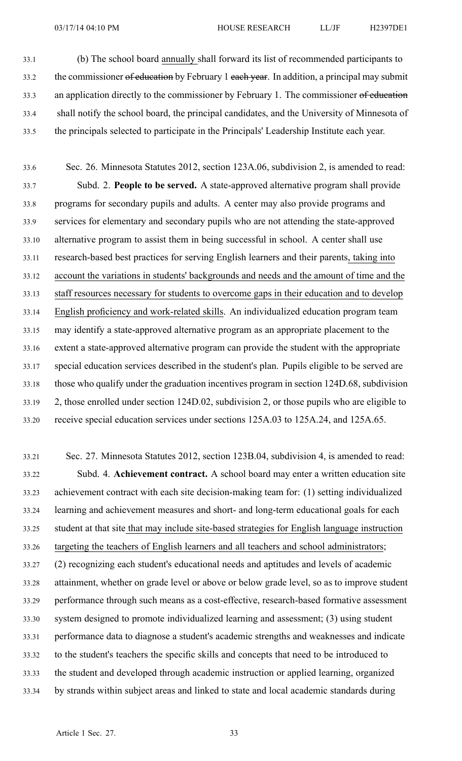(b) The school board annually shall forward its list of recommended participants to the commissioner of education by February 1 each year. In addition, a principal may submit an application directly to the commissioner by February 1. The commissioner of education shall notify the school board, the principal candidates, and the University of Minnesota of the principals selected to participate in the Principals' Leadership Institute each year.

Sec. 26. Minnesota Statutes 2012, section 123A.06, subdivision 2, is amended to read:

Subd. 2. **People to be served.** A state-approved alternative program shall provide programs for secondary pupils and adults. A center may also provide programs and services for elementary and secondary pupils who are not attending the state-approved alternative program to assist them in being successful in school. A center shall use research-based best practices for serving English learners and their parents, taking into account the variations in students' backgrounds and needs and the amount of time and the staff resources necessary for students to overcome gaps in their education and to develop English proficiency and work-related skills. An individualized education program team may identify a state-approved alternative program as an appropriate placement to the extent a state-approved alternative program can provide the student with the appropriate special education services described in the student's plan. Pupils eligible to be served are those who qualify under the graduation incentives program in section 124D.68, subdivision 2, those enrolled under section 124D.02, subdivision 2, or those pupils who are eligible to receive special education services under sections 125A.03 to 125A.24, and 125A.65.

Sec. 27. Minnesota Statutes 2012, section 123B.04, subdivision 4, is amended to read:

Subd. 4. **Achievement contract.** A school board may enter a written education site achievement contract with each site decision-making team for: (1) setting individualized learning and achievement measures and short- and long-term educational goals for each student at that site that may include site-based strategies for English language instruction targeting the teachers of English learners and all teachers and school administrators; (2) recognizing each student's educational needs and aptitudes and levels of academic attainment, whether on grade level or above or below grade level, so as to improve student performance through such means as a cost-effective, research-based formative assessment system designed to promote individualized learning and assessment; (3) using student performance data to diagnose a student's academic strengths and weaknesses and indicate to the student's teachers the specific skills and concepts that need to be introduced to the student and developed through academic instruction or applied learning, organized by strands within subject areas and linked to state and local academic standards during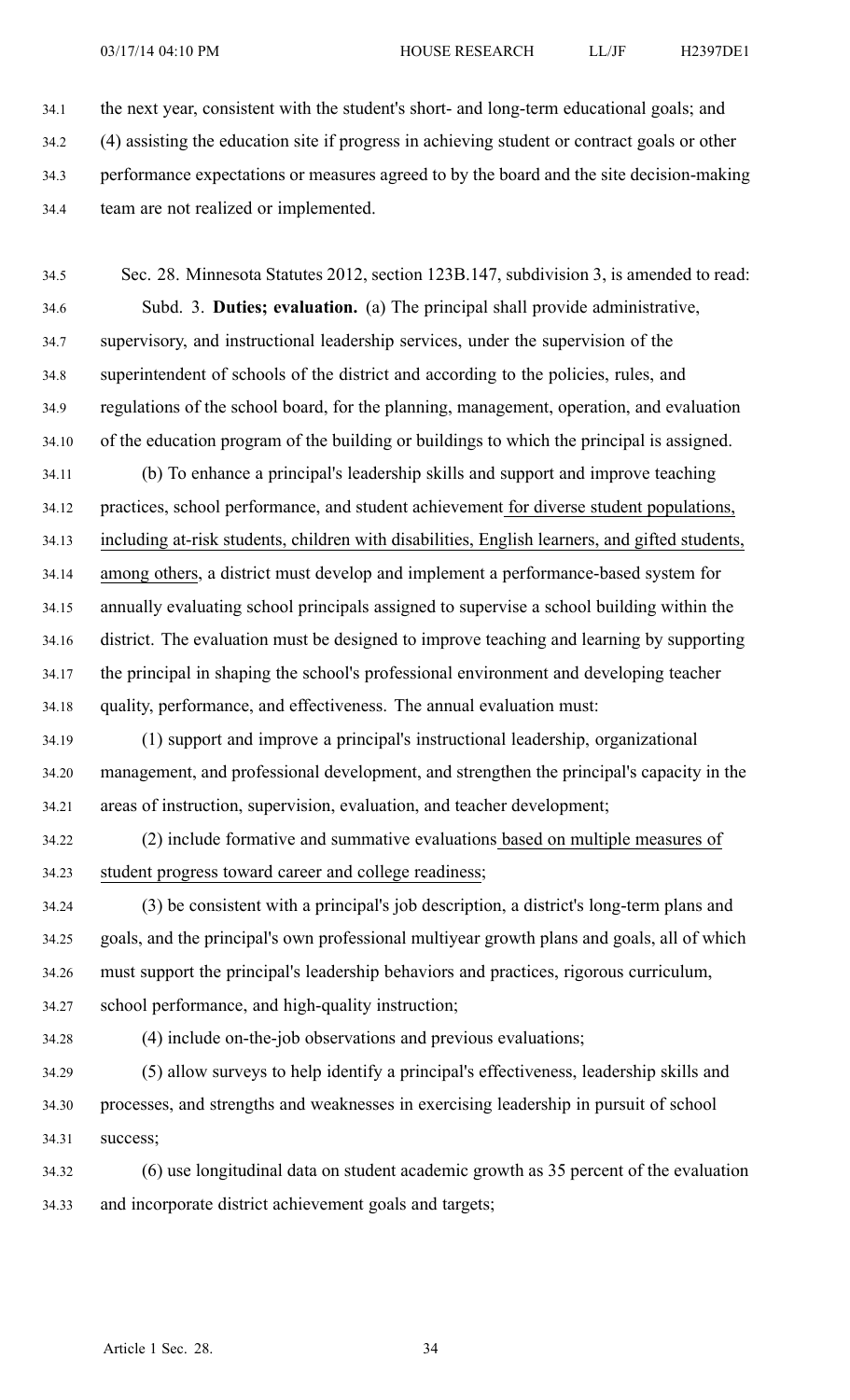the next year, consistent with the student's short- and long-term educational goals; and

(4) assisting the education site if progress in achieving student or contract goals or other performance expectations or measures agreed to by the board and the site decision-making team are not realized or implemented.

Sec. 28. Minnesota Statutes 2012, section 123B.147, subdivision 3, is amended to read:

Subd. 3. **Duties; evaluation.** (a) The principal shall provide administrative, supervisory, and instructional leadership services, under the supervision of the superintendent of schools of the district and according to the policies, rules, and regulations of the school board, for the planning, management, operation, and evaluation of the education program of the building or buildings to which the principal is assigned.

(b) To enhance a principal's leadership skills and support and improve teaching practices, school performance, and student achievement for diverse student populations, including at-risk students, children with disabilities, English learners, and gifted students, among others, a district must develop and implement a performance-based system for annually evaluating school principals assigned to supervise a school building within the district. The evaluation must be designed to improve teaching and learning by supporting the principal in shaping the school's professional environment and developing teacher quality, performance, and effectiveness. The annual evaluation must:

(1) support and improve a principal's instructional leadership, organizational management, and professional development, and strengthen the principal's capacity in the areas of instruction, supervision, evaluation, and teacher development;

(2) include formative and summative evaluations based on multiple measures of student progress toward career and college readiness;

(3) be consistent with a principal's job description, a district's long-term plans and goals, and the principal's own professional multiyear growth plans and goals, all of which must support the principal's leadership behaviors and practices, rigorous curriculum, school performance, and high-quality instruction;

(4) include on-the-job observations and previous evaluations;

(5) allow surveys to help identify a principal's effectiveness, leadership skills and processes, and strengths and weaknesses in exercising leadership in pursuit of school success;

(6) use longitudinal data on student academic growth as 35 percent of the evaluation and incorporate district achievement goals and targets;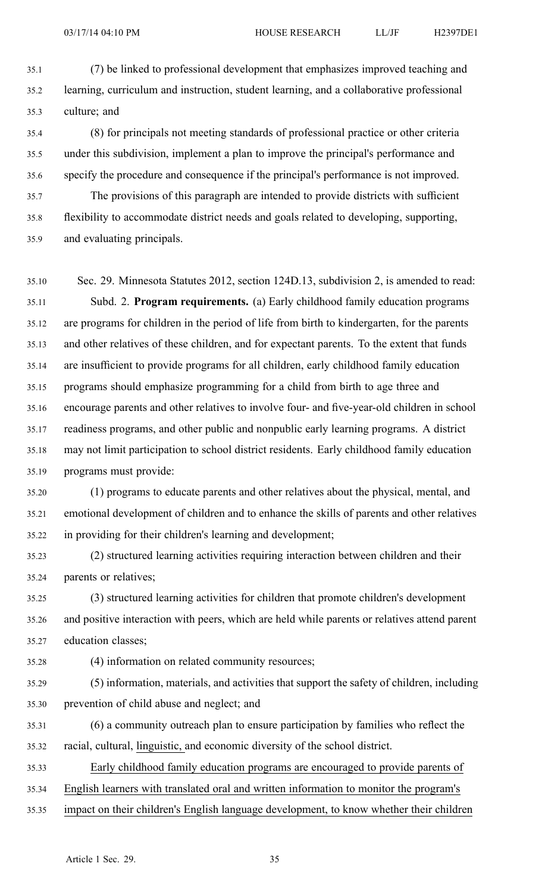(7) be linked to professional development that emphasizes improved teaching and learning, curriculum and instruction, student learning, and a collaborative professional culture; and

(8) for principals not meeting standards of professional practice or other criteria under this subdivision, implement a plan to improve the principal's performance and specify the procedure and consequence if the principal's performance is not improved.

The provisions of this paragraph are intended to provide districts with sufficient flexibility to accommodate district needs and goals related to developing, supporting, and evaluating principals.

Sec. 29. Minnesota Statutes 2012, section 124D.13, subdivision 2, is amended to read:

Subd. 2. **Program requirements.** (a) Early childhood family education programs are programs for children in the period of life from birth to kindergarten, for the parents and other relatives of these children, and for expectant parents. To the extent that funds are insufficient to provide programs for all children, early childhood family education programs should emphasize programming for a child from birth to age three and encourage parents and other relatives to involve four- and five-year-old children in school readiness programs, and other public and nonpublic early learning programs. A district may not limit participation to school district residents. Early childhood family education programs must provide:

(1) programs to educate parents and other relatives about the physical, mental, and emotional development of children and to enhance the skills of parents and other relatives in providing for their children's learning and development;

(2) structured learning activities requiring interaction between children and their parents or relatives;

(3) structured learning activities for children that promote children's development and positive interaction with peers, which are held while parents or relatives attend parent education classes;

(4) information on related community resources;

(5) information, materials, and activities that support the safety of children, including prevention of child abuse and neglect; and

(6) a community outreach plan to ensure participation by families who reflect the racial, cultural, linguistic, and economic diversity of the school district.

Early childhood family education programs are encouraged to provide parents of English learners with translated oral and written information to monitor the program's impact on their children's English language development, to know whether their children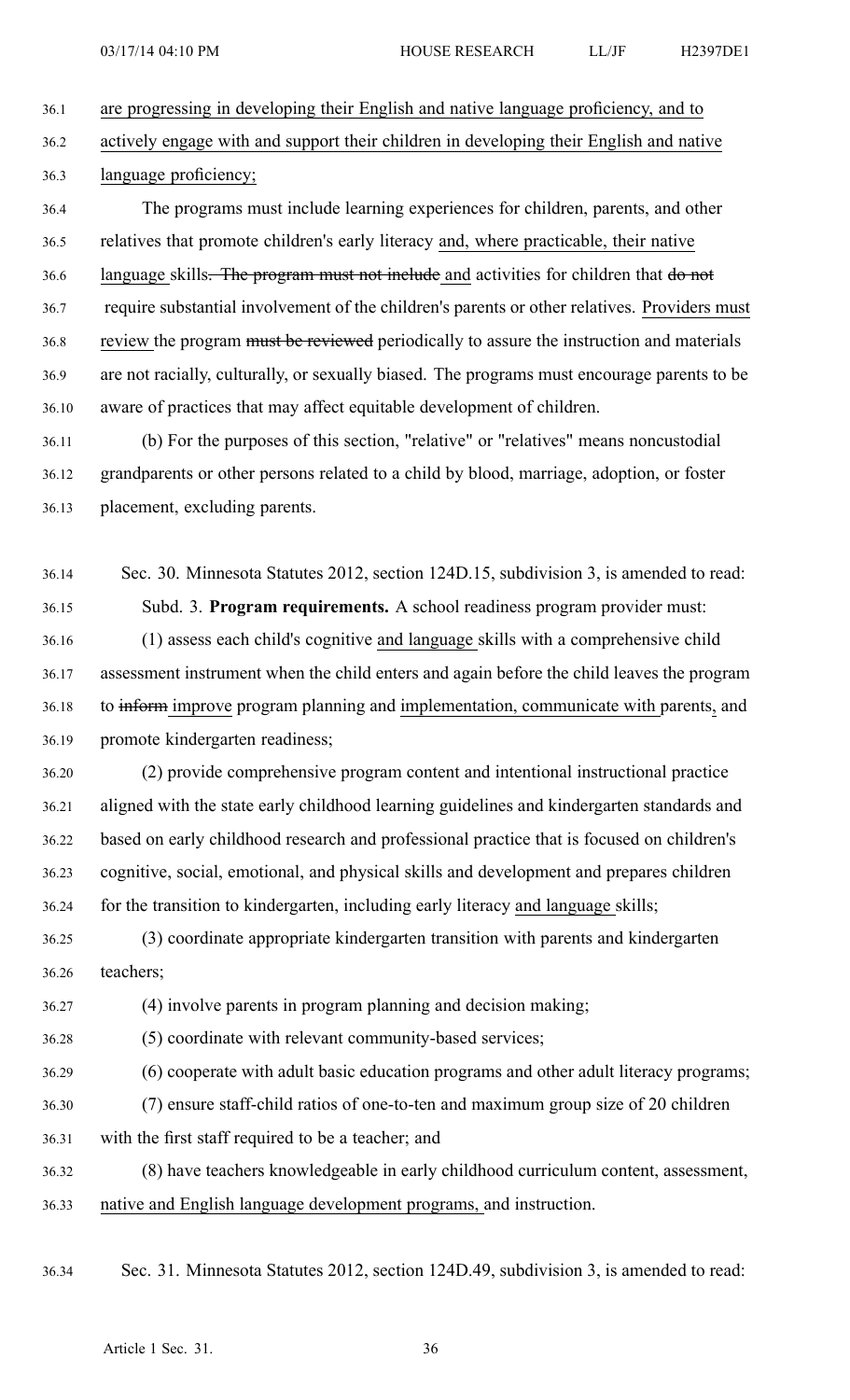are progressing in developing their English and native language proficiency, and to actively engage with and support their children in developing their English and native language proficiency;

The programs must include learning experiences for children, parents, and other relatives that promote children's early literacy and, where practicable, their native language skills. The program must not include and activities for children that do not require substantial involvement of the children's parents or other relatives. Providers must review the program must be reviewed periodically to assure the instruction and materials are not racially, culturally, or sexually biased. The programs must encourage parents to be aware of practices that may affect equitable development of children.

(b) For the purposes of this section, "relative" or "relatives" means noncustodial grandparents or other persons related to a child by blood, marriage, adoption, or foster placement, excluding parents.

Sec. 30. Minnesota Statutes 2012, section 124D.15, subdivision 3, is amended to read:

Subd. 3. **Program requirements.** A school readiness program provider must:

(1) assess each child's cognitive and language skills with a comprehensive child assessment instrument when the child enters and again before the child leaves the program to inform improve program planning and implementation, communicate with parents, and promote kindergarten readiness;

(2) provide comprehensive program content and intentional instructional practice aligned with the state early childhood learning guidelines and kindergarten standards and based on early childhood research and professional practice that is focused on children's cognitive, social, emotional, and physical skills and development and prepares children for the transition to kindergarten, including early literacy and language skills;

(3) coordinate appropriate kindergarten transition with parents and kindergarten teachers;

(4) involve parents in program planning and decision making;

(5) coordinate with relevant community-based services;

(6) cooperate with adult basic education programs and other adult literacy programs;

(7) ensure staff-child ratios of one-to-ten and maximum group size of 20 children with the first staff required to be a teacher; and

(8) have teachers knowledgeable in early childhood curriculum content, assessment, native and English language development programs, and instruction.

Sec. 31. Minnesota Statutes 2012, section 124D.49, subdivision 3, is amended to read: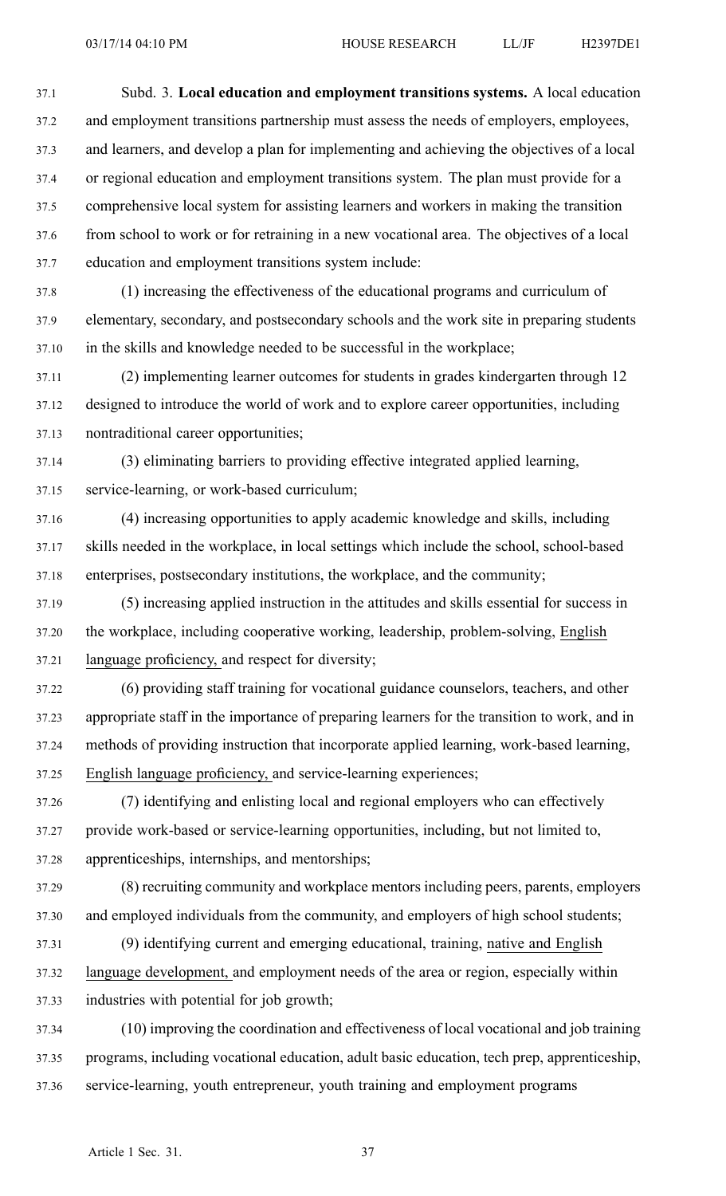Subd. 3. **Local education and employment transitions systems.** A local education and employment transitions partnership must assess the needs of employers, employees, and learners, and develop a plan for implementing and achieving the objectives of a local or regional education and employment transitions system. The plan must provide for a comprehensive local system for assisting learners and workers in making the transition from school to work or for retraining in a new vocational area. The objectives of a local education and employment transitions system include:

(1) increasing the effectiveness of the educational programs and curriculum of elementary, secondary, and postsecondary schools and the work site in preparing students in the skills and knowledge needed to be successful in the workplace;

(2) implementing learner outcomes for students in grades kindergarten through 12 designed to introduce the world of work and to explore career opportunities, including nontraditional career opportunities;

(3) eliminating barriers to providing effective integrated applied learning, service-learning, or work-based curriculum;

(4) increasing opportunities to apply academic knowledge and skills, including skills needed in the workplace, in local settings which include the school, school-based enterprises, postsecondary institutions, the workplace, and the community;

(5) increasing applied instruction in the attitudes and skills essential for success in the workplace, including cooperative working, leadership, problem-solving, English language proficiency, and respect for diversity;

(6) providing staff training for vocational guidance counselors, teachers, and other appropriate staff in the importance of preparing learners for the transition to work, and in methods of providing instruction that incorporate applied learning, work-based learning, English language proficiency, and service-learning experiences;

(7) identifying and enlisting local and regional employers who can effectively provide work-based or service-learning opportunities, including, but not limited to, apprenticeships, internships, and mentorships;

(8) recruiting community and workplace mentors including peers, parents, employers and employed individuals from the community, and employers of high school students;

(9) identifying current and emerging educational, training, native and English language development, and employment needs of the area or region, especially within industries with potential for job growth;

(10) improving the coordination and effectiveness of local vocational and job training programs, including vocational education, adult basic education, tech prep, apprenticeship, service-learning, youth entrepreneur, youth training and employment programs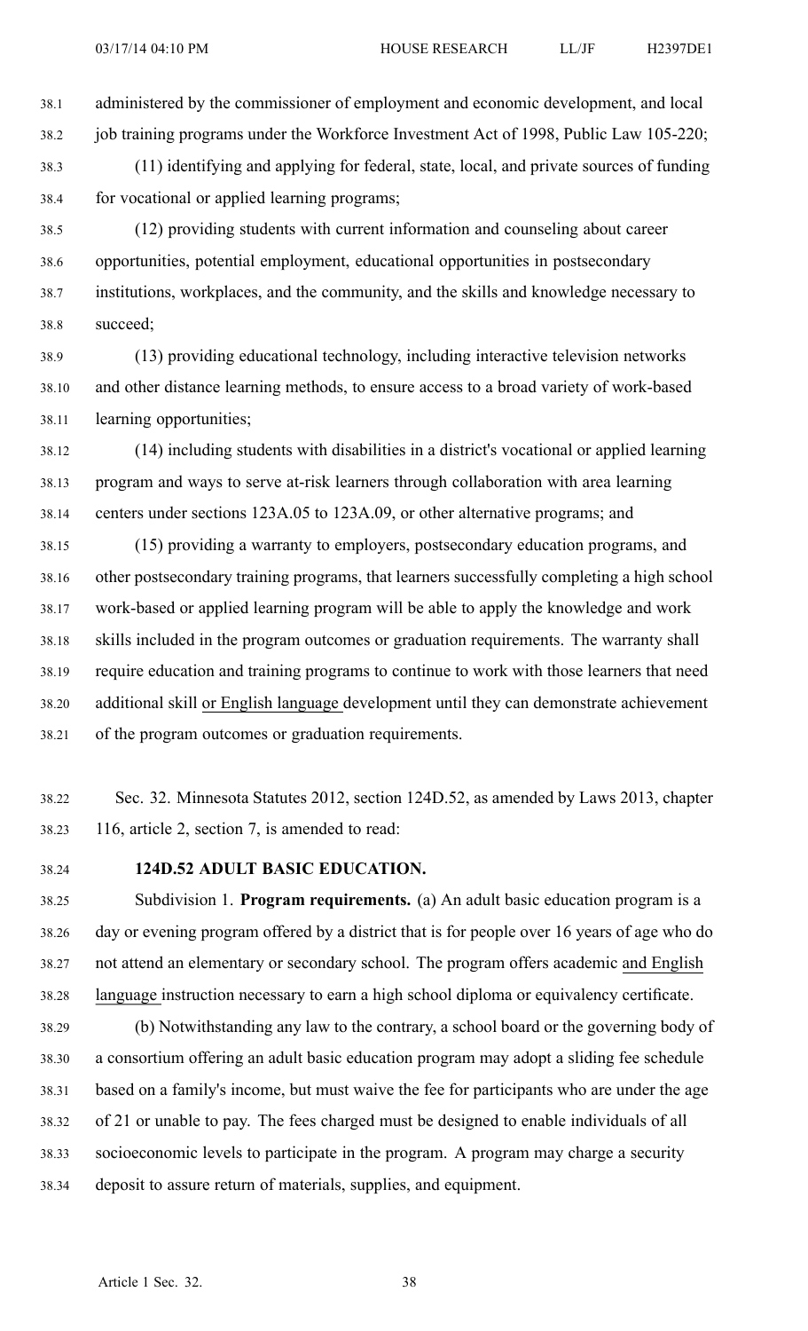administered by the commissioner of employment and economic development, and local job training programs under the Workforce Investment Act of 1998, Public Law 105-220;

(11) identifying and applying for federal, state, local, and private sources of funding for vocational or applied learning programs;

(12) providing students with current information and counseling about career opportunities, potential employment, educational opportunities in postsecondary institutions, workplaces, and the community, and the skills and knowledge necessary to succeed;

(13) providing educational technology, including interactive television networks and other distance learning methods, to ensure access to a broad variety of work-based learning opportunities;

(14) including students with disabilities in a district's vocational or applied learning program and ways to serve at-risk learners through collaboration with area learning centers under sections 123A.05 to 123A.09, or other alternative programs; and

(15) providing a warranty to employers, postsecondary education programs, and other postsecondary training programs, that learners successfully completing a high school work-based or applied learning program will be able to apply the knowledge and work skills included in the program outcomes or graduation requirements. The warranty shall require education and training programs to continue to work with those learners that need additional skill or English language development until they can demonstrate achievement of the program outcomes or graduation requirements.

Sec. 32. Minnesota Statutes 2012, section 124D.52, as amended by Laws 2013, chapter 116, article 2, section 7, is amended to read:

**124D.52 ADULT BASIC EDUCATION.**

Subdivision 1. **Program requirements.** (a) An adult basic education program is a day or evening program offered by a district that is for people over 16 years of age who do not attend an elementary or secondary school. The program offers academic and English language instruction necessary to earn a high school diploma or equivalency certificate.

(b) Notwithstanding any law to the contrary, a school board or the governing body of a consortium offering an adult basic education program may adopt a sliding fee schedule based on a family's income, but must waive the fee for participants who are under the age of 21 or unable to pay. The fees charged must be designed to enable individuals of all socioeconomic levels to participate in the program. A program may charge a security deposit to assure return of materials, supplies, and equipment.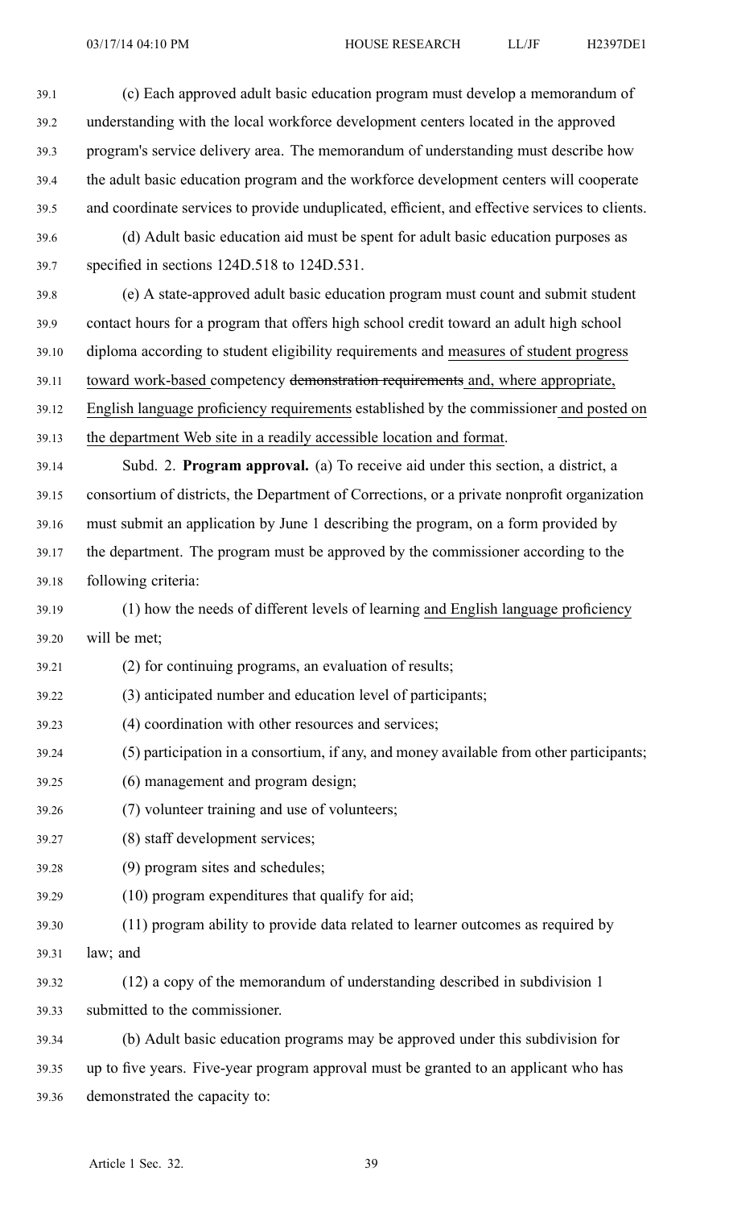(c) Each approved adult basic education program must develop a memorandum of understanding with the local workforce development centers located in the approved program's service delivery area. The memorandum of understanding must describe how the adult basic education program and the workforce development centers will cooperate and coordinate services to provide unduplicated, efficient, and effective services to clients.

(d) Adult basic education aid must be spent for adult basic education purposes as specified in sections 124D.518 to 124D.531.

(e) A state-approved adult basic education program must count and submit student contact hours for a program that offers high school credit toward an adult high school diploma according to student eligibility requirements and measures of student progress toward work-based competency ~~demonstration requirements~~ and, where appropriate, English language proficiency requirements established by the commissioner and posted on the department Web site in a readily accessible location and format.

Subd. 2. **Program approval.** (a) To receive aid under this section, a district, a consortium of districts, the Department of Corrections, or a private nonprofit organization must submit an application by June 1 describing the program, on a form provided by the department. The program must be approved by the commissioner according to the following criteria:

(1) how the needs of different levels of learning and English language proficiency will be met;

(2) for continuing programs, an evaluation of results;

(3) anticipated number and education level of participants;

(4) coordination with other resources and services;

(5) participation in a consortium, if any, and money available from other participants;

(6) management and program design;

(7) volunteer training and use of volunteers;

(8) staff development services;

(9) program sites and schedules;

(10) program expenditures that qualify for aid;

(11) program ability to provide data related to learner outcomes as required by law; and

(12) a copy of the memorandum of understanding described in subdivision 1 submitted to the commissioner.

(b) Adult basic education programs may be approved under this subdivision for up to five years. Five-year program approval must be granted to an applicant who has demonstrated the capacity to: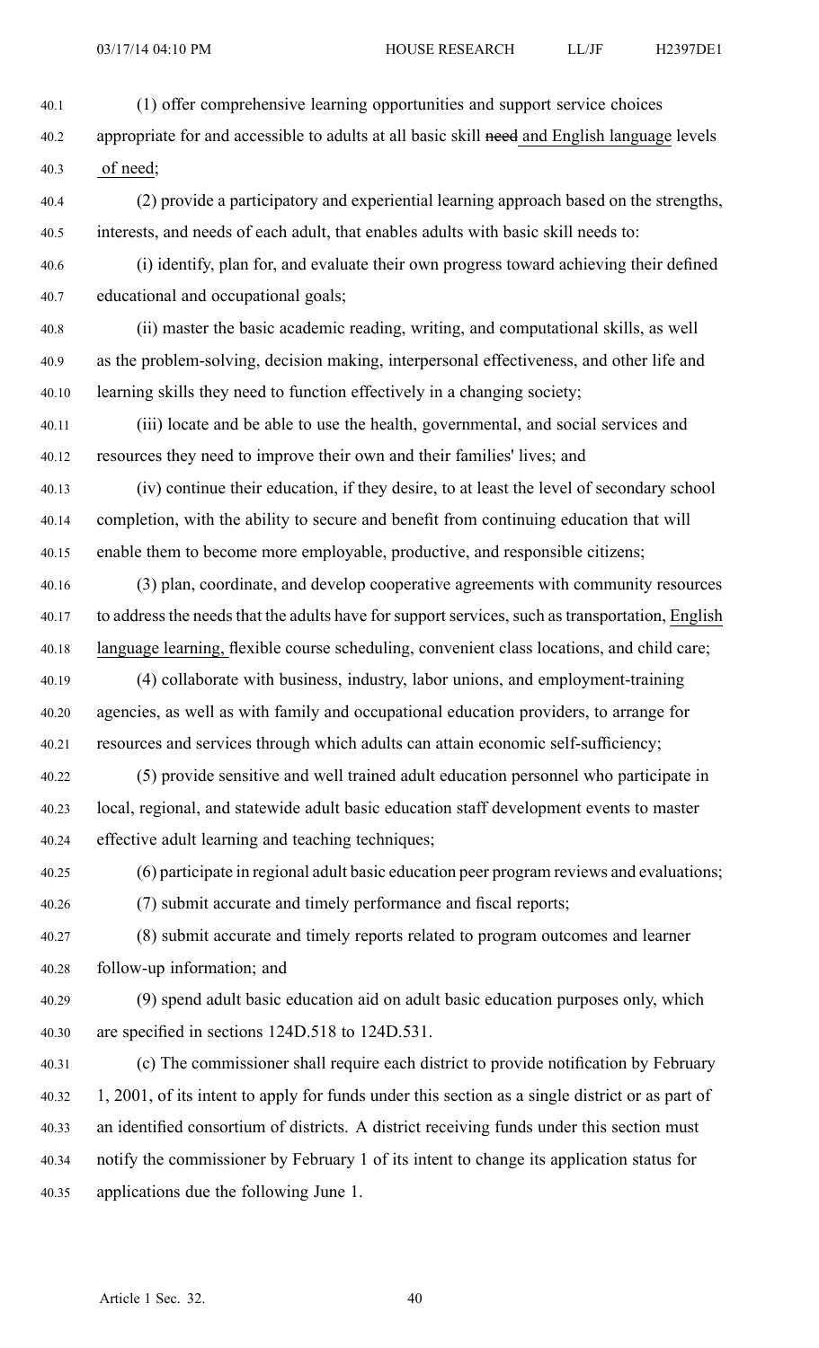(1) offer comprehensive learning opportunities and support service choices appropriate for and accessible to adults at all basic skill ~~need~~ and English language levels of need;

(2) provide a participatory and experiential learning approach based on the strengths, interests, and needs of each adult, that enables adults with basic skill needs to:

(i) identify, plan for, and evaluate their own progress toward achieving their defined educational and occupational goals;

(ii) master the basic academic reading, writing, and computational skills, as well as the problem-solving, decision making, interpersonal effectiveness, and other life and learning skills they need to function effectively in a changing society;

(iii) locate and be able to use the health, governmental, and social services and resources they need to improve their own and their families' lives; and

(iv) continue their education, if they desire, to at least the level of secondary school completion, with the ability to secure and benefit from continuing education that will enable them to become more employable, productive, and responsible citizens;

(3) plan, coordinate, and develop cooperative agreements with community resources to address the needs that the adults have for support services, such as transportation, English language learning, flexible course scheduling, convenient class locations, and child care;

(4) collaborate with business, industry, labor unions, and employment-training agencies, as well as with family and occupational education providers, to arrange for resources and services through which adults can attain economic self-sufficiency;

(5) provide sensitive and well trained adult education personnel who participate in local, regional, and statewide adult basic education staff development events to master effective adult learning and teaching techniques;

(6) participate in regional adult basic education peer program reviews and evaluations;

(7) submit accurate and timely performance and fiscal reports;

(8) submit accurate and timely reports related to program outcomes and learner follow-up information; and

(9) spend adult basic education aid on adult basic education purposes only, which are specified in sections 124D.518 to 124D.531.

(c) The commissioner shall require each district to provide notification by February 1, 2001, of its intent to apply for funds under this section as a single district or as part of an identified consortium of districts. A district receiving funds under this section must notify the commissioner by February 1 of its intent to change its application status for applications due the following June 1.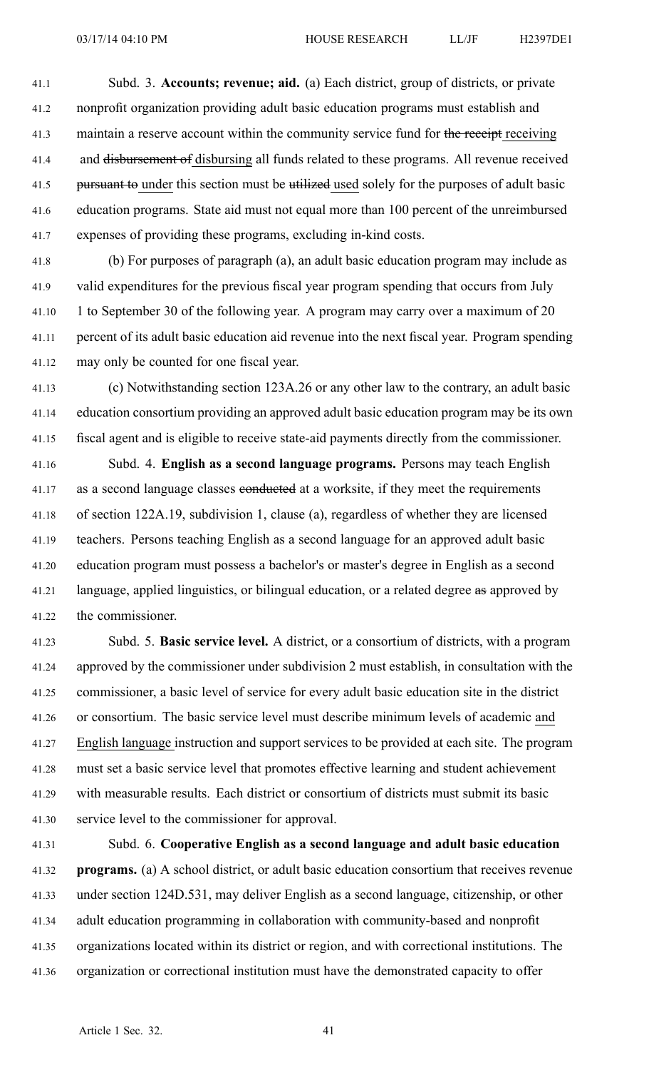Subd. 3. **Accounts; revenue; aid.** (a) Each district, group of districts, or private nonprofit organization providing adult basic education programs must establish and maintain a reserve account within the community service fund for ~~the receipt~~ receiving and ~~disbursement of~~ disbursing all funds related to these programs. All revenue received ~~pursuant to~~ under this section must be ~~utilized~~ used solely for the purposes of adult basic education programs. State aid must not equal more than 100 percent of the unreimbursed expenses of providing these programs, excluding in-kind costs.

(b) For purposes of paragraph (a), an adult basic education program may include as valid expenditures for the previous fiscal year program spending that occurs from July 1 to September 30 of the following year. A program may carry over a maximum of 20 percent of its adult basic education aid revenue into the next fiscal year. Program spending may only be counted for one fiscal year.

(c) Notwithstanding section 123A.26 or any other law to the contrary, an adult basic education consortium providing an approved adult basic education program may be its own fiscal agent and is eligible to receive state-aid payments directly from the commissioner.

Subd. 4. **English as a second language programs.** Persons may teach English as a second language classes ~~conducted~~ at a worksite, if they meet the requirements of section 122A.19, subdivision 1, clause (a), regardless of whether they are licensed teachers. Persons teaching English as a second language for an approved adult basic education program must possess a bachelor's or master's degree in English as a second language, applied linguistics, or bilingual education, or a related degree ~~as~~ approved by the commissioner.

Subd. 5. **Basic service level.** A district, or a consortium of districts, with a program approved by the commissioner under subdivision 2 must establish, in consultation with the commissioner, a basic level of service for every adult basic education site in the district or consortium. The basic service level must describe minimum levels of academic and English language instruction and support services to be provided at each site. The program must set a basic service level that promotes effective learning and student achievement with measurable results. Each district or consortium of districts must submit its basic service level to the commissioner for approval.

Subd. 6. **Cooperative English as a second language and adult basic education programs.** (a) A school district, or adult basic education consortium that receives revenue under section 124D.531, may deliver English as a second language, citizenship, or other adult education programming in collaboration with community-based and nonprofit organizations located within its district or region, and with correctional institutions. The organization or correctional institution must have the demonstrated capacity to offer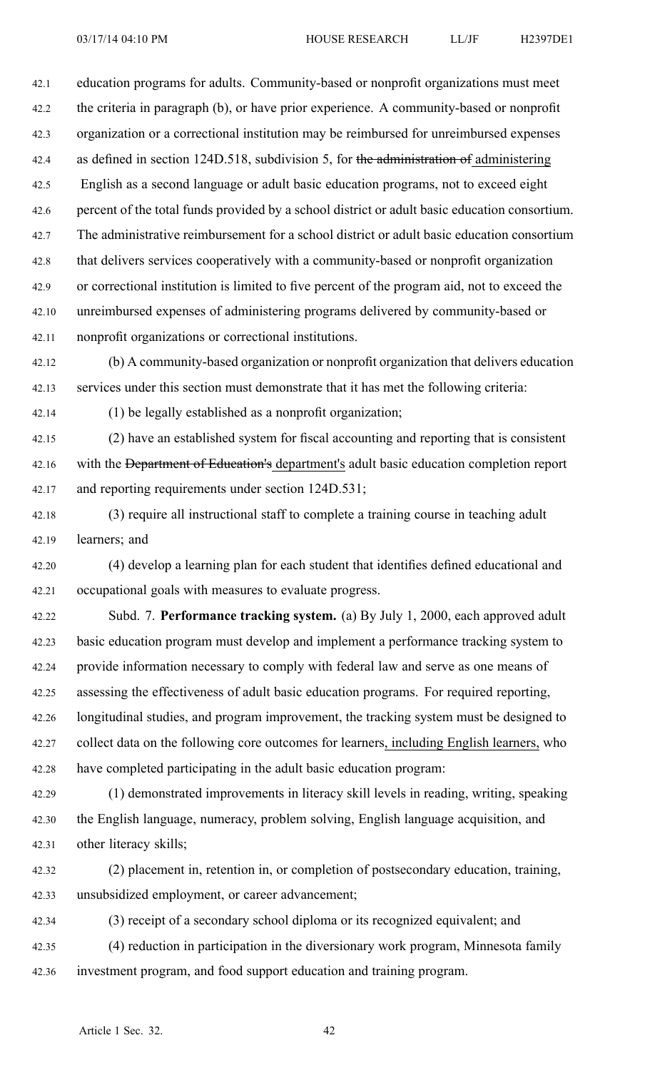education programs for adults. Community-based or nonprofit organizations must meet the criteria in paragraph (b), or have prior experience. A community-based or nonprofit organization or a correctional institution may be reimbursed for unreimbursed expenses as defined in section 124D.518, subdivision 5, for ~~the administration of~~ administering English as a second language or adult basic education programs, not to exceed eight percent of the total funds provided by a school district or adult basic education consortium. The administrative reimbursement for a school district or adult basic education consortium that delivers services cooperatively with a community-based or nonprofit organization or correctional institution is limited to five percent of the program aid, not to exceed the unreimbursed expenses of administering programs delivered by community-based or nonprofit organizations or correctional institutions.

(b) A community-based organization or nonprofit organization that delivers education services under this section must demonstrate that it has met the following criteria:

(1) be legally established as a nonprofit organization;

(2) have an established system for fiscal accounting and reporting that is consistent with the ~~Department of Education's~~ department's adult basic education completion report and reporting requirements under section 124D.531;

(3) require all instructional staff to complete a training course in teaching adult learners; and

(4) develop a learning plan for each student that identifies defined educational and occupational goals with measures to evaluate progress.

Subd. 7. **Performance tracking system.** (a) By July 1, 2000, each approved adult basic education program must develop and implement a performance tracking system to provide information necessary to comply with federal law and serve as one means of assessing the effectiveness of adult basic education programs. For required reporting, longitudinal studies, and program improvement, the tracking system must be designed to collect data on the following core outcomes for learners, including English learners, who have completed participating in the adult basic education program:

(1) demonstrated improvements in literacy skill levels in reading, writing, speaking the English language, numeracy, problem solving, English language acquisition, and other literacy skills;

(2) placement in, retention in, or completion of postsecondary education, training, unsubsidized employment, or career advancement;

(3) receipt of a secondary school diploma or its recognized equivalent; and

(4) reduction in participation in the diversionary work program, Minnesota family investment program, and food support education and training program.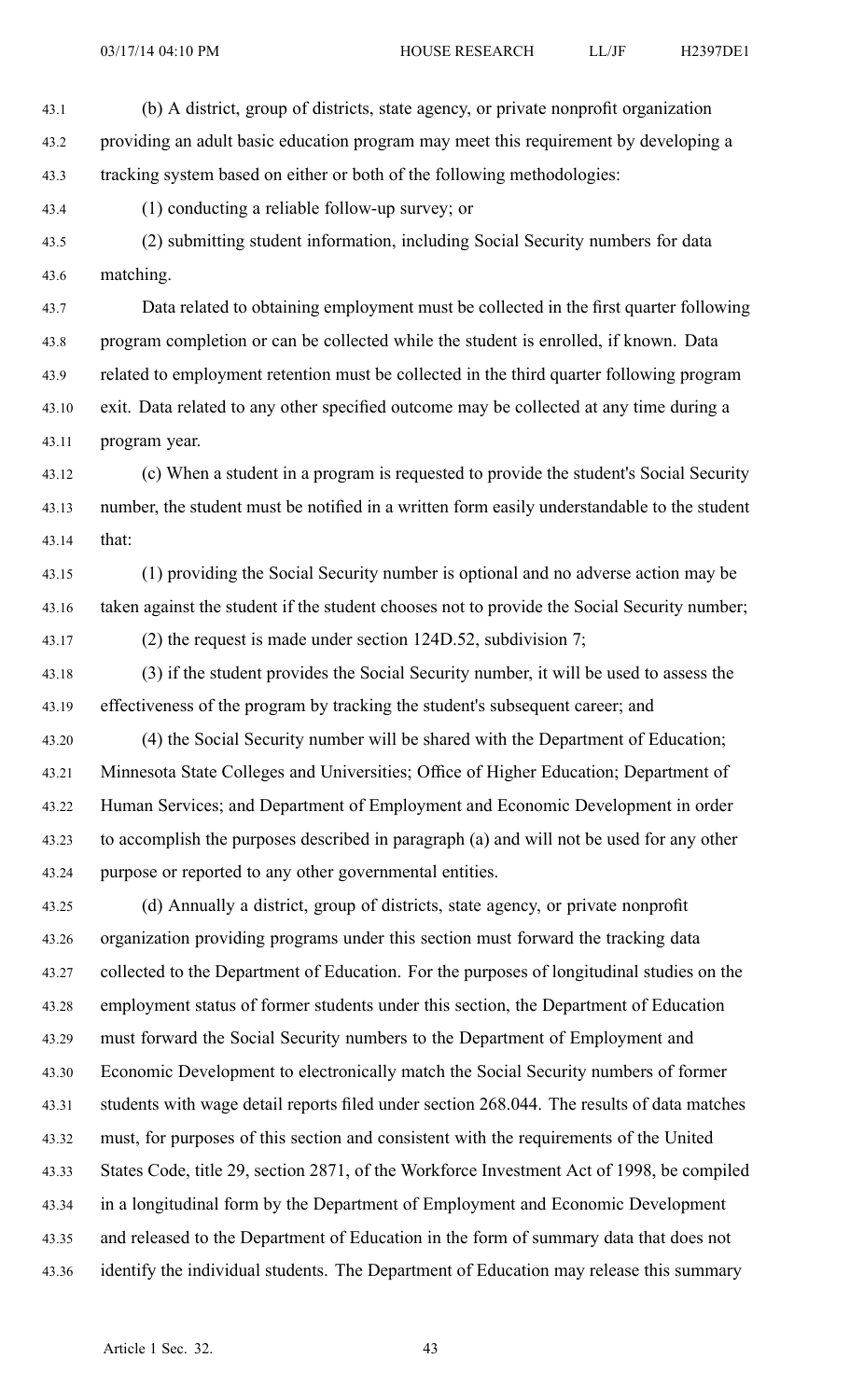(b) A district, group of districts, state agency, or private nonprofit organization providing an adult basic education program may meet this requirement by developing a tracking system based on either or both of the following methodologies:

(1) conducting a reliable follow-up survey; or

(2) submitting student information, including Social Security numbers for data matching.

Data related to obtaining employment must be collected in the first quarter following program completion or can be collected while the student is enrolled, if known. Data related to employment retention must be collected in the third quarter following program exit. Data related to any other specified outcome may be collected at any time during a program year.

(c) When a student in a program is requested to provide the student's Social Security number, the student must be notified in a written form easily understandable to the student that:

(1) providing the Social Security number is optional and no adverse action may be taken against the student if the student chooses not to provide the Social Security number;

(2) the request is made under section 124D.52, subdivision 7;

(3) if the student provides the Social Security number, it will be used to assess the effectiveness of the program by tracking the student's subsequent career; and

(4) the Social Security number will be shared with the Department of Education; Minnesota State Colleges and Universities; Office of Higher Education; Department of Human Services; and Department of Employment and Economic Development in order to accomplish the purposes described in paragraph (a) and will not be used for any other purpose or reported to any other governmental entities.

(d) Annually a district, group of districts, state agency, or private nonprofit organization providing programs under this section must forward the tracking data collected to the Department of Education. For the purposes of longitudinal studies on the employment status of former students under this section, the Department of Education must forward the Social Security numbers to the Department of Employment and Economic Development to electronically match the Social Security numbers of former students with wage detail reports filed under section 268.044. The results of data matches must, for purposes of this section and consistent with the requirements of the United States Code, title 29, section 2871, of the Workforce Investment Act of 1998, be compiled in a longitudinal form by the Department of Employment and Economic Development and released to the Department of Education in the form of summary data that does not identify the individual students. The Department of Education may release this summary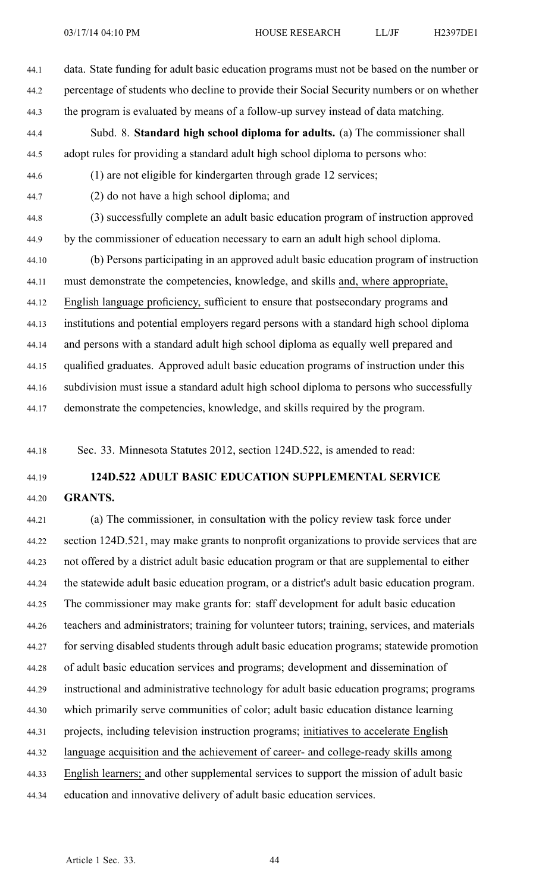data. State funding for adult basic education programs must not be based on the number or percentage of students who decline to provide their Social Security numbers or on whether the program is evaluated by means of a follow-up survey instead of data matching.

Subd. 8. **Standard high school diploma for adults.** (a) The commissioner shall adopt rules for providing a standard adult high school diploma to persons who:

(1) are not eligible for kindergarten through grade 12 services;

(2) do not have a high school diploma; and

(3) successfully complete an adult basic education program of instruction approved by the commissioner of education necessary to earn an adult high school diploma.

(b) Persons participating in an approved adult basic education program of instruction must demonstrate the competencies, knowledge, and skills and, where appropriate, English language proficiency, sufficient to ensure that postsecondary programs and institutions and potential employers regard persons with a standard high school diploma and persons with a standard adult high school diploma as equally well prepared and qualified graduates. Approved adult basic education programs of instruction under this subdivision must issue a standard adult high school diploma to persons who successfully demonstrate the competencies, knowledge, and skills required by the program.

Sec. 33. Minnesota Statutes 2012, section 124D.522, is amended to read:

**124D.522 ADULT BASIC EDUCATION SUPPLEMENTAL SERVICE GRANTS.**

(a) The commissioner, in consultation with the policy review task force under section 124D.521, may make grants to nonprofit organizations to provide services that are not offered by a district adult basic education program or that are supplemental to either the statewide adult basic education program, or a district's adult basic education program. The commissioner may make grants for: staff development for adult basic education teachers and administrators; training for volunteer tutors; training, services, and materials for serving disabled students through adult basic education programs; statewide promotion of adult basic education services and programs; development and dissemination of instructional and administrative technology for adult basic education programs; programs which primarily serve communities of color; adult basic education distance learning projects, including television instruction programs; initiatives to accelerate English language acquisition and the achievement of career- and college-ready skills among English learners; and other supplemental services to support the mission of adult basic education and innovative delivery of adult basic education services.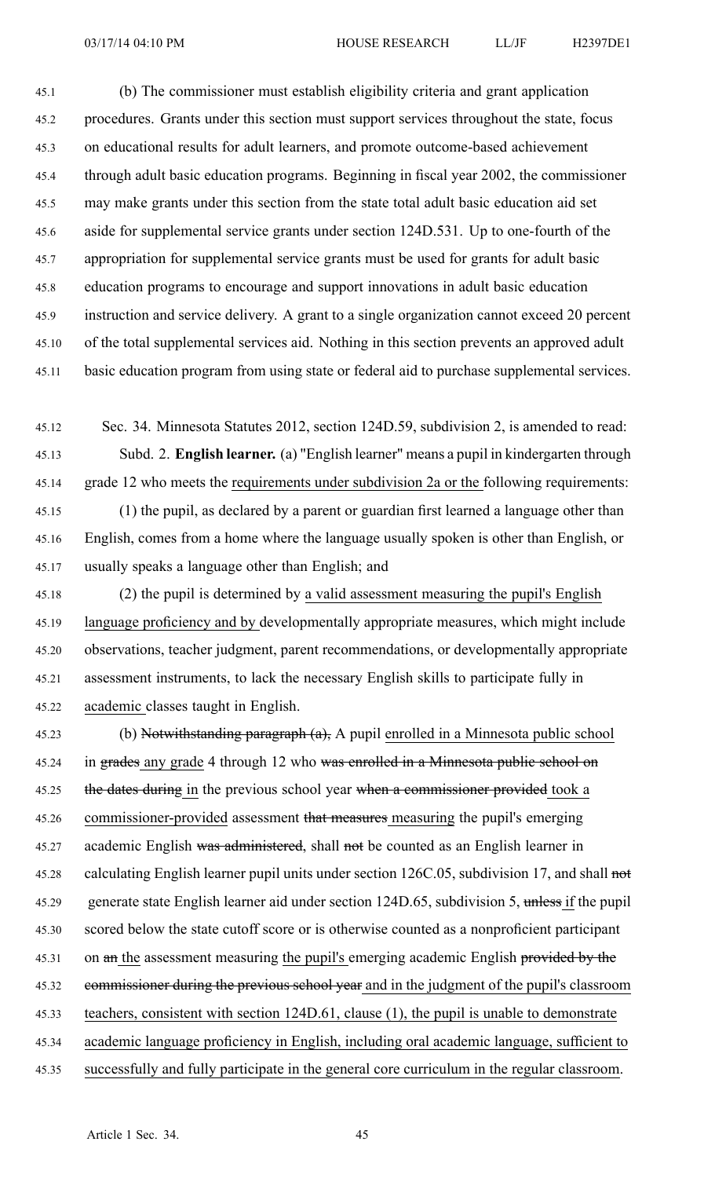(b) The commissioner must establish eligibility criteria and grant application procedures. Grants under this section must support services throughout the state, focus on educational results for adult learners, and promote outcome-based achievement through adult basic education programs. Beginning in fiscal year 2002, the commissioner may make grants under this section from the state total adult basic education aid set aside for supplemental service grants under section 124D.531. Up to one-fourth of the appropriation for supplemental service grants must be used for grants for adult basic education programs to encourage and support innovations in adult basic education instruction and service delivery. A grant to a single organization cannot exceed 20 percent of the total supplemental services aid. Nothing in this section prevents an approved adult basic education program from using state or federal aid to purchase supplemental services.

Sec. 34. Minnesota Statutes 2012, section 124D.59, subdivision 2, is amended to read:

Subd. 2. **English learner.** (a) "English learner" means a pupil in kindergarten through grade 12 who meets the <u>requirements under subdivision 2a or the</u> following requirements:

(1) the pupil, as declared by a parent or guardian first learned a language other than English, comes from a home where the language usually spoken is other than English, or usually speaks a language other than English; and

(2) the pupil is determined by <u>a valid assessment measuring the pupil's English language proficiency and by</u> developmentally appropriate measures, which might include observations, teacher judgment, parent recommendations, or developmentally appropriate assessment instruments, to lack the necessary English skills to participate fully in <u>academic</u> classes taught in English.

(b) ~~Notwithstanding paragraph (a),~~ A pupil <u>enrolled in a Minnesota public school</u> in ~~grades~~ <u>any grade</u> 4 through 12 who ~~was enrolled in a Minnesota public school on the dates during~~ <u>in</u> the previous school year ~~when a commissioner provided~~ <u>took a commissioner-provided</u> assessment ~~that measures~~ <u>measuring</u> the pupil's emerging academic English ~~was administered~~, shall ~~not~~ be counted as an English learner in calculating English learner pupil units under section 126C.05, subdivision 17, and shall ~~not~~ generate state English learner aid under section 124D.65, subdivision 5, ~~unless~~ <u>if</u> the pupil scored below the state cutoff score or is otherwise counted as a nonproficient participant on ~~an~~ <u>the</u> assessment measuring <u>the pupil's</u> emerging academic English ~~provided by the commissioner during the previous school year~~ <u>and in the judgment of the pupil's classroom teachers, consistent with section 124D.61, clause (1), the pupil is unable to demonstrate academic language proficiency in English, including oral academic language, sufficient to successfully and fully participate in the general core curriculum in the regular classroom</u>.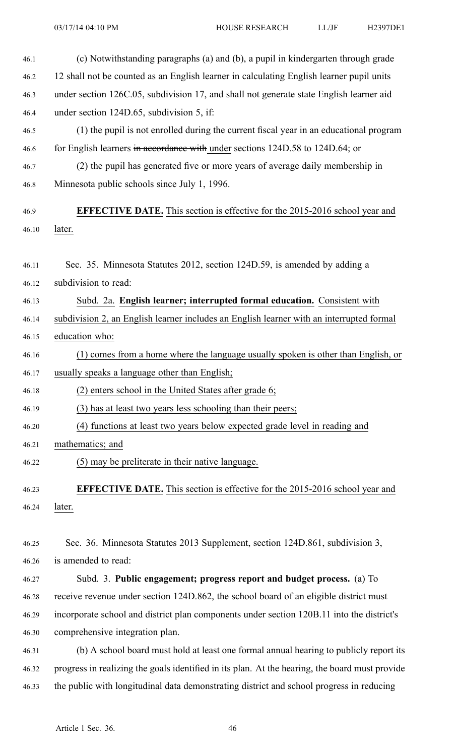(c) Notwithstanding paragraphs (a) and (b), a pupil in kindergarten through grade 12 shall not be counted as an English learner in calculating English learner pupil units under section 126C.05, subdivision 17, and shall not generate state English learner aid under section 124D.65, subdivision 5, if:

(1) the pupil is not enrolled during the current fiscal year in an educational program for English learners ~~in accordance with~~ under sections 124D.58 to 124D.64; or

(2) the pupil has generated five or more years of average daily membership in Minnesota public schools since July 1, 1996.

**EFFECTIVE DATE.** This section is effective for the 2015-2016 school year and later.

Sec. 35. Minnesota Statutes 2012, section 124D.59, is amended by adding a subdivision to read:

Subd. 2a. **English learner; interrupted formal education.** Consistent with subdivision 2, an English learner includes an English learner with an interrupted formal education who:

(1) comes from a home where the language usually spoken is other than English, or usually speaks a language other than English;

(2) enters school in the United States after grade 6;

(3) has at least two years less schooling than their peers;

(4) functions at least two years below expected grade level in reading and mathematics; and

(5) may be preliterate in their native language.

**EFFECTIVE DATE.** This section is effective for the 2015-2016 school year and later.

Sec. 36. Minnesota Statutes 2013 Supplement, section 124D.861, subdivision 3, is amended to read:

Subd. 3. **Public engagement; progress report and budget process.** (a) To receive revenue under section 124D.862, the school board of an eligible district must incorporate school and district plan components under section 120B.11 into the district's comprehensive integration plan.

(b) A school board must hold at least one formal annual hearing to publicly report its progress in realizing the goals identified in its plan. At the hearing, the board must provide the public with longitudinal data demonstrating district and school progress in reducing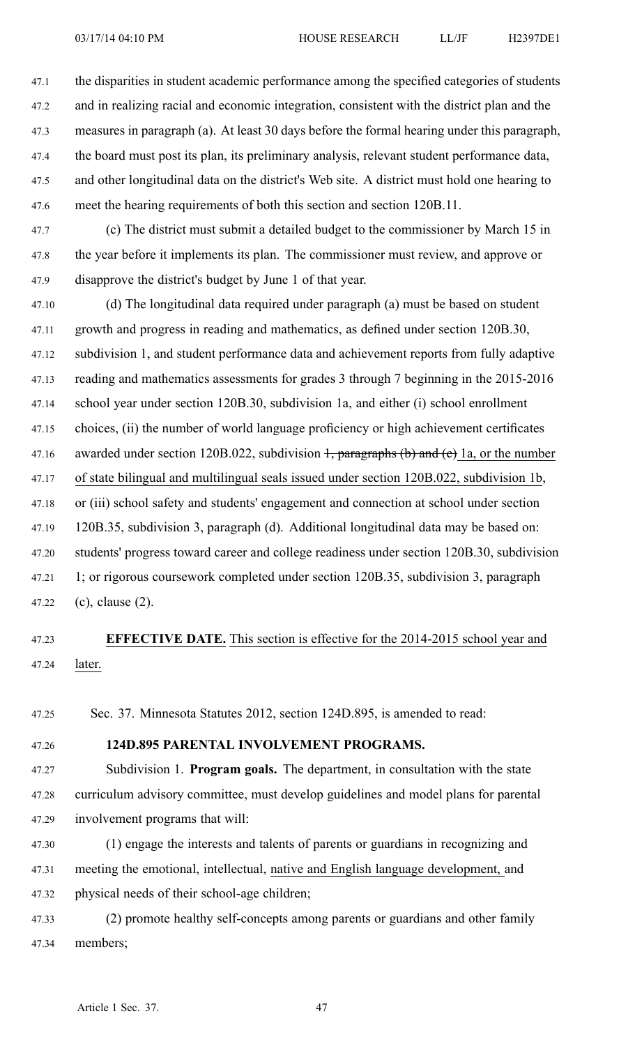the disparities in student academic performance among the specified categories of students and in realizing racial and economic integration, consistent with the district plan and the measures in paragraph (a). At least 30 days before the formal hearing under this paragraph, the board must post its plan, its preliminary analysis, relevant student performance data, and other longitudinal data on the district's Web site. A district must hold one hearing to meet the hearing requirements of both this section and section 120B.11.

(c) The district must submit a detailed budget to the commissioner by March 15 in the year before it implements its plan. The commissioner must review, and approve or disapprove the district's budget by June 1 of that year.

(d) The longitudinal data required under paragraph (a) must be based on student growth and progress in reading and mathematics, as defined under section 120B.30, subdivision 1, and student performance data and achievement reports from fully adaptive reading and mathematics assessments for grades 3 through 7 beginning in the 2015-2016 school year under section 120B.30, subdivision 1a, and either (i) school enrollment choices, (ii) the number of world language proficiency or high achievement certificates awarded under section 120B.022, subdivision ~~1, paragraphs (b) and (c)~~ 1a, or the number of state bilingual and multilingual seals issued under section 120B.022, subdivision 1b, or (iii) school safety and students' engagement and connection at school under section 120B.35, subdivision 3, paragraph (d). Additional longitudinal data may be based on: students' progress toward career and college readiness under section 120B.30, subdivision 1; or rigorous coursework completed under section 120B.35, subdivision 3, paragraph (c), clause (2).

**EFFECTIVE DATE.** This section is effective for the 2014-2015 school year and later.

Sec. 37. Minnesota Statutes 2012, section 124D.895, is amended to read:

**124D.895 PARENTAL INVOLVEMENT PROGRAMS.**

Subdivision 1. **Program goals.** The department, in consultation with the state curriculum advisory committee, must develop guidelines and model plans for parental involvement programs that will:

(1) engage the interests and talents of parents or guardians in recognizing and meeting the emotional, intellectual, native and English language development, and physical needs of their school-age children;

(2) promote healthy self-concepts among parents or guardians and other family members;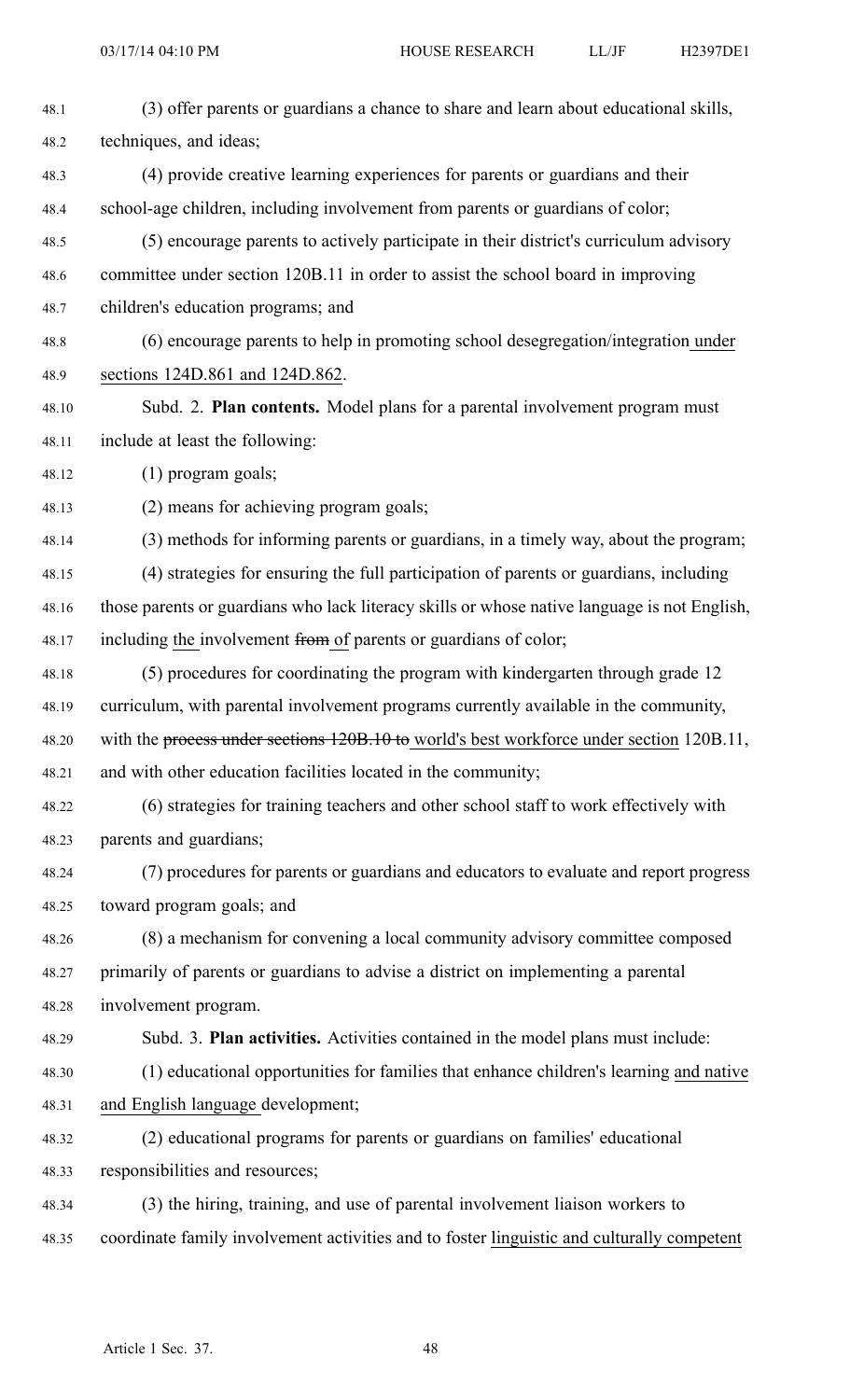(3) offer parents or guardians a chance to share and learn about educational skills, techniques, and ideas;

(4) provide creative learning experiences for parents or guardians and their school-age children, including involvement from parents or guardians of color;

(5) encourage parents to actively participate in their district's curriculum advisory committee under section 120B.11 in order to assist the school board in improving children's education programs; and

(6) encourage parents to help in promoting school desegregation/integration under sections 124D.861 and 124D.862.

Subd. 2. **Plan contents.** Model plans for a parental involvement program must include at least the following:

(1) program goals;

(2) means for achieving program goals;

(3) methods for informing parents or guardians, in a timely way, about the program;

(4) strategies for ensuring the full participation of parents or guardians, including those parents or guardians who lack literacy skills or whose native language is not English, including the involvement ~~from~~ of parents or guardians of color;

(5) procedures for coordinating the program with kindergarten through grade 12 curriculum, with parental involvement programs currently available in the community, with the ~~process under sections 120B.10 to~~ world's best workforce under section 120B.11, and with other education facilities located in the community;

(6) strategies for training teachers and other school staff to work effectively with parents and guardians;

(7) procedures for parents or guardians and educators to evaluate and report progress toward program goals; and

(8) a mechanism for convening a local community advisory committee composed primarily of parents or guardians to advise a district on implementing a parental involvement program.

Subd. 3. **Plan activities.** Activities contained in the model plans must include:

(1) educational opportunities for families that enhance children's learning and native and English language development;

(2) educational programs for parents or guardians on families' educational responsibilities and resources;

(3) the hiring, training, and use of parental involvement liaison workers to coordinate family involvement activities and to foster linguistic and culturally competent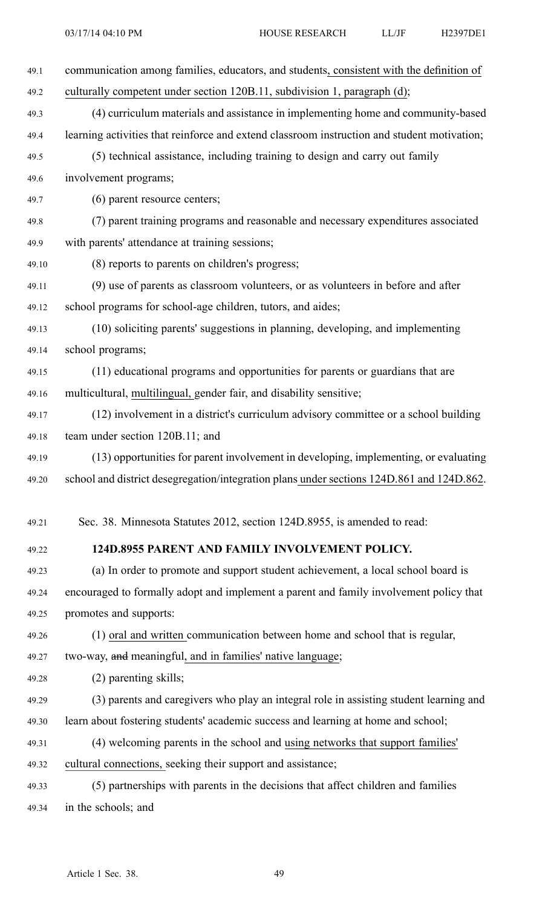communication among families, educators, and students, consistent with the definition of culturally competent under section 120B.11, subdivision 1, paragraph (d);

(4) curriculum materials and assistance in implementing home and community-based learning activities that reinforce and extend classroom instruction and student motivation;

(5) technical assistance, including training to design and carry out family involvement programs;

(6) parent resource centers;

(7) parent training programs and reasonable and necessary expenditures associated with parents' attendance at training sessions;

(8) reports to parents on children's progress;

(9) use of parents as classroom volunteers, or as volunteers in before and after school programs for school-age children, tutors, and aides;

(10) soliciting parents' suggestions in planning, developing, and implementing school programs;

(11) educational programs and opportunities for parents or guardians that are multicultural, multilingual, gender fair, and disability sensitive;

(12) involvement in a district's curriculum advisory committee or a school building team under section 120B.11; and

(13) opportunities for parent involvement in developing, implementing, or evaluating school and district desegregation/integration plans under sections 124D.861 and 124D.862.

Sec. 38. Minnesota Statutes 2012, section 124D.8955, is amended to read:

**124D.8955 PARENT AND FAMILY INVOLVEMENT POLICY.**

(a) In order to promote and support student achievement, a local school board is encouraged to formally adopt and implement a parent and family involvement policy that promotes and supports:

(1) oral and written communication between home and school that is regular, two-way, ~~and~~ meaningful, and in families' native language;

(2) parenting skills;

(3) parents and caregivers who play an integral role in assisting student learning and learn about fostering students' academic success and learning at home and school;

(4) welcoming parents in the school and using networks that support families' cultural connections, seeking their support and assistance;

(5) partnerships with parents in the decisions that affect children and families in the schools; and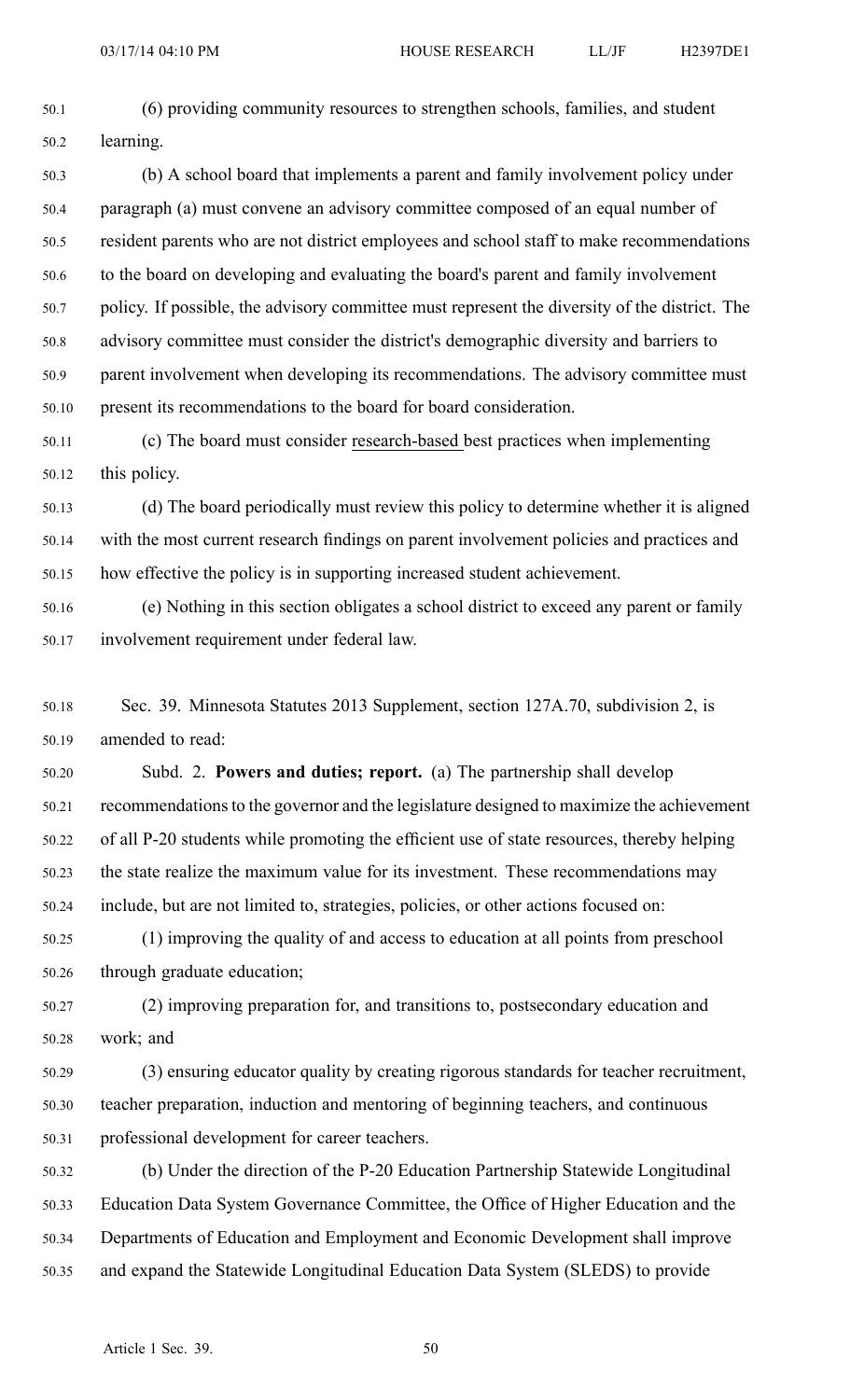(6) providing community resources to strengthen schools, families, and student learning.

(b) A school board that implements a parent and family involvement policy under paragraph (a) must convene an advisory committee composed of an equal number of resident parents who are not district employees and school staff to make recommendations to the board on developing and evaluating the board's parent and family involvement policy. If possible, the advisory committee must represent the diversity of the district. The advisory committee must consider the district's demographic diversity and barriers to parent involvement when developing its recommendations. The advisory committee must present its recommendations to the board for board consideration.

(c) The board must consider research-based best practices when implementing this policy.

(d) The board periodically must review this policy to determine whether it is aligned with the most current research findings on parent involvement policies and practices and how effective the policy is in supporting increased student achievement.

(e) Nothing in this section obligates a school district to exceed any parent or family involvement requirement under federal law.

Sec. 39. Minnesota Statutes 2013 Supplement, section 127A.70, subdivision 2, is amended to read:

Subd. 2. **Powers and duties; report.** (a) The partnership shall develop recommendations to the governor and the legislature designed to maximize the achievement of all P-20 students while promoting the efficient use of state resources, thereby helping the state realize the maximum value for its investment. These recommendations may include, but are not limited to, strategies, policies, or other actions focused on:

(1) improving the quality of and access to education at all points from preschool through graduate education;

(2) improving preparation for, and transitions to, postsecondary education and work; and

(3) ensuring educator quality by creating rigorous standards for teacher recruitment, teacher preparation, induction and mentoring of beginning teachers, and continuous professional development for career teachers.

(b) Under the direction of the P-20 Education Partnership Statewide Longitudinal Education Data System Governance Committee, the Office of Higher Education and the Departments of Education and Employment and Economic Development shall improve and expand the Statewide Longitudinal Education Data System (SLEDS) to provide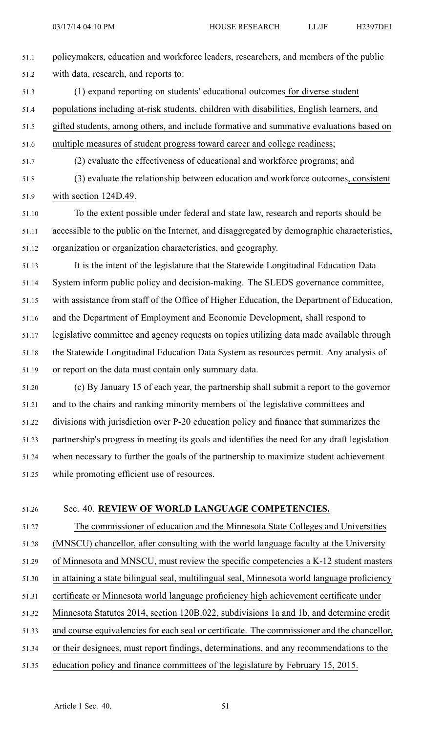policymakers, education and workforce leaders, researchers, and members of the public with data, research, and reports to:

(1) expand reporting on students' educational outcomes for diverse student populations including at-risk students, children with disabilities, English learners, and gifted students, among others, and include formative and summative evaluations based on multiple measures of student progress toward career and college readiness;

(2) evaluate the effectiveness of educational and workforce programs; and

(3) evaluate the relationship between education and workforce outcomes, consistent with section 124D.49.

To the extent possible under federal and state law, research and reports should be accessible to the public on the Internet, and disaggregated by demographic characteristics, organization or organization characteristics, and geography.

It is the intent of the legislature that the Statewide Longitudinal Education Data System inform public policy and decision-making. The SLEDS governance committee, with assistance from staff of the Office of Higher Education, the Department of Education, and the Department of Employment and Economic Development, shall respond to legislative committee and agency requests on topics utilizing data made available through the Statewide Longitudinal Education Data System as resources permit. Any analysis of or report on the data must contain only summary data.

(c) By January 15 of each year, the partnership shall submit a report to the governor and to the chairs and ranking minority members of the legislative committees and divisions with jurisdiction over P-20 education policy and finance that summarizes the partnership's progress in meeting its goals and identifies the need for any draft legislation when necessary to further the goals of the partnership to maximize student achievement while promoting efficient use of resources.

Sec. 40. **REVIEW OF WORLD LANGUAGE COMPETENCIES.**

The commissioner of education and the Minnesota State Colleges and Universities (MNSCU) chancellor, after consulting with the world language faculty at the University of Minnesota and MNSCU, must review the specific competencies a K-12 student masters in attaining a state bilingual seal, multilingual seal, Minnesota world language proficiency certificate or Minnesota world language proficiency high achievement certificate under Minnesota Statutes 2014, section 120B.022, subdivisions 1a and 1b, and determine credit and course equivalencies for each seal or certificate. The commissioner and the chancellor, or their designees, must report findings, determinations, and any recommendations to the education policy and finance committees of the legislature by February 15, 2015.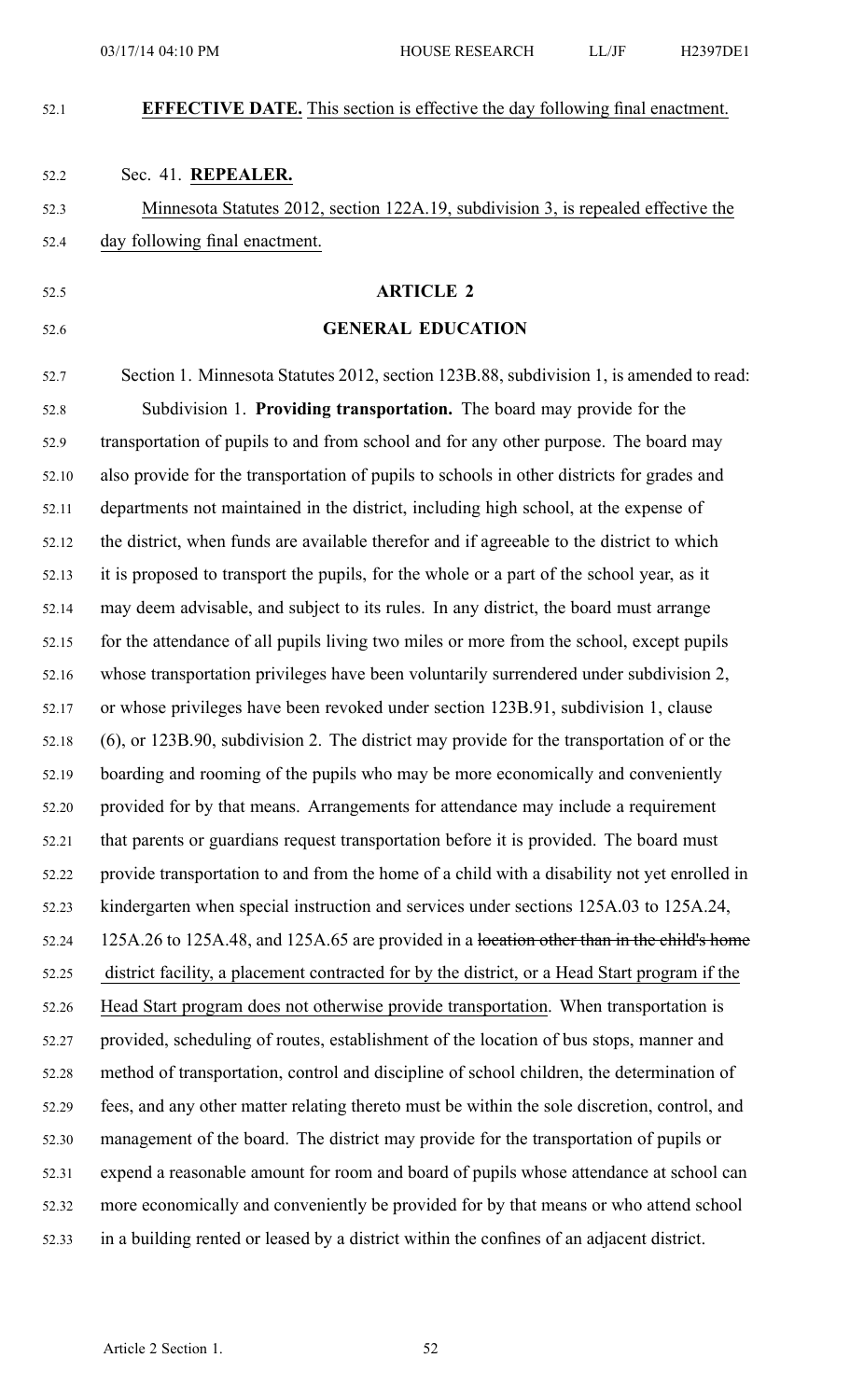**EFFECTIVE DATE.** This section is effective the day following final enactment.

Sec. 41. **REPEALER.**

Minnesota Statutes 2012, section 122A.19, subdivision 3, is repealed effective the day following final enactment.

## ARTICLE 2

## GENERAL EDUCATION

Section 1. Minnesota Statutes 2012, section 123B.88, subdivision 1, is amended to read:

Subdivision 1. **Providing transportation.** The board may provide for the transportation of pupils to and from school and for any other purpose. The board may also provide for the transportation of pupils to schools in other districts for grades and departments not maintained in the district, including high school, at the expense of the district, when funds are available therefor and if agreeable to the district to which it is proposed to transport the pupils, for the whole or a part of the school year, as it may deem advisable, and subject to its rules. In any district, the board must arrange for the attendance of all pupils living two miles or more from the school, except pupils whose transportation privileges have been voluntarily surrendered under subdivision 2, or whose privileges have been revoked under section 123B.91, subdivision 1, clause (6), or 123B.90, subdivision 2. The district may provide for the transportation of or the boarding and rooming of the pupils who may be more economically and conveniently provided for by that means. Arrangements for attendance may include a requirement that parents or guardians request transportation before it is provided. The board must provide transportation to and from the home of a child with a disability not yet enrolled in kindergarten when special instruction and services under sections 125A.03 to 125A.24, 125A.26 to 125A.48, and 125A.65 are provided in a ~~location other than in the child's home~~ district facility, a placement contracted for by the district, or a Head Start program if the Head Start program does not otherwise provide transportation. When transportation is provided, scheduling of routes, establishment of the location of bus stops, manner and method of transportation, control and discipline of school children, the determination of fees, and any other matter relating thereto must be within the sole discretion, control, and management of the board. The district may provide for the transportation of pupils or expend a reasonable amount for room and board of pupils whose attendance at school can more economically and conveniently be provided for by that means or who attend school in a building rented or leased by a district within the confines of an adjacent district.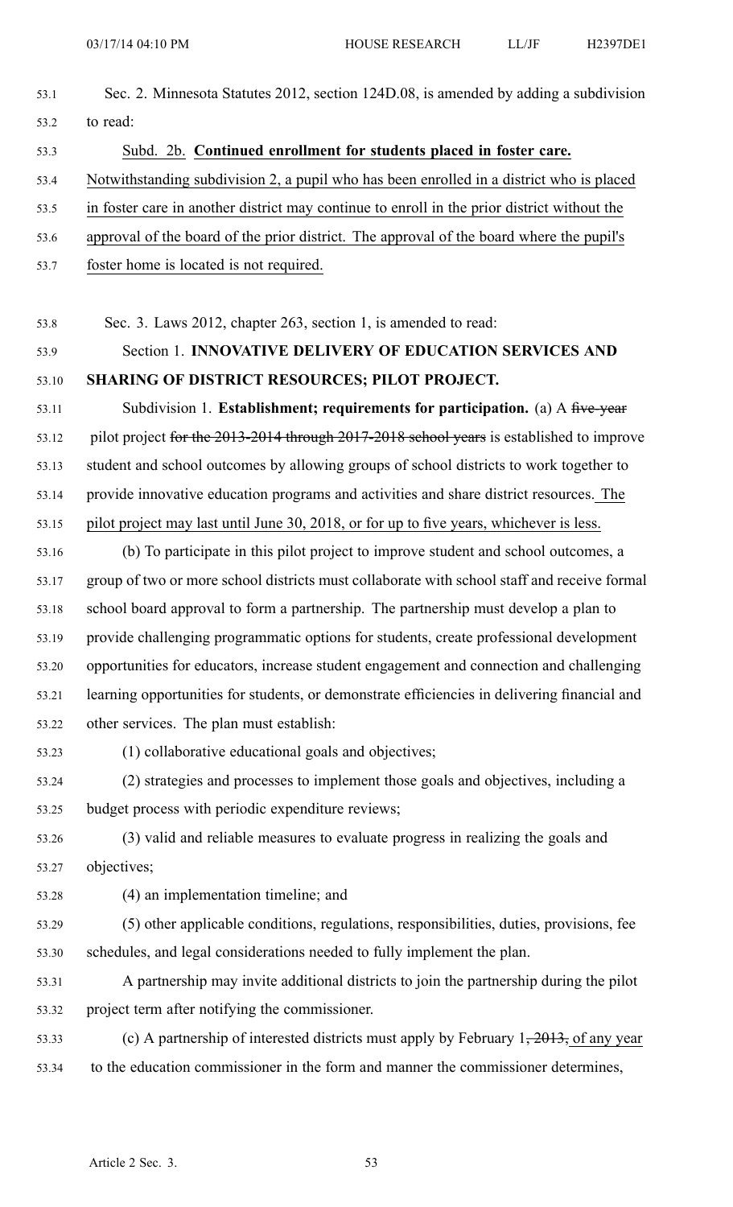Sec. 2. Minnesota Statutes 2012, section 124D.08, is amended by adding a subdivision to read:

Subd. 2b. **Continued enrollment for students placed in foster care.** Notwithstanding subdivision 2, a pupil who has been enrolled in a district who is placed in foster care in another district may continue to enroll in the prior district without the approval of the board of the prior district. The approval of the board where the pupil's foster home is located is not required.

Sec. 3. Laws 2012, chapter 263, section 1, is amended to read:

Section 1. **INNOVATIVE DELIVERY OF EDUCATION SERVICES AND SHARING OF DISTRICT RESOURCES; PILOT PROJECT.**

Subdivision 1. **Establishment; requirements for participation.** (a) A ~~five-year~~ pilot project ~~for the 2013-2014 through 2017-2018 school years~~ is established to improve student and school outcomes by allowing groups of school districts to work together to provide innovative education programs and activities and share district resources. The pilot project may last until June 30, 2018, or for up to five years, whichever is less.

(b) To participate in this pilot project to improve student and school outcomes, a group of two or more school districts must collaborate with school staff and receive formal school board approval to form a partnership. The partnership must develop a plan to provide challenging programmatic options for students, create professional development opportunities for educators, increase student engagement and connection and challenging learning opportunities for students, or demonstrate efficiencies in delivering financial and other services. The plan must establish:

(1) collaborative educational goals and objectives;

(2) strategies and processes to implement those goals and objectives, including a budget process with periodic expenditure reviews;

(3) valid and reliable measures to evaluate progress in realizing the goals and objectives;

(4) an implementation timeline; and

(5) other applicable conditions, regulations, responsibilities, duties, provisions, fee schedules, and legal considerations needed to fully implement the plan.

A partnership may invite additional districts to join the partnership during the pilot project term after notifying the commissioner.

(c) A partnership of interested districts must apply by February 1~~, 2013,~~ of any year to the education commissioner in the form and manner the commissioner determines,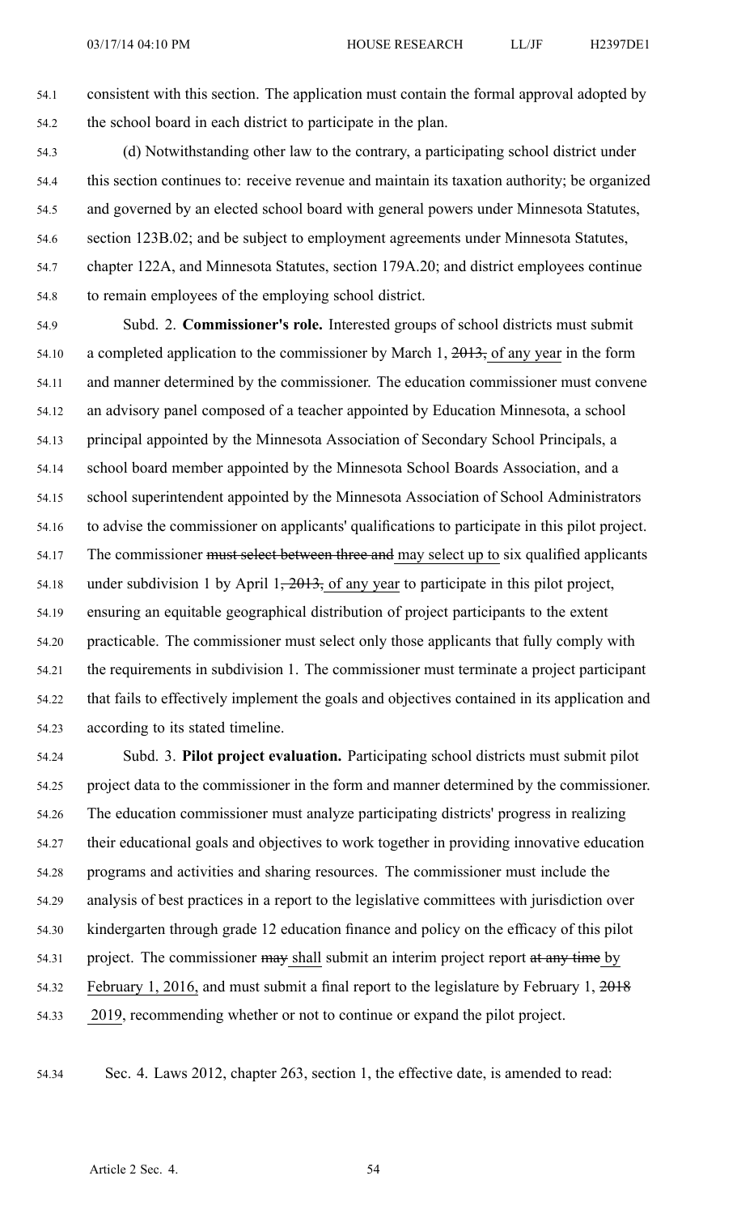consistent with this section. The application must contain the formal approval adopted by the school board in each district to participate in the plan.

(d) Notwithstanding other law to the contrary, a participating school district under this section continues to: receive revenue and maintain its taxation authority; be organized and governed by an elected school board with general powers under Minnesota Statutes, section 123B.02; and be subject to employment agreements under Minnesota Statutes, chapter 122A, and Minnesota Statutes, section 179A.20; and district employees continue to remain employees of the employing school district.

Subd. 2. **Commissioner's role.** Interested groups of school districts must submit a completed application to the commissioner by March 1, ~~2013,~~ of any year in the form and manner determined by the commissioner. The education commissioner must convene an advisory panel composed of a teacher appointed by Education Minnesota, a school principal appointed by the Minnesota Association of Secondary School Principals, a school board member appointed by the Minnesota School Boards Association, and a school superintendent appointed by the Minnesota Association of School Administrators to advise the commissioner on applicants' qualifications to participate in this pilot project. The commissioner ~~must select between three and~~ may select up to six qualified applicants under subdivision 1 by April 1~~, 2013,~~ of any year to participate in this pilot project, ensuring an equitable geographical distribution of project participants to the extent practicable. The commissioner must select only those applicants that fully comply with the requirements in subdivision 1. The commissioner must terminate a project participant that fails to effectively implement the goals and objectives contained in its application and according to its stated timeline.

Subd. 3. **Pilot project evaluation.** Participating school districts must submit pilot project data to the commissioner in the form and manner determined by the commissioner. The education commissioner must analyze participating districts' progress in realizing their educational goals and objectives to work together in providing innovative education programs and activities and sharing resources. The commissioner must include the analysis of best practices in a report to the legislative committees with jurisdiction over kindergarten through grade 12 education finance and policy on the efficacy of this pilot project. The commissioner ~~may~~ shall submit an interim project report ~~at any time~~ by February 1, 2016, and must submit a final report to the legislature by February 1, ~~2018~~ 2019, recommending whether or not to continue or expand the pilot project.

Sec. 4. Laws 2012, chapter 263, section 1, the effective date, is amended to read: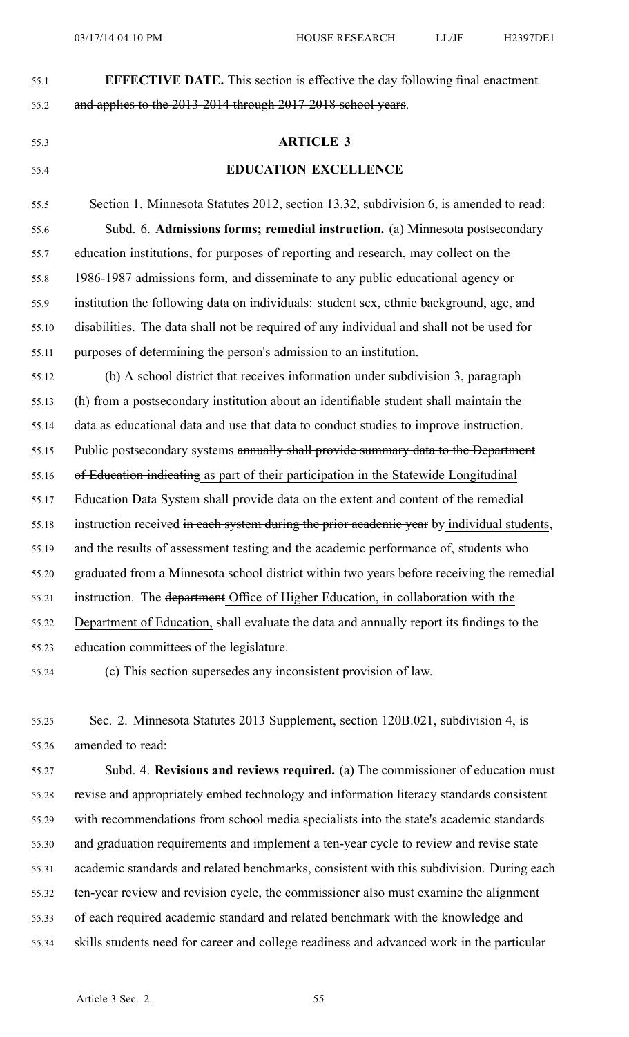**EFFECTIVE DATE.** This section is effective the day following final enactment ~~and applies to the 2013-2014 through 2017-2018 school years~~.

## ARTICLE 3

## EDUCATION EXCELLENCE

Section 1. Minnesota Statutes 2012, section 13.32, subdivision 6, is amended to read:

Subd. 6. **Admissions forms; remedial instruction.** (a) Minnesota postsecondary education institutions, for purposes of reporting and research, may collect on the 1986-1987 admissions form, and disseminate to any public educational agency or institution the following data on individuals: student sex, ethnic background, age, and disabilities. The data shall not be required of any individual and shall not be used for purposes of determining the person's admission to an institution.

(b) A school district that receives information under subdivision 3, paragraph (h) from a postsecondary institution about an identifiable student shall maintain the data as educational data and use that data to conduct studies to improve instruction. Public postsecondary systems ~~annually shall provide summary data to the Department of Education indicating~~ as part of their participation in the Statewide Longitudinal Education Data System shall provide data on the extent and content of the remedial instruction received ~~in each system during the prior academic year~~ by individual students, and the results of assessment testing and the academic performance of, students who graduated from a Minnesota school district within two years before receiving the remedial instruction. The ~~department~~ Office of Higher Education, in collaboration with the Department of Education, shall evaluate the data and annually report its findings to the education committees of the legislature.

(c) This section supersedes any inconsistent provision of law.

Sec. 2. Minnesota Statutes 2013 Supplement, section 120B.021, subdivision 4, is amended to read:

Subd. 4. **Revisions and reviews required.** (a) The commissioner of education must revise and appropriately embed technology and information literacy standards consistent with recommendations from school media specialists into the state's academic standards and graduation requirements and implement a ten-year cycle to review and revise state academic standards and related benchmarks, consistent with this subdivision. During each ten-year review and revision cycle, the commissioner also must examine the alignment of each required academic standard and related benchmark with the knowledge and skills students need for career and college readiness and advanced work in the particular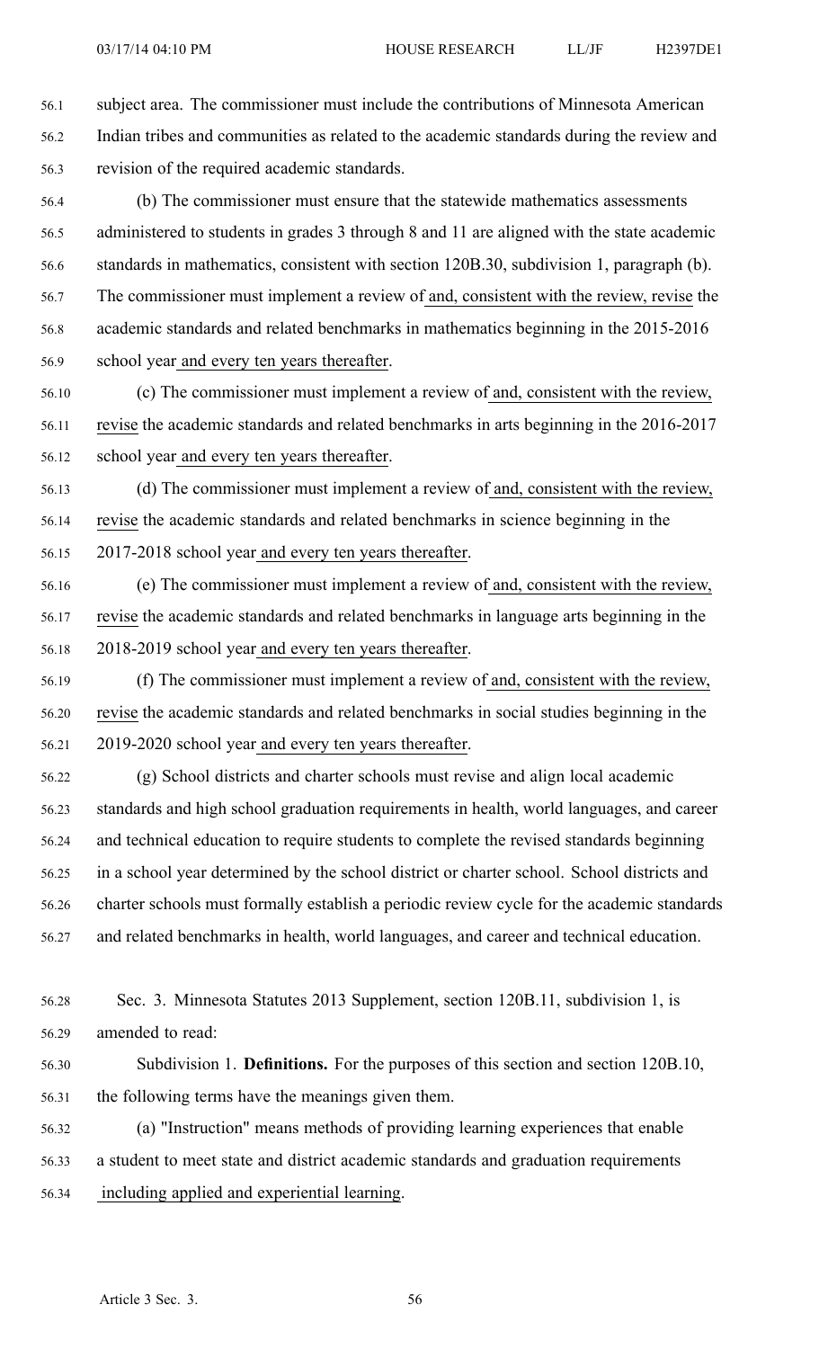subject area. The commissioner must include the contributions of Minnesota American Indian tribes and communities as related to the academic standards during the review and revision of the required academic standards.

(b) The commissioner must ensure that the statewide mathematics assessments administered to students in grades 3 through 8 and 11 are aligned with the state academic standards in mathematics, consistent with section 120B.30, subdivision 1, paragraph (b). The commissioner must implement a review of and, consistent with the review, revise the academic standards and related benchmarks in mathematics beginning in the 2015-2016 school year and every ten years thereafter.

(c) The commissioner must implement a review of and, consistent with the review, revise the academic standards and related benchmarks in arts beginning in the 2016-2017 school year and every ten years thereafter.

(d) The commissioner must implement a review of and, consistent with the review, revise the academic standards and related benchmarks in science beginning in the 2017-2018 school year and every ten years thereafter.

(e) The commissioner must implement a review of and, consistent with the review, revise the academic standards and related benchmarks in language arts beginning in the 2018-2019 school year and every ten years thereafter.

(f) The commissioner must implement a review of and, consistent with the review, revise the academic standards and related benchmarks in social studies beginning in the 2019-2020 school year and every ten years thereafter.

(g) School districts and charter schools must revise and align local academic standards and high school graduation requirements in health, world languages, and career and technical education to require students to complete the revised standards beginning in a school year determined by the school district or charter school. School districts and charter schools must formally establish a periodic review cycle for the academic standards and related benchmarks in health, world languages, and career and technical education.

Sec. 3. Minnesota Statutes 2013 Supplement, section 120B.11, subdivision 1, is amended to read:

Subdivision 1. **Definitions.** For the purposes of this section and section 120B.10, the following terms have the meanings given them.

(a) "Instruction" means methods of providing learning experiences that enable a student to meet state and district academic standards and graduation requirements including applied and experiential learning.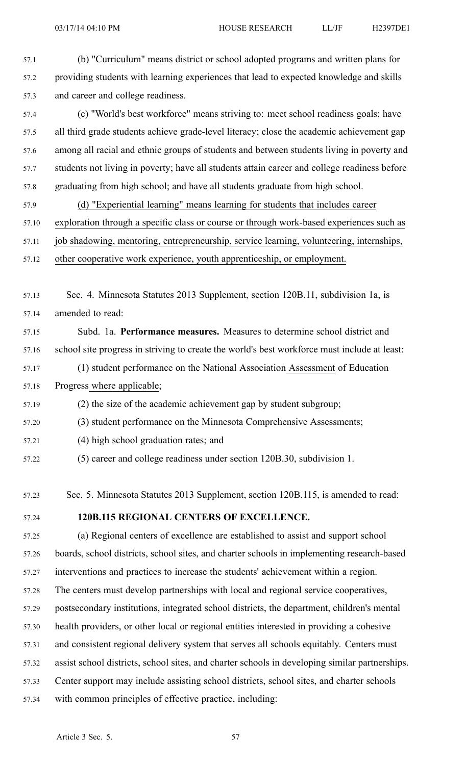(b) "Curriculum" means district or school adopted programs and written plans for providing students with learning experiences that lead to expected knowledge and skills and career and college readiness.

(c) "World's best workforce" means striving to: meet school readiness goals; have all third grade students achieve grade-level literacy; close the academic achievement gap among all racial and ethnic groups of students and between students living in poverty and students not living in poverty; have all students attain career and college readiness before graduating from high school; and have all students graduate from high school.

<u>(d) "Experiential learning" means learning for students that includes career exploration through a specific class or course or through work-based experiences such as job shadowing, mentoring, entrepreneurship, service learning, volunteering, internships, other cooperative work experience, youth apprenticeship, or employment.</u>

Sec. 4. Minnesota Statutes 2013 Supplement, section 120B.11, subdivision 1a, is amended to read:

Subd. 1a. **Performance measures.** Measures to determine school district and school site progress in striving to create the world's best workforce must include at least:

(1) student performance on the National ~~Association~~ <u>Assessment</u> of Education Progress <u>where applicable</u>;

(2) the size of the academic achievement gap by student subgroup;

(3) student performance on the Minnesota Comprehensive Assessments;

(4) high school graduation rates; and

(5) career and college readiness under section 120B.30, subdivision 1.

Sec. 5. Minnesota Statutes 2013 Supplement, section 120B.115, is amended to read:

**120B.115 REGIONAL CENTERS OF EXCELLENCE.**

(a) Regional centers of excellence are established to assist and support school boards, school districts, school sites, and charter schools in implementing research-based interventions and practices to increase the students' achievement within a region. The centers must develop partnerships with local and regional service cooperatives, postsecondary institutions, integrated school districts, the department, children's mental health providers, or other local or regional entities interested in providing a cohesive and consistent regional delivery system that serves all schools equitably. Centers must assist school districts, school sites, and charter schools in developing similar partnerships. Center support may include assisting school districts, school sites, and charter schools with common principles of effective practice, including: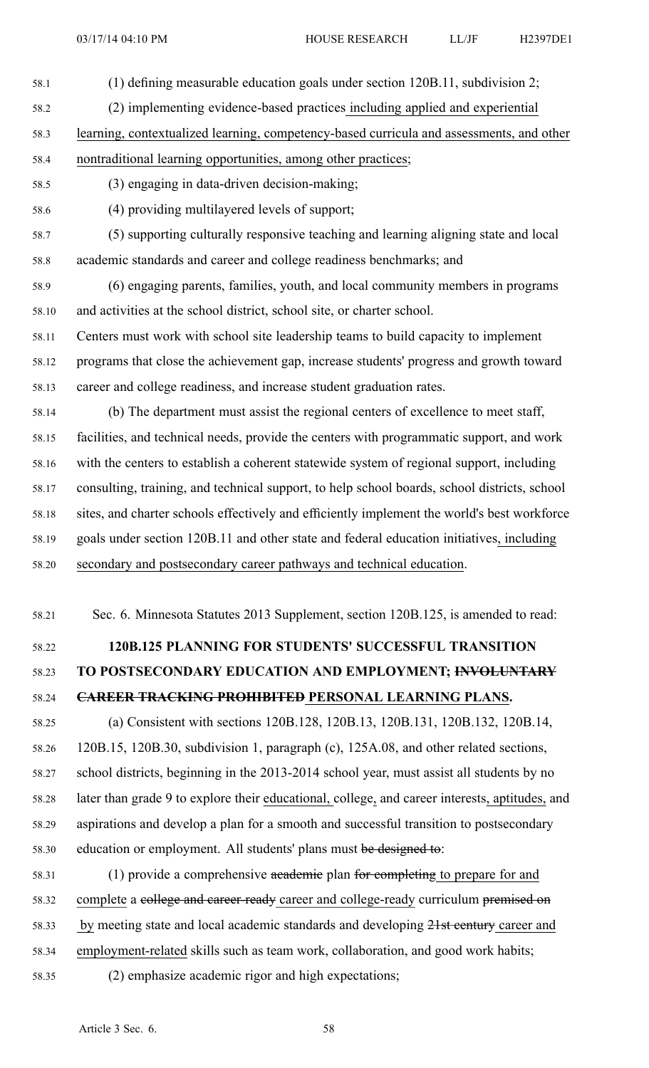(1) defining measurable education goals under section 120B.11, subdivision 2;

(2) implementing evidence-based practices including applied and experiential learning, contextualized learning, competency-based curricula and assessments, and other nontraditional learning opportunities, among other practices;

(3) engaging in data-driven decision-making;

(4) providing multilayered levels of support;

(5) supporting culturally responsive teaching and learning aligning state and local academic standards and career and college readiness benchmarks; and

(6) engaging parents, families, youth, and local community members in programs and activities at the school district, school site, or charter school.

Centers must work with school site leadership teams to build capacity to implement programs that close the achievement gap, increase students' progress and growth toward career and college readiness, and increase student graduation rates.

(b) The department must assist the regional centers of excellence to meet staff, facilities, and technical needs, provide the centers with programmatic support, and work with the centers to establish a coherent statewide system of regional support, including consulting, training, and technical support, to help school boards, school districts, school sites, and charter schools effectively and efficiently implement the world's best workforce goals under section 120B.11 and other state and federal education initiatives, including secondary and postsecondary career pathways and technical education.

Sec. 6. Minnesota Statutes 2013 Supplement, section 120B.125, is amended to read:

**120B.125 PLANNING FOR STUDENTS' SUCCESSFUL TRANSITION TO POSTSECONDARY EDUCATION AND EMPLOYMENT; ~~INVOLUNTARY CAREER TRACKING PROHIBITED~~ PERSONAL LEARNING PLANS.**

(a) Consistent with sections 120B.128, 120B.13, 120B.131, 120B.132, 120B.14, 120B.15, 120B.30, subdivision 1, paragraph (c), 125A.08, and other related sections, school districts, beginning in the 2013-2014 school year, must assist all students by no later than grade 9 to explore their educational, college, and career interests, aptitudes, and aspirations and develop a plan for a smooth and successful transition to postsecondary education or employment. All students' plans must ~~be designed to~~:

(1) provide a comprehensive ~~academic~~ plan ~~for completing~~ to prepare for and complete a ~~college and career-ready~~ career and college-ready curriculum ~~premised on~~ by meeting state and local academic standards and developing ~~21st century~~ career and employment-related skills such as team work, collaboration, and good work habits;

(2) emphasize academic rigor and high expectations;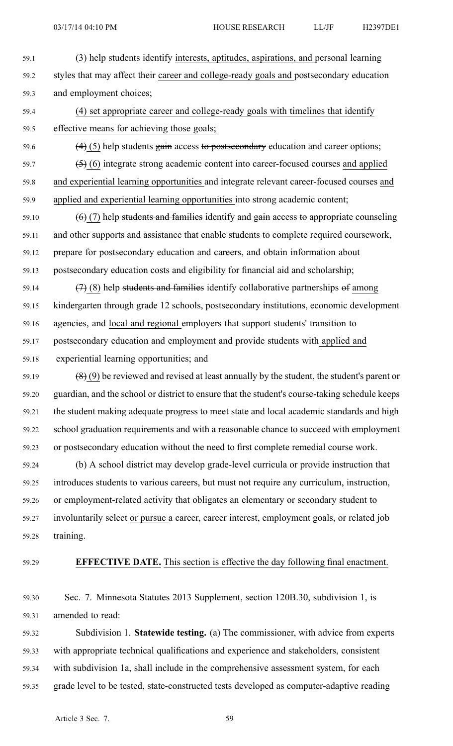(3) help students identify interests, aptitudes, aspirations, and personal learning styles that may affect their career and college-ready goals and postsecondary education and employment choices;

(4) set appropriate career and college-ready goals with timelines that identify effective means for achieving those goals;

~~(4)~~ (5) help students ~~gain~~ access ~~to postsecondary~~ education and career options;

~~(5)~~ (6) integrate strong academic content into career-focused courses and applied and experiential learning opportunities and integrate relevant career-focused courses and applied and experiential learning opportunities into strong academic content;

~~(6)~~ (7) help ~~students and families~~ identify and ~~gain~~ access ~~to~~ appropriate counseling and other supports and assistance that enable students to complete required coursework, prepare for postsecondary education and careers, and obtain information about postsecondary education costs and eligibility for financial aid and scholarship;

~~(7)~~ (8) help ~~students and families~~ identify collaborative partnerships ~~of~~ among kindergarten through grade 12 schools, postsecondary institutions, economic development agencies, and local and regional employers that support students' transition to postsecondary education and employment and provide students with applied and experiential learning opportunities; and

~~(8)~~ (9) be reviewed and revised at least annually by the student, the student's parent or guardian, and the school or district to ensure that the student's course-taking schedule keeps the student making adequate progress to meet state and local academic standards and high school graduation requirements and with a reasonable chance to succeed with employment or postsecondary education without the need to first complete remedial course work.

(b) A school district may develop grade-level curricula or provide instruction that introduces students to various careers, but must not require any curriculum, instruction, or employment-related activity that obligates an elementary or secondary student to involuntarily select or pursue a career, career interest, employment goals, or related job training.

**EFFECTIVE DATE.** This section is effective the day following final enactment.

Sec. 7. Minnesota Statutes 2013 Supplement, section 120B.30, subdivision 1, is amended to read:

Subdivision 1. **Statewide testing.** (a) The commissioner, with advice from experts with appropriate technical qualifications and experience and stakeholders, consistent with subdivision 1a, shall include in the comprehensive assessment system, for each grade level to be tested, state-constructed tests developed as computer-adaptive reading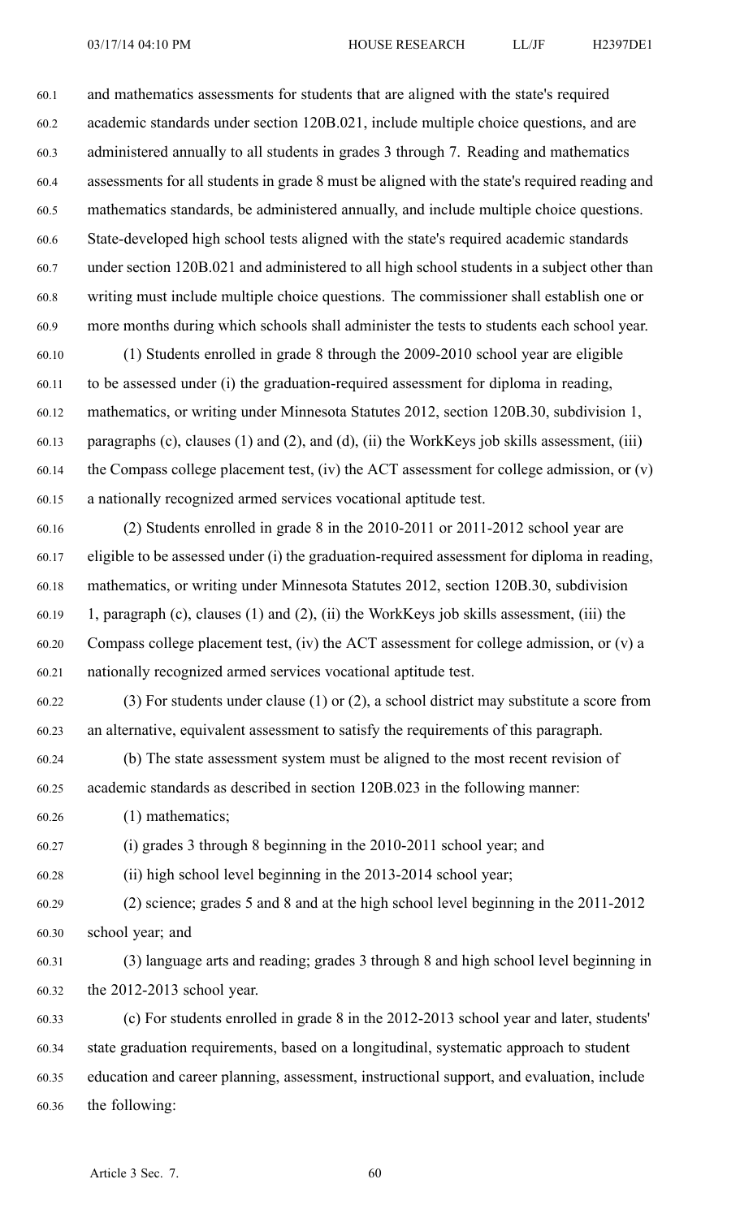and mathematics assessments for students that are aligned with the state's required academic standards under section 120B.021, include multiple choice questions, and are administered annually to all students in grades 3 through 7. Reading and mathematics assessments for all students in grade 8 must be aligned with the state's required reading and mathematics standards, be administered annually, and include multiple choice questions. State-developed high school tests aligned with the state's required academic standards under section 120B.021 and administered to all high school students in a subject other than writing must include multiple choice questions. The commissioner shall establish one or more months during which schools shall administer the tests to students each school year.

(1) Students enrolled in grade 8 through the 2009-2010 school year are eligible to be assessed under (i) the graduation-required assessment for diploma in reading, mathematics, or writing under Minnesota Statutes 2012, section 120B.30, subdivision 1, paragraphs (c), clauses (1) and (2), and (d), (ii) the WorkKeys job skills assessment, (iii) the Compass college placement test, (iv) the ACT assessment for college admission, or (v) a nationally recognized armed services vocational aptitude test.

(2) Students enrolled in grade 8 in the 2010-2011 or 2011-2012 school year are eligible to be assessed under (i) the graduation-required assessment for diploma in reading, mathematics, or writing under Minnesota Statutes 2012, section 120B.30, subdivision 1, paragraph (c), clauses (1) and (2), (ii) the WorkKeys job skills assessment, (iii) the Compass college placement test, (iv) the ACT assessment for college admission, or (v) a nationally recognized armed services vocational aptitude test.

(3) For students under clause (1) or (2), a school district may substitute a score from an alternative, equivalent assessment to satisfy the requirements of this paragraph.

(b) The state assessment system must be aligned to the most recent revision of academic standards as described in section 120B.023 in the following manner:

(1) mathematics;

(i) grades 3 through 8 beginning in the 2010-2011 school year; and

(ii) high school level beginning in the 2013-2014 school year;

(2) science; grades 5 and 8 and at the high school level beginning in the 2011-2012 school year; and

(3) language arts and reading; grades 3 through 8 and high school level beginning in the 2012-2013 school year.

(c) For students enrolled in grade 8 in the 2012-2013 school year and later, students' state graduation requirements, based on a longitudinal, systematic approach to student education and career planning, assessment, instructional support, and evaluation, include the following: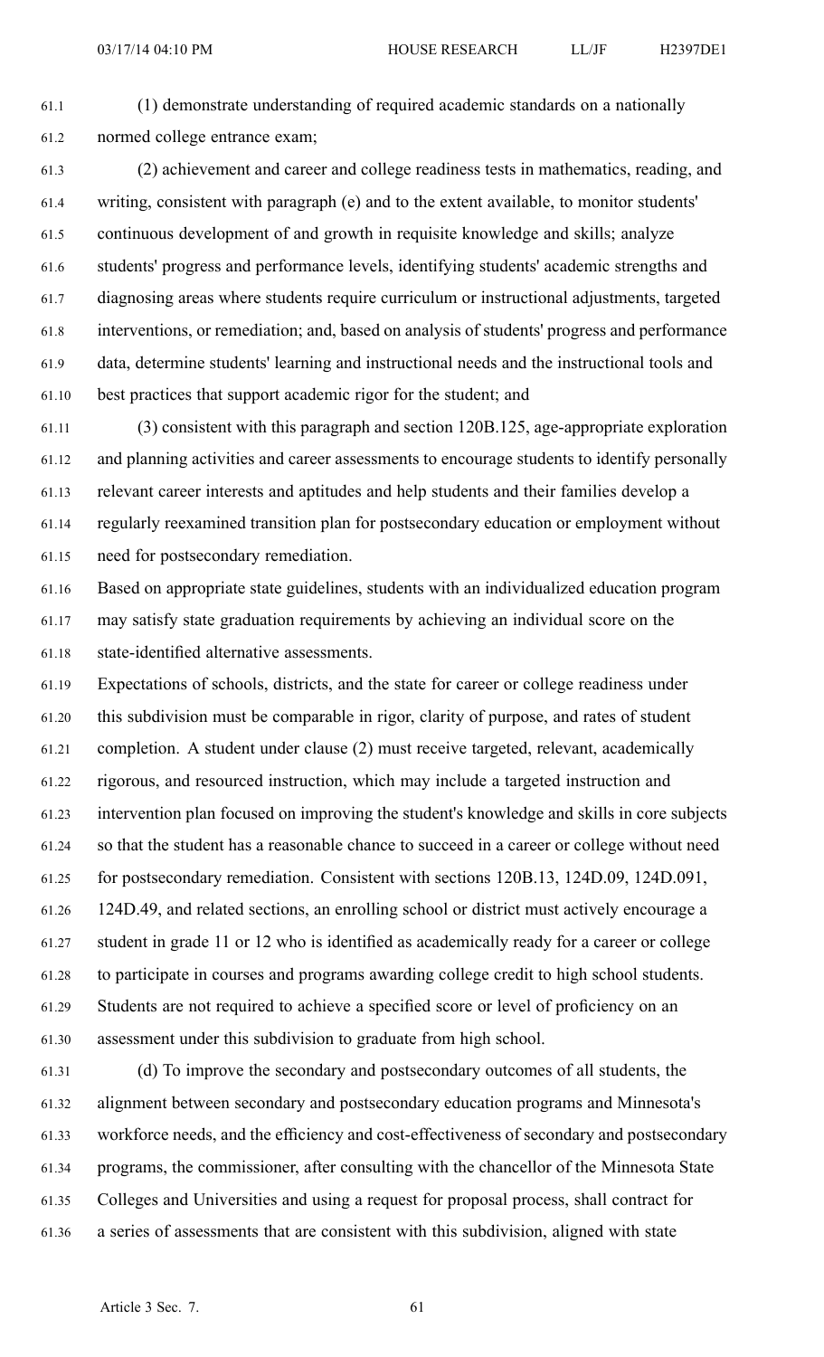(1) demonstrate understanding of required academic standards on a nationally normed college entrance exam;

(2) achievement and career and college readiness tests in mathematics, reading, and writing, consistent with paragraph (e) and to the extent available, to monitor students' continuous development of and growth in requisite knowledge and skills; analyze students' progress and performance levels, identifying students' academic strengths and diagnosing areas where students require curriculum or instructional adjustments, targeted interventions, or remediation; and, based on analysis of students' progress and performance data, determine students' learning and instructional needs and the instructional tools and best practices that support academic rigor for the student; and

(3) consistent with this paragraph and section 120B.125, age-appropriate exploration and planning activities and career assessments to encourage students to identify personally relevant career interests and aptitudes and help students and their families develop a regularly reexamined transition plan for postsecondary education or employment without need for postsecondary remediation.

Based on appropriate state guidelines, students with an individualized education program may satisfy state graduation requirements by achieving an individual score on the state-identified alternative assessments.

Expectations of schools, districts, and the state for career or college readiness under this subdivision must be comparable in rigor, clarity of purpose, and rates of student completion. A student under clause (2) must receive targeted, relevant, academically rigorous, and resourced instruction, which may include a targeted instruction and intervention plan focused on improving the student's knowledge and skills in core subjects so that the student has a reasonable chance to succeed in a career or college without need for postsecondary remediation. Consistent with sections 120B.13, 124D.09, 124D.091, 124D.49, and related sections, an enrolling school or district must actively encourage a student in grade 11 or 12 who is identified as academically ready for a career or college to participate in courses and programs awarding college credit to high school students. Students are not required to achieve a specified score or level of proficiency on an assessment under this subdivision to graduate from high school.

(d) To improve the secondary and postsecondary outcomes of all students, the alignment between secondary and postsecondary education programs and Minnesota's workforce needs, and the efficiency and cost-effectiveness of secondary and postsecondary programs, the commissioner, after consulting with the chancellor of the Minnesota State Colleges and Universities and using a request for proposal process, shall contract for a series of assessments that are consistent with this subdivision, aligned with state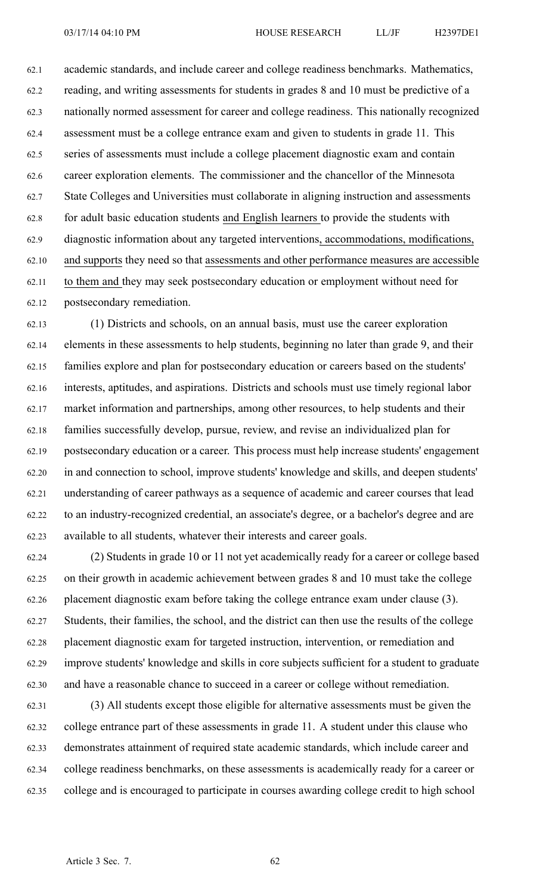academic standards, and include career and college readiness benchmarks. Mathematics, reading, and writing assessments for students in grades 8 and 10 must be predictive of a nationally normed assessment for career and college readiness. This nationally recognized assessment must be a college entrance exam and given to students in grade 11. This series of assessments must include a college placement diagnostic exam and contain career exploration elements. The commissioner and the chancellor of the Minnesota State Colleges and Universities must collaborate in aligning instruction and assessments for adult basic education students and English learners to provide the students with diagnostic information about any targeted interventions, accommodations, modifications, and supports they need so that assessments and other performance measures are accessible to them and they may seek postsecondary education or employment without need for postsecondary remediation.

(1) Districts and schools, on an annual basis, must use the career exploration elements in these assessments to help students, beginning no later than grade 9, and their families explore and plan for postsecondary education or careers based on the students' interests, aptitudes, and aspirations. Districts and schools must use timely regional labor market information and partnerships, among other resources, to help students and their families successfully develop, pursue, review, and revise an individualized plan for postsecondary education or a career. This process must help increase students' engagement in and connection to school, improve students' knowledge and skills, and deepen students' understanding of career pathways as a sequence of academic and career courses that lead to an industry-recognized credential, an associate's degree, or a bachelor's degree and are available to all students, whatever their interests and career goals.

(2) Students in grade 10 or 11 not yet academically ready for a career or college based on their growth in academic achievement between grades 8 and 10 must take the college placement diagnostic exam before taking the college entrance exam under clause (3). Students, their families, the school, and the district can then use the results of the college placement diagnostic exam for targeted instruction, intervention, or remediation and improve students' knowledge and skills in core subjects sufficient for a student to graduate and have a reasonable chance to succeed in a career or college without remediation.

(3) All students except those eligible for alternative assessments must be given the college entrance part of these assessments in grade 11. A student under this clause who demonstrates attainment of required state academic standards, which include career and college readiness benchmarks, on these assessments is academically ready for a career or college and is encouraged to participate in courses awarding college credit to high school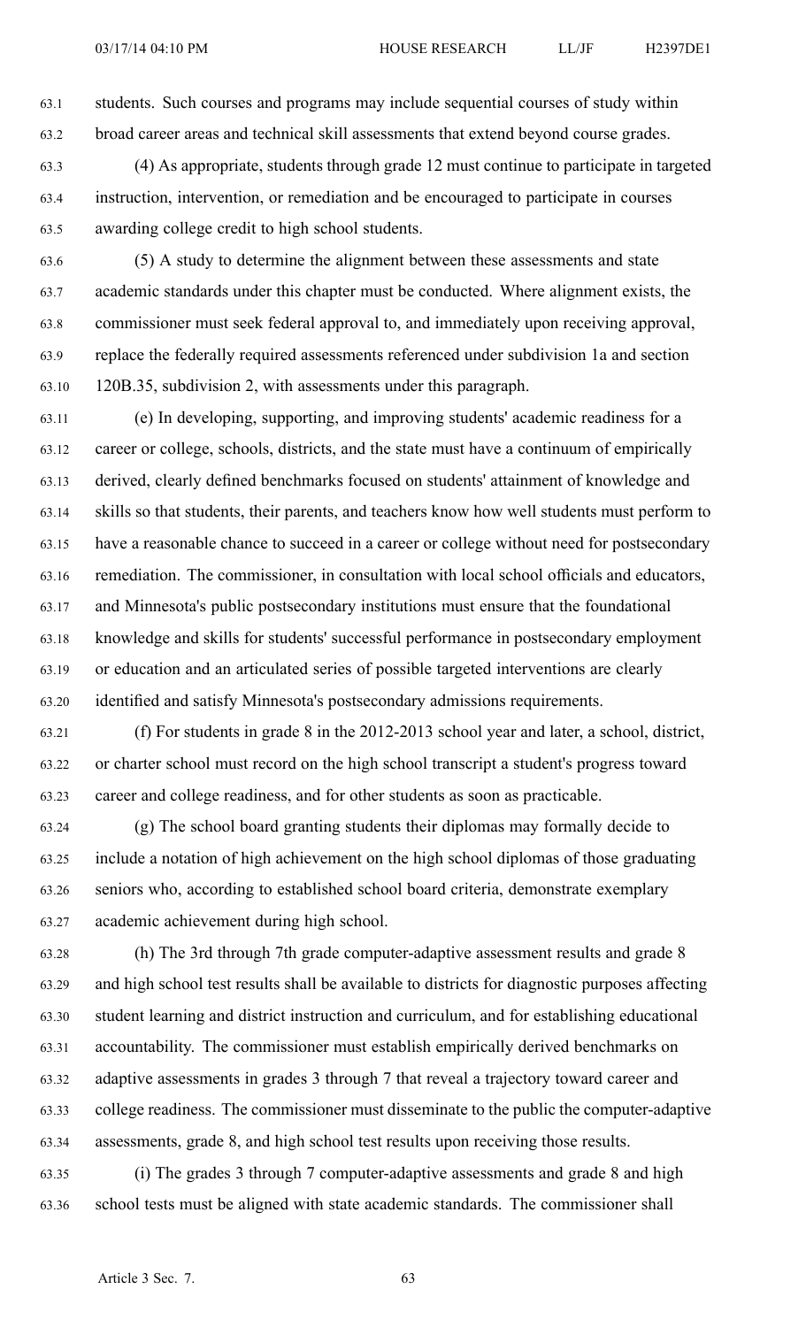students. Such courses and programs may include sequential courses of study within broad career areas and technical skill assessments that extend beyond course grades.

(4) As appropriate, students through grade 12 must continue to participate in targeted instruction, intervention, or remediation and be encouraged to participate in courses awarding college credit to high school students.

(5) A study to determine the alignment between these assessments and state academic standards under this chapter must be conducted. Where alignment exists, the commissioner must seek federal approval to, and immediately upon receiving approval, replace the federally required assessments referenced under subdivision 1a and section 120B.35, subdivision 2, with assessments under this paragraph.

(e) In developing, supporting, and improving students' academic readiness for a career or college, schools, districts, and the state must have a continuum of empirically derived, clearly defined benchmarks focused on students' attainment of knowledge and skills so that students, their parents, and teachers know how well students must perform to have a reasonable chance to succeed in a career or college without need for postsecondary remediation. The commissioner, in consultation with local school officials and educators, and Minnesota's public postsecondary institutions must ensure that the foundational knowledge and skills for students' successful performance in postsecondary employment or education and an articulated series of possible targeted interventions are clearly identified and satisfy Minnesota's postsecondary admissions requirements.

(f) For students in grade 8 in the 2012-2013 school year and later, a school, district, or charter school must record on the high school transcript a student's progress toward career and college readiness, and for other students as soon as practicable.

(g) The school board granting students their diplomas may formally decide to include a notation of high achievement on the high school diplomas of those graduating seniors who, according to established school board criteria, demonstrate exemplary academic achievement during high school.

(h) The 3rd through 7th grade computer-adaptive assessment results and grade 8 and high school test results shall be available to districts for diagnostic purposes affecting student learning and district instruction and curriculum, and for establishing educational accountability. The commissioner must establish empirically derived benchmarks on adaptive assessments in grades 3 through 7 that reveal a trajectory toward career and college readiness. The commissioner must disseminate to the public the computer-adaptive assessments, grade 8, and high school test results upon receiving those results.

(i) The grades 3 through 7 computer-adaptive assessments and grade 8 and high school tests must be aligned with state academic standards. The commissioner shall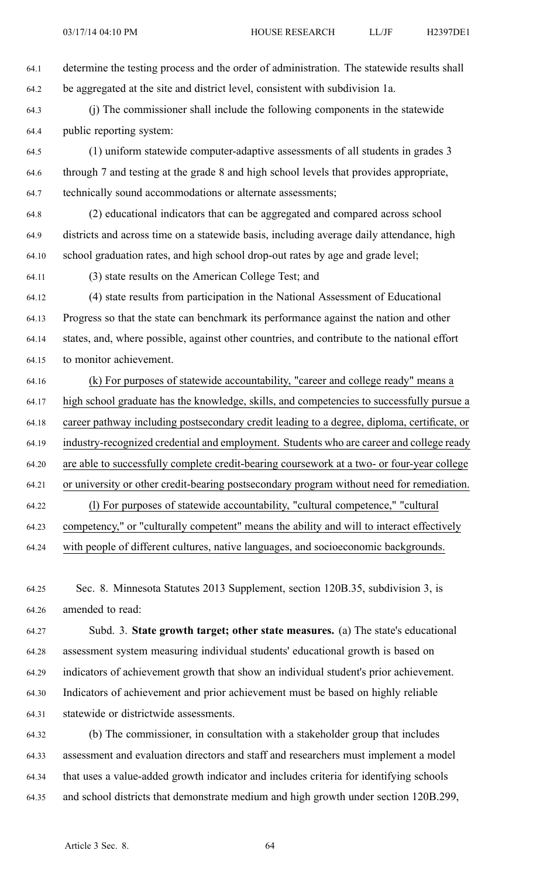determine the testing process and the order of administration. The statewide results shall be aggregated at the site and district level, consistent with subdivision 1a.

(j) The commissioner shall include the following components in the statewide public reporting system:

(1) uniform statewide computer-adaptive assessments of all students in grades 3 through 7 and testing at the grade 8 and high school levels that provides appropriate, technically sound accommodations or alternate assessments;

(2) educational indicators that can be aggregated and compared across school districts and across time on a statewide basis, including average daily attendance, high school graduation rates, and high school drop-out rates by age and grade level;

(3) state results on the American College Test; and

(4) state results from participation in the National Assessment of Educational Progress so that the state can benchmark its performance against the nation and other states, and, where possible, against other countries, and contribute to the national effort to monitor achievement.

<u>(k) For purposes of statewide accountability, "career and college ready" means a high school graduate has the knowledge, skills, and competencies to successfully pursue a career pathway including postsecondary credit leading to a degree, diploma, certificate, or industry-recognized credential and employment. Students who are career and college ready are able to successfully complete credit-bearing coursework at a two- or four-year college or university or other credit-bearing postsecondary program without need for remediation.</u>

<u>(l) For purposes of statewide accountability, "cultural competence," "cultural competency," or "culturally competent" means the ability and will to interact effectively with people of different cultures, native languages, and socioeconomic backgrounds.</u>

Sec. 8. Minnesota Statutes 2013 Supplement, section 120B.35, subdivision 3, is amended to read:

Subd. 3. **State growth target; other state measures.** (a) The state's educational assessment system measuring individual students' educational growth is based on indicators of achievement growth that show an individual student's prior achievement. Indicators of achievement and prior achievement must be based on highly reliable statewide or districtwide assessments.

(b) The commissioner, in consultation with a stakeholder group that includes assessment and evaluation directors and staff and researchers must implement a model that uses a value-added growth indicator and includes criteria for identifying schools and school districts that demonstrate medium and high growth under section 120B.299,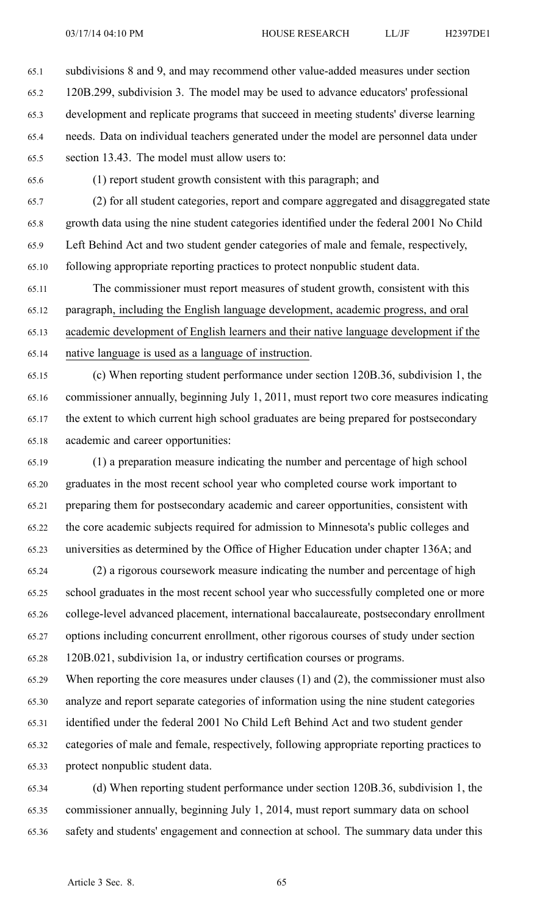subdivisions 8 and 9, and may recommend other value-added measures under section 120B.299, subdivision 3. The model may be used to advance educators' professional development and replicate programs that succeed in meeting students' diverse learning needs. Data on individual teachers generated under the model are personnel data under section 13.43. The model must allow users to:

(1) report student growth consistent with this paragraph; and

(2) for all student categories, report and compare aggregated and disaggregated state growth data using the nine student categories identified under the federal 2001 No Child Left Behind Act and two student gender categories of male and female, respectively, following appropriate reporting practices to protect nonpublic student data.

The commissioner must report measures of student growth, consistent with this paragraph, including the English language development, academic progress, and oral academic development of English learners and their native language development if the native language is used as a language of instruction.

(c) When reporting student performance under section 120B.36, subdivision 1, the commissioner annually, beginning July 1, 2011, must report two core measures indicating the extent to which current high school graduates are being prepared for postsecondary academic and career opportunities:

(1) a preparation measure indicating the number and percentage of high school graduates in the most recent school year who completed course work important to preparing them for postsecondary academic and career opportunities, consistent with the core academic subjects required for admission to Minnesota's public colleges and universities as determined by the Office of Higher Education under chapter 136A; and

(2) a rigorous coursework measure indicating the number and percentage of high school graduates in the most recent school year who successfully completed one or more college-level advanced placement, international baccalaureate, postsecondary enrollment options including concurrent enrollment, other rigorous courses of study under section 120B.021, subdivision 1a, or industry certification courses or programs.

When reporting the core measures under clauses (1) and (2), the commissioner must also analyze and report separate categories of information using the nine student categories identified under the federal 2001 No Child Left Behind Act and two student gender categories of male and female, respectively, following appropriate reporting practices to protect nonpublic student data.

(d) When reporting student performance under section 120B.36, subdivision 1, the commissioner annually, beginning July 1, 2014, must report summary data on school safety and students' engagement and connection at school. The summary data under this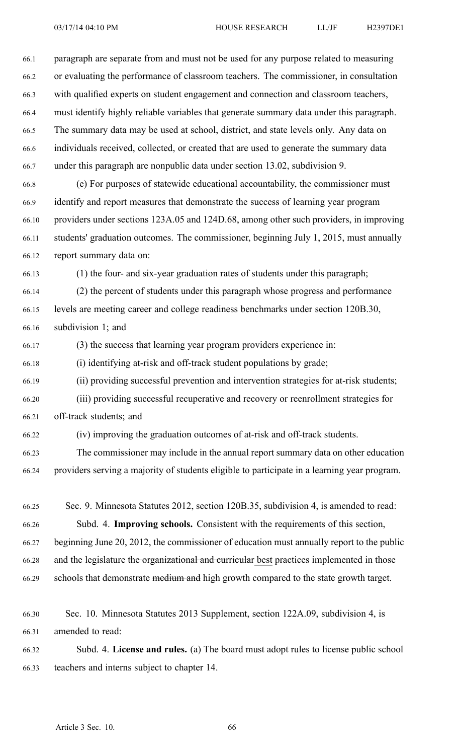paragraph are separate from and must not be used for any purpose related to measuring or evaluating the performance of classroom teachers. The commissioner, in consultation with qualified experts on student engagement and connection and classroom teachers, must identify highly reliable variables that generate summary data under this paragraph. The summary data may be used at school, district, and state levels only. Any data on individuals received, collected, or created that are used to generate the summary data under this paragraph are nonpublic data under section 13.02, subdivision 9.

(e) For purposes of statewide educational accountability, the commissioner must identify and report measures that demonstrate the success of learning year program providers under sections 123A.05 and 124D.68, among other such providers, in improving students' graduation outcomes. The commissioner, beginning July 1, 2015, must annually report summary data on:

(1) the four- and six-year graduation rates of students under this paragraph;

(2) the percent of students under this paragraph whose progress and performance levels are meeting career and college readiness benchmarks under section 120B.30, subdivision 1; and

(3) the success that learning year program providers experience in:

(i) identifying at-risk and off-track student populations by grade;

(ii) providing successful prevention and intervention strategies for at-risk students;

(iii) providing successful recuperative and recovery or reenrollment strategies for off-track students; and

(iv) improving the graduation outcomes of at-risk and off-track students.

The commissioner may include in the annual report summary data on other education providers serving a majority of students eligible to participate in a learning year program.

Sec. 9. Minnesota Statutes 2012, section 120B.35, subdivision 4, is amended to read:

Subd. 4. **Improving schools.** Consistent with the requirements of this section, beginning June 20, 2012, the commissioner of education must annually report to the public and the legislature ~~the organizational and curricular~~ best practices implemented in those schools that demonstrate ~~medium and~~ high growth compared to the state growth target.

Sec. 10. Minnesota Statutes 2013 Supplement, section 122A.09, subdivision 4, is amended to read:

Subd. 4. **License and rules.** (a) The board must adopt rules to license public school teachers and interns subject to chapter 14.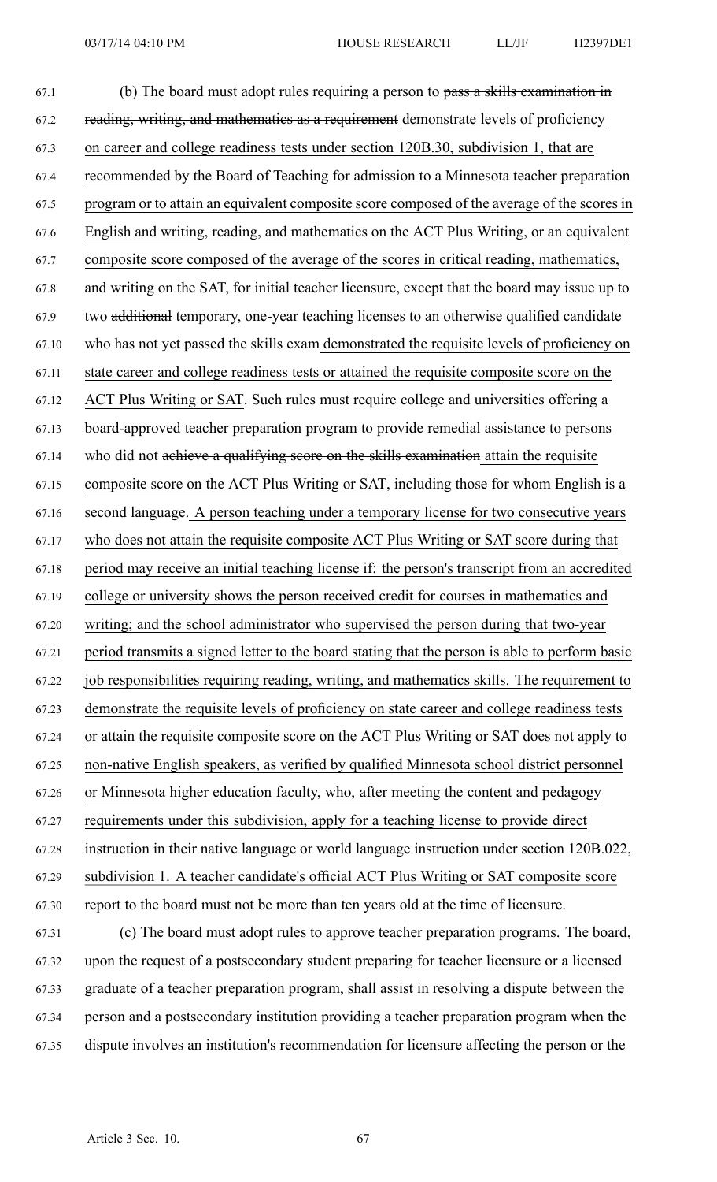(b) The board must adopt rules requiring a person to ~~pass a skills examination in reading, writing, and mathematics as a requirement~~ demonstrate levels of proficiency on career and college readiness tests under section 120B.30, subdivision 1, that are recommended by the Board of Teaching for admission to a Minnesota teacher preparation program or to attain an equivalent composite score composed of the average of the scores in English and writing, reading, and mathematics on the ACT Plus Writing, or an equivalent composite score composed of the average of the scores in critical reading, mathematics, and writing on the SAT, for initial teacher licensure, except that the board may issue up to two ~~additional~~ temporary, one-year teaching licenses to an otherwise qualified candidate who has not yet ~~passed the skills exam~~ demonstrated the requisite levels of proficiency on state career and college readiness tests or attained the requisite composite score on the ACT Plus Writing or SAT. Such rules must require college and universities offering a board-approved teacher preparation program to provide remedial assistance to persons who did not ~~achieve a qualifying score on the skills examination~~ attain the requisite composite score on the ACT Plus Writing or SAT, including those for whom English is a second language. A person teaching under a temporary license for two consecutive years who does not attain the requisite composite ACT Plus Writing or SAT score during that period may receive an initial teaching license if: the person's transcript from an accredited college or university shows the person received credit for courses in mathematics and writing; and the school administrator who supervised the person during that two-year period transmits a signed letter to the board stating that the person is able to perform basic job responsibilities requiring reading, writing, and mathematics skills. The requirement to demonstrate the requisite levels of proficiency on state career and college readiness tests or attain the requisite composite score on the ACT Plus Writing or SAT does not apply to non-native English speakers, as verified by qualified Minnesota school district personnel or Minnesota higher education faculty, who, after meeting the content and pedagogy requirements under this subdivision, apply for a teaching license to provide direct instruction in their native language or world language instruction under section 120B.022, subdivision 1. A teacher candidate's official ACT Plus Writing or SAT composite score report to the board must not be more than ten years old at the time of licensure.

(c) The board must adopt rules to approve teacher preparation programs. The board, upon the request of a postsecondary student preparing for teacher licensure or a licensed graduate of a teacher preparation program, shall assist in resolving a dispute between the person and a postsecondary institution providing a teacher preparation program when the dispute involves an institution's recommendation for licensure affecting the person or the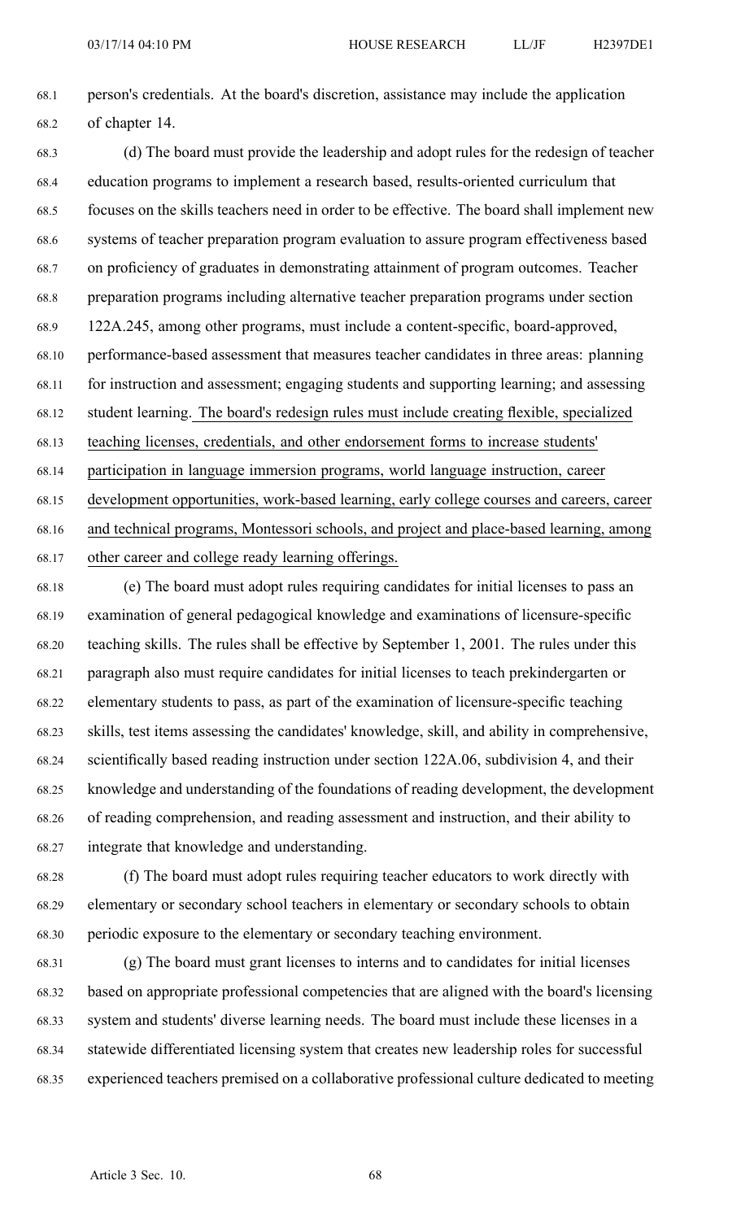person's credentials. At the board's discretion, assistance may include the application of chapter 14.

(d) The board must provide the leadership and adopt rules for the redesign of teacher education programs to implement a research based, results-oriented curriculum that focuses on the skills teachers need in order to be effective. The board shall implement new systems of teacher preparation program evaluation to assure program effectiveness based on proficiency of graduates in demonstrating attainment of program outcomes. Teacher preparation programs including alternative teacher preparation programs under section 122A.245, among other programs, must include a content-specific, board-approved, performance-based assessment that measures teacher candidates in three areas: planning for instruction and assessment; engaging students and supporting learning; and assessing student learning. <u>The board's redesign rules must include creating flexible, specialized teaching licenses, credentials, and other endorsement forms to increase students' participation in language immersion programs, world language instruction, career development opportunities, work-based learning, early college courses and careers, career and technical programs, Montessori schools, and project and place-based learning, among other career and college ready learning offerings.</u>

(e) The board must adopt rules requiring candidates for initial licenses to pass an examination of general pedagogical knowledge and examinations of licensure-specific teaching skills. The rules shall be effective by September 1, 2001. The rules under this paragraph also must require candidates for initial licenses to teach prekindergarten or elementary students to pass, as part of the examination of licensure-specific teaching skills, test items assessing the candidates' knowledge, skill, and ability in comprehensive, scientifically based reading instruction under section 122A.06, subdivision 4, and their knowledge and understanding of the foundations of reading development, the development of reading comprehension, and reading assessment and instruction, and their ability to integrate that knowledge and understanding.

(f) The board must adopt rules requiring teacher educators to work directly with elementary or secondary school teachers in elementary or secondary schools to obtain periodic exposure to the elementary or secondary teaching environment.

(g) The board must grant licenses to interns and to candidates for initial licenses based on appropriate professional competencies that are aligned with the board's licensing system and students' diverse learning needs. The board must include these licenses in a statewide differentiated licensing system that creates new leadership roles for successful experienced teachers premised on a collaborative professional culture dedicated to meeting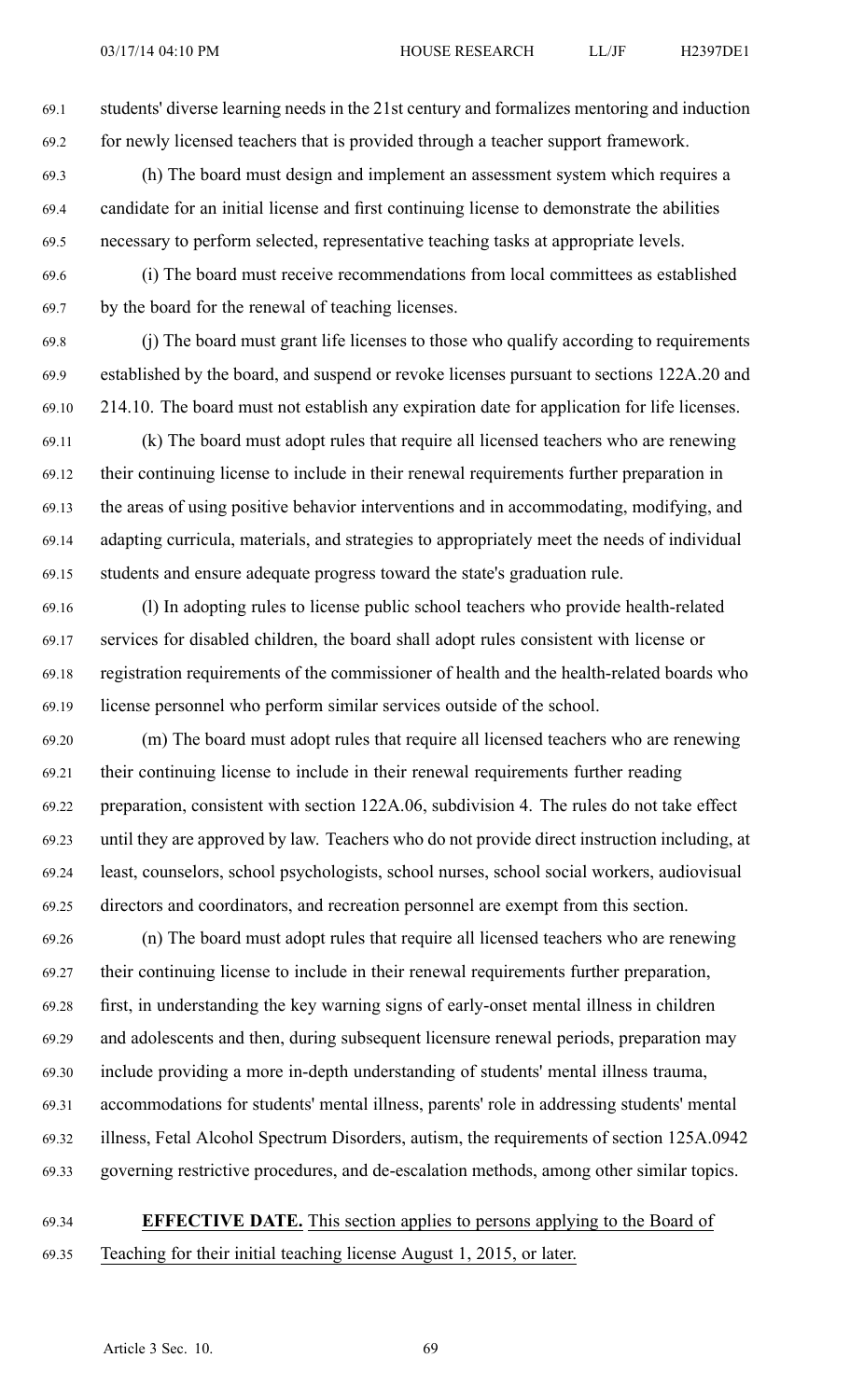students' diverse learning needs in the 21st century and formalizes mentoring and induction for newly licensed teachers that is provided through a teacher support framework.

(h) The board must design and implement an assessment system which requires a candidate for an initial license and first continuing license to demonstrate the abilities necessary to perform selected, representative teaching tasks at appropriate levels.

(i) The board must receive recommendations from local committees as established by the board for the renewal of teaching licenses.

(j) The board must grant life licenses to those who qualify according to requirements established by the board, and suspend or revoke licenses pursuant to sections 122A.20 and 214.10. The board must not establish any expiration date for application for life licenses.

(k) The board must adopt rules that require all licensed teachers who are renewing their continuing license to include in their renewal requirements further preparation in the areas of using positive behavior interventions and in accommodating, modifying, and adapting curricula, materials, and strategies to appropriately meet the needs of individual students and ensure adequate progress toward the state's graduation rule.

(l) In adopting rules to license public school teachers who provide health-related services for disabled children, the board shall adopt rules consistent with license or registration requirements of the commissioner of health and the health-related boards who license personnel who perform similar services outside of the school.

(m) The board must adopt rules that require all licensed teachers who are renewing their continuing license to include in their renewal requirements further reading preparation, consistent with section 122A.06, subdivision 4. The rules do not take effect until they are approved by law. Teachers who do not provide direct instruction including, at least, counselors, school psychologists, school nurses, school social workers, audiovisual directors and coordinators, and recreation personnel are exempt from this section.

(n) The board must adopt rules that require all licensed teachers who are renewing their continuing license to include in their renewal requirements further preparation, first, in understanding the key warning signs of early-onset mental illness in children and adolescents and then, during subsequent licensure renewal periods, preparation may include providing a more in-depth understanding of students' mental illness trauma, accommodations for students' mental illness, parents' role in addressing students' mental illness, Fetal Alcohol Spectrum Disorders, autism, the requirements of section 125A.0942 governing restrictive procedures, and de-escalation methods, among other similar topics.

**EFFECTIVE DATE.** This section applies to persons applying to the Board of Teaching for their initial teaching license August 1, 2015, or later.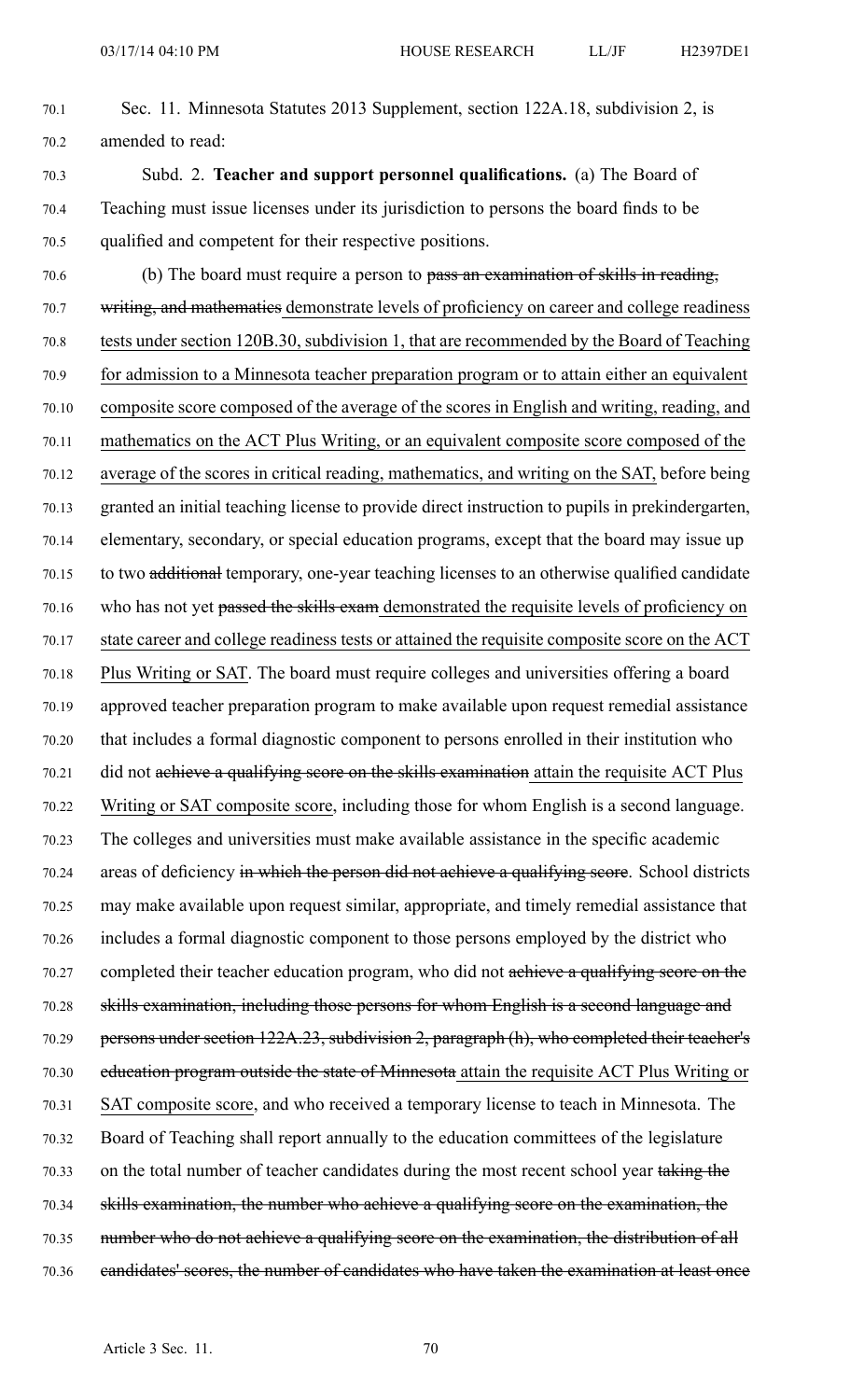Sec. 11. Minnesota Statutes 2013 Supplement, section 122A.18, subdivision 2, is amended to read:

Subd. 2. **Teacher and support personnel qualifications.** (a) The Board of Teaching must issue licenses under its jurisdiction to persons the board finds to be qualified and competent for their respective positions.

(b) The board must require a person to ~~pass an examination of skills in reading, writing, and mathematics~~ <u>demonstrate levels of proficiency on career and college readiness tests under section 120B.30, subdivision 1, that are recommended by the Board of Teaching for admission to a Minnesota teacher preparation program or to attain either an equivalent composite score composed of the average of the scores in English and writing, reading, and mathematics on the ACT Plus Writing, or an equivalent composite score composed of the average of the scores in critical reading, mathematics, and writing on the SAT,</u> before being granted an initial teaching license to provide direct instruction to pupils in prekindergarten, elementary, secondary, or special education programs, except that the board may issue up to two ~~additional~~ temporary, one-year teaching licenses to an otherwise qualified candidate who has not yet ~~passed the skills exam~~ <u>demonstrated the requisite levels of proficiency on state career and college readiness tests or attained the requisite composite score on the ACT Plus Writing or SAT</u>. The board must require colleges and universities offering a board approved teacher preparation program to make available upon request remedial assistance that includes a formal diagnostic component to persons enrolled in their institution who did not ~~achieve a qualifying score on the skills examination~~ <u>attain the requisite ACT Plus Writing or SAT composite score</u>, including those for whom English is a second language. The colleges and universities must make available assistance in the specific academic areas of deficiency ~~in which the person did not achieve a qualifying score~~. School districts may make available upon request similar, appropriate, and timely remedial assistance that includes a formal diagnostic component to those persons employed by the district who completed their teacher education program, who did not ~~achieve a qualifying score on the skills examination, including those persons for whom English is a second language and persons under section 122A.23, subdivision 2, paragraph (h), who completed their teacher's education program outside the state of Minnesota~~ <u>attain the requisite ACT Plus Writing or SAT composite score</u>, and who received a temporary license to teach in Minnesota. The Board of Teaching shall report annually to the education committees of the legislature on the total number of teacher candidates during the most recent school year ~~taking the skills examination, the number who achieve a qualifying score on the examination, the number who do not achieve a qualifying score on the examination, the distribution of all candidates' scores, the number of candidates who have taken the examination at least once~~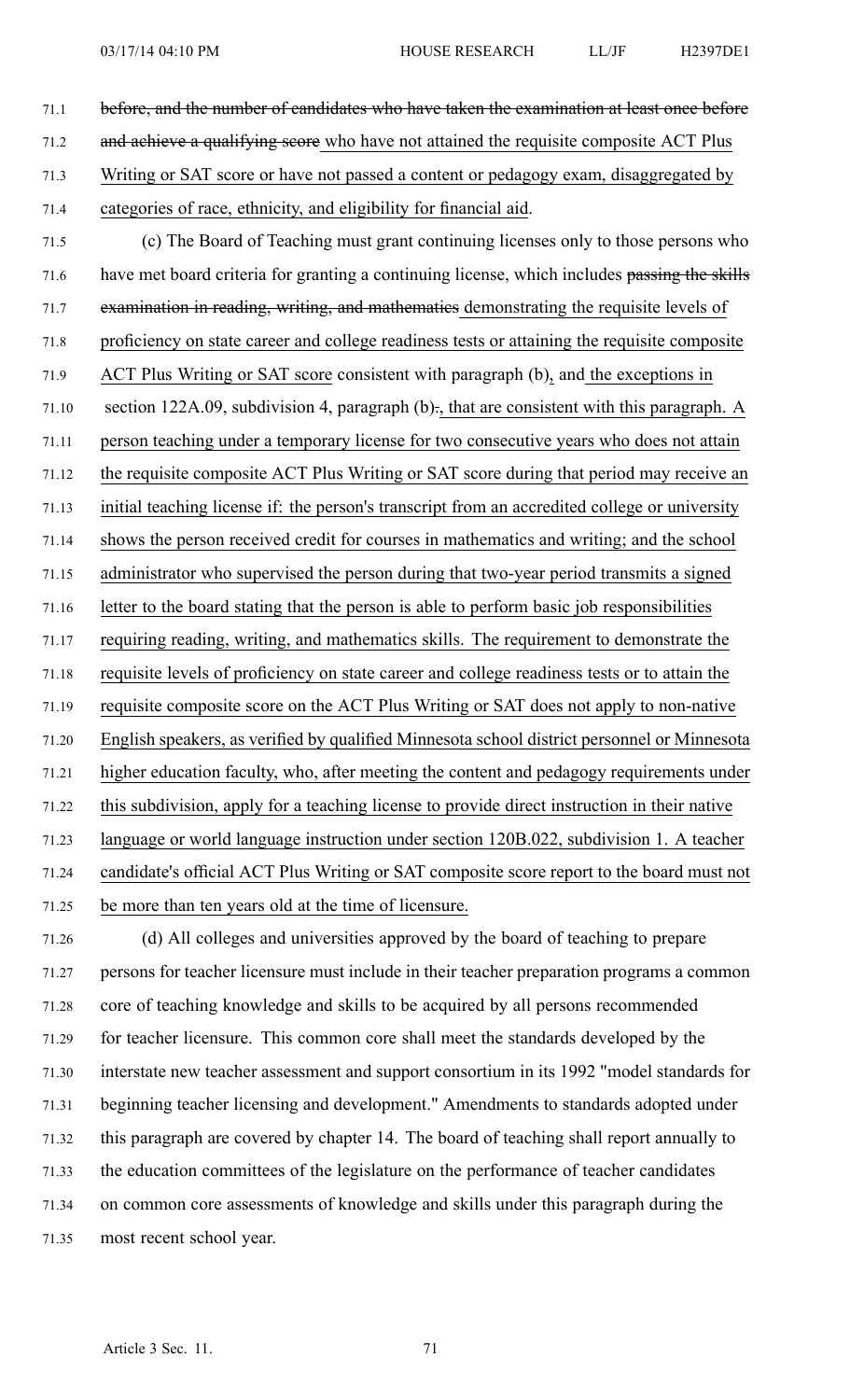~~before, and the number of candidates who have taken the examination at least once before and achieve a qualifying score~~ who have not attained the requisite composite ACT Plus Writing or SAT score or have not passed a content or pedagogy exam, disaggregated by categories of race, ethnicity, and eligibility for financial aid.

(c) The Board of Teaching must grant continuing licenses only to those persons who have met board criteria for granting a continuing license, which includes ~~passing the skills examination in reading, writing, and mathematics~~ demonstrating the requisite levels of proficiency on state career and college readiness tests or attaining the requisite composite ACT Plus Writing or SAT score consistent with paragraph (b), and the exceptions in section 122A.09, subdivision 4, paragraph (b)~~.~~, that are consistent with this paragraph. A person teaching under a temporary license for two consecutive years who does not attain the requisite composite ACT Plus Writing or SAT score during that period may receive an initial teaching license if: the person's transcript from an accredited college or university shows the person received credit for courses in mathematics and writing; and the school administrator who supervised the person during that two-year period transmits a signed letter to the board stating that the person is able to perform basic job responsibilities requiring reading, writing, and mathematics skills. The requirement to demonstrate the requisite levels of proficiency on state career and college readiness tests or to attain the requisite composite score on the ACT Plus Writing or SAT does not apply to non-native English speakers, as verified by qualified Minnesota school district personnel or Minnesota higher education faculty, who, after meeting the content and pedagogy requirements under this subdivision, apply for a teaching license to provide direct instruction in their native language or world language instruction under section 120B.022, subdivision 1. A teacher candidate's official ACT Plus Writing or SAT composite score report to the board must not be more than ten years old at the time of licensure.

(d) All colleges and universities approved by the board of teaching to prepare persons for teacher licensure must include in their teacher preparation programs a common core of teaching knowledge and skills to be acquired by all persons recommended for teacher licensure. This common core shall meet the standards developed by the interstate new teacher assessment and support consortium in its 1992 "model standards for beginning teacher licensing and development." Amendments to standards adopted under this paragraph are covered by chapter 14. The board of teaching shall report annually to the education committees of the legislature on the performance of teacher candidates on common core assessments of knowledge and skills under this paragraph during the most recent school year.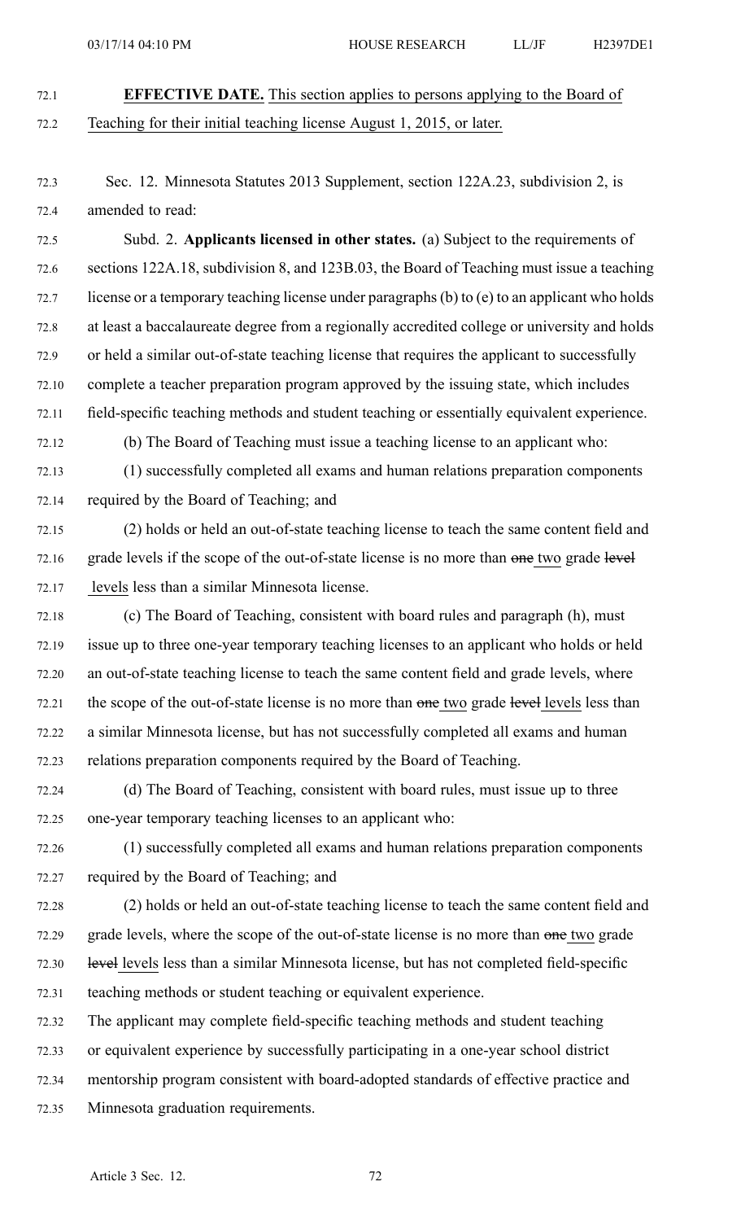**EFFECTIVE DATE.** This section applies to persons applying to the Board of Teaching for their initial teaching license August 1, 2015, or later.

Sec. 12. Minnesota Statutes 2013 Supplement, section 122A.23, subdivision 2, is amended to read:

Subd. 2. **Applicants licensed in other states.** (a) Subject to the requirements of sections 122A.18, subdivision 8, and 123B.03, the Board of Teaching must issue a teaching license or a temporary teaching license under paragraphs (b) to (e) to an applicant who holds at least a baccalaureate degree from a regionally accredited college or university and holds or held a similar out-of-state teaching license that requires the applicant to successfully complete a teacher preparation program approved by the issuing state, which includes field-specific teaching methods and student teaching or essentially equivalent experience.

(b) The Board of Teaching must issue a teaching license to an applicant who:

(1) successfully completed all exams and human relations preparation components required by the Board of Teaching; and

(2) holds or held an out-of-state teaching license to teach the same content field and grade levels if the scope of the out-of-state license is no more than ~~one~~ two grade ~~level~~ levels less than a similar Minnesota license.

(c) The Board of Teaching, consistent with board rules and paragraph (h), must issue up to three one-year temporary teaching licenses to an applicant who holds or held an out-of-state teaching license to teach the same content field and grade levels, where the scope of the out-of-state license is no more than ~~one~~ two grade ~~level~~ levels less than a similar Minnesota license, but has not successfully completed all exams and human relations preparation components required by the Board of Teaching.

(d) The Board of Teaching, consistent with board rules, must issue up to three one-year temporary teaching licenses to an applicant who:

(1) successfully completed all exams and human relations preparation components required by the Board of Teaching; and

(2) holds or held an out-of-state teaching license to teach the same content field and grade levels, where the scope of the out-of-state license is no more than ~~one~~ two grade ~~level~~ levels less than a similar Minnesota license, but has not completed field-specific teaching methods or student teaching or equivalent experience.

The applicant may complete field-specific teaching methods and student teaching or equivalent experience by successfully participating in a one-year school district mentorship program consistent with board-adopted standards of effective practice and Minnesota graduation requirements.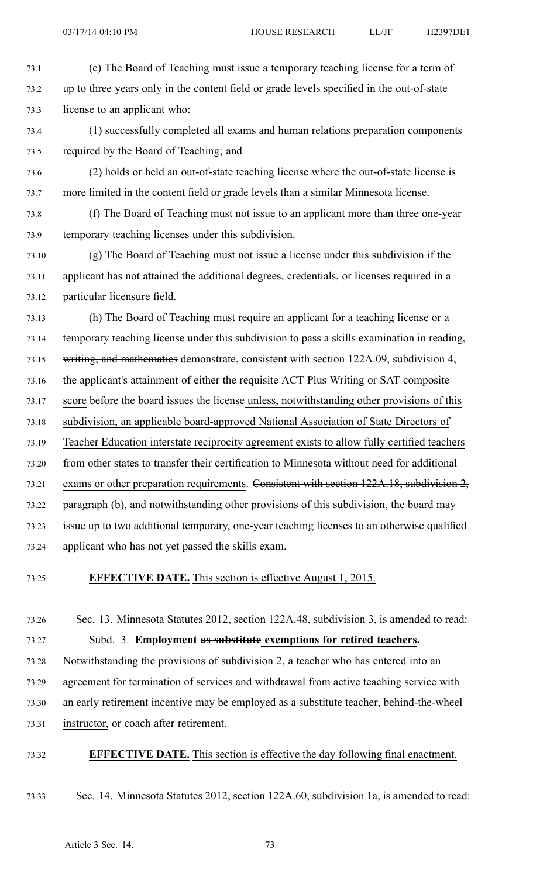(e) The Board of Teaching must issue a temporary teaching license for a term of up to three years only in the content field or grade levels specified in the out-of-state license to an applicant who:

(1) successfully completed all exams and human relations preparation components required by the Board of Teaching; and

(2) holds or held an out-of-state teaching license where the out-of-state license is more limited in the content field or grade levels than a similar Minnesota license.

(f) The Board of Teaching must not issue to an applicant more than three one-year temporary teaching licenses under this subdivision.

(g) The Board of Teaching must not issue a license under this subdivision if the applicant has not attained the additional degrees, credentials, or licenses required in a particular licensure field.

(h) The Board of Teaching must require an applicant for a teaching license or a temporary teaching license under this subdivision to ~~pass a skills examination in reading, writing, and mathematics~~ demonstrate, consistent with section 122A.09, subdivision 4, the applicant's attainment of either the requisite ACT Plus Writing or SAT composite score before the board issues the license unless, notwithstanding other provisions of this subdivision, an applicable board-approved National Association of State Directors of Teacher Education interstate reciprocity agreement exists to allow fully certified teachers from other states to transfer their certification to Minnesota without need for additional exams or other preparation requirements. ~~Consistent with section 122A.18, subdivision 2, paragraph (b), and notwithstanding other provisions of this subdivision, the board may issue up to two additional temporary, one-year teaching licenses to an otherwise qualified applicant who has not yet passed the skills exam.~~

**EFFECTIVE DATE.** This section is effective August 1, 2015.

Sec. 13. Minnesota Statutes 2012, section 122A.48, subdivision 3, is amended to read:

Subd. 3. **Employment ~~as substitute~~ exemptions for retired teachers.** Notwithstanding the provisions of subdivision 2, a teacher who has entered into an agreement for termination of services and withdrawal from active teaching service with an early retirement incentive may be employed as a substitute teacher, behind-the-wheel instructor, or coach after retirement.

**EFFECTIVE DATE.** This section is effective the day following final enactment.

Sec. 14. Minnesota Statutes 2012, section 122A.60, subdivision 1a, is amended to read: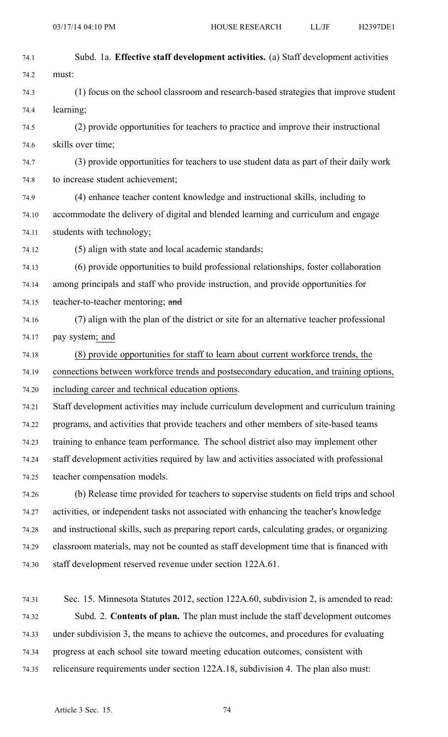Subd. 1a. **Effective staff development activities.** (a) Staff development activities must:

(1) focus on the school classroom and research-based strategies that improve student learning;

(2) provide opportunities for teachers to practice and improve their instructional skills over time;

(3) provide opportunities for teachers to use student data as part of their daily work to increase student achievement;

(4) enhance teacher content knowledge and instructional skills, including to accommodate the delivery of digital and blended learning and curriculum and engage students with technology;

(5) align with state and local academic standards;

(6) provide opportunities to build professional relationships, foster collaboration among principals and staff who provide instruction, and provide opportunities for teacher-to-teacher mentoring; ~~and~~

(7) align with the plan of the district or site for an alternative teacher professional pay system; and

(8) provide opportunities for staff to learn about current workforce trends, the connections between workforce trends and postsecondary education, and training options, including career and technical education options.

Staff development activities may include curriculum development and curriculum training programs, and activities that provide teachers and other members of site-based teams training to enhance team performance. The school district also may implement other staff development activities required by law and activities associated with professional teacher compensation models.

(b) Release time provided for teachers to supervise students on field trips and school activities, or independent tasks not associated with enhancing the teacher's knowledge and instructional skills, such as preparing report cards, calculating grades, or organizing classroom materials, may not be counted as staff development time that is financed with staff development reserved revenue under section 122A.61.

Sec. 15. Minnesota Statutes 2012, section 122A.60, subdivision 2, is amended to read:

Subd. 2. **Contents of plan.** The plan must include the staff development outcomes under subdivision 3, the means to achieve the outcomes, and procedures for evaluating progress at each school site toward meeting education outcomes, consistent with relicensure requirements under section 122A.18, subdivision 4. The plan also must: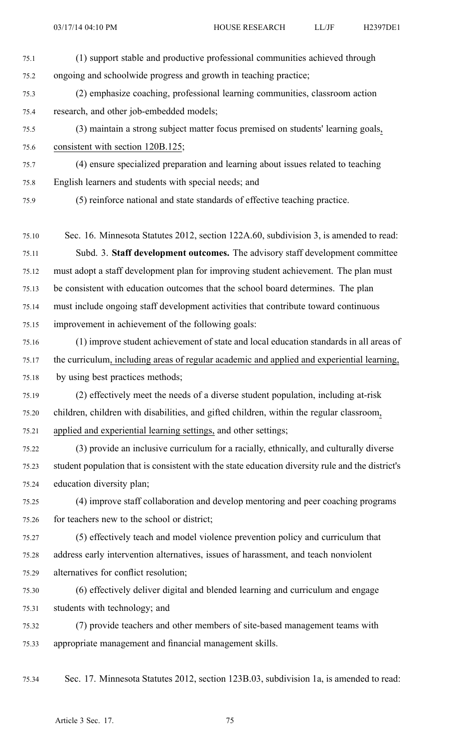(1) support stable and productive professional communities achieved through ongoing and schoolwide progress and growth in teaching practice;

(2) emphasize coaching, professional learning communities, classroom action research, and other job-embedded models;

(3) maintain a strong subject matter focus premised on students' learning goals, consistent with section 120B.125;

(4) ensure specialized preparation and learning about issues related to teaching English learners and students with special needs; and

(5) reinforce national and state standards of effective teaching practice.

Sec. 16. Minnesota Statutes 2012, section 122A.60, subdivision 3, is amended to read:

Subd. 3. **Staff development outcomes.** The advisory staff development committee must adopt a staff development plan for improving student achievement. The plan must be consistent with education outcomes that the school board determines. The plan must include ongoing staff development activities that contribute toward continuous improvement in achievement of the following goals:

(1) improve student achievement of state and local education standards in all areas of the curriculum, including areas of regular academic and applied and experiential learning, by using best practices methods;

(2) effectively meet the needs of a diverse student population, including at-risk children, children with disabilities, and gifted children, within the regular classroom, applied and experiential learning settings, and other settings;

(3) provide an inclusive curriculum for a racially, ethnically, and culturally diverse student population that is consistent with the state education diversity rule and the district's education diversity plan;

(4) improve staff collaboration and develop mentoring and peer coaching programs for teachers new to the school or district;

(5) effectively teach and model violence prevention policy and curriculum that address early intervention alternatives, issues of harassment, and teach nonviolent alternatives for conflict resolution;

(6) effectively deliver digital and blended learning and curriculum and engage students with technology; and

(7) provide teachers and other members of site-based management teams with appropriate management and financial management skills.

Sec. 17. Minnesota Statutes 2012, section 123B.03, subdivision 1a, is amended to read: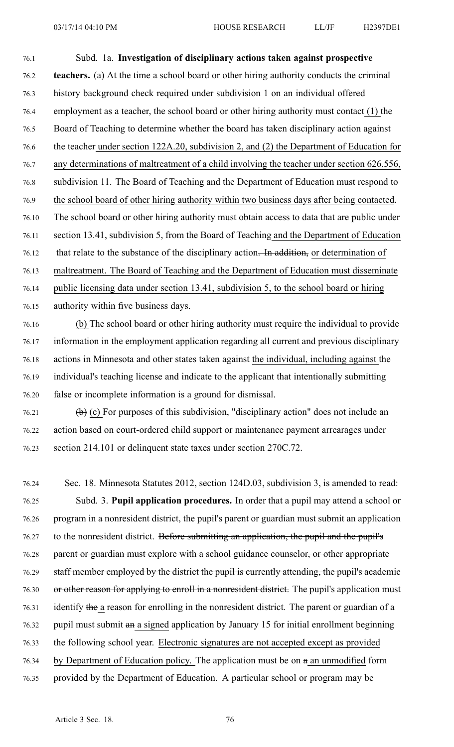Subd. 1a. **Investigation of disciplinary actions taken against prospective teachers.** (a) At the time a school board or other hiring authority conducts the criminal history background check required under subdivision 1 on an individual offered employment as a teacher, the school board or other hiring authority must contact (1) the Board of Teaching to determine whether the board has taken disciplinary action against the teacher under section 122A.20, subdivision 2, and (2) the Department of Education for any determinations of maltreatment of a child involving the teacher under section 626.556, subdivision 11. The Board of Teaching and the Department of Education must respond to the school board of other hiring authority within two business days after being contacted. The school board or other hiring authority must obtain access to data that are public under section 13.41, subdivision 5, from the Board of Teaching and the Department of Education that relate to the substance of the disciplinary action~~. In addition,~~ or determination of maltreatment. The Board of Teaching and the Department of Education must disseminate public licensing data under section 13.41, subdivision 5, to the school board or hiring authority within five business days.

(b) The school board or other hiring authority must require the individual to provide information in the employment application regarding all current and previous disciplinary actions in Minnesota and other states taken against the individual, including against the individual's teaching license and indicate to the applicant that intentionally submitting false or incomplete information is a ground for dismissal.

~~(b)~~ (c) For purposes of this subdivision, "disciplinary action" does not include an action based on court-ordered child support or maintenance payment arrearages under section 214.101 or delinquent state taxes under section 270C.72.

Sec. 18. Minnesota Statutes 2012, section 124D.03, subdivision 3, is amended to read:

Subd. 3. **Pupil application procedures.** In order that a pupil may attend a school or program in a nonresident district, the pupil's parent or guardian must submit an application to the nonresident district. ~~Before submitting an application, the pupil and the pupil's parent or guardian must explore with a school guidance counselor, or other appropriate staff member employed by the district the pupil is currently attending, the pupil's academic or other reason for applying to enroll in a nonresident district.~~ The pupil's application must identify ~~the~~ a reason for enrolling in the nonresident district. The parent or guardian of a pupil must submit ~~an~~ a signed application by January 15 for initial enrollment beginning the following school year. Electronic signatures are not accepted except as provided by Department of Education policy. The application must be on ~~a~~ an unmodified form provided by the Department of Education. A particular school or program may be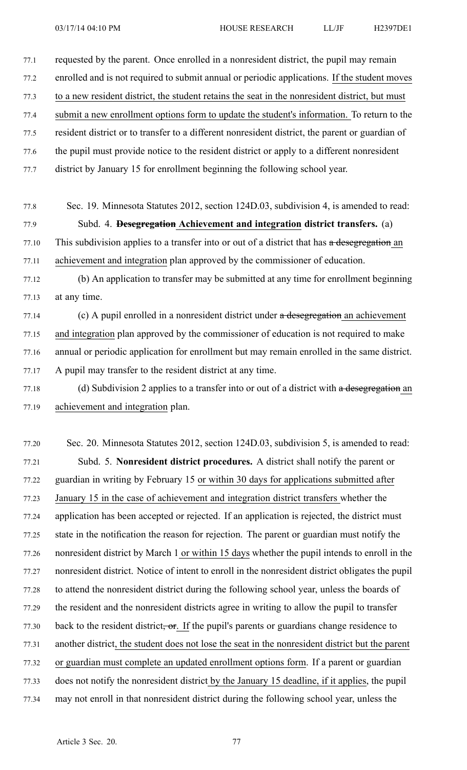requested by the parent. Once enrolled in a nonresident district, the pupil may remain enrolled and is not required to submit annual or periodic applications. If the student moves to a new resident district, the student retains the seat in the nonresident district, but must submit a new enrollment options form to update the student's information. To return to the resident district or to transfer to a different nonresident district, the parent or guardian of the pupil must provide notice to the resident district or apply to a different nonresident district by January 15 for enrollment beginning the following school year.

Sec. 19. Minnesota Statutes 2012, section 124D.03, subdivision 4, is amended to read:

Subd. 4. ~~**Desegregation**~~ **Achievement and integration district transfers.** (a) This subdivision applies to a transfer into or out of a district that has ~~a desegregation~~ an achievement and integration plan approved by the commissioner of education.

(b) An application to transfer may be submitted at any time for enrollment beginning at any time.

(c) A pupil enrolled in a nonresident district under ~~a desegregation~~ an achievement and integration plan approved by the commissioner of education is not required to make annual or periodic application for enrollment but may remain enrolled in the same district. A pupil may transfer to the resident district at any time.

(d) Subdivision 2 applies to a transfer into or out of a district with ~~a desegregation~~ an achievement and integration plan.

Sec. 20. Minnesota Statutes 2012, section 124D.03, subdivision 5, is amended to read:

Subd. 5. **Nonresident district procedures.** A district shall notify the parent or guardian in writing by February 15 or within 30 days for applications submitted after January 15 in the case of achievement and integration district transfers whether the application has been accepted or rejected. If an application is rejected, the district must state in the notification the reason for rejection. The parent or guardian must notify the nonresident district by March 1 or within 15 days whether the pupil intends to enroll in the nonresident district. Notice of intent to enroll in the nonresident district obligates the pupil to attend the nonresident district during the following school year, unless the boards of the resident and the nonresident districts agree in writing to allow the pupil to transfer back to the resident district~~, or~~. If the pupil's parents or guardians change residence to another district, the student does not lose the seat in the nonresident district but the parent or guardian must complete an updated enrollment options form. If a parent or guardian does not notify the nonresident district by the January 15 deadline, if it applies, the pupil may not enroll in that nonresident district during the following school year, unless the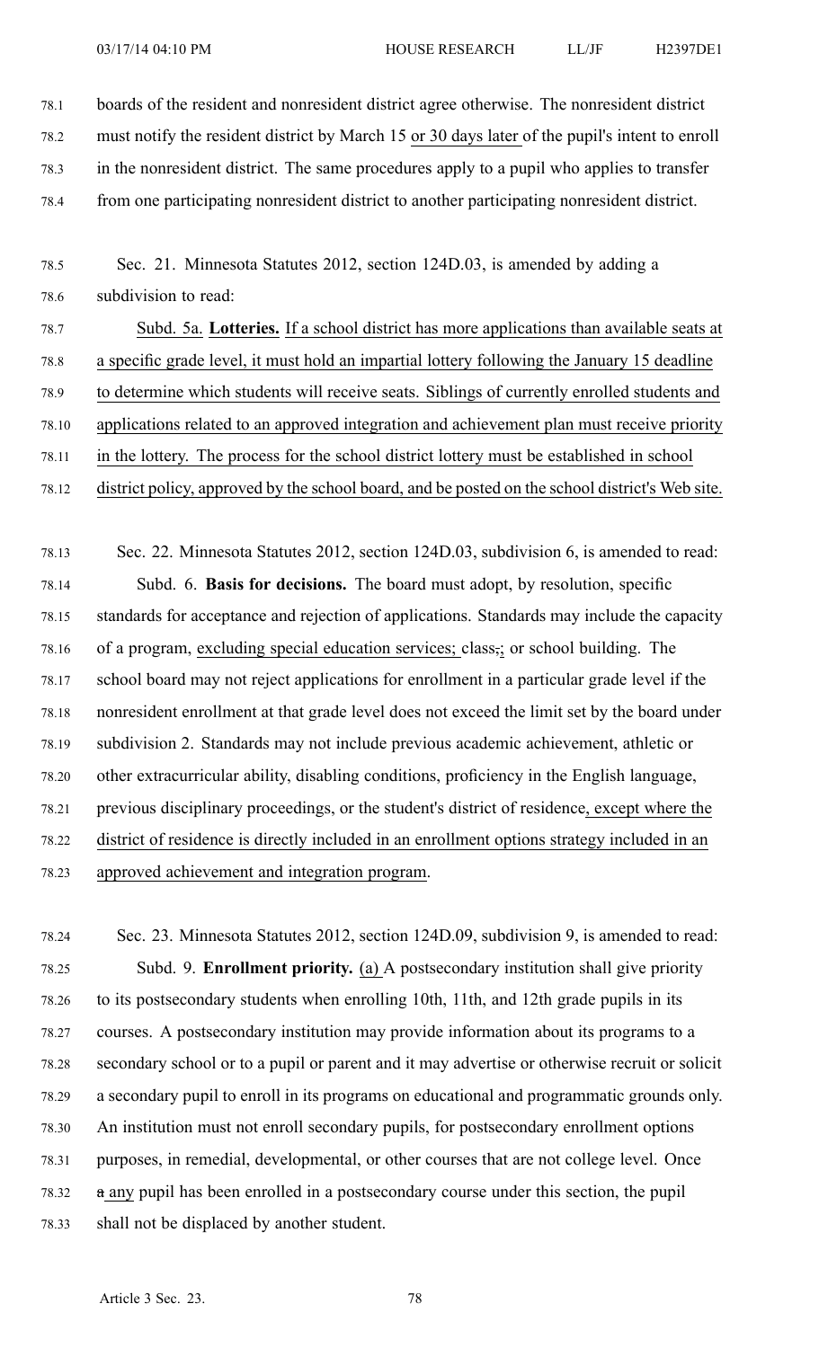boards of the resident and nonresident district agree otherwise. The nonresident district must notify the resident district by March 15 or 30 days later of the pupil's intent to enroll in the nonresident district. The same procedures apply to a pupil who applies to transfer from one participating nonresident district to another participating nonresident district.

Sec. 21. Minnesota Statutes 2012, section 124D.03, is amended by adding a subdivision to read:

Subd. 5a. **Lotteries.** If a school district has more applications than available seats at a specific grade level, it must hold an impartial lottery following the January 15 deadline to determine which students will receive seats. Siblings of currently enrolled students and applications related to an approved integration and achievement plan must receive priority in the lottery. The process for the school district lottery must be established in school district policy, approved by the school board, and be posted on the school district's Web site.

Sec. 22. Minnesota Statutes 2012, section 124D.03, subdivision 6, is amended to read:

Subd. 6. **Basis for decisions.** The board must adopt, by resolution, specific standards for acceptance and rejection of applications. Standards may include the capacity of a program, excluding special education services; class,; or school building. The school board may not reject applications for enrollment in a particular grade level if the nonresident enrollment at that grade level does not exceed the limit set by the board under subdivision 2. Standards may not include previous academic achievement, athletic or other extracurricular ability, disabling conditions, proficiency in the English language, previous disciplinary proceedings, or the student's district of residence, except where the district of residence is directly included in an enrollment options strategy included in an approved achievement and integration program.

Sec. 23. Minnesota Statutes 2012, section 124D.09, subdivision 9, is amended to read:

Subd. 9. **Enrollment priority.** (a) A postsecondary institution shall give priority to its postsecondary students when enrolling 10th, 11th, and 12th grade pupils in its courses. A postsecondary institution may provide information about its programs to a secondary school or to a pupil or parent and it may advertise or otherwise recruit or solicit a secondary pupil to enroll in its programs on educational and programmatic grounds only. An institution must not enroll secondary pupils, for postsecondary enrollment options purposes, in remedial, developmental, or other courses that are not college level. Once a any pupil has been enrolled in a postsecondary course under this section, the pupil shall not be displaced by another student.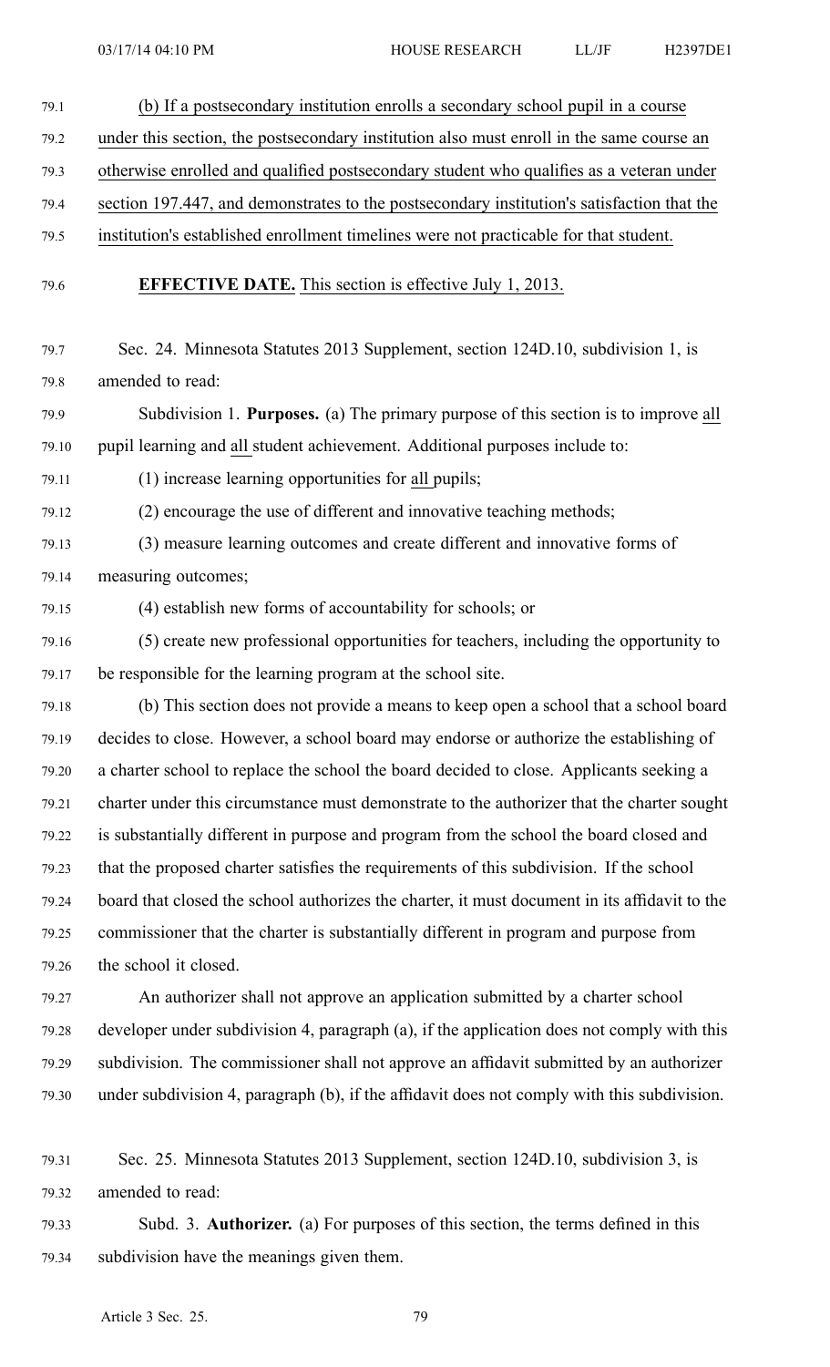(b) If a postsecondary institution enrolls a secondary school pupil in a course under this section, the postsecondary institution also must enroll in the same course an otherwise enrolled and qualified postsecondary student who qualifies as a veteran under section 197.447, and demonstrates to the postsecondary institution's satisfaction that the institution's established enrollment timelines were not practicable for that student.

**EFFECTIVE DATE.** This section is effective July 1, 2013.

Sec. 24. Minnesota Statutes 2013 Supplement, section 124D.10, subdivision 1, is amended to read:

Subdivision 1. **Purposes.** (a) The primary purpose of this section is to improve all pupil learning and all student achievement. Additional purposes include to:

(1) increase learning opportunities for all pupils;

(2) encourage the use of different and innovative teaching methods;

(3) measure learning outcomes and create different and innovative forms of measuring outcomes;

(4) establish new forms of accountability for schools; or

(5) create new professional opportunities for teachers, including the opportunity to be responsible for the learning program at the school site.

(b) This section does not provide a means to keep open a school that a school board decides to close. However, a school board may endorse or authorize the establishing of a charter school to replace the school the board decided to close. Applicants seeking a charter under this circumstance must demonstrate to the authorizer that the charter sought is substantially different in purpose and program from the school the board closed and that the proposed charter satisfies the requirements of this subdivision. If the school board that closed the school authorizes the charter, it must document in its affidavit to the commissioner that the charter is substantially different in program and purpose from the school it closed.

An authorizer shall not approve an application submitted by a charter school developer under subdivision 4, paragraph (a), if the application does not comply with this subdivision. The commissioner shall not approve an affidavit submitted by an authorizer under subdivision 4, paragraph (b), if the affidavit does not comply with this subdivision.

Sec. 25. Minnesota Statutes 2013 Supplement, section 124D.10, subdivision 3, is amended to read:

Subd. 3. **Authorizer.** (a) For purposes of this section, the terms defined in this subdivision have the meanings given them.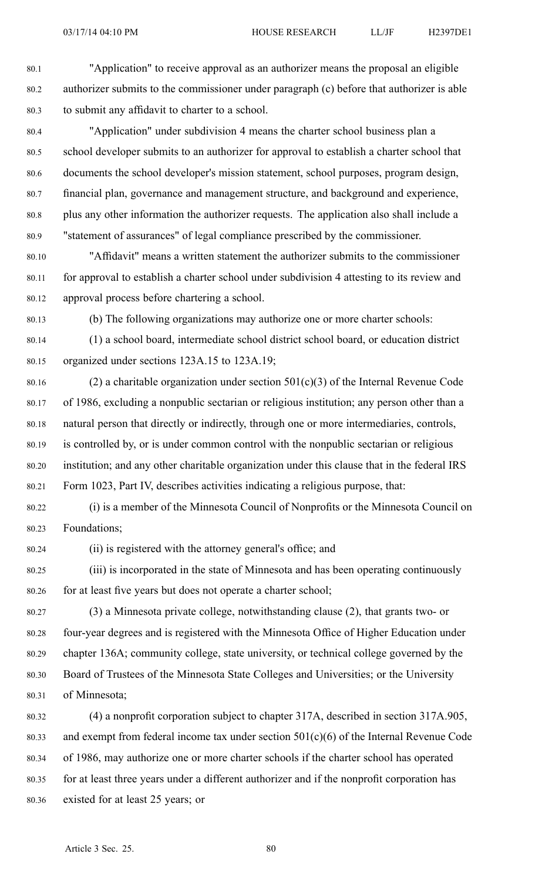"Application" to receive approval as an authorizer means the proposal an eligible authorizer submits to the commissioner under paragraph (c) before that authorizer is able to submit any affidavit to charter to a school.

"Application" under subdivision 4 means the charter school business plan a school developer submits to an authorizer for approval to establish a charter school that documents the school developer's mission statement, school purposes, program design, financial plan, governance and management structure, and background and experience, plus any other information the authorizer requests. The application also shall include a "statement of assurances" of legal compliance prescribed by the commissioner.

"Affidavit" means a written statement the authorizer submits to the commissioner for approval to establish a charter school under subdivision 4 attesting to its review and approval process before chartering a school.

(b) The following organizations may authorize one or more charter schools:

(1) a school board, intermediate school district school board, or education district organized under sections 123A.15 to 123A.19;

(2) a charitable organization under section 501(c)(3) of the Internal Revenue Code of 1986, excluding a nonpublic sectarian or religious institution; any person other than a natural person that directly or indirectly, through one or more intermediaries, controls, is controlled by, or is under common control with the nonpublic sectarian or religious institution; and any other charitable organization under this clause that in the federal IRS Form 1023, Part IV, describes activities indicating a religious purpose, that:

(i) is a member of the Minnesota Council of Nonprofits or the Minnesota Council on Foundations;

(ii) is registered with the attorney general's office; and

(iii) is incorporated in the state of Minnesota and has been operating continuously for at least five years but does not operate a charter school;

(3) a Minnesota private college, notwithstanding clause (2), that grants two- or four-year degrees and is registered with the Minnesota Office of Higher Education under chapter 136A; community college, state university, or technical college governed by the Board of Trustees of the Minnesota State Colleges and Universities; or the University of Minnesota;

(4) a nonprofit corporation subject to chapter 317A, described in section 317A.905, and exempt from federal income tax under section 501(c)(6) of the Internal Revenue Code of 1986, may authorize one or more charter schools if the charter school has operated for at least three years under a different authorizer and if the nonprofit corporation has existed for at least 25 years; or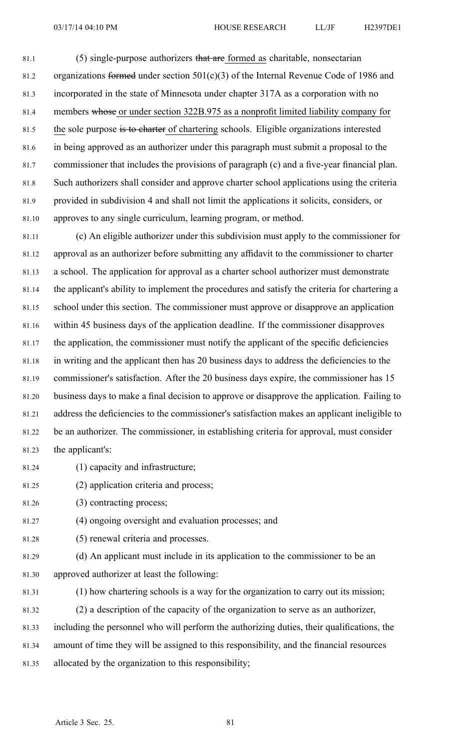(5) single-purpose authorizers ~~that are~~ formed as charitable, nonsectarian organizations ~~formed~~ under section 501(c)(3) of the Internal Revenue Code of 1986 and incorporated in the state of Minnesota under chapter 317A as a corporation with no members ~~whose~~ or under section 322B.975 as a nonprofit limited liability company for the sole purpose ~~is to charter~~ of chartering schools. Eligible organizations interested in being approved as an authorizer under this paragraph must submit a proposal to the commissioner that includes the provisions of paragraph (c) and a five-year financial plan. Such authorizers shall consider and approve charter school applications using the criteria provided in subdivision 4 and shall not limit the applications it solicits, considers, or approves to any single curriculum, learning program, or method.

(c) An eligible authorizer under this subdivision must apply to the commissioner for approval as an authorizer before submitting any affidavit to the commissioner to charter a school. The application for approval as a charter school authorizer must demonstrate the applicant's ability to implement the procedures and satisfy the criteria for chartering a school under this section. The commissioner must approve or disapprove an application within 45 business days of the application deadline. If the commissioner disapproves the application, the commissioner must notify the applicant of the specific deficiencies in writing and the applicant then has 20 business days to address the deficiencies to the commissioner's satisfaction. After the 20 business days expire, the commissioner has 15 business days to make a final decision to approve or disapprove the application. Failing to address the deficiencies to the commissioner's satisfaction makes an applicant ineligible to be an authorizer. The commissioner, in establishing criteria for approval, must consider the applicant's:

(1) capacity and infrastructure;

(2) application criteria and process;

(3) contracting process;

(4) ongoing oversight and evaluation processes; and

(5) renewal criteria and processes.

(d) An applicant must include in its application to the commissioner to be an approved authorizer at least the following:

(1) how chartering schools is a way for the organization to carry out its mission;

(2) a description of the capacity of the organization to serve as an authorizer, including the personnel who will perform the authorizing duties, their qualifications, the amount of time they will be assigned to this responsibility, and the financial resources allocated by the organization to this responsibility;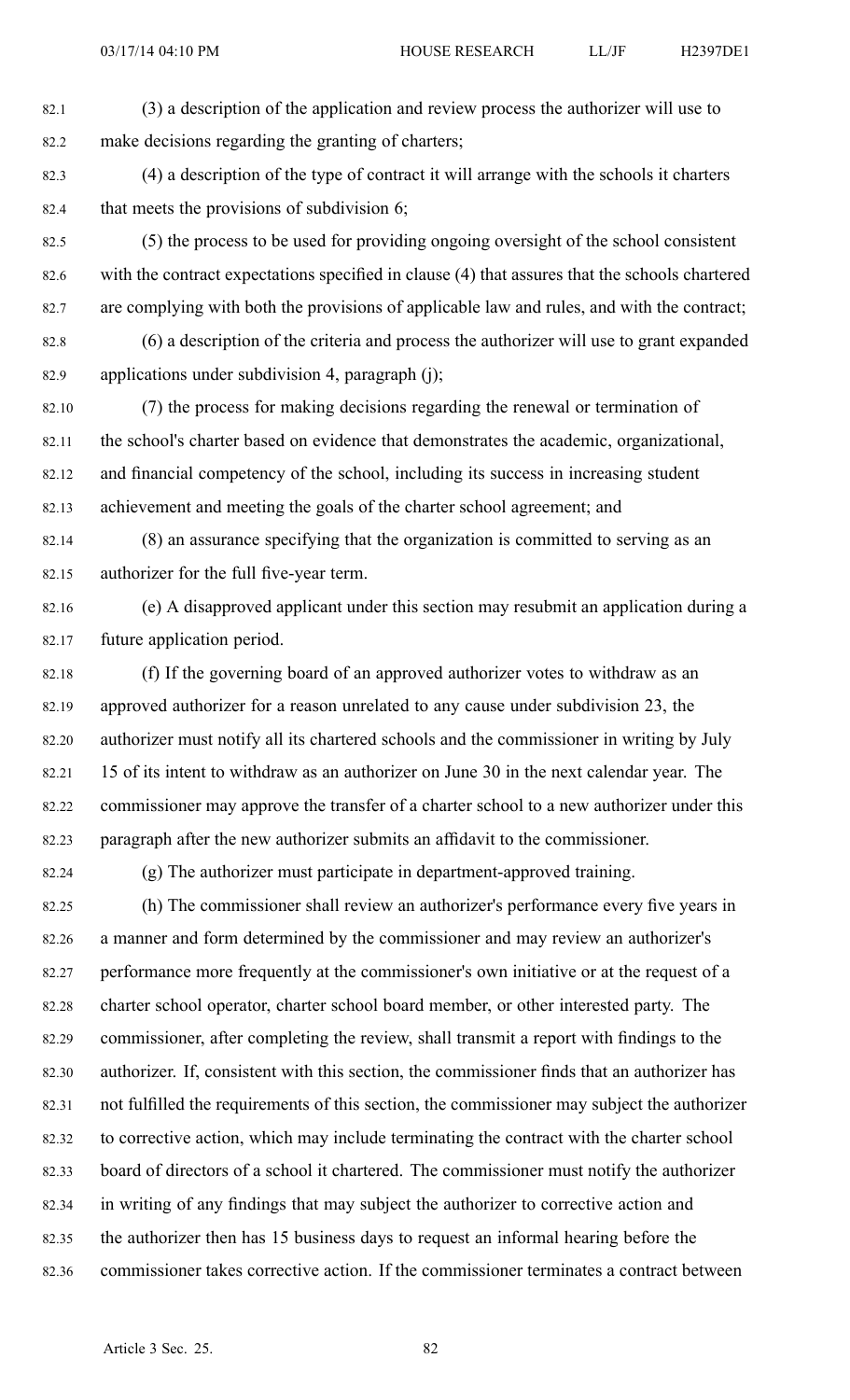(3) a description of the application and review process the authorizer will use to make decisions regarding the granting of charters;

(4) a description of the type of contract it will arrange with the schools it charters that meets the provisions of subdivision 6;

(5) the process to be used for providing ongoing oversight of the school consistent with the contract expectations specified in clause (4) that assures that the schools chartered are complying with both the provisions of applicable law and rules, and with the contract;

(6) a description of the criteria and process the authorizer will use to grant expanded applications under subdivision 4, paragraph (j);

(7) the process for making decisions regarding the renewal or termination of the school's charter based on evidence that demonstrates the academic, organizational, and financial competency of the school, including its success in increasing student achievement and meeting the goals of the charter school agreement; and

(8) an assurance specifying that the organization is committed to serving as an authorizer for the full five-year term.

(e) A disapproved applicant under this section may resubmit an application during a future application period.

(f) If the governing board of an approved authorizer votes to withdraw as an approved authorizer for a reason unrelated to any cause under subdivision 23, the authorizer must notify all its chartered schools and the commissioner in writing by July 15 of its intent to withdraw as an authorizer on June 30 in the next calendar year. The commissioner may approve the transfer of a charter school to a new authorizer under this paragraph after the new authorizer submits an affidavit to the commissioner.

(g) The authorizer must participate in department-approved training.

(h) The commissioner shall review an authorizer's performance every five years in a manner and form determined by the commissioner and may review an authorizer's performance more frequently at the commissioner's own initiative or at the request of a charter school operator, charter school board member, or other interested party. The commissioner, after completing the review, shall transmit a report with findings to the authorizer. If, consistent with this section, the commissioner finds that an authorizer has not fulfilled the requirements of this section, the commissioner may subject the authorizer to corrective action, which may include terminating the contract with the charter school board of directors of a school it chartered. The commissioner must notify the authorizer in writing of any findings that may subject the authorizer to corrective action and the authorizer then has 15 business days to request an informal hearing before the commissioner takes corrective action. If the commissioner terminates a contract between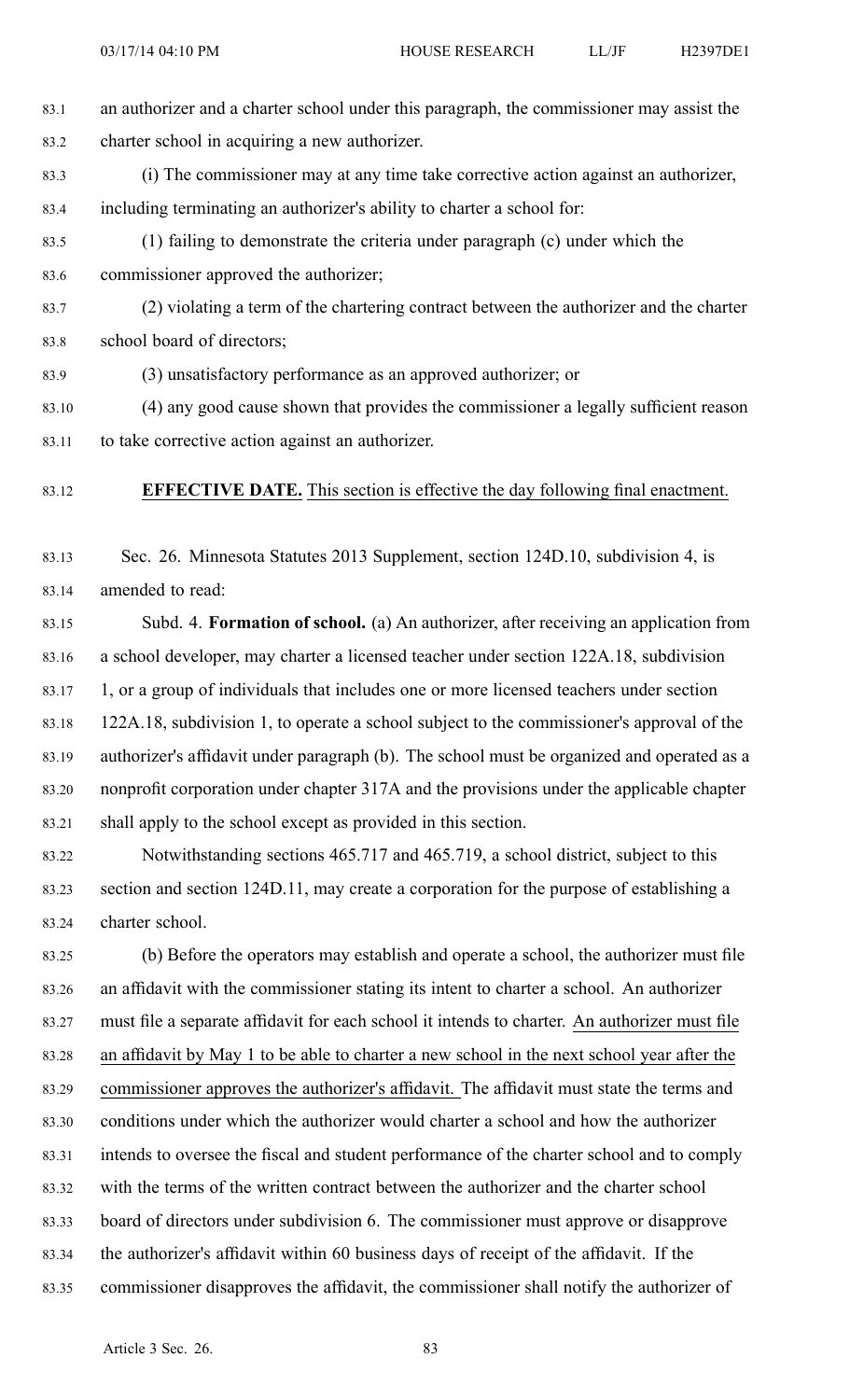an authorizer and a charter school under this paragraph, the commissioner may assist the charter school in acquiring a new authorizer.

(i) The commissioner may at any time take corrective action against an authorizer, including terminating an authorizer's ability to charter a school for:

(1) failing to demonstrate the criteria under paragraph (c) under which the commissioner approved the authorizer;

(2) violating a term of the chartering contract between the authorizer and the charter school board of directors;

(3) unsatisfactory performance as an approved authorizer; or

(4) any good cause shown that provides the commissioner a legally sufficient reason to take corrective action against an authorizer.

**EFFECTIVE DATE.** This section is effective the day following final enactment.

Sec. 26. Minnesota Statutes 2013 Supplement, section 124D.10, subdivision 4, is amended to read:

Subd. 4. **Formation of school.** (a) An authorizer, after receiving an application from a school developer, may charter a licensed teacher under section 122A.18, subdivision 1, or a group of individuals that includes one or more licensed teachers under section 122A.18, subdivision 1, to operate a school subject to the commissioner's approval of the authorizer's affidavit under paragraph (b). The school must be organized and operated as a nonprofit corporation under chapter 317A and the provisions under the applicable chapter shall apply to the school except as provided in this section.

Notwithstanding sections 465.717 and 465.719, a school district, subject to this section and section 124D.11, may create a corporation for the purpose of establishing a charter school.

(b) Before the operators may establish and operate a school, the authorizer must file an affidavit with the commissioner stating its intent to charter a school. An authorizer must file a separate affidavit for each school it intends to charter. An authorizer must file an affidavit by May 1 to be able to charter a new school in the next school year after the commissioner approves the authorizer's affidavit. The affidavit must state the terms and conditions under which the authorizer would charter a school and how the authorizer intends to oversee the fiscal and student performance of the charter school and to comply with the terms of the written contract between the authorizer and the charter school board of directors under subdivision 6. The commissioner must approve or disapprove the authorizer's affidavit within 60 business days of receipt of the affidavit. If the commissioner disapproves the affidavit, the commissioner shall notify the authorizer of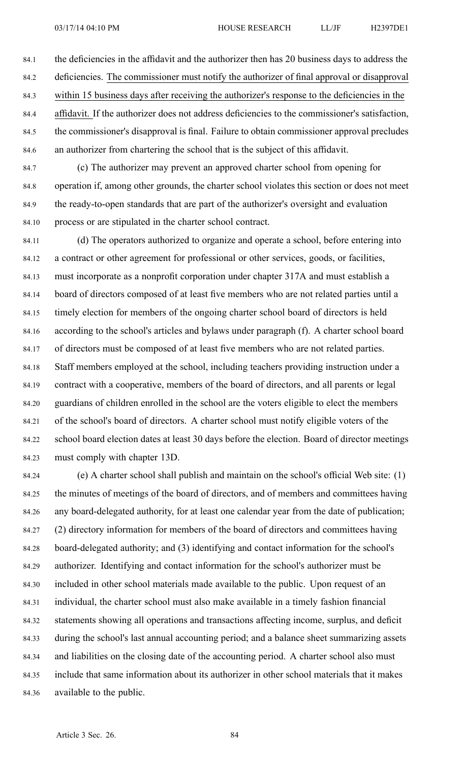the deficiencies in the affidavit and the authorizer then has 20 business days to address the deficiencies. The commissioner must notify the authorizer of final approval or disapproval within 15 business days after receiving the authorizer's response to the deficiencies in the affidavit. If the authorizer does not address deficiencies to the commissioner's satisfaction, the commissioner's disapproval is final. Failure to obtain commissioner approval precludes an authorizer from chartering the school that is the subject of this affidavit.

(c) The authorizer may prevent an approved charter school from opening for operation if, among other grounds, the charter school violates this section or does not meet the ready-to-open standards that are part of the authorizer's oversight and evaluation process or are stipulated in the charter school contract.

(d) The operators authorized to organize and operate a school, before entering into a contract or other agreement for professional or other services, goods, or facilities, must incorporate as a nonprofit corporation under chapter 317A and must establish a board of directors composed of at least five members who are not related parties until a timely election for members of the ongoing charter school board of directors is held according to the school's articles and bylaws under paragraph (f). A charter school board of directors must be composed of at least five members who are not related parties. Staff members employed at the school, including teachers providing instruction under a contract with a cooperative, members of the board of directors, and all parents or legal guardians of children enrolled in the school are the voters eligible to elect the members of the school's board of directors. A charter school must notify eligible voters of the school board election dates at least 30 days before the election. Board of director meetings must comply with chapter 13D.

(e) A charter school shall publish and maintain on the school's official Web site: (1) the minutes of meetings of the board of directors, and of members and committees having any board-delegated authority, for at least one calendar year from the date of publication; (2) directory information for members of the board of directors and committees having board-delegated authority; and (3) identifying and contact information for the school's authorizer. Identifying and contact information for the school's authorizer must be included in other school materials made available to the public. Upon request of an individual, the charter school must also make available in a timely fashion financial statements showing all operations and transactions affecting income, surplus, and deficit during the school's last annual accounting period; and a balance sheet summarizing assets and liabilities on the closing date of the accounting period. A charter school also must include that same information about its authorizer in other school materials that it makes available to the public.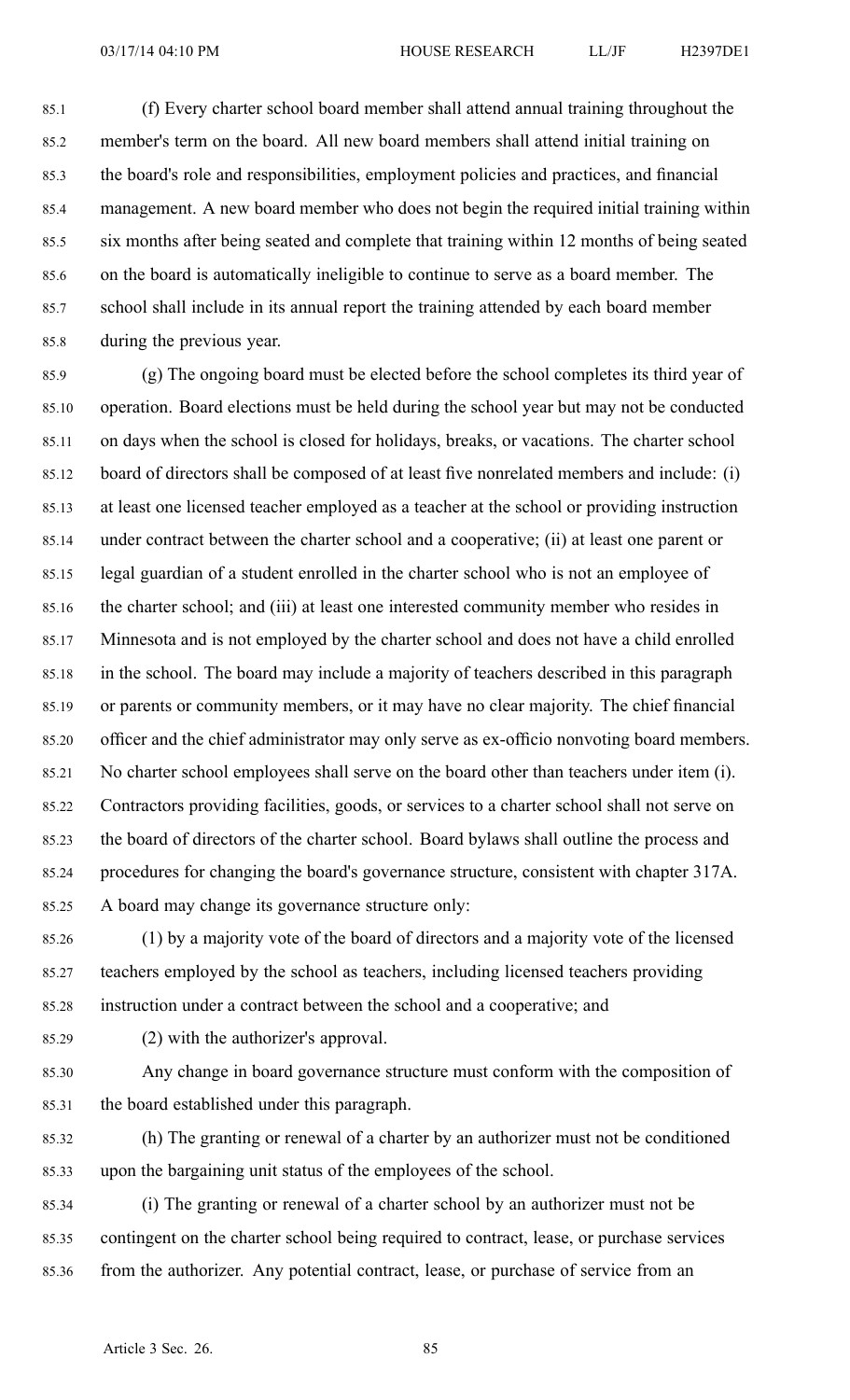(f) Every charter school board member shall attend annual training throughout the member's term on the board. All new board members shall attend initial training on the board's role and responsibilities, employment policies and practices, and financial management. A new board member who does not begin the required initial training within six months after being seated and complete that training within 12 months of being seated on the board is automatically ineligible to continue to serve as a board member. The school shall include in its annual report the training attended by each board member during the previous year.

(g) The ongoing board must be elected before the school completes its third year of operation. Board elections must be held during the school year but may not be conducted on days when the school is closed for holidays, breaks, or vacations. The charter school board of directors shall be composed of at least five nonrelated members and include: (i) at least one licensed teacher employed as a teacher at the school or providing instruction under contract between the charter school and a cooperative; (ii) at least one parent or legal guardian of a student enrolled in the charter school who is not an employee of the charter school; and (iii) at least one interested community member who resides in Minnesota and is not employed by the charter school and does not have a child enrolled in the school. The board may include a majority of teachers described in this paragraph or parents or community members, or it may have no clear majority. The chief financial officer and the chief administrator may only serve as ex-officio nonvoting board members. No charter school employees shall serve on the board other than teachers under item (i). Contractors providing facilities, goods, or services to a charter school shall not serve on the board of directors of the charter school. Board bylaws shall outline the process and procedures for changing the board's governance structure, consistent with chapter 317A. A board may change its governance structure only:

(1) by a majority vote of the board of directors and a majority vote of the licensed teachers employed by the school as teachers, including licensed teachers providing instruction under a contract between the school and a cooperative; and

(2) with the authorizer's approval.

Any change in board governance structure must conform with the composition of the board established under this paragraph.

(h) The granting or renewal of a charter by an authorizer must not be conditioned upon the bargaining unit status of the employees of the school.

(i) The granting or renewal of a charter school by an authorizer must not be contingent on the charter school being required to contract, lease, or purchase services from the authorizer. Any potential contract, lease, or purchase of service from an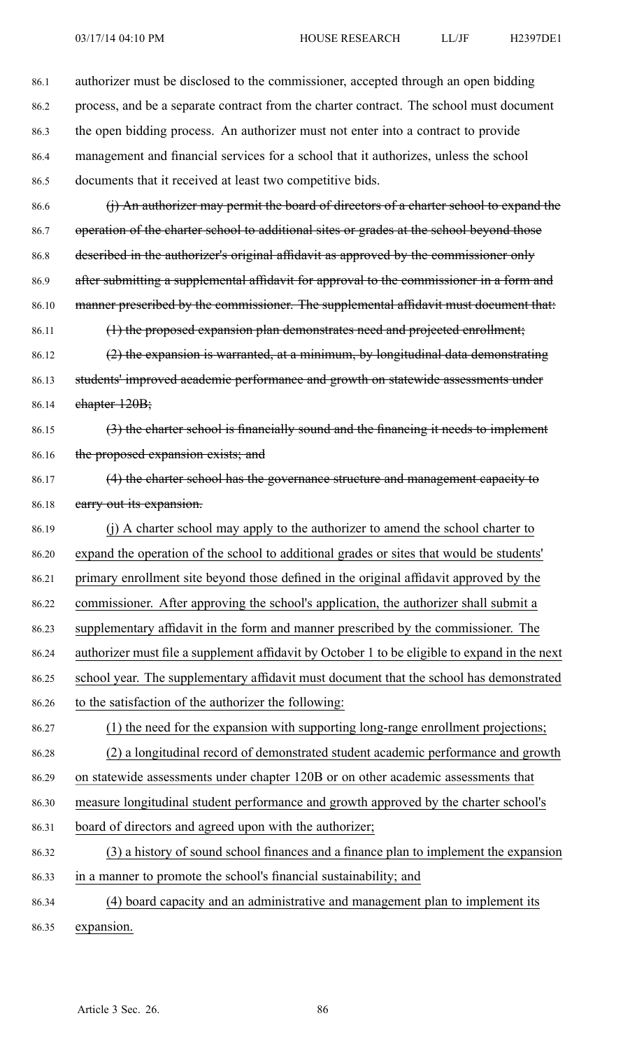authorizer must be disclosed to the commissioner, accepted through an open bidding process, and be a separate contract from the charter contract. The school must document the open bidding process. An authorizer must not enter into a contract to provide management and financial services for a school that it authorizes, unless the school documents that it received at least two competitive bids.

~~(j) An authorizer may permit the board of directors of a charter school to expand the operation of the charter school to additional sites or grades at the school beyond those described in the authorizer's original affidavit as approved by the commissioner only after submitting a supplemental affidavit for approval to the commissioner in a form and manner prescribed by the commissioner. The supplemental affidavit must document that:~~

~~(1) the proposed expansion plan demonstrates need and projected enrollment;~~

~~(2) the expansion is warranted, at a minimum, by longitudinal data demonstrating students' improved academic performance and growth on statewide assessments under chapter 120B;~~

~~(3) the charter school is financially sound and the financing it needs to implement the proposed expansion exists; and~~

~~(4) the charter school has the governance structure and management capacity to carry out its expansion.~~

<u>(j) A charter school may apply to the authorizer to amend the school charter to expand the operation of the school to additional grades or sites that would be students' primary enrollment site beyond those defined in the original affidavit approved by the commissioner. After approving the school's application, the authorizer shall submit a supplementary affidavit in the form and manner prescribed by the commissioner. The authorizer must file a supplement affidavit by October 1 to be eligible to expand in the next school year. The supplementary affidavit must document that the school has demonstrated to the satisfaction of the authorizer the following:</u>

<u>(1) the need for the expansion with supporting long-range enrollment projections;</u>

<u>(2) a longitudinal record of demonstrated student academic performance and growth on statewide assessments under chapter 120B or on other academic assessments that measure longitudinal student performance and growth approved by the charter school's board of directors and agreed upon with the authorizer;</u>

<u>(3) a history of sound school finances and a finance plan to implement the expansion in a manner to promote the school's financial sustainability; and</u>

<u>(4) board capacity and an administrative and management plan to implement its expansion.</u>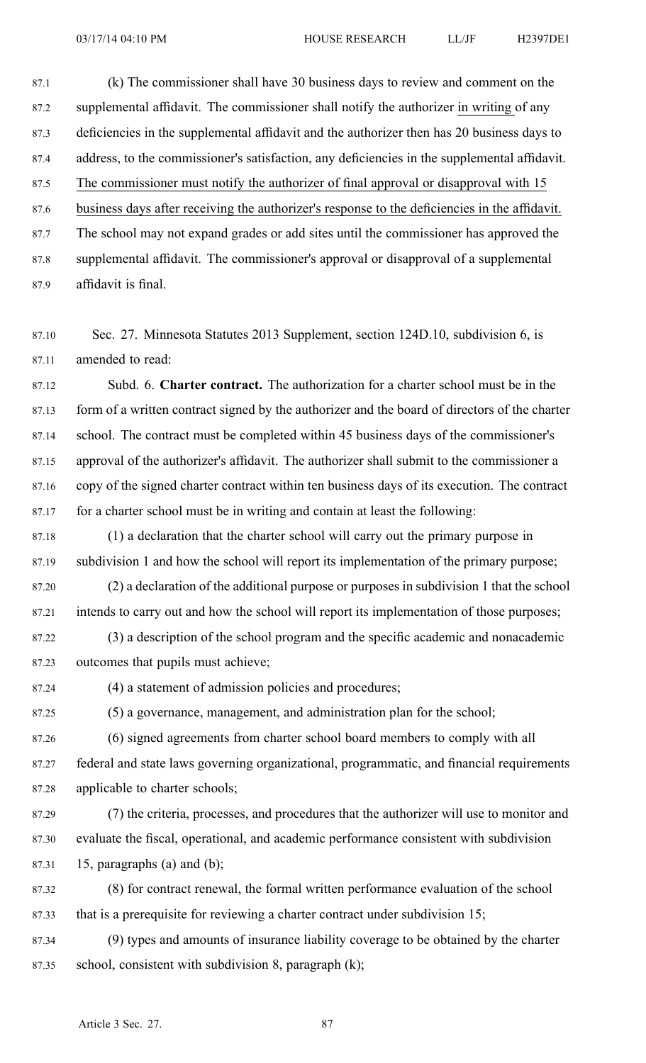(k) The commissioner shall have 30 business days to review and comment on the supplemental affidavit. The commissioner shall notify the authorizer in writing of any deficiencies in the supplemental affidavit and the authorizer then has 20 business days to address, to the commissioner's satisfaction, any deficiencies in the supplemental affidavit. The commissioner must notify the authorizer of final approval or disapproval with 15 business days after receiving the authorizer's response to the deficiencies in the affidavit. The school may not expand grades or add sites until the commissioner has approved the supplemental affidavit. The commissioner's approval or disapproval of a supplemental affidavit is final.

Sec. 27. Minnesota Statutes 2013 Supplement, section 124D.10, subdivision 6, is amended to read:

Subd. 6. **Charter contract.** The authorization for a charter school must be in the form of a written contract signed by the authorizer and the board of directors of the charter school. The contract must be completed within 45 business days of the commissioner's approval of the authorizer's affidavit. The authorizer shall submit to the commissioner a copy of the signed charter contract within ten business days of its execution. The contract for a charter school must be in writing and contain at least the following:

(1) a declaration that the charter school will carry out the primary purpose in subdivision 1 and how the school will report its implementation of the primary purpose;

(2) a declaration of the additional purpose or purposes in subdivision 1 that the school intends to carry out and how the school will report its implementation of those purposes;

(3) a description of the school program and the specific academic and nonacademic outcomes that pupils must achieve;

(4) a statement of admission policies and procedures;

(5) a governance, management, and administration plan for the school;

(6) signed agreements from charter school board members to comply with all federal and state laws governing organizational, programmatic, and financial requirements applicable to charter schools;

(7) the criteria, processes, and procedures that the authorizer will use to monitor and evaluate the fiscal, operational, and academic performance consistent with subdivision 15, paragraphs (a) and (b);

(8) for contract renewal, the formal written performance evaluation of the school that is a prerequisite for reviewing a charter contract under subdivision 15;

(9) types and amounts of insurance liability coverage to be obtained by the charter school, consistent with subdivision 8, paragraph (k);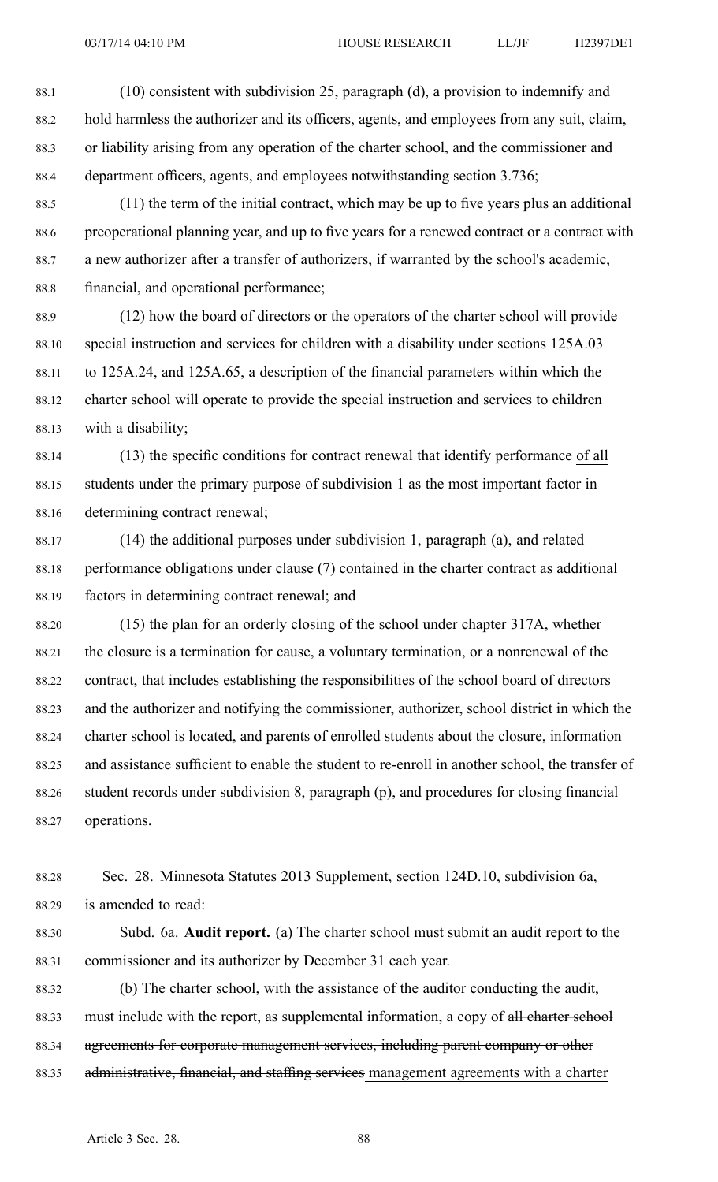(10) consistent with subdivision 25, paragraph (d), a provision to indemnify and hold harmless the authorizer and its officers, agents, and employees from any suit, claim, or liability arising from any operation of the charter school, and the commissioner and department officers, agents, and employees notwithstanding section 3.736;

(11) the term of the initial contract, which may be up to five years plus an additional preoperational planning year, and up to five years for a renewed contract or a contract with a new authorizer after a transfer of authorizers, if warranted by the school's academic, financial, and operational performance;

(12) how the board of directors or the operators of the charter school will provide special instruction and services for children with a disability under sections 125A.03 to 125A.24, and 125A.65, a description of the financial parameters within which the charter school will operate to provide the special instruction and services to children with a disability;

(13) the specific conditions for contract renewal that identify performance <u>of all students</u> under the primary purpose of subdivision 1 as the most important factor in determining contract renewal;

(14) the additional purposes under subdivision 1, paragraph (a), and related performance obligations under clause (7) contained in the charter contract as additional factors in determining contract renewal; and

(15) the plan for an orderly closing of the school under chapter 317A, whether the closure is a termination for cause, a voluntary termination, or a nonrenewal of the contract, that includes establishing the responsibilities of the school board of directors and the authorizer and notifying the commissioner, authorizer, school district in which the charter school is located, and parents of enrolled students about the closure, information and assistance sufficient to enable the student to re-enroll in another school, the transfer of student records under subdivision 8, paragraph (p), and procedures for closing financial operations.

Sec. 28. Minnesota Statutes 2013 Supplement, section 124D.10, subdivision 6a, is amended to read:

Subd. 6a. **Audit report.** (a) The charter school must submit an audit report to the commissioner and its authorizer by December 31 each year.

(b) The charter school, with the assistance of the auditor conducting the audit, must include with the report, as supplemental information, a copy of ~~all charter school agreements for corporate management services, including parent company or other administrative, financial, and staffing services~~ <u>management agreements with a charter</u>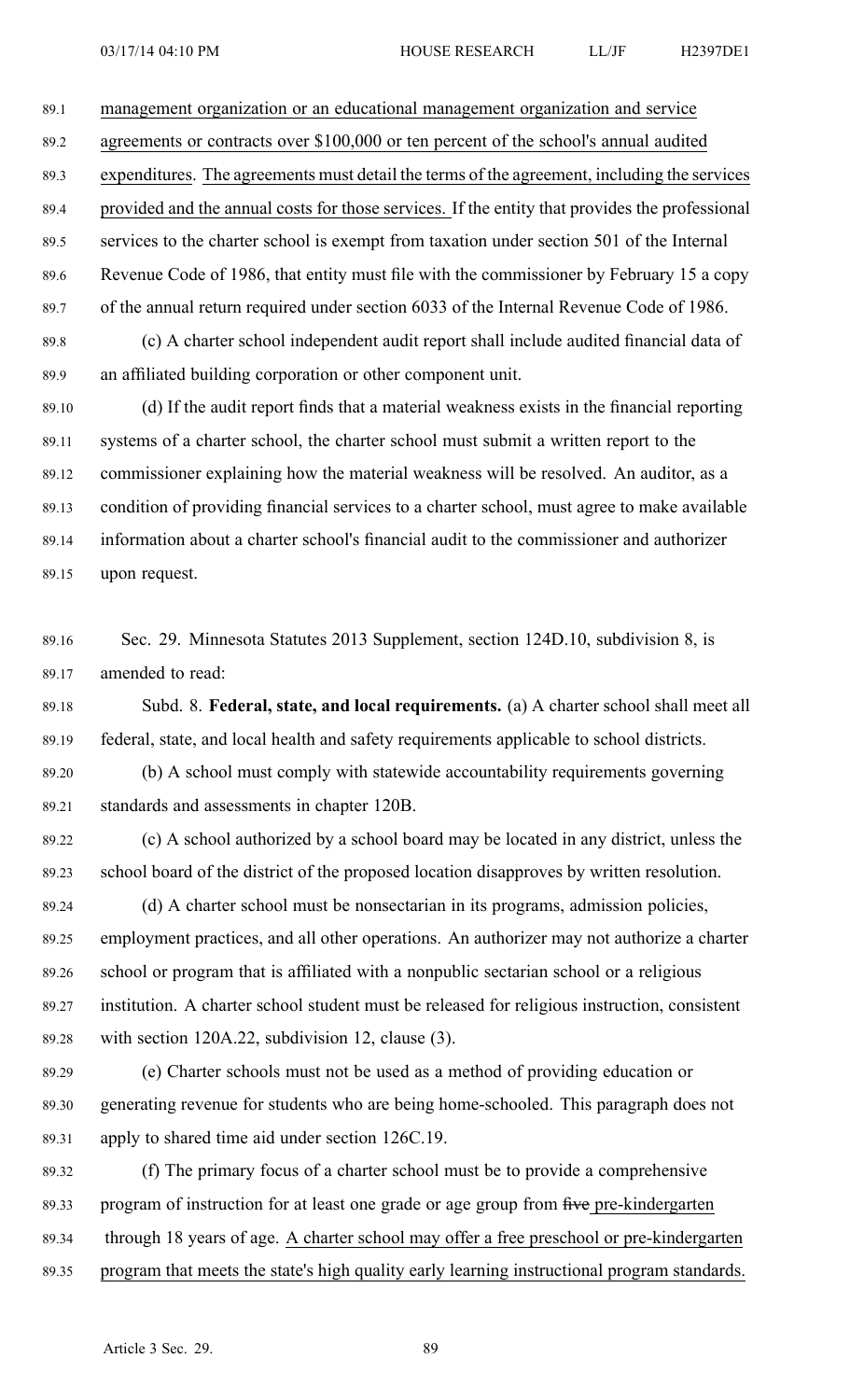management organization or an educational management organization and service agreements or contracts over $100,000 or ten percent of the school's annual audited expenditures. The agreements must detail the terms of the agreement, including the services provided and the annual costs for those services. If the entity that provides the professional services to the charter school is exempt from taxation under section 501 of the Internal Revenue Code of 1986, that entity must file with the commissioner by February 15 a copy of the annual return required under section 6033 of the Internal Revenue Code of 1986.

(c) A charter school independent audit report shall include audited financial data of an affiliated building corporation or other component unit.

(d) If the audit report finds that a material weakness exists in the financial reporting systems of a charter school, the charter school must submit a written report to the commissioner explaining how the material weakness will be resolved. An auditor, as a condition of providing financial services to a charter school, must agree to make available information about a charter school's financial audit to the commissioner and authorizer upon request.

Sec. 29. Minnesota Statutes 2013 Supplement, section 124D.10, subdivision 8, is amended to read:

Subd. 8. **Federal, state, and local requirements.** (a) A charter school shall meet all federal, state, and local health and safety requirements applicable to school districts.

(b) A school must comply with statewide accountability requirements governing standards and assessments in chapter 120B.

(c) A school authorized by a school board may be located in any district, unless the school board of the district of the proposed location disapproves by written resolution.

(d) A charter school must be nonsectarian in its programs, admission policies, employment practices, and all other operations. An authorizer may not authorize a charter school or program that is affiliated with a nonpublic sectarian school or a religious institution. A charter school student must be released for religious instruction, consistent with section 120A.22, subdivision 12, clause (3).

(e) Charter schools must not be used as a method of providing education or generating revenue for students who are being home-schooled. This paragraph does not apply to shared time aid under section 126C.19.

(f) The primary focus of a charter school must be to provide a comprehensive program of instruction for at least one grade or age group from ~~five~~ pre-kindergarten through 18 years of age. A charter school may offer a free preschool or pre-kindergarten program that meets the state's high quality early learning instructional program standards.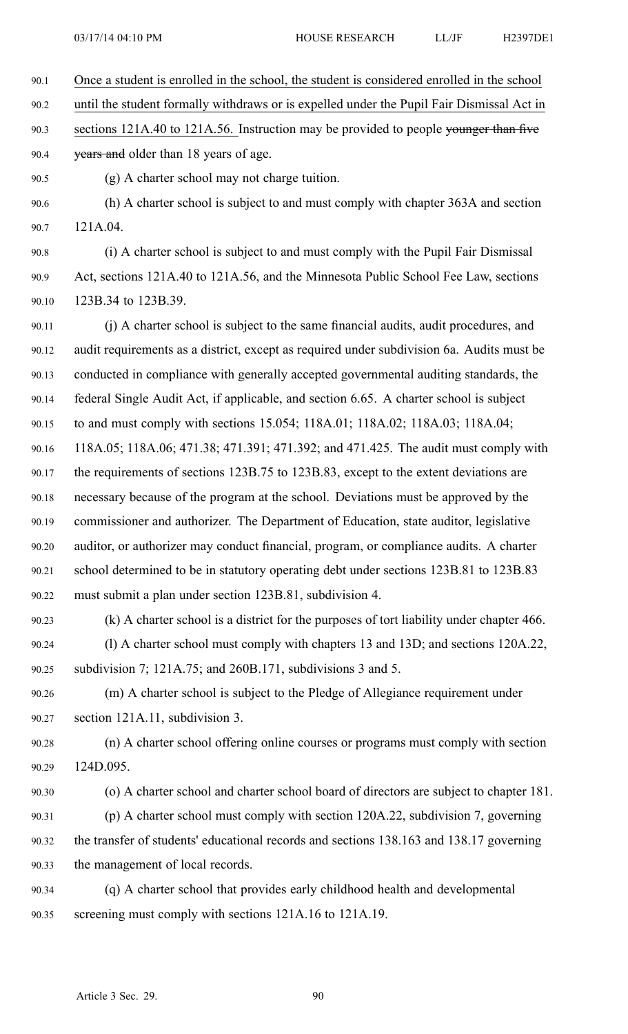Once a student is enrolled in the school, the student is considered enrolled in the school until the student formally withdraws or is expelled under the Pupil Fair Dismissal Act in sections 121A.40 to 121A.56. Instruction may be provided to people ~~younger than five years and~~ older than 18 years of age.

(g) A charter school may not charge tuition.

(h) A charter school is subject to and must comply with chapter 363A and section 121A.04.

(i) A charter school is subject to and must comply with the Pupil Fair Dismissal Act, sections 121A.40 to 121A.56, and the Minnesota Public School Fee Law, sections 123B.34 to 123B.39.

(j) A charter school is subject to the same financial audits, audit procedures, and audit requirements as a district, except as required under subdivision 6a. Audits must be conducted in compliance with generally accepted governmental auditing standards, the federal Single Audit Act, if applicable, and section 6.65. A charter school is subject to and must comply with sections 15.054; 118A.01; 118A.02; 118A.03; 118A.04; 118A.05; 118A.06; 471.38; 471.391; 471.392; and 471.425. The audit must comply with the requirements of sections 123B.75 to 123B.83, except to the extent deviations are necessary because of the program at the school. Deviations must be approved by the commissioner and authorizer. The Department of Education, state auditor, legislative auditor, or authorizer may conduct financial, program, or compliance audits. A charter school determined to be in statutory operating debt under sections 123B.81 to 123B.83 must submit a plan under section 123B.81, subdivision 4.

(k) A charter school is a district for the purposes of tort liability under chapter 466.

(l) A charter school must comply with chapters 13 and 13D; and sections 120A.22, subdivision 7; 121A.75; and 260B.171, subdivisions 3 and 5.

(m) A charter school is subject to the Pledge of Allegiance requirement under section 121A.11, subdivision 3.

(n) A charter school offering online courses or programs must comply with section 124D.095.

(o) A charter school and charter school board of directors are subject to chapter 181.

(p) A charter school must comply with section 120A.22, subdivision 7, governing the transfer of students' educational records and sections 138.163 and 138.17 governing the management of local records.

(q) A charter school that provides early childhood health and developmental screening must comply with sections 121A.16 to 121A.19.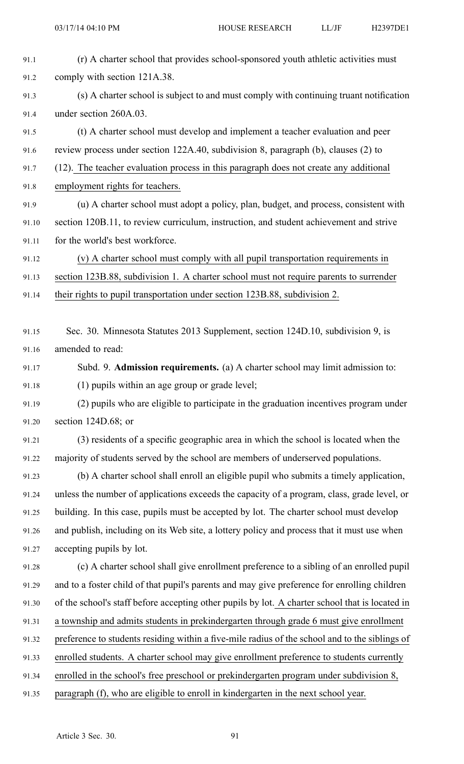(r) A charter school that provides school-sponsored youth athletic activities must comply with section 121A.38.

(s) A charter school is subject to and must comply with continuing truant notification under section 260A.03.

(t) A charter school must develop and implement a teacher evaluation and peer review process under section 122A.40, subdivision 8, paragraph (b), clauses (2) to (12). The teacher evaluation process in this paragraph does not create any additional employment rights for teachers.

(u) A charter school must adopt a policy, plan, budget, and process, consistent with section 120B.11, to review curriculum, instruction, and student achievement and strive for the world's best workforce.

(v) A charter school must comply with all pupil transportation requirements in section 123B.88, subdivision 1. A charter school must not require parents to surrender their rights to pupil transportation under section 123B.88, subdivision 2.

Sec. 30. Minnesota Statutes 2013 Supplement, section 124D.10, subdivision 9, is amended to read:

Subd. 9. **Admission requirements.** (a) A charter school may limit admission to:

(1) pupils within an age group or grade level;

(2) pupils who are eligible to participate in the graduation incentives program under section 124D.68; or

(3) residents of a specific geographic area in which the school is located when the majority of students served by the school are members of underserved populations.

(b) A charter school shall enroll an eligible pupil who submits a timely application, unless the number of applications exceeds the capacity of a program, class, grade level, or building. In this case, pupils must be accepted by lot. The charter school must develop and publish, including on its Web site, a lottery policy and process that it must use when accepting pupils by lot.

(c) A charter school shall give enrollment preference to a sibling of an enrolled pupil and to a foster child of that pupil's parents and may give preference for enrolling children of the school's staff before accepting other pupils by lot. A charter school that is located in a township and admits students in prekindergarten through grade 6 must give enrollment preference to students residing within a five-mile radius of the school and to the siblings of enrolled students. A charter school may give enrollment preference to students currently enrolled in the school's free preschool or prekindergarten program under subdivision 8, paragraph (f), who are eligible to enroll in kindergarten in the next school year.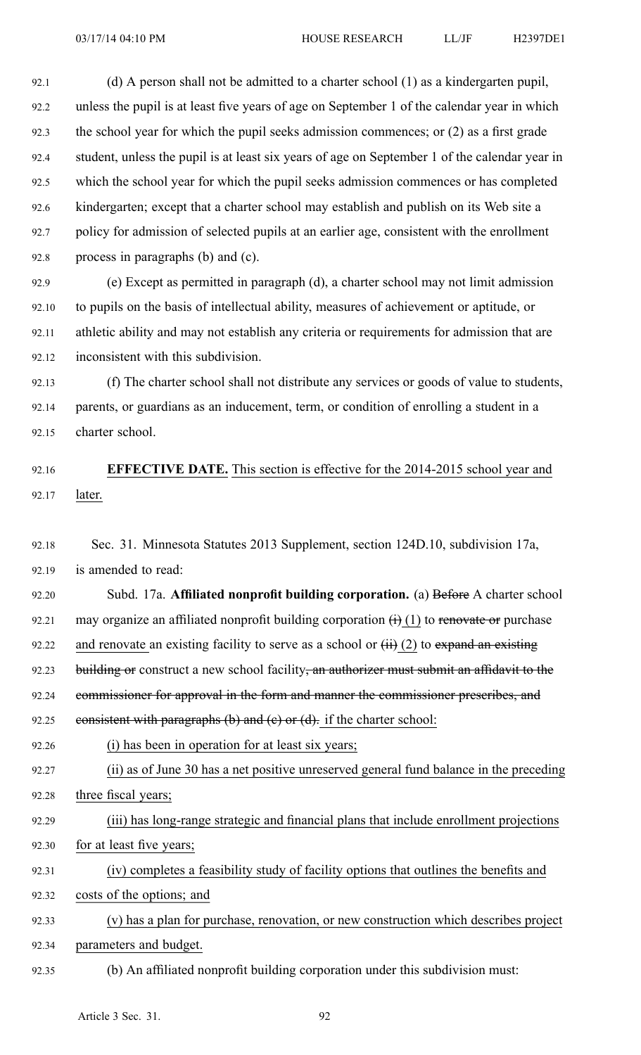(d) A person shall not be admitted to a charter school (1) as a kindergarten pupil, unless the pupil is at least five years of age on September 1 of the calendar year in which the school year for which the pupil seeks admission commences; or (2) as a first grade student, unless the pupil is at least six years of age on September 1 of the calendar year in which the school year for which the pupil seeks admission commences or has completed kindergarten; except that a charter school may establish and publish on its Web site a policy for admission of selected pupils at an earlier age, consistent with the enrollment process in paragraphs (b) and (c).

(e) Except as permitted in paragraph (d), a charter school may not limit admission to pupils on the basis of intellectual ability, measures of achievement or aptitude, or athletic ability and may not establish any criteria or requirements for admission that are inconsistent with this subdivision.

(f) The charter school shall not distribute any services or goods of value to students, parents, or guardians as an inducement, term, or condition of enrolling a student in a charter school.

**EFFECTIVE DATE.** This section is effective for the 2014-2015 school year and later.

Sec. 31. Minnesota Statutes 2013 Supplement, section 124D.10, subdivision 17a, is amended to read:

Subd. 17a. **Affiliated nonprofit building corporation.** (a) ~~Before~~ A charter school may organize an affiliated nonprofit building corporation ~~(i)~~ (1) to ~~renovate or~~ purchase and renovate an existing facility to serve as a school or ~~(ii)~~ (2) to ~~expand an existing building or~~ construct a new school facility~~, an authorizer must submit an affidavit to the commissioner for approval in the form and manner the commissioner prescribes, and consistent with paragraphs (b) and (c) or (d).~~ if the charter school:

(i) has been in operation for at least six years;

(ii) as of June 30 has a net positive unreserved general fund balance in the preceding three fiscal years;

(iii) has long-range strategic and financial plans that include enrollment projections for at least five years;

(iv) completes a feasibility study of facility options that outlines the benefits and costs of the options; and

(v) has a plan for purchase, renovation, or new construction which describes project parameters and budget.

(b) An affiliated nonprofit building corporation under this subdivision must: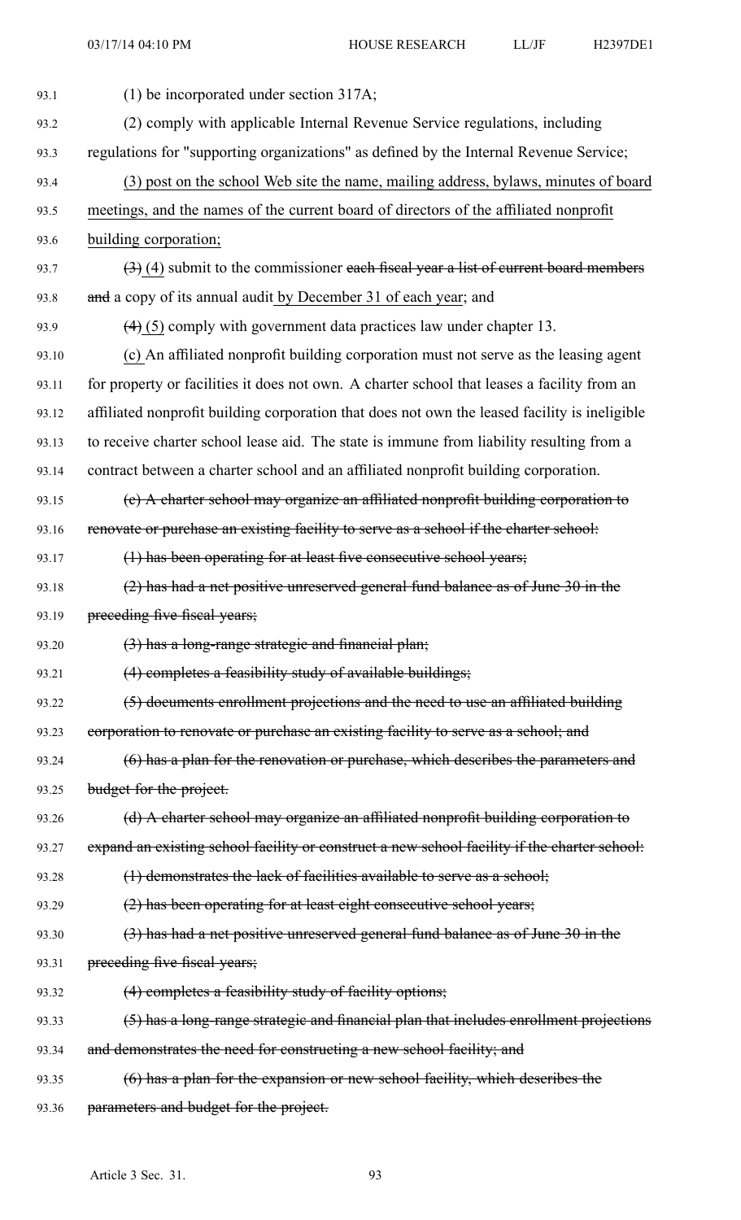(1) be incorporated under section 317A;

(2) comply with applicable Internal Revenue Service regulations, including regulations for "supporting organizations" as defined by the Internal Revenue Service;

<u>(3) post on the school Web site the name, mailing address, bylaws, minutes of board meetings, and the names of the current board of directors of the affiliated nonprofit building corporation;</u>

~~(3)~~ <u>(4)</u> submit to the commissioner ~~each fiscal year a list of current board members and~~ a copy of its annual audit <u>by December 31 of each year</u>; and

~~(4)~~ <u>(5)</u> comply with government data practices law under chapter 13.

<u>(c)</u> An affiliated nonprofit building corporation must not serve as the leasing agent for property or facilities it does not own. A charter school that leases a facility from an affiliated nonprofit building corporation that does not own the leased facility is ineligible to receive charter school lease aid. The state is immune from liability resulting from a contract between a charter school and an affiliated nonprofit building corporation.

~~(c) A charter school may organize an affiliated nonprofit building corporation to renovate or purchase an existing facility to serve as a school if the charter school:~~

~~(1) has been operating for at least five consecutive school years;~~

~~(2) has had a net positive unreserved general fund balance as of June 30 in the preceding five fiscal years;~~

~~(3) has a long-range strategic and financial plan;~~

~~(4) completes a feasibility study of available buildings;~~

~~(5) documents enrollment projections and the need to use an affiliated building corporation to renovate or purchase an existing facility to serve as a school; and~~

~~(6) has a plan for the renovation or purchase, which describes the parameters and budget for the project.~~

~~(d) A charter school may organize an affiliated nonprofit building corporation to expand an existing school facility or construct a new school facility if the charter school:~~

~~(1) demonstrates the lack of facilities available to serve as a school;~~

~~(2) has been operating for at least eight consecutive school years;~~

~~(3) has had a net positive unreserved general fund balance as of June 30 in the preceding five fiscal years;~~

~~(4) completes a feasibility study of facility options;~~

~~(5) has a long-range strategic and financial plan that includes enrollment projections and demonstrates the need for constructing a new school facility; and~~

~~(6) has a plan for the expansion or new school facility, which describes the parameters and budget for the project.~~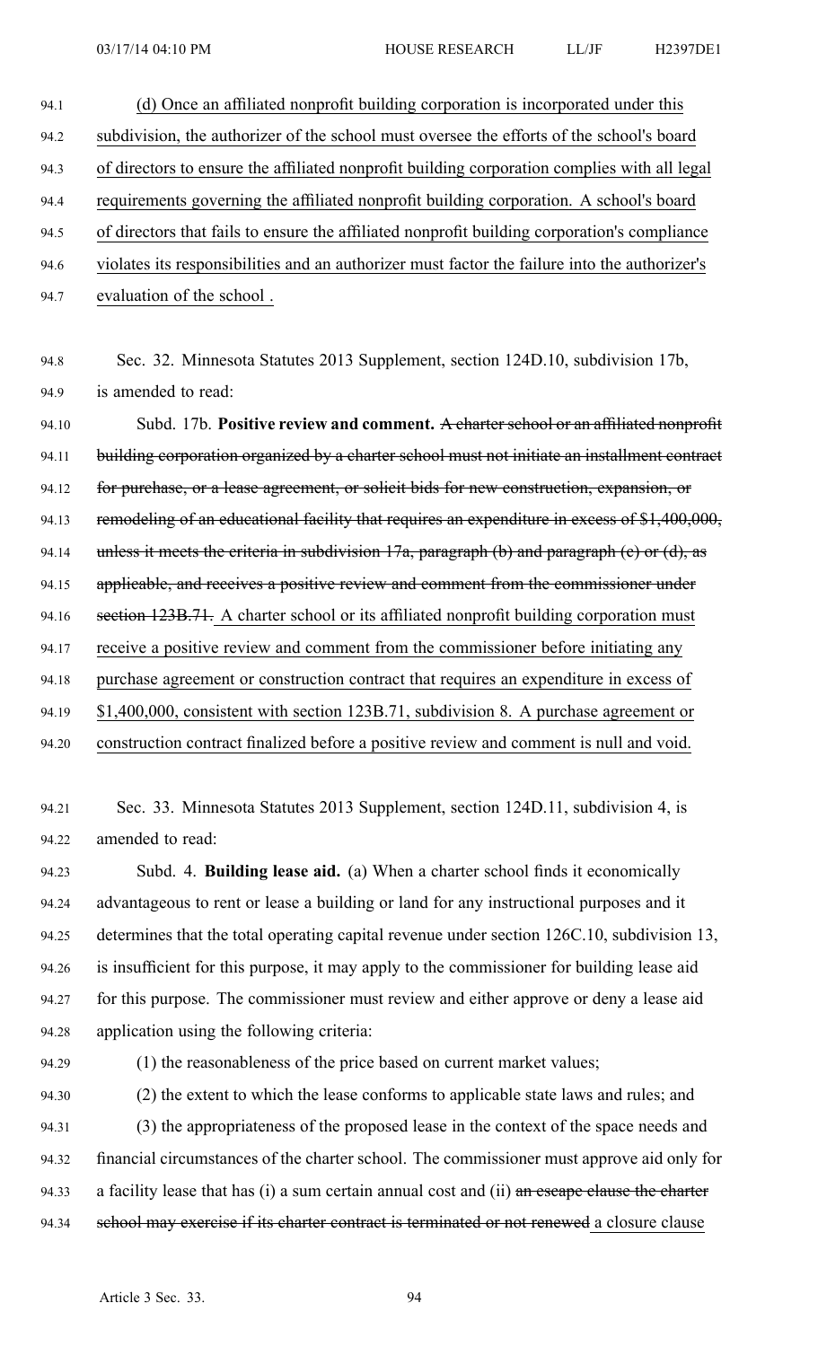(d) Once an affiliated nonprofit building corporation is incorporated under this subdivision, the authorizer of the school must oversee the efforts of the school's board of directors to ensure the affiliated nonprofit building corporation complies with all legal requirements governing the affiliated nonprofit building corporation. A school's board of directors that fails to ensure the affiliated nonprofit building corporation's compliance violates its responsibilities and an authorizer must factor the failure into the authorizer's evaluation of the school .

Sec. 32. Minnesota Statutes 2013 Supplement, section 124D.10, subdivision 17b, is amended to read:

Subd. 17b. **Positive review and comment.** ~~A charter school or an affiliated nonprofit building corporation organized by a charter school must not initiate an installment contract for purchase, or a lease agreement, or solicit bids for new construction, expansion, or remodeling of an educational facility that requires an expenditure in excess of $1,400,000, unless it meets the criteria in subdivision 17a, paragraph (b) and paragraph (c) or (d), as applicable, and receives a positive review and comment from the commissioner under section 123B.71.~~ A charter school or its affiliated nonprofit building corporation must receive a positive review and comment from the commissioner before initiating any purchase agreement or construction contract that requires an expenditure in excess of $1,400,000, consistent with section 123B.71, subdivision 8. A purchase agreement or construction contract finalized before a positive review and comment is null and void.

Sec. 33. Minnesota Statutes 2013 Supplement, section 124D.11, subdivision 4, is amended to read:

Subd. 4. **Building lease aid.** (a) When a charter school finds it economically advantageous to rent or lease a building or land for any instructional purposes and it determines that the total operating capital revenue under section 126C.10, subdivision 13, is insufficient for this purpose, it may apply to the commissioner for building lease aid for this purpose. The commissioner must review and either approve or deny a lease aid application using the following criteria:

(1) the reasonableness of the price based on current market values;

(2) the extent to which the lease conforms to applicable state laws and rules; and

(3) the appropriateness of the proposed lease in the context of the space needs and financial circumstances of the charter school. The commissioner must approve aid only for a facility lease that has (i) a sum certain annual cost and (ii) ~~an escape clause the charter school may exercise if its charter contract is terminated or not renewed~~ a closure clause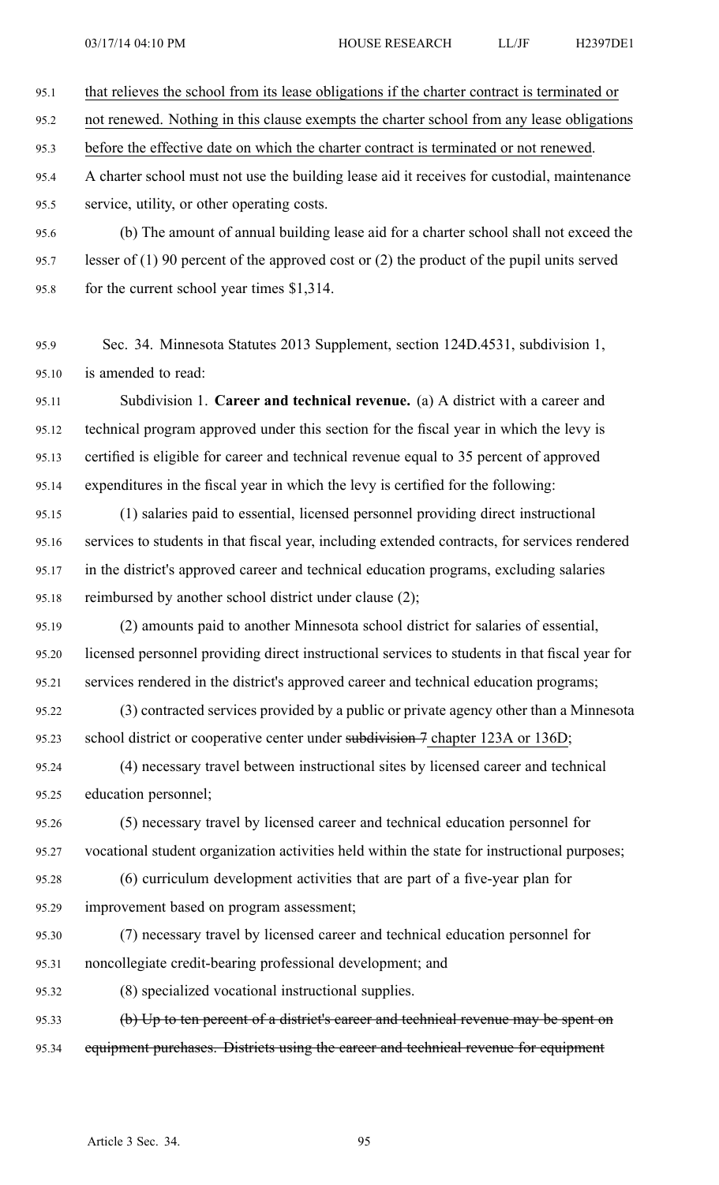that relieves the school from its lease obligations if the charter contract is terminated or not renewed. Nothing in this clause exempts the charter school from any lease obligations before the effective date on which the charter contract is terminated or not renewed. A charter school must not use the building lease aid it receives for custodial, maintenance service, utility, or other operating costs.

(b) The amount of annual building lease aid for a charter school shall not exceed the lesser of (1) 90 percent of the approved cost or (2) the product of the pupil units served for the current school year times $1,314.

Sec. 34. Minnesota Statutes 2013 Supplement, section 124D.4531, subdivision 1, is amended to read:

Subdivision 1. **Career and technical revenue.** (a) A district with a career and technical program approved under this section for the fiscal year in which the levy is certified is eligible for career and technical revenue equal to 35 percent of approved expenditures in the fiscal year in which the levy is certified for the following:

(1) salaries paid to essential, licensed personnel providing direct instructional services to students in that fiscal year, including extended contracts, for services rendered in the district's approved career and technical education programs, excluding salaries reimbursed by another school district under clause (2);

(2) amounts paid to another Minnesota school district for salaries of essential, licensed personnel providing direct instructional services to students in that fiscal year for services rendered in the district's approved career and technical education programs;

(3) contracted services provided by a public or private agency other than a Minnesota school district or cooperative center under ~~subdivision 7~~ chapter 123A or 136D;

(4) necessary travel between instructional sites by licensed career and technical education personnel;

(5) necessary travel by licensed career and technical education personnel for vocational student organization activities held within the state for instructional purposes;

(6) curriculum development activities that are part of a five-year plan for improvement based on program assessment;

(7) necessary travel by licensed career and technical education personnel for noncollegiate credit-bearing professional development; and

(8) specialized vocational instructional supplies.

~~(b) Up to ten percent of a district's career and technical revenue may be spent on equipment purchases. Districts using the career and technical revenue for equipment~~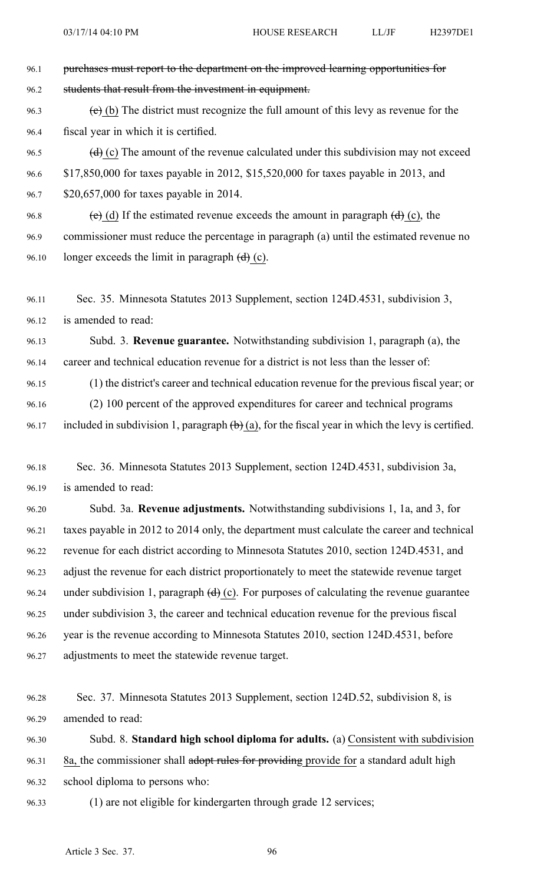purchases must report to the department on the improved learning opportunities for students that result from the investment in equipment.

(c) (b) The district must recognize the full amount of this levy as revenue for the fiscal year in which it is certified.

(d) (c) The amount of the revenue calculated under this subdivision may not exceed $17,850,000 for taxes payable in 2012, $15,520,000 for taxes payable in 2013, and $20,657,000 for taxes payable in 2014.

(e) (d) If the estimated revenue exceeds the amount in paragraph (d) (c), the commissioner must reduce the percentage in paragraph (a) until the estimated revenue no longer exceeds the limit in paragraph (d) (c).

Sec. 35. Minnesota Statutes 2013 Supplement, section 124D.4531, subdivision 3, is amended to read:

Subd. 3. **Revenue guarantee.** Notwithstanding subdivision 1, paragraph (a), the career and technical education revenue for a district is not less than the lesser of:

(1) the district's career and technical education revenue for the previous fiscal year; or

(2) 100 percent of the approved expenditures for career and technical programs included in subdivision 1, paragraph (b) (a), for the fiscal year in which the levy is certified.

Sec. 36. Minnesota Statutes 2013 Supplement, section 124D.4531, subdivision 3a, is amended to read:

Subd. 3a. **Revenue adjustments.** Notwithstanding subdivisions 1, 1a, and 3, for taxes payable in 2012 to 2014 only, the department must calculate the career and technical revenue for each district according to Minnesota Statutes 2010, section 124D.4531, and adjust the revenue for each district proportionately to meet the statewide revenue target under subdivision 1, paragraph (d) (c). For purposes of calculating the revenue guarantee under subdivision 3, the career and technical education revenue for the previous fiscal year is the revenue according to Minnesota Statutes 2010, section 124D.4531, before adjustments to meet the statewide revenue target.

Sec. 37. Minnesota Statutes 2013 Supplement, section 124D.52, subdivision 8, is amended to read:

Subd. 8. **Standard high school diploma for adults.** (a) Consistent with subdivision 8a, the commissioner shall adopt rules for providing provide for a standard adult high school diploma to persons who:

(1) are not eligible for kindergarten through grade 12 services;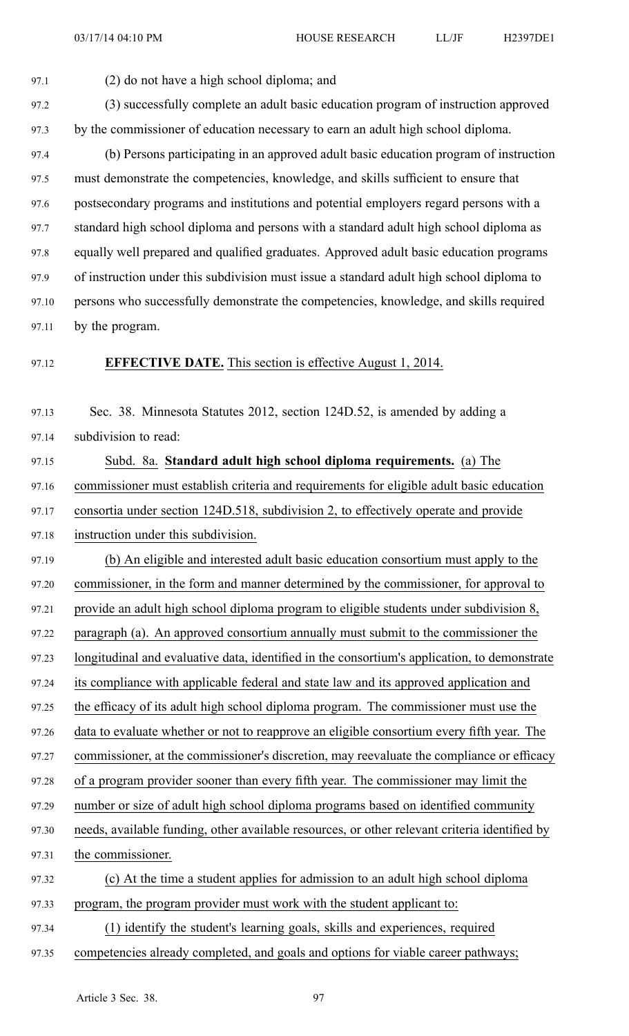(2) do not have a high school diploma; and

(3) successfully complete an adult basic education program of instruction approved by the commissioner of education necessary to earn an adult high school diploma.

(b) Persons participating in an approved adult basic education program of instruction must demonstrate the competencies, knowledge, and skills sufficient to ensure that postsecondary programs and institutions and potential employers regard persons with a standard high school diploma and persons with a standard adult high school diploma as equally well prepared and qualified graduates. Approved adult basic education programs of instruction under this subdivision must issue a standard adult high school diploma to persons who successfully demonstrate the competencies, knowledge, and skills required by the program.

**EFFECTIVE DATE.** This section is effective August 1, 2014.

Sec. 38. Minnesota Statutes 2012, section 124D.52, is amended by adding a subdivision to read:

Subd. 8a. **Standard adult high school diploma requirements.** (a) The commissioner must establish criteria and requirements for eligible adult basic education consortia under section 124D.518, subdivision 2, to effectively operate and provide instruction under this subdivision.

(b) An eligible and interested adult basic education consortium must apply to the commissioner, in the form and manner determined by the commissioner, for approval to provide an adult high school diploma program to eligible students under subdivision 8, paragraph (a). An approved consortium annually must submit to the commissioner the longitudinal and evaluative data, identified in the consortium's application, to demonstrate its compliance with applicable federal and state law and its approved application and the efficacy of its adult high school diploma program. The commissioner must use the data to evaluate whether or not to reapprove an eligible consortium every fifth year. The commissioner, at the commissioner's discretion, may reevaluate the compliance or efficacy of a program provider sooner than every fifth year. The commissioner may limit the number or size of adult high school diploma programs based on identified community needs, available funding, other available resources, or other relevant criteria identified by the commissioner.

(c) At the time a student applies for admission to an adult high school diploma program, the program provider must work with the student applicant to:

(1) identify the student's learning goals, skills and experiences, required competencies already completed, and goals and options for viable career pathways;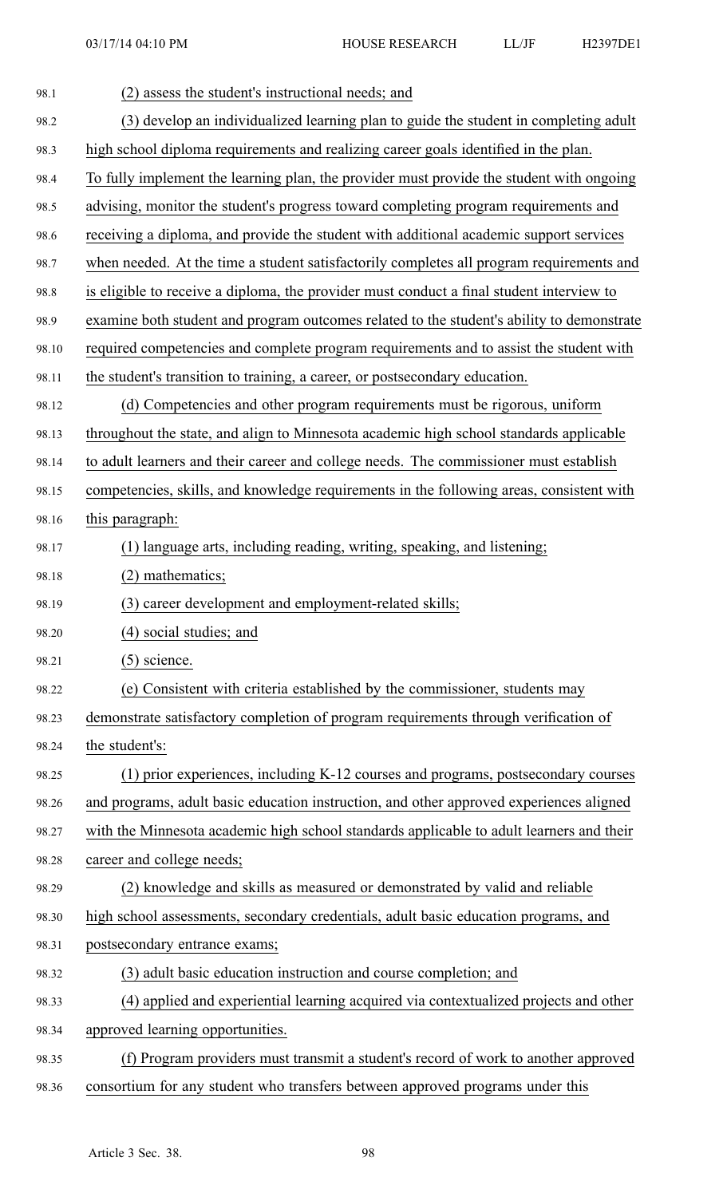(2) assess the student's instructional needs; and

(3) develop an individualized learning plan to guide the student in completing adult high school diploma requirements and realizing career goals identified in the plan. To fully implement the learning plan, the provider must provide the student with ongoing advising, monitor the student's progress toward completing program requirements and receiving a diploma, and provide the student with additional academic support services when needed. At the time a student satisfactorily completes all program requirements and is eligible to receive a diploma, the provider must conduct a final student interview to examine both student and program outcomes related to the student's ability to demonstrate required competencies and complete program requirements and to assist the student with the student's transition to training, a career, or postsecondary education.

(d) Competencies and other program requirements must be rigorous, uniform throughout the state, and align to Minnesota academic high school standards applicable to adult learners and their career and college needs. The commissioner must establish competencies, skills, and knowledge requirements in the following areas, consistent with this paragraph:

(1) language arts, including reading, writing, speaking, and listening;

(2) mathematics;

(3) career development and employment-related skills;

(4) social studies; and

(5) science.

(e) Consistent with criteria established by the commissioner, students may demonstrate satisfactory completion of program requirements through verification of the student's:

(1) prior experiences, including K-12 courses and programs, postsecondary courses and programs, adult basic education instruction, and other approved experiences aligned with the Minnesota academic high school standards applicable to adult learners and their career and college needs;

(2) knowledge and skills as measured or demonstrated by valid and reliable high school assessments, secondary credentials, adult basic education programs, and postsecondary entrance exams;

(3) adult basic education instruction and course completion; and

(4) applied and experiential learning acquired via contextualized projects and other approved learning opportunities.

(f) Program providers must transmit a student's record of work to another approved consortium for any student who transfers between approved programs under this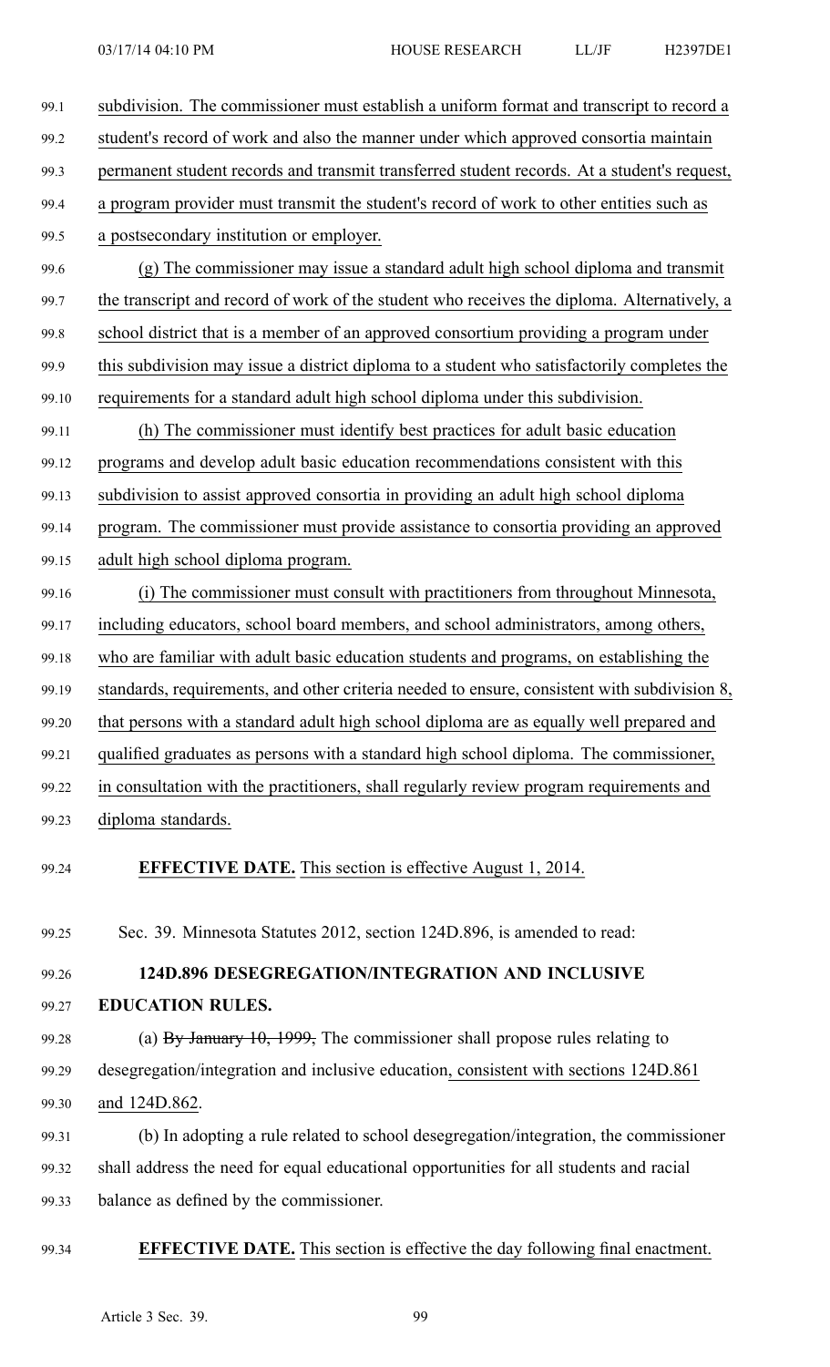subdivision. The commissioner must establish a uniform format and transcript to record a student's record of work and also the manner under which approved consortia maintain permanent student records and transmit transferred student records. At a student's request, a program provider must transmit the student's record of work to other entities such as a postsecondary institution or employer.

(g) The commissioner may issue a standard adult high school diploma and transmit the transcript and record of work of the student who receives the diploma. Alternatively, a school district that is a member of an approved consortium providing a program under this subdivision may issue a district diploma to a student who satisfactorily completes the requirements for a standard adult high school diploma under this subdivision.

(h) The commissioner must identify best practices for adult basic education programs and develop adult basic education recommendations consistent with this subdivision to assist approved consortia in providing an adult high school diploma program. The commissioner must provide assistance to consortia providing an approved adult high school diploma program.

(i) The commissioner must consult with practitioners from throughout Minnesota, including educators, school board members, and school administrators, among others, who are familiar with adult basic education students and programs, on establishing the standards, requirements, and other criteria needed to ensure, consistent with subdivision 8, that persons with a standard adult high school diploma are as equally well prepared and qualified graduates as persons with a standard high school diploma. The commissioner, in consultation with the practitioners, shall regularly review program requirements and diploma standards.

**EFFECTIVE DATE.** This section is effective August 1, 2014.

Sec. 39. Minnesota Statutes 2012, section 124D.896, is amended to read:

**124D.896 DESEGREGATION/INTEGRATION AND INCLUSIVE EDUCATION RULES.**

(a) ~~By January 10, 1999,~~ The commissioner shall propose rules relating to desegregation/integration and inclusive education, consistent with sections 124D.861 and 124D.862.

(b) In adopting a rule related to school desegregation/integration, the commissioner shall address the need for equal educational opportunities for all students and racial balance as defined by the commissioner.

**EFFECTIVE DATE.** This section is effective the day following final enactment.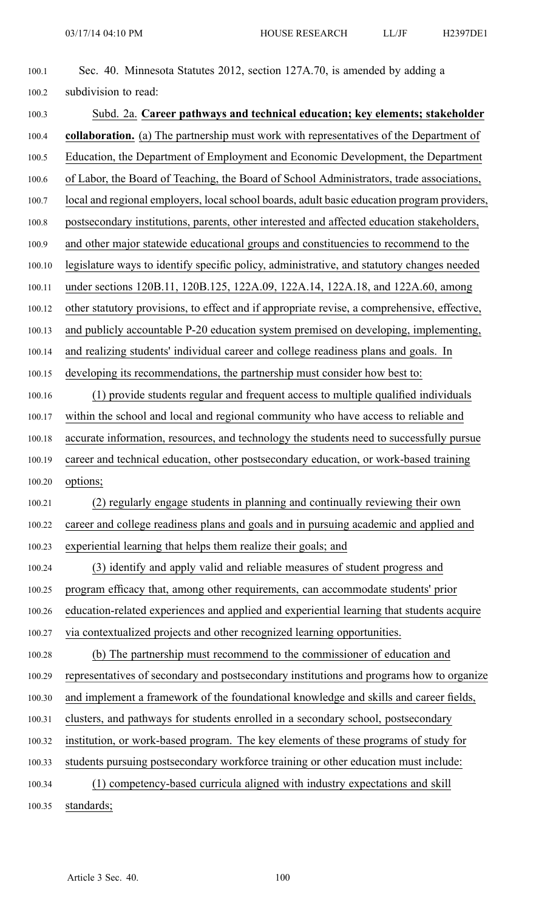Sec. 40. Minnesota Statutes 2012, section 127A.70, is amended by adding a subdivision to read:

Subd. 2a. **Career pathways and technical education; key elements; stakeholder collaboration.** (a) The partnership must work with representatives of the Department of Education, the Department of Employment and Economic Development, the Department of Labor, the Board of Teaching, the Board of School Administrators, trade associations, local and regional employers, local school boards, adult basic education program providers, postsecondary institutions, parents, other interested and affected education stakeholders, and other major statewide educational groups and constituencies to recommend to the legislature ways to identify specific policy, administrative, and statutory changes needed under sections 120B.11, 120B.125, 122A.09, 122A.14, 122A.18, and 122A.60, among other statutory provisions, to effect and if appropriate revise, a comprehensive, effective, and publicly accountable P-20 education system premised on developing, implementing, and realizing students' individual career and college readiness plans and goals. In developing its recommendations, the partnership must consider how best to:

(1) provide students regular and frequent access to multiple qualified individuals within the school and local and regional community who have access to reliable and accurate information, resources, and technology the students need to successfully pursue career and technical education, other postsecondary education, or work-based training options;

(2) regularly engage students in planning and continually reviewing their own career and college readiness plans and goals and in pursuing academic and applied and experiential learning that helps them realize their goals; and

(3) identify and apply valid and reliable measures of student progress and program efficacy that, among other requirements, can accommodate students' prior education-related experiences and applied and experiential learning that students acquire via contextualized projects and other recognized learning opportunities.

(b) The partnership must recommend to the commissioner of education and representatives of secondary and postsecondary institutions and programs how to organize and implement a framework of the foundational knowledge and skills and career fields, clusters, and pathways for students enrolled in a secondary school, postsecondary institution, or work-based program. The key elements of these programs of study for students pursuing postsecondary workforce training or other education must include:

(1) competency-based curricula aligned with industry expectations and skill standards;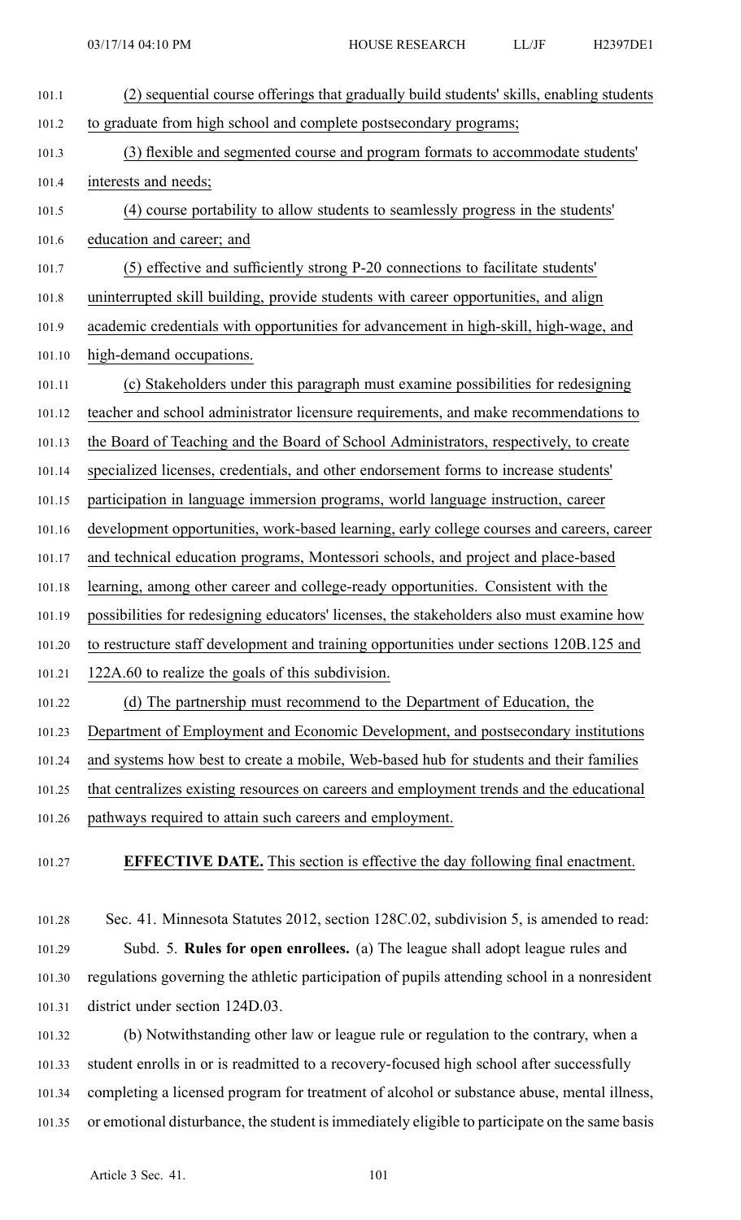(2) sequential course offerings that gradually build students' skills, enabling students to graduate from high school and complete postsecondary programs;

(3) flexible and segmented course and program formats to accommodate students' interests and needs;

(4) course portability to allow students to seamlessly progress in the students' education and career; and

(5) effective and sufficiently strong P-20 connections to facilitate students' uninterrupted skill building, provide students with career opportunities, and align academic credentials with opportunities for advancement in high-skill, high-wage, and high-demand occupations.

(c) Stakeholders under this paragraph must examine possibilities for redesigning teacher and school administrator licensure requirements, and make recommendations to the Board of Teaching and the Board of School Administrators, respectively, to create specialized licenses, credentials, and other endorsement forms to increase students' participation in language immersion programs, world language instruction, career development opportunities, work-based learning, early college courses and careers, career and technical education programs, Montessori schools, and project and place-based learning, among other career and college-ready opportunities. Consistent with the possibilities for redesigning educators' licenses, the stakeholders also must examine how to restructure staff development and training opportunities under sections 120B.125 and 122A.60 to realize the goals of this subdivision.

(d) The partnership must recommend to the Department of Education, the Department of Employment and Economic Development, and postsecondary institutions and systems how best to create a mobile, Web-based hub for students and their families that centralizes existing resources on careers and employment trends and the educational pathways required to attain such careers and employment.

**EFFECTIVE DATE.** This section is effective the day following final enactment.

Sec. 41. Minnesota Statutes 2012, section 128C.02, subdivision 5, is amended to read:

Subd. 5. **Rules for open enrollees.** (a) The league shall adopt league rules and regulations governing the athletic participation of pupils attending school in a nonresident district under section 124D.03.

(b) Notwithstanding other law or league rule or regulation to the contrary, when a student enrolls in or is readmitted to a recovery-focused high school after successfully completing a licensed program for treatment of alcohol or substance abuse, mental illness, or emotional disturbance, the student is immediately eligible to participate on the same basis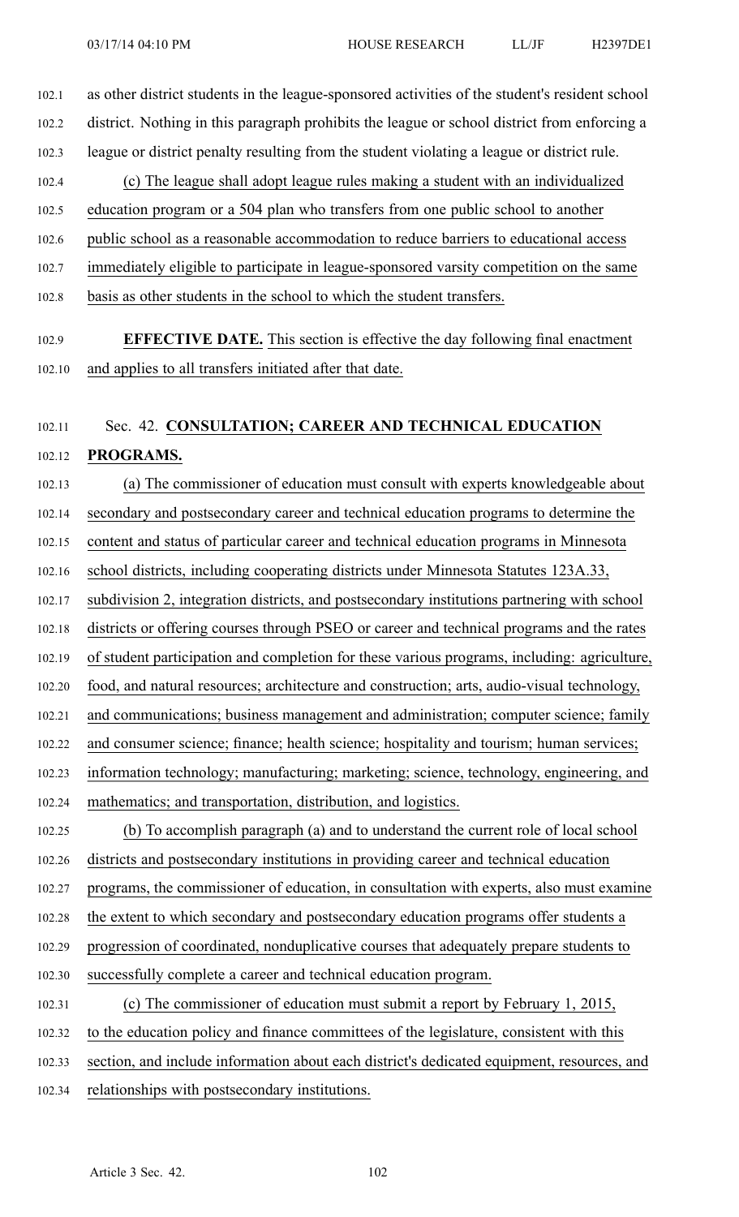as other district students in the league-sponsored activities of the student's resident school district. Nothing in this paragraph prohibits the league or school district from enforcing a league or district penalty resulting from the student violating a league or district rule.

(c) The league shall adopt league rules making a student with an individualized education program or a 504 plan who transfers from one public school to another public school as a reasonable accommodation to reduce barriers to educational access immediately eligible to participate in league-sponsored varsity competition on the same basis as other students in the school to which the student transfers.

**EFFECTIVE DATE.** This section is effective the day following final enactment and applies to all transfers initiated after that date.

Sec. 42. **CONSULTATION; CAREER AND TECHNICAL EDUCATION PROGRAMS.**

(a) The commissioner of education must consult with experts knowledgeable about secondary and postsecondary career and technical education programs to determine the content and status of particular career and technical education programs in Minnesota school districts, including cooperating districts under Minnesota Statutes 123A.33, subdivision 2, integration districts, and postsecondary institutions partnering with school districts or offering courses through PSEO or career and technical programs and the rates of student participation and completion for these various programs, including: agriculture, food, and natural resources; architecture and construction; arts, audio-visual technology, and communications; business management and administration; computer science; family and consumer science; finance; health science; hospitality and tourism; human services; information technology; manufacturing; marketing; science, technology, engineering, and mathematics; and transportation, distribution, and logistics.

(b) To accomplish paragraph (a) and to understand the current role of local school districts and postsecondary institutions in providing career and technical education programs, the commissioner of education, in consultation with experts, also must examine the extent to which secondary and postsecondary education programs offer students a progression of coordinated, nonduplicative courses that adequately prepare students to successfully complete a career and technical education program.

(c) The commissioner of education must submit a report by February 1, 2015, to the education policy and finance committees of the legislature, consistent with this section, and include information about each district's dedicated equipment, resources, and relationships with postsecondary institutions.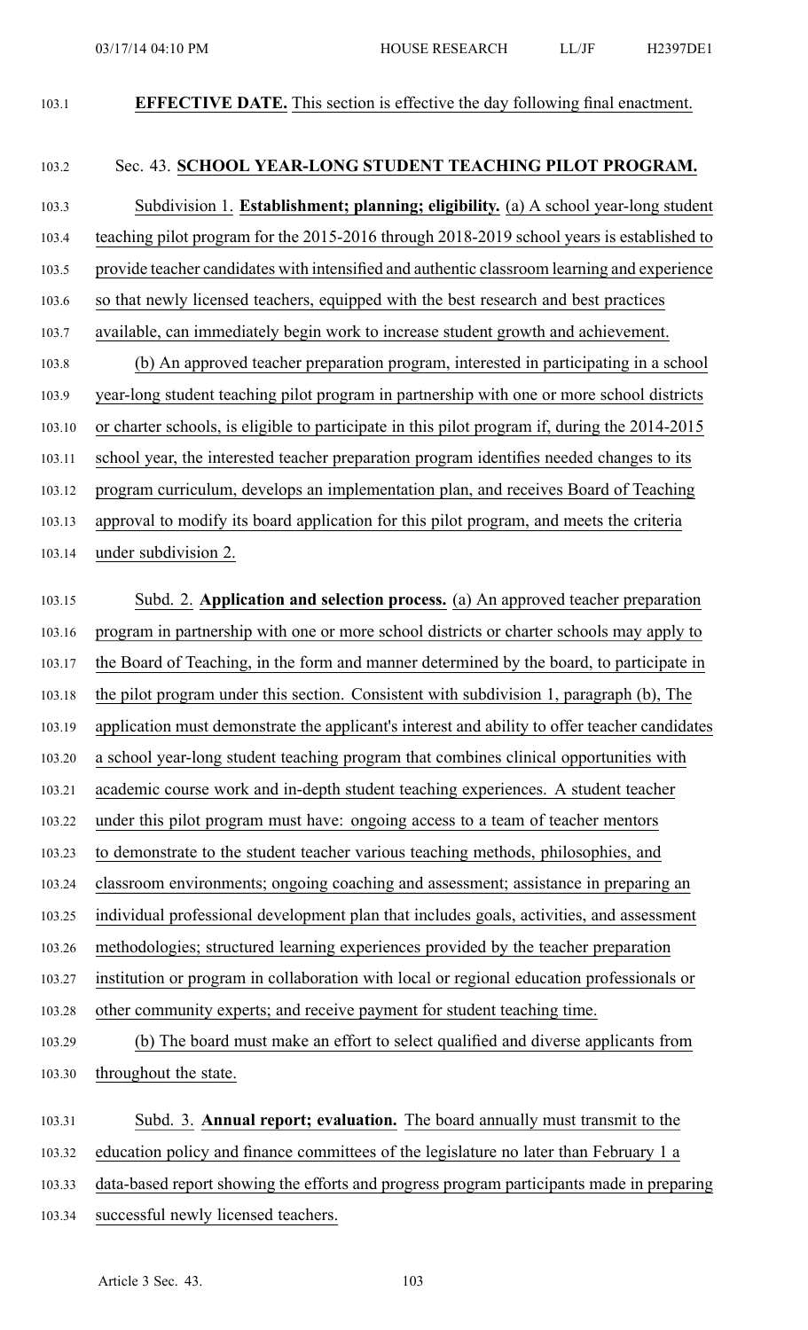**EFFECTIVE DATE.** This section is effective the day following final enactment.

Sec. 43. **SCHOOL YEAR-LONG STUDENT TEACHING PILOT PROGRAM.**

Subdivision 1. **Establishment; planning; eligibility.** (a) A school year-long student teaching pilot program for the 2015-2016 through 2018-2019 school years is established to provide teacher candidates with intensified and authentic classroom learning and experience so that newly licensed teachers, equipped with the best research and best practices available, can immediately begin work to increase student growth and achievement.

(b) An approved teacher preparation program, interested in participating in a school year-long student teaching pilot program in partnership with one or more school districts or charter schools, is eligible to participate in this pilot program if, during the 2014-2015 school year, the interested teacher preparation program identifies needed changes to its program curriculum, develops an implementation plan, and receives Board of Teaching approval to modify its board application for this pilot program, and meets the criteria under subdivision 2.

Subd. 2. **Application and selection process.** (a) An approved teacher preparation program in partnership with one or more school districts or charter schools may apply to the Board of Teaching, in the form and manner determined by the board, to participate in the pilot program under this section. Consistent with subdivision 1, paragraph (b), The application must demonstrate the applicant's interest and ability to offer teacher candidates a school year-long student teaching program that combines clinical opportunities with academic course work and in-depth student teaching experiences. A student teacher under this pilot program must have: ongoing access to a team of teacher mentors to demonstrate to the student teacher various teaching methods, philosophies, and classroom environments; ongoing coaching and assessment; assistance in preparing an individual professional development plan that includes goals, activities, and assessment methodologies; structured learning experiences provided by the teacher preparation institution or program in collaboration with local or regional education professionals or other community experts; and receive payment for student teaching time.

(b) The board must make an effort to select qualified and diverse applicants from throughout the state.

Subd. 3. **Annual report; evaluation.** The board annually must transmit to the education policy and finance committees of the legislature no later than February 1 a data-based report showing the efforts and progress program participants made in preparing successful newly licensed teachers.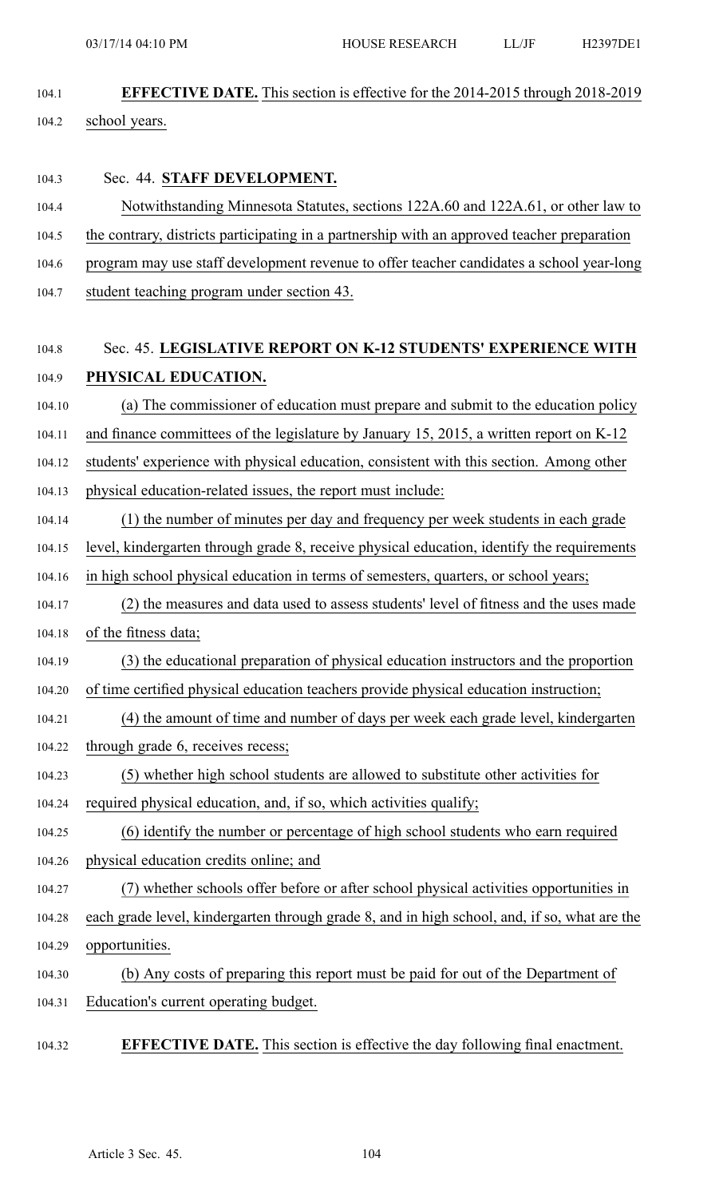**EFFECTIVE DATE.** This section is effective for the 2014-2015 through 2018-2019 school years.

Sec. 44. **STAFF DEVELOPMENT.**

Notwithstanding Minnesota Statutes, sections 122A.60 and 122A.61, or other law to the contrary, districts participating in a partnership with an approved teacher preparation program may use staff development revenue to offer teacher candidates a school year-long student teaching program under section 43.

Sec. 45. **LEGISLATIVE REPORT ON K-12 STUDENTS' EXPERIENCE WITH PHYSICAL EDUCATION.**

(a) The commissioner of education must prepare and submit to the education policy and finance committees of the legislature by January 15, 2015, a written report on K-12 students' experience with physical education, consistent with this section. Among other physical education-related issues, the report must include:

(1) the number of minutes per day and frequency per week students in each grade level, kindergarten through grade 8, receive physical education, identify the requirements in high school physical education in terms of semesters, quarters, or school years;

(2) the measures and data used to assess students' level of fitness and the uses made of the fitness data;

(3) the educational preparation of physical education instructors and the proportion of time certified physical education teachers provide physical education instruction;

(4) the amount of time and number of days per week each grade level, kindergarten through grade 6, receives recess;

(5) whether high school students are allowed to substitute other activities for required physical education, and, if so, which activities qualify;

(6) identify the number or percentage of high school students who earn required physical education credits online; and

(7) whether schools offer before or after school physical activities opportunities in each grade level, kindergarten through grade 8, and in high school, and, if so, what are the opportunities.

(b) Any costs of preparing this report must be paid for out of the Department of Education's current operating budget.

**EFFECTIVE DATE.** This section is effective the day following final enactment.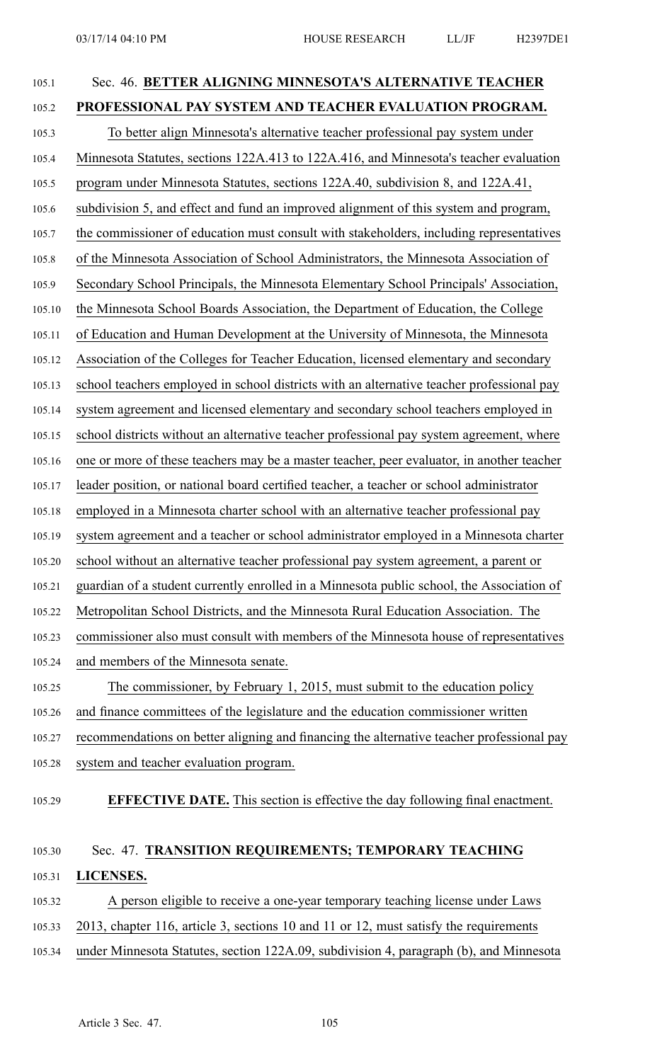Sec. 46. **BETTER ALIGNING MINNESOTA'S ALTERNATIVE TEACHER PROFESSIONAL PAY SYSTEM AND TEACHER EVALUATION PROGRAM.**

To better align Minnesota's alternative teacher professional pay system under Minnesota Statutes, sections 122A.413 to 122A.416, and Minnesota's teacher evaluation program under Minnesota Statutes, sections 122A.40, subdivision 8, and 122A.41, subdivision 5, and effect and fund an improved alignment of this system and program, the commissioner of education must consult with stakeholders, including representatives of the Minnesota Association of School Administrators, the Minnesota Association of Secondary School Principals, the Minnesota Elementary School Principals' Association, the Minnesota School Boards Association, the Department of Education, the College of Education and Human Development at the University of Minnesota, the Minnesota Association of the Colleges for Teacher Education, licensed elementary and secondary school teachers employed in school districts with an alternative teacher professional pay system agreement and licensed elementary and secondary school teachers employed in school districts without an alternative teacher professional pay system agreement, where one or more of these teachers may be a master teacher, peer evaluator, in another teacher leader position, or national board certified teacher, a teacher or school administrator employed in a Minnesota charter school with an alternative teacher professional pay system agreement and a teacher or school administrator employed in a Minnesota charter school without an alternative teacher professional pay system agreement, a parent or guardian of a student currently enrolled in a Minnesota public school, the Association of Metropolitan School Districts, and the Minnesota Rural Education Association. The commissioner also must consult with members of the Minnesota house of representatives and members of the Minnesota senate.

The commissioner, by February 1, 2015, must submit to the education policy and finance committees of the legislature and the education commissioner written recommendations on better aligning and financing the alternative teacher professional pay system and teacher evaluation program.

**EFFECTIVE DATE.** This section is effective the day following final enactment.

Sec. 47. **TRANSITION REQUIREMENTS; TEMPORARY TEACHING LICENSES.**

A person eligible to receive a one-year temporary teaching license under Laws 2013, chapter 116, article 3, sections 10 and 11 or 12, must satisfy the requirements under Minnesota Statutes, section 122A.09, subdivision 4, paragraph (b), and Minnesota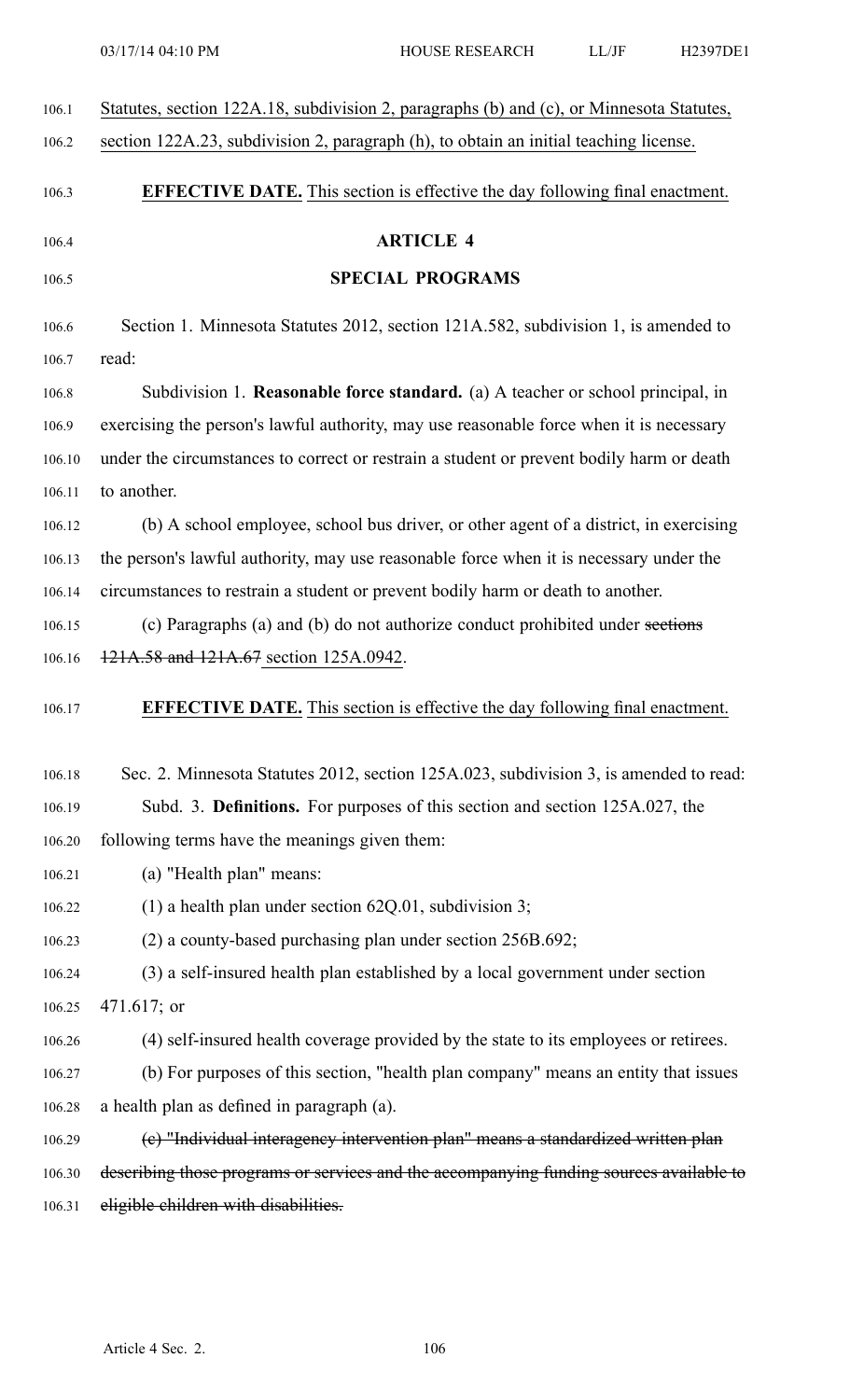Statutes, section 122A.18, subdivision 2, paragraphs (b) and (c), or Minnesota Statutes, section 122A.23, subdivision 2, paragraph (h), to obtain an initial teaching license.

**EFFECTIVE DATE.** This section is effective the day following final enactment.

## ARTICLE 4

## SPECIAL PROGRAMS

Section 1. Minnesota Statutes 2012, section 121A.582, subdivision 1, is amended to read:

Subdivision 1. **Reasonable force standard.** (a) A teacher or school principal, in exercising the person's lawful authority, may use reasonable force when it is necessary under the circumstances to correct or restrain a student or prevent bodily harm or death to another.

(b) A school employee, school bus driver, or other agent of a district, in exercising the person's lawful authority, may use reasonable force when it is necessary under the circumstances to restrain a student or prevent bodily harm or death to another.

(c) Paragraphs (a) and (b) do not authorize conduct prohibited under ~~sections 121A.58 and 121A.67~~ section 125A.0942.

**EFFECTIVE DATE.** This section is effective the day following final enactment.

Sec. 2. Minnesota Statutes 2012, section 125A.023, subdivision 3, is amended to read:

Subd. 3. **Definitions.** For purposes of this section and section 125A.027, the following terms have the meanings given them:

(a) "Health plan" means:

(1) a health plan under section 62Q.01, subdivision 3;

(2) a county-based purchasing plan under section 256B.692;

(3) a self-insured health plan established by a local government under section 471.617; or

(4) self-insured health coverage provided by the state to its employees or retirees.

(b) For purposes of this section, "health plan company" means an entity that issues a health plan as defined in paragraph (a).

~~(c) "Individual interagency intervention plan" means a standardized written plan describing those programs or services and the accompanying funding sources available to eligible children with disabilities.~~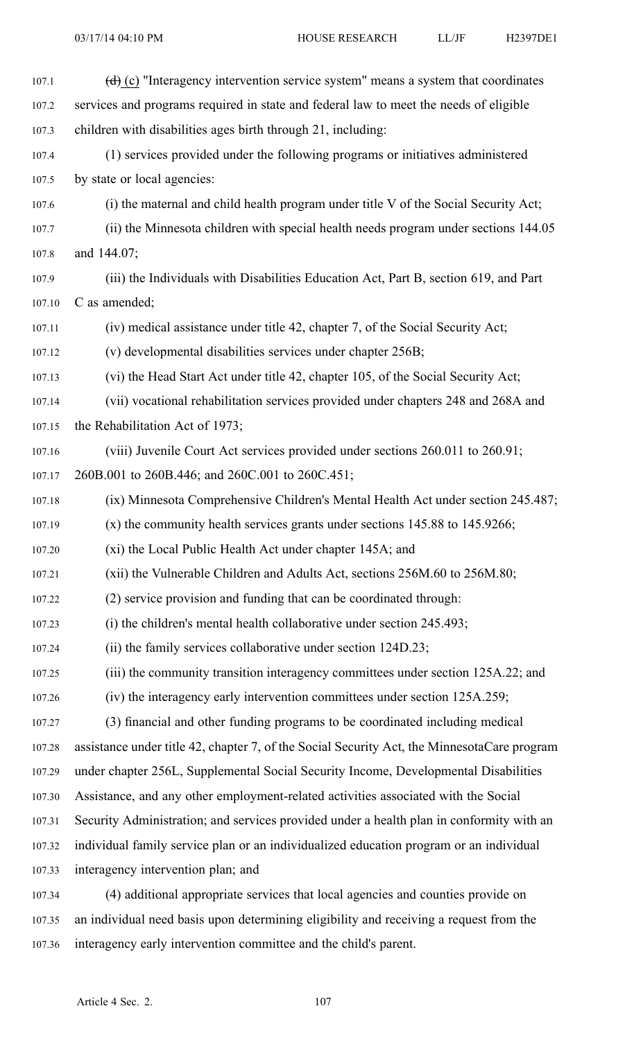~~(d)~~ (c) "Interagency intervention service system" means a system that coordinates services and programs required in state and federal law to meet the needs of eligible children with disabilities ages birth through 21, including:

(1) services provided under the following programs or initiatives administered by state or local agencies:

(i) the maternal and child health program under title V of the Social Security Act;

(ii) the Minnesota children with special health needs program under sections 144.05 and 144.07;

(iii) the Individuals with Disabilities Education Act, Part B, section 619, and Part C as amended;

(iv) medical assistance under title 42, chapter 7, of the Social Security Act;

(v) developmental disabilities services under chapter 256B;

(vi) the Head Start Act under title 42, chapter 105, of the Social Security Act;

(vii) vocational rehabilitation services provided under chapters 248 and 268A and the Rehabilitation Act of 1973;

(viii) Juvenile Court Act services provided under sections 260.011 to 260.91; 260B.001 to 260B.446; and 260C.001 to 260C.451;

(ix) Minnesota Comprehensive Children's Mental Health Act under section 245.487;

(x) the community health services grants under sections 145.88 to 145.9266;

(xi) the Local Public Health Act under chapter 145A; and

(xii) the Vulnerable Children and Adults Act, sections 256M.60 to 256M.80;

(2) service provision and funding that can be coordinated through:

(i) the children's mental health collaborative under section 245.493;

(ii) the family services collaborative under section 124D.23;

(iii) the community transition interagency committees under section 125A.22; and

(iv) the interagency early intervention committees under section 125A.259;

(3) financial and other funding programs to be coordinated including medical assistance under title 42, chapter 7, of the Social Security Act, the MinnesotaCare program under chapter 256L, Supplemental Social Security Income, Developmental Disabilities Assistance, and any other employment-related activities associated with the Social Security Administration; and services provided under a health plan in conformity with an individual family service plan or an individualized education program or an individual interagency intervention plan; and

(4) additional appropriate services that local agencies and counties provide on an individual need basis upon determining eligibility and receiving a request from the interagency early intervention committee and the child's parent.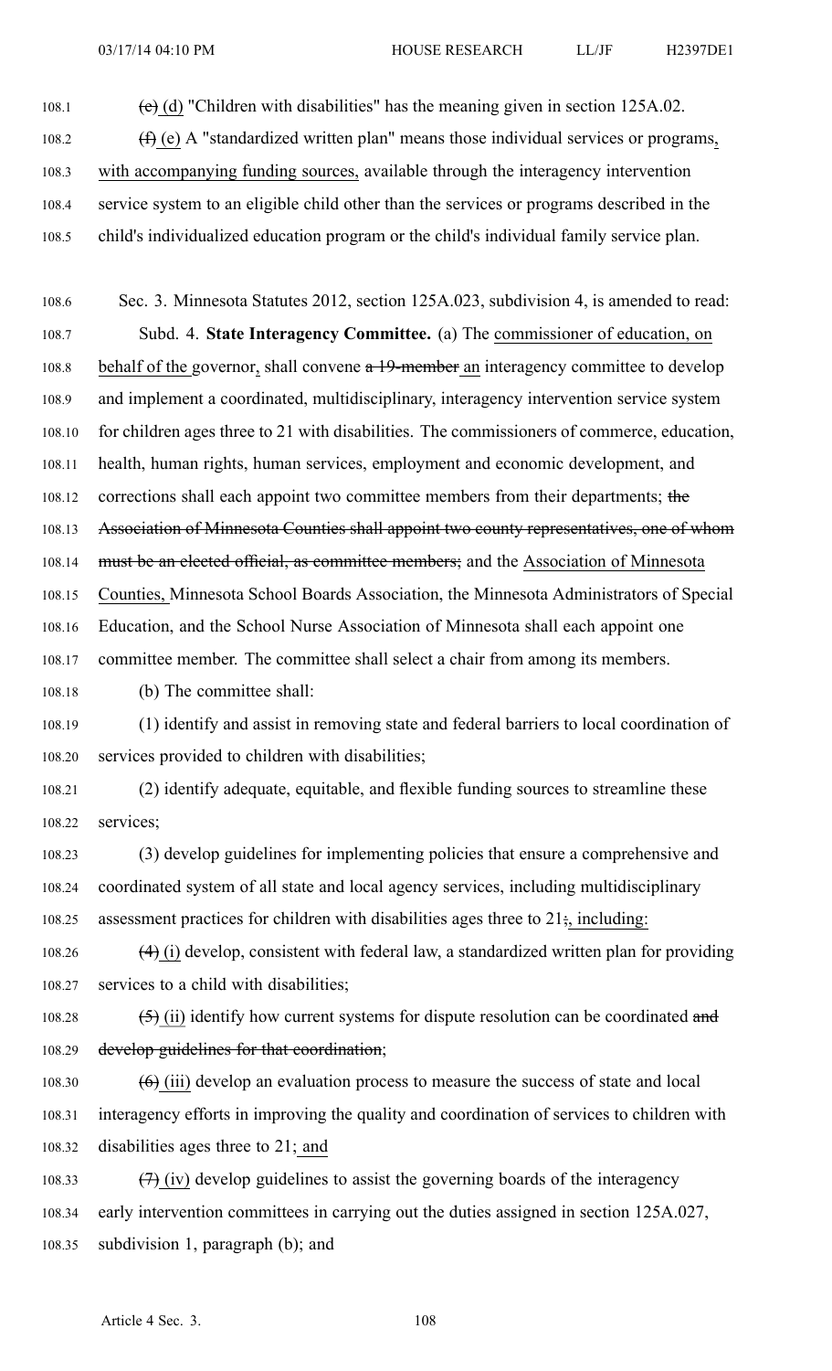~~(e)~~ (d) "Children with disabilities" has the meaning given in section 125A.02.

~~(f)~~ (e) A "standardized written plan" means those individual services or programs, with accompanying funding sources, available through the interagency intervention service system to an eligible child other than the services or programs described in the child's individualized education program or the child's individual family service plan.

Sec. 3. Minnesota Statutes 2012, section 125A.023, subdivision 4, is amended to read:

Subd. 4. **State Interagency Committee.** (a) The commissioner of education, on behalf of the governor, shall convene ~~a 19-member~~ an interagency committee to develop and implement a coordinated, multidisciplinary, interagency intervention service system for children ages three to 21 with disabilities. The commissioners of commerce, education, health, human rights, human services, employment and economic development, and corrections shall each appoint two committee members from their departments; ~~the Association of Minnesota Counties shall appoint two county representatives, one of whom must be an elected official, as committee members;~~ and the Association of Minnesota Counties, Minnesota School Boards Association, the Minnesota Administrators of Special Education, and the School Nurse Association of Minnesota shall each appoint one committee member. The committee shall select a chair from among its members.

(b) The committee shall:

(1) identify and assist in removing state and federal barriers to local coordination of services provided to children with disabilities;

(2) identify adequate, equitable, and flexible funding sources to streamline these services;

(3) develop guidelines for implementing policies that ensure a comprehensive and coordinated system of all state and local agency services, including multidisciplinary assessment practices for children with disabilities ages three to 21~~;~~, including:

~~(4)~~ (i) develop, consistent with federal law, a standardized written plan for providing services to a child with disabilities;

~~(5)~~ (ii) identify how current systems for dispute resolution can be coordinated ~~and develop guidelines for that coordination~~;

~~(6)~~ (iii) develop an evaluation process to measure the success of state and local interagency efforts in improving the quality and coordination of services to children with disabilities ages three to 21; and

~~(7)~~ (iv) develop guidelines to assist the governing boards of the interagency early intervention committees in carrying out the duties assigned in section 125A.027, subdivision 1, paragraph (b); and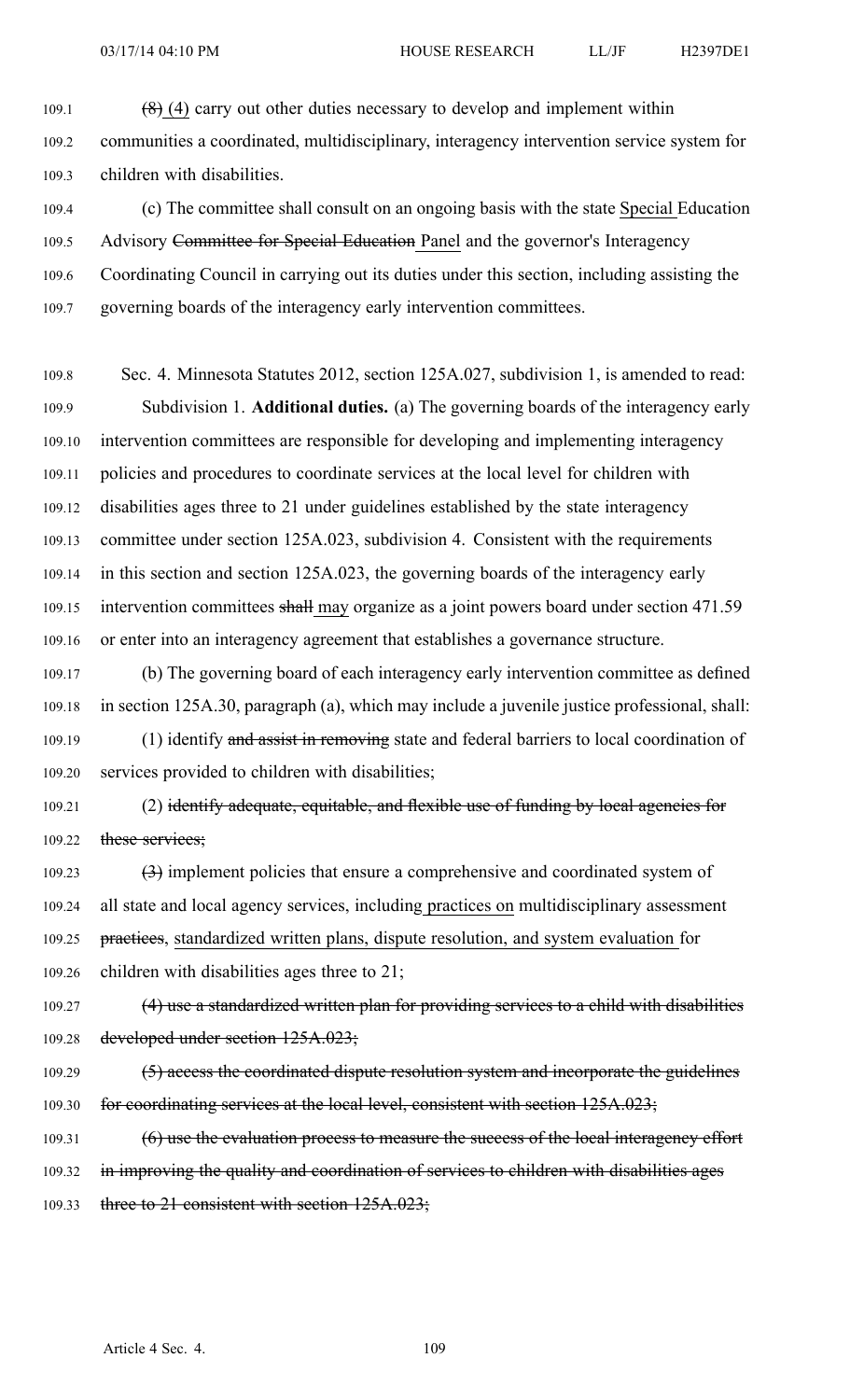(8) (4) carry out other duties necessary to develop and implement within communities a coordinated, multidisciplinary, interagency intervention service system for children with disabilities.

(c) The committee shall consult on an ongoing basis with the state Special Education Advisory Committee for Special Education Panel and the governor's Interagency Coordinating Council in carrying out its duties under this section, including assisting the governing boards of the interagency early intervention committees.

Sec. 4. Minnesota Statutes 2012, section 125A.027, subdivision 1, is amended to read:

Subdivision 1. **Additional duties.** (a) The governing boards of the interagency early intervention committees are responsible for developing and implementing interagency policies and procedures to coordinate services at the local level for children with disabilities ages three to 21 under guidelines established by the state interagency committee under section 125A.023, subdivision 4. Consistent with the requirements in this section and section 125A.023, the governing boards of the interagency early intervention committees shall may organize as a joint powers board under section 471.59 or enter into an interagency agreement that establishes a governance structure.

(b) The governing board of each interagency early intervention committee as defined in section 125A.30, paragraph (a), which may include a juvenile justice professional, shall:

(1) identify and assist in removing state and federal barriers to local coordination of services provided to children with disabilities;

(2) identify adequate, equitable, and flexible use of funding by local agencies for these services;

(3) implement policies that ensure a comprehensive and coordinated system of all state and local agency services, including practices on multidisciplinary assessment practices, standardized written plans, dispute resolution, and system evaluation for children with disabilities ages three to 21;

(4) use a standardized written plan for providing services to a child with disabilities developed under section 125A.023;

(5) access the coordinated dispute resolution system and incorporate the guidelines for coordinating services at the local level, consistent with section 125A.023;

(6) use the evaluation process to measure the success of the local interagency effort in improving the quality and coordination of services to children with disabilities ages three to 21 consistent with section 125A.023;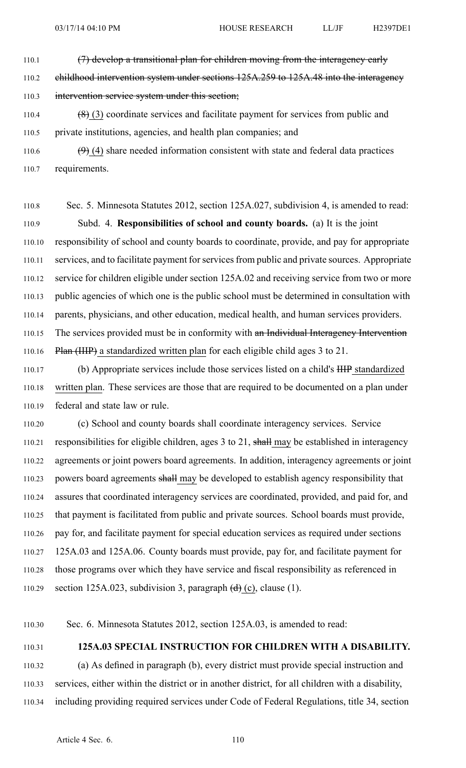~~(7) develop a transitional plan for children moving from the interagency early childhood intervention system under sections 125A.259 to 125A.48 into the interagency intervention service system under this section;~~

~~(8)~~ (3) coordinate services and facilitate payment for services from public and private institutions, agencies, and health plan companies; and

~~(9)~~ (4) share needed information consistent with state and federal data practices requirements.

Sec. 5. Minnesota Statutes 2012, section 125A.027, subdivision 4, is amended to read:

Subd. 4. **Responsibilities of school and county boards.** (a) It is the joint responsibility of school and county boards to coordinate, provide, and pay for appropriate services, and to facilitate payment for services from public and private sources. Appropriate service for children eligible under section 125A.02 and receiving service from two or more public agencies of which one is the public school must be determined in consultation with parents, physicians, and other education, medical health, and human services providers. The services provided must be in conformity with ~~an Individual Interagency Intervention Plan (IIIP)~~ a standardized written plan for each eligible child ages 3 to 21.

(b) Appropriate services include those services listed on a child's ~~IIIP~~ standardized written plan. These services are those that are required to be documented on a plan under federal and state law or rule.

(c) School and county boards shall coordinate interagency services. Service responsibilities for eligible children, ages 3 to 21, ~~shall~~ may be established in interagency agreements or joint powers board agreements. In addition, interagency agreements or joint powers board agreements ~~shall~~ may be developed to establish agency responsibility that assures that coordinated interagency services are coordinated, provided, and paid for, and that payment is facilitated from public and private sources. School boards must provide, pay for, and facilitate payment for special education services as required under sections 125A.03 and 125A.06. County boards must provide, pay for, and facilitate payment for those programs over which they have service and fiscal responsibility as referenced in section 125A.023, subdivision 3, paragraph ~~(d)~~ (c), clause (1).

Sec. 6. Minnesota Statutes 2012, section 125A.03, is amended to read:

**125A.03 SPECIAL INSTRUCTION FOR CHILDREN WITH A DISABILITY.**

(a) As defined in paragraph (b), every district must provide special instruction and services, either within the district or in another district, for all children with a disability, including providing required services under Code of Federal Regulations, title 34, section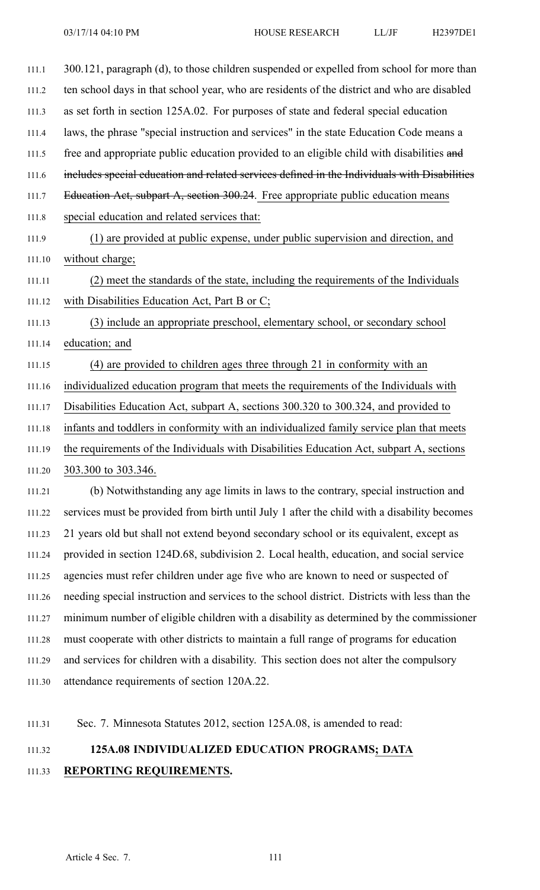300.121, paragraph (d), to those children suspended or expelled from school for more than ten school days in that school year, who are residents of the district and who are disabled as set forth in section 125A.02. For purposes of state and federal special education laws, the phrase "special instruction and services" in the state Education Code means a free and appropriate public education provided to an eligible child with disabilities ~~and includes special education and related services defined in the Individuals with Disabilities Education Act, subpart A, section 300.24~~. Free appropriate public education means special education and related services that:

(1) are provided at public expense, under public supervision and direction, and without charge;

(2) meet the standards of the state, including the requirements of the Individuals with Disabilities Education Act, Part B or C;

(3) include an appropriate preschool, elementary school, or secondary school education; and

(4) are provided to children ages three through 21 in conformity with an individualized education program that meets the requirements of the Individuals with Disabilities Education Act, subpart A, sections 300.320 to 300.324, and provided to infants and toddlers in conformity with an individualized family service plan that meets the requirements of the Individuals with Disabilities Education Act, subpart A, sections 303.300 to 303.346.

(b) Notwithstanding any age limits in laws to the contrary, special instruction and services must be provided from birth until July 1 after the child with a disability becomes 21 years old but shall not extend beyond secondary school or its equivalent, except as provided in section 124D.68, subdivision 2. Local health, education, and social service agencies must refer children under age five who are known to need or suspected of needing special instruction and services to the school district. Districts with less than the minimum number of eligible children with a disability as determined by the commissioner must cooperate with other districts to maintain a full range of programs for education and services for children with a disability. This section does not alter the compulsory attendance requirements of section 120A.22.

Sec. 7. Minnesota Statutes 2012, section 125A.08, is amended to read:

**125A.08 INDIVIDUALIZED EDUCATION PROGRAMS; DATA REPORTING REQUIREMENTS.**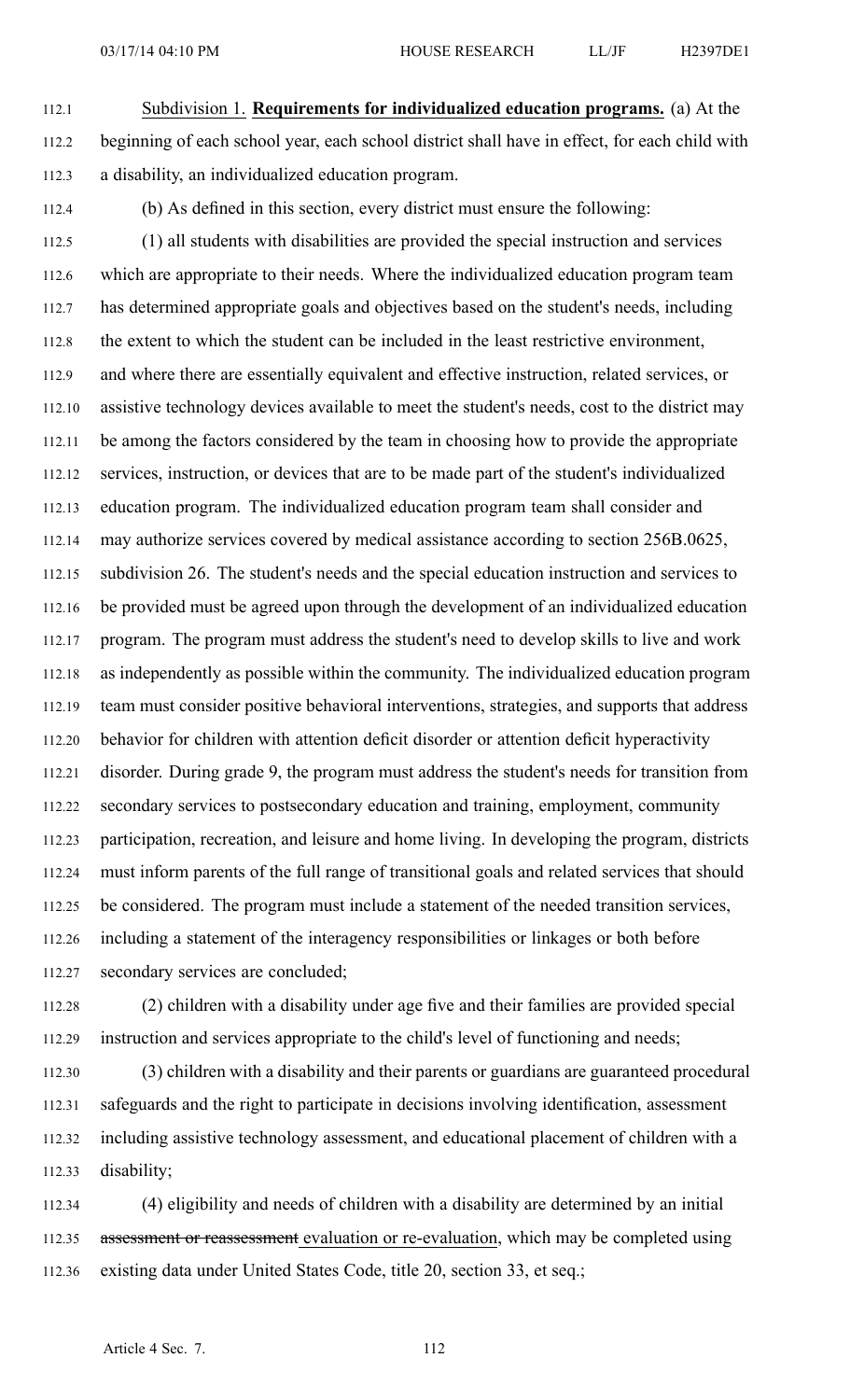Subdivision 1. **Requirements for individualized education programs.** (a) At the beginning of each school year, each school district shall have in effect, for each child with a disability, an individualized education program.

(b) As defined in this section, every district must ensure the following:

(1) all students with disabilities are provided the special instruction and services which are appropriate to their needs. Where the individualized education program team has determined appropriate goals and objectives based on the student's needs, including the extent to which the student can be included in the least restrictive environment, and where there are essentially equivalent and effective instruction, related services, or assistive technology devices available to meet the student's needs, cost to the district may be among the factors considered by the team in choosing how to provide the appropriate services, instruction, or devices that are to be made part of the student's individualized education program. The individualized education program team shall consider and may authorize services covered by medical assistance according to section 256B.0625, subdivision 26. The student's needs and the special education instruction and services to be provided must be agreed upon through the development of an individualized education program. The program must address the student's need to develop skills to live and work as independently as possible within the community. The individualized education program team must consider positive behavioral interventions, strategies, and supports that address behavior for children with attention deficit disorder or attention deficit hyperactivity disorder. During grade 9, the program must address the student's needs for transition from secondary services to postsecondary education and training, employment, community participation, recreation, and leisure and home living. In developing the program, districts must inform parents of the full range of transitional goals and related services that should be considered. The program must include a statement of the needed transition services, including a statement of the interagency responsibilities or linkages or both before secondary services are concluded;

(2) children with a disability under age five and their families are provided special instruction and services appropriate to the child's level of functioning and needs;

(3) children with a disability and their parents or guardians are guaranteed procedural safeguards and the right to participate in decisions involving identification, assessment including assistive technology assessment, and educational placement of children with a disability;

(4) eligibility and needs of children with a disability are determined by an initial ~~assessment or reassessment~~ evaluation or re-evaluation, which may be completed using existing data under United States Code, title 20, section 33, et seq.;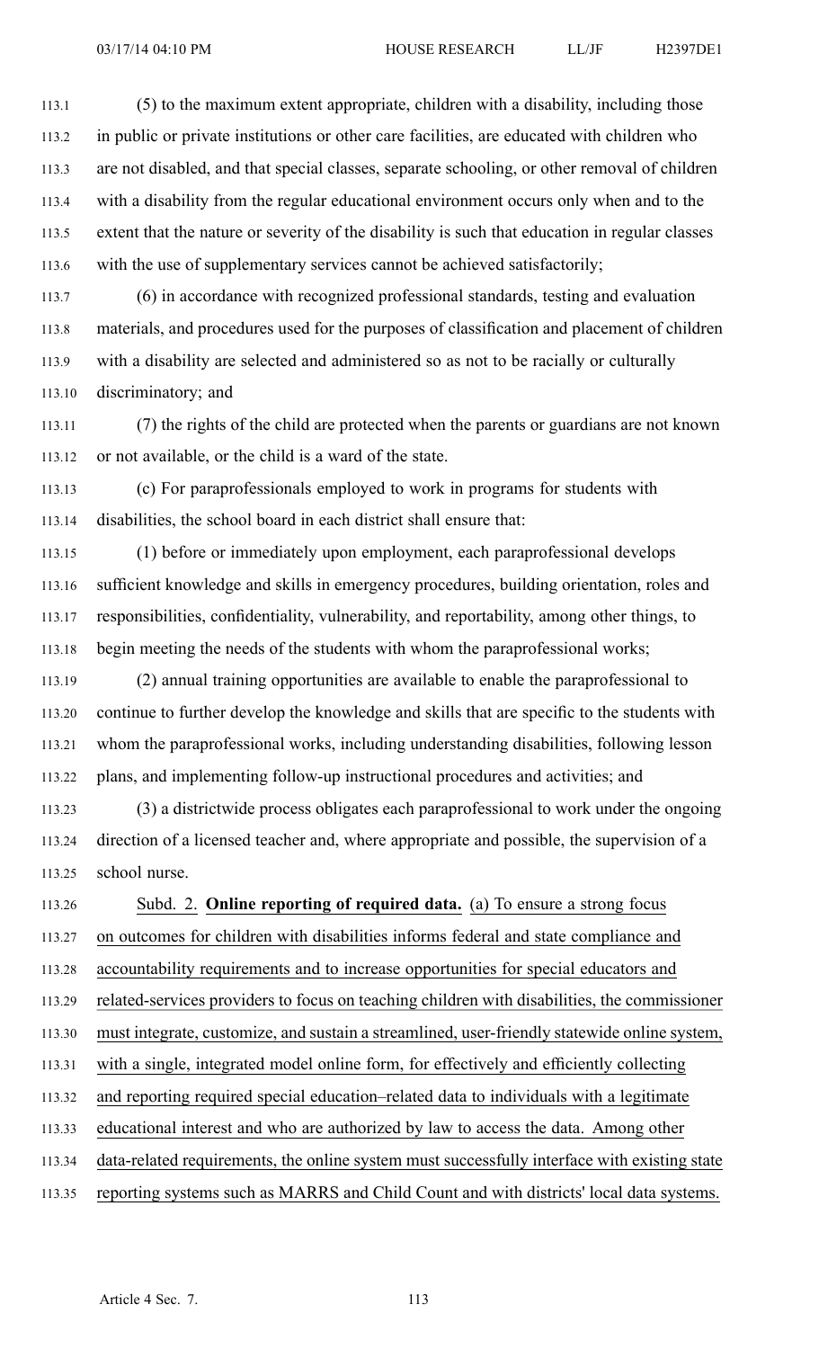(5) to the maximum extent appropriate, children with a disability, including those in public or private institutions or other care facilities, are educated with children who are not disabled, and that special classes, separate schooling, or other removal of children with a disability from the regular educational environment occurs only when and to the extent that the nature or severity of the disability is such that education in regular classes with the use of supplementary services cannot be achieved satisfactorily;

(6) in accordance with recognized professional standards, testing and evaluation materials, and procedures used for the purposes of classification and placement of children with a disability are selected and administered so as not to be racially or culturally discriminatory; and

(7) the rights of the child are protected when the parents or guardians are not known or not available, or the child is a ward of the state.

(c) For paraprofessionals employed to work in programs for students with disabilities, the school board in each district shall ensure that:

(1) before or immediately upon employment, each paraprofessional develops sufficient knowledge and skills in emergency procedures, building orientation, roles and responsibilities, confidentiality, vulnerability, and reportability, among other things, to begin meeting the needs of the students with whom the paraprofessional works;

(2) annual training opportunities are available to enable the paraprofessional to continue to further develop the knowledge and skills that are specific to the students with whom the paraprofessional works, including understanding disabilities, following lesson plans, and implementing follow-up instructional procedures and activities; and

(3) a districtwide process obligates each paraprofessional to work under the ongoing direction of a licensed teacher and, where appropriate and possible, the supervision of a school nurse.

Subd. 2. **Online reporting of required data.** (a) To ensure a strong focus on outcomes for children with disabilities informs federal and state compliance and accountability requirements and to increase opportunities for special educators and related-services providers to focus on teaching children with disabilities, the commissioner must integrate, customize, and sustain a streamlined, user-friendly statewide online system, with a single, integrated model online form, for effectively and efficiently collecting and reporting required special education–related data to individuals with a legitimate educational interest and who are authorized by law to access the data. Among other data-related requirements, the online system must successfully interface with existing state reporting systems such as MARRS and Child Count and with districts' local data systems.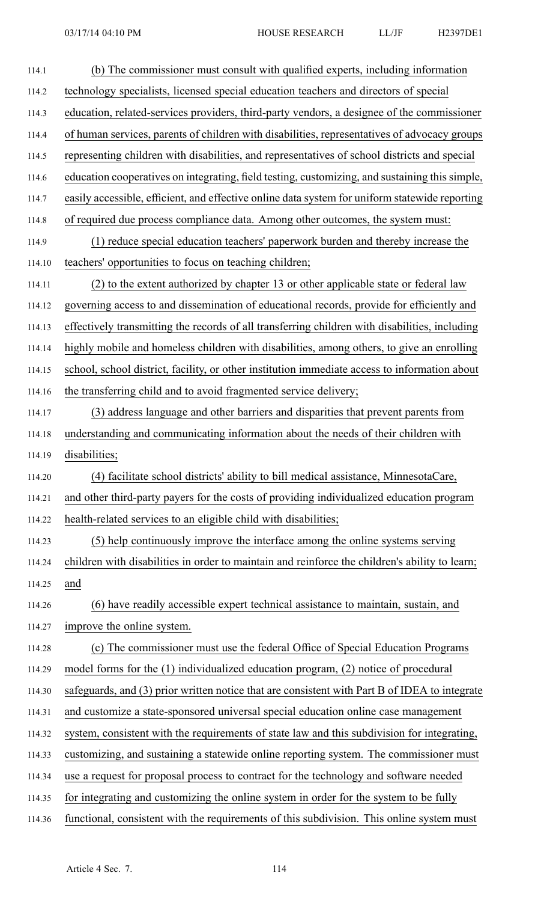(b) The commissioner must consult with qualified experts, including information technology specialists, licensed special education teachers and directors of special education, related-services providers, third-party vendors, a designee of the commissioner of human services, parents of children with disabilities, representatives of advocacy groups representing children with disabilities, and representatives of school districts and special education cooperatives on integrating, field testing, customizing, and sustaining this simple, easily accessible, efficient, and effective online data system for uniform statewide reporting of required due process compliance data. Among other outcomes, the system must:

(1) reduce special education teachers' paperwork burden and thereby increase the teachers' opportunities to focus on teaching children;

(2) to the extent authorized by chapter 13 or other applicable state or federal law governing access to and dissemination of educational records, provide for efficiently and effectively transmitting the records of all transferring children with disabilities, including highly mobile and homeless children with disabilities, among others, to give an enrolling school, school district, facility, or other institution immediate access to information about the transferring child and to avoid fragmented service delivery;

(3) address language and other barriers and disparities that prevent parents from understanding and communicating information about the needs of their children with disabilities;

(4) facilitate school districts' ability to bill medical assistance, MinnesotaCare, and other third-party payers for the costs of providing individualized education program health-related services to an eligible child with disabilities;

(5) help continuously improve the interface among the online systems serving children with disabilities in order to maintain and reinforce the children's ability to learn; and

(6) have readily accessible expert technical assistance to maintain, sustain, and improve the online system.

(c) The commissioner must use the federal Office of Special Education Programs model forms for the (1) individualized education program, (2) notice of procedural safeguards, and (3) prior written notice that are consistent with Part B of IDEA to integrate and customize a state-sponsored universal special education online case management system, consistent with the requirements of state law and this subdivision for integrating, customizing, and sustaining a statewide online reporting system. The commissioner must use a request for proposal process to contract for the technology and software needed for integrating and customizing the online system in order for the system to be fully functional, consistent with the requirements of this subdivision. This online system must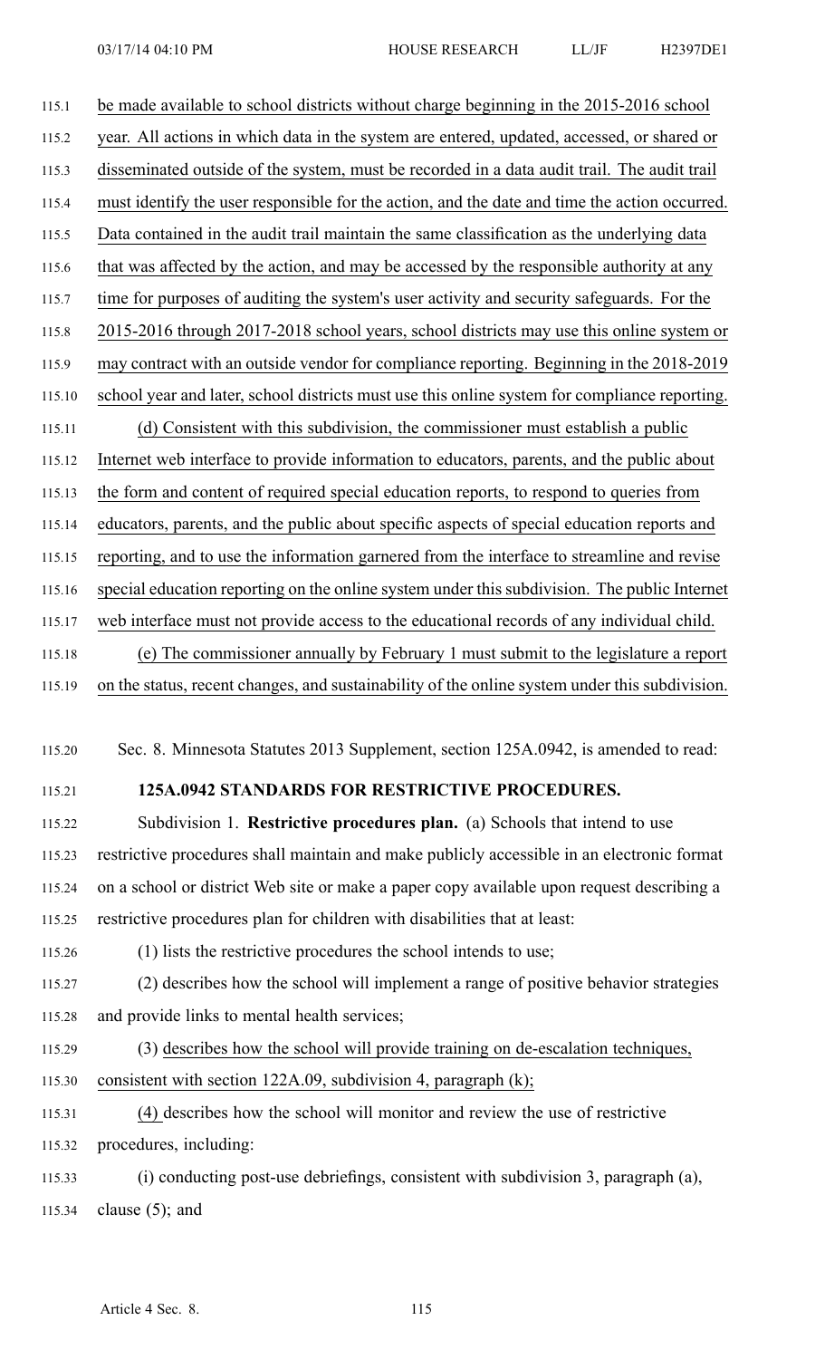be made available to school districts without charge beginning in the 2015-2016 school year. All actions in which data in the system are entered, updated, accessed, or shared or disseminated outside of the system, must be recorded in a data audit trail. The audit trail must identify the user responsible for the action, and the date and time the action occurred. Data contained in the audit trail maintain the same classification as the underlying data that was affected by the action, and may be accessed by the responsible authority at any time for purposes of auditing the system's user activity and security safeguards. For the 2015-2016 through 2017-2018 school years, school districts may use this online system or may contract with an outside vendor for compliance reporting. Beginning in the 2018-2019 school year and later, school districts must use this online system for compliance reporting.

(d) Consistent with this subdivision, the commissioner must establish a public Internet web interface to provide information to educators, parents, and the public about the form and content of required special education reports, to respond to queries from educators, parents, and the public about specific aspects of special education reports and reporting, and to use the information garnered from the interface to streamline and revise special education reporting on the online system under this subdivision. The public Internet web interface must not provide access to the educational records of any individual child.

(e) The commissioner annually by February 1 must submit to the legislature a report on the status, recent changes, and sustainability of the online system under this subdivision.

Sec. 8. Minnesota Statutes 2013 Supplement, section 125A.0942, is amended to read:

**125A.0942 STANDARDS FOR RESTRICTIVE PROCEDURES.**

Subdivision 1. **Restrictive procedures plan.** (a) Schools that intend to use restrictive procedures shall maintain and make publicly accessible in an electronic format on a school or district Web site or make a paper copy available upon request describing a restrictive procedures plan for children with disabilities that at least:

(1) lists the restrictive procedures the school intends to use;

(2) describes how the school will implement a range of positive behavior strategies and provide links to mental health services;

(3) describes how the school will provide training on de-escalation techniques, consistent with section 122A.09, subdivision 4, paragraph (k);

(4) describes how the school will monitor and review the use of restrictive procedures, including:

(i) conducting post-use debriefings, consistent with subdivision 3, paragraph (a), clause (5); and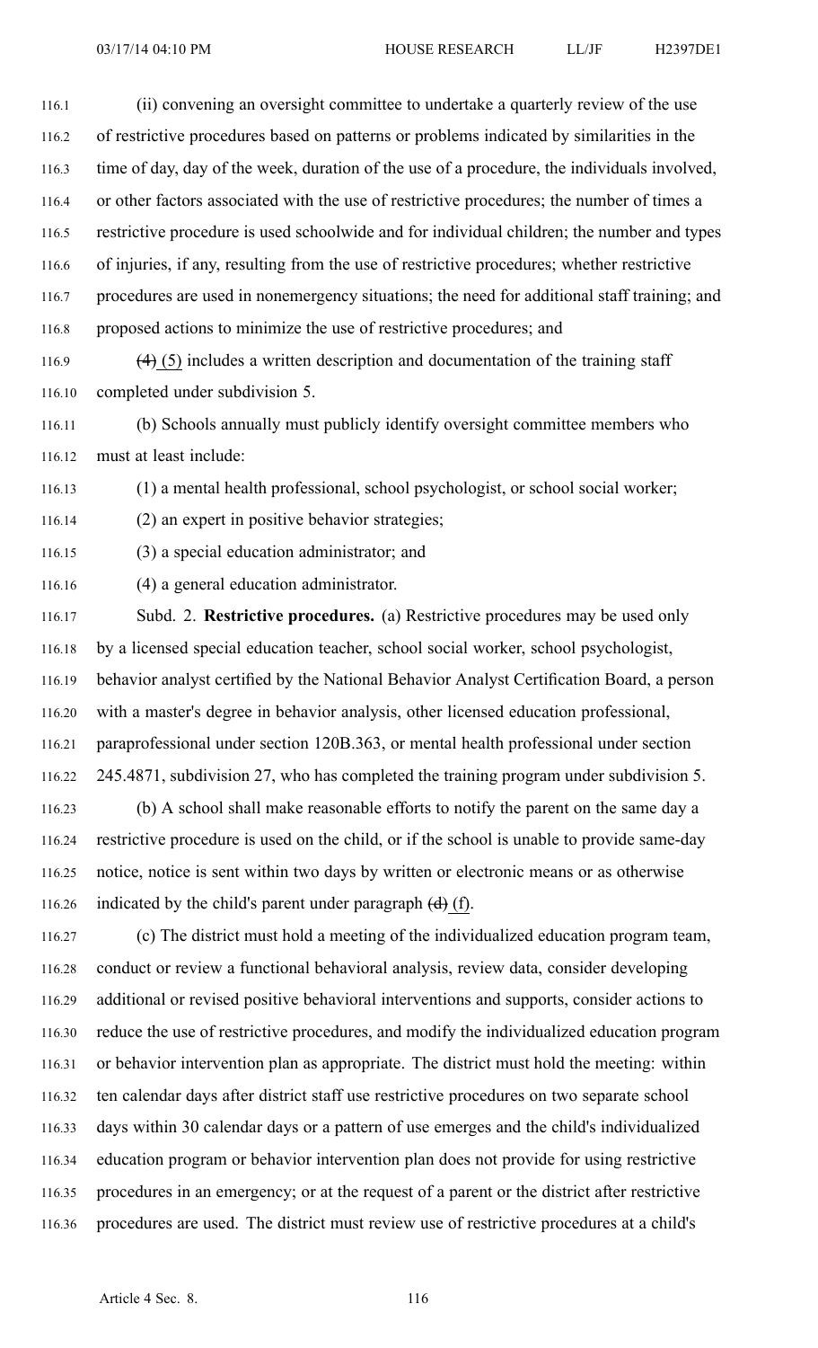(ii) convening an oversight committee to undertake a quarterly review of the use of restrictive procedures based on patterns or problems indicated by similarities in the time of day, day of the week, duration of the use of a procedure, the individuals involved, or other factors associated with the use of restrictive procedures; the number of times a restrictive procedure is used schoolwide and for individual children; the number and types of injuries, if any, resulting from the use of restrictive procedures; whether restrictive procedures are used in nonemergency situations; the need for additional staff training; and proposed actions to minimize the use of restrictive procedures; and

~~(4)~~ (5) includes a written description and documentation of the training staff completed under subdivision 5.

(b) Schools annually must publicly identify oversight committee members who must at least include:

(1) a mental health professional, school psychologist, or school social worker;

(2) an expert in positive behavior strategies;

(3) a special education administrator; and

(4) a general education administrator.

Subd. 2. **Restrictive procedures.** (a) Restrictive procedures may be used only by a licensed special education teacher, school social worker, school psychologist, behavior analyst certified by the National Behavior Analyst Certification Board, a person with a master's degree in behavior analysis, other licensed education professional, paraprofessional under section 120B.363, or mental health professional under section 245.4871, subdivision 27, who has completed the training program under subdivision 5.

(b) A school shall make reasonable efforts to notify the parent on the same day a restrictive procedure is used on the child, or if the school is unable to provide same-day notice, notice is sent within two days by written or electronic means or as otherwise indicated by the child's parent under paragraph ~~(d)~~ (f).

(c) The district must hold a meeting of the individualized education program team, conduct or review a functional behavioral analysis, review data, consider developing additional or revised positive behavioral interventions and supports, consider actions to reduce the use of restrictive procedures, and modify the individualized education program or behavior intervention plan as appropriate. The district must hold the meeting: within ten calendar days after district staff use restrictive procedures on two separate school days within 30 calendar days or a pattern of use emerges and the child's individualized education program or behavior intervention plan does not provide for using restrictive procedures in an emergency; or at the request of a parent or the district after restrictive procedures are used. The district must review use of restrictive procedures at a child's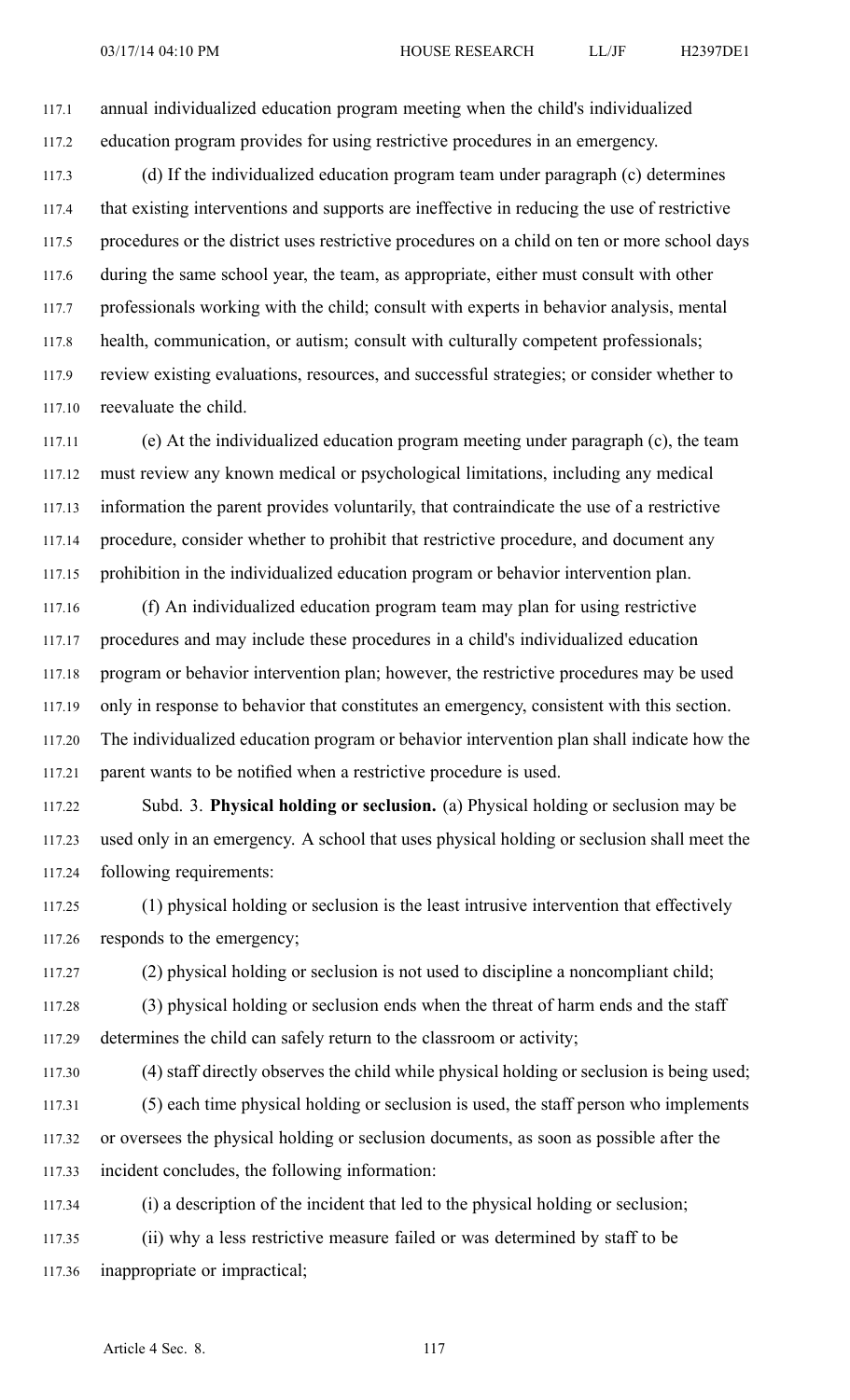annual individualized education program meeting when the child's individualized education program provides for using restrictive procedures in an emergency.

(d) If the individualized education program team under paragraph (c) determines that existing interventions and supports are ineffective in reducing the use of restrictive procedures or the district uses restrictive procedures on a child on ten or more school days during the same school year, the team, as appropriate, either must consult with other professionals working with the child; consult with experts in behavior analysis, mental health, communication, or autism; consult with culturally competent professionals; review existing evaluations, resources, and successful strategies; or consider whether to reevaluate the child.

(e) At the individualized education program meeting under paragraph (c), the team must review any known medical or psychological limitations, including any medical information the parent provides voluntarily, that contraindicate the use of a restrictive procedure, consider whether to prohibit that restrictive procedure, and document any prohibition in the individualized education program or behavior intervention plan.

(f) An individualized education program team may plan for using restrictive procedures and may include these procedures in a child's individualized education program or behavior intervention plan; however, the restrictive procedures may be used only in response to behavior that constitutes an emergency, consistent with this section. The individualized education program or behavior intervention plan shall indicate how the parent wants to be notified when a restrictive procedure is used.

Subd. 3. **Physical holding or seclusion.** (a) Physical holding or seclusion may be used only in an emergency. A school that uses physical holding or seclusion shall meet the following requirements:

(1) physical holding or seclusion is the least intrusive intervention that effectively responds to the emergency;

(2) physical holding or seclusion is not used to discipline a noncompliant child;

(3) physical holding or seclusion ends when the threat of harm ends and the staff determines the child can safely return to the classroom or activity;

(4) staff directly observes the child while physical holding or seclusion is being used;

(5) each time physical holding or seclusion is used, the staff person who implements or oversees the physical holding or seclusion documents, as soon as possible after the incident concludes, the following information:

(i) a description of the incident that led to the physical holding or seclusion;

(ii) why a less restrictive measure failed or was determined by staff to be inappropriate or impractical;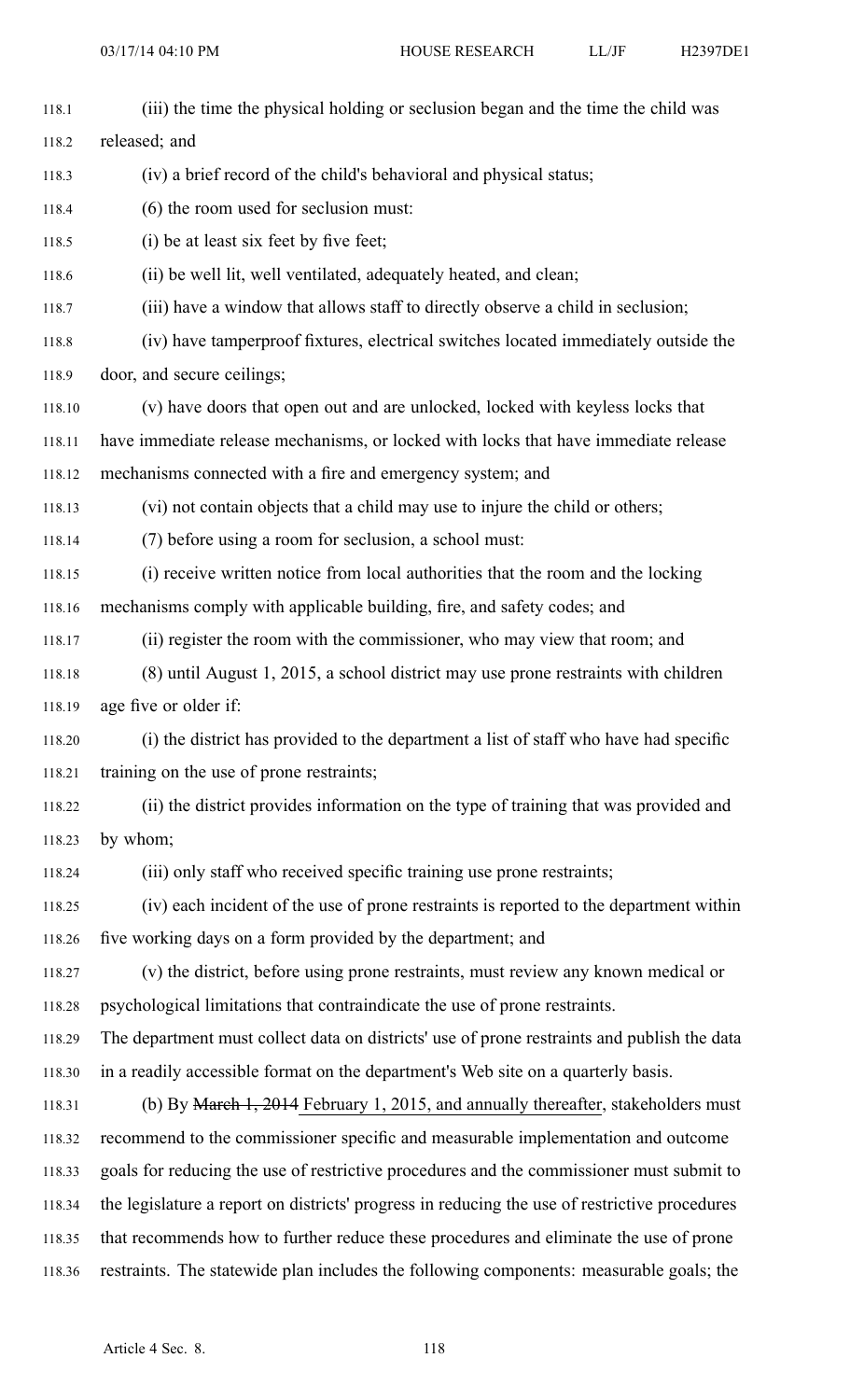(iii) the time the physical holding or seclusion began and the time the child was released; and

(iv) a brief record of the child's behavioral and physical status;

(6) the room used for seclusion must:

(i) be at least six feet by five feet;

(ii) be well lit, well ventilated, adequately heated, and clean;

(iii) have a window that allows staff to directly observe a child in seclusion;

(iv) have tamperproof fixtures, electrical switches located immediately outside the door, and secure ceilings;

(v) have doors that open out and are unlocked, locked with keyless locks that have immediate release mechanisms, or locked with locks that have immediate release mechanisms connected with a fire and emergency system; and

(vi) not contain objects that a child may use to injure the child or others;

(7) before using a room for seclusion, a school must:

(i) receive written notice from local authorities that the room and the locking mechanisms comply with applicable building, fire, and safety codes; and

(ii) register the room with the commissioner, who may view that room; and

(8) until August 1, 2015, a school district may use prone restraints with children age five or older if:

(i) the district has provided to the department a list of staff who have had specific training on the use of prone restraints;

(ii) the district provides information on the type of training that was provided and by whom;

(iii) only staff who received specific training use prone restraints;

(iv) each incident of the use of prone restraints is reported to the department within five working days on a form provided by the department; and

(v) the district, before using prone restraints, must review any known medical or psychological limitations that contraindicate the use of prone restraints.

The department must collect data on districts' use of prone restraints and publish the data in a readily accessible format on the department's Web site on a quarterly basis.

(b) By ~~March 1, 2014~~ February 1, 2015, and annually thereafter, stakeholders must recommend to the commissioner specific and measurable implementation and outcome goals for reducing the use of restrictive procedures and the commissioner must submit to the legislature a report on districts' progress in reducing the use of restrictive procedures that recommends how to further reduce these procedures and eliminate the use of prone restraints. The statewide plan includes the following components: measurable goals; the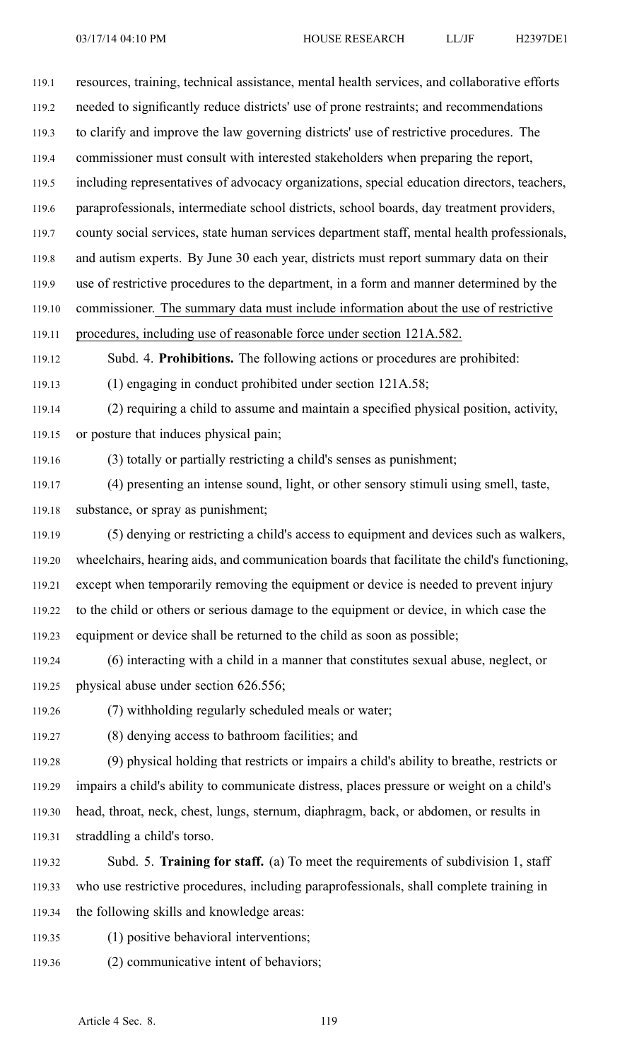resources, training, technical assistance, mental health services, and collaborative efforts needed to significantly reduce districts' use of prone restraints; and recommendations to clarify and improve the law governing districts' use of restrictive procedures. The commissioner must consult with interested stakeholders when preparing the report, including representatives of advocacy organizations, special education directors, teachers, paraprofessionals, intermediate school districts, school boards, day treatment providers, county social services, state human services department staff, mental health professionals, and autism experts. By June 30 each year, districts must report summary data on their use of restrictive procedures to the department, in a form and manner determined by the commissioner. The summary data must include information about the use of restrictive procedures, including use of reasonable force under section 121A.582.

Subd. 4. **Prohibitions.** The following actions or procedures are prohibited:

(1) engaging in conduct prohibited under section 121A.58;

(2) requiring a child to assume and maintain a specified physical position, activity, or posture that induces physical pain;

(3) totally or partially restricting a child's senses as punishment;

(4) presenting an intense sound, light, or other sensory stimuli using smell, taste, substance, or spray as punishment;

(5) denying or restricting a child's access to equipment and devices such as walkers, wheelchairs, hearing aids, and communication boards that facilitate the child's functioning, except when temporarily removing the equipment or device is needed to prevent injury to the child or others or serious damage to the equipment or device, in which case the equipment or device shall be returned to the child as soon as possible;

(6) interacting with a child in a manner that constitutes sexual abuse, neglect, or physical abuse under section 626.556;

(7) withholding regularly scheduled meals or water;

(8) denying access to bathroom facilities; and

(9) physical holding that restricts or impairs a child's ability to breathe, restricts or impairs a child's ability to communicate distress, places pressure or weight on a child's head, throat, neck, chest, lungs, sternum, diaphragm, back, or abdomen, or results in straddling a child's torso.

Subd. 5. **Training for staff.** (a) To meet the requirements of subdivision 1, staff who use restrictive procedures, including paraprofessionals, shall complete training in the following skills and knowledge areas:

(1) positive behavioral interventions;

(2) communicative intent of behaviors;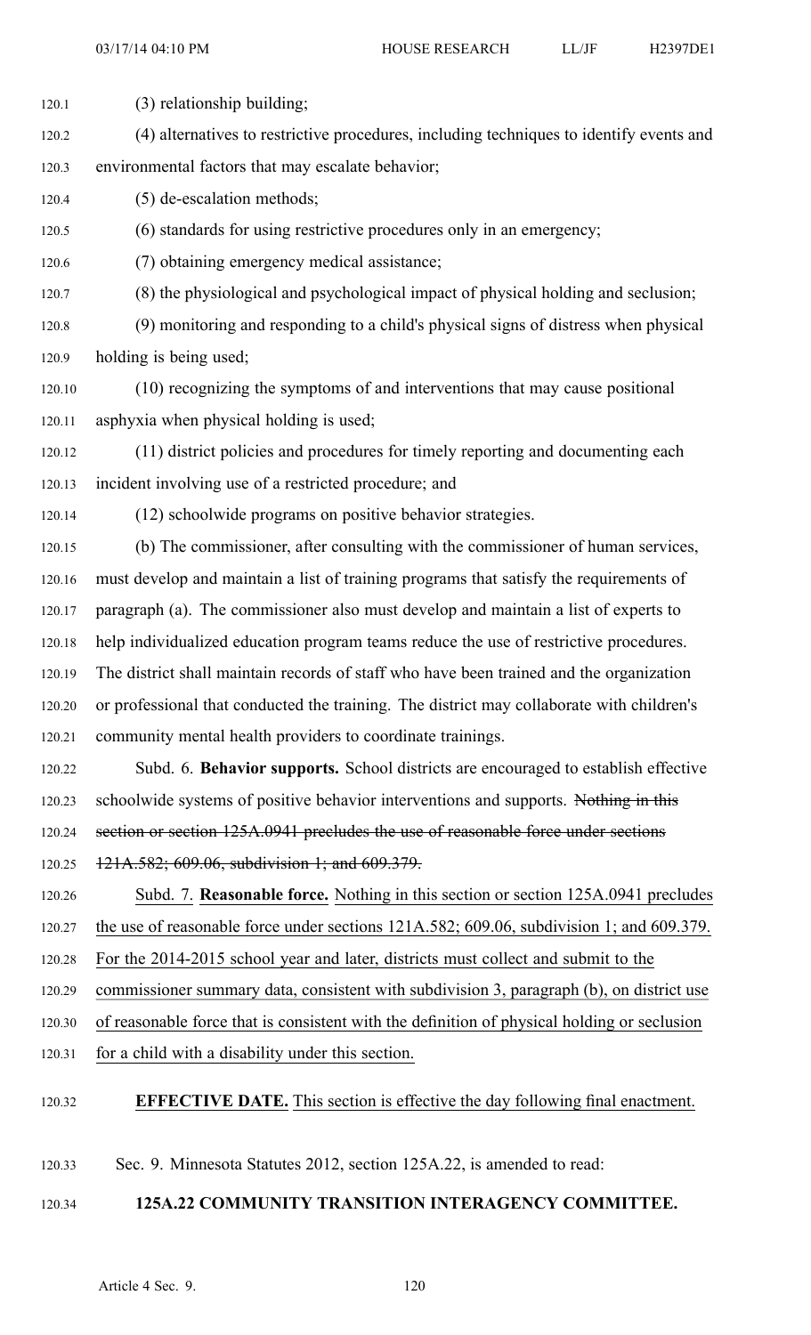(3) relationship building;

(4) alternatives to restrictive procedures, including techniques to identify events and environmental factors that may escalate behavior;

(5) de-escalation methods;

(6) standards for using restrictive procedures only in an emergency;

(7) obtaining emergency medical assistance;

(8) the physiological and psychological impact of physical holding and seclusion;

(9) monitoring and responding to a child's physical signs of distress when physical holding is being used;

(10) recognizing the symptoms of and interventions that may cause positional asphyxia when physical holding is used;

(11) district policies and procedures for timely reporting and documenting each incident involving use of a restricted procedure; and

(12) schoolwide programs on positive behavior strategies.

(b) The commissioner, after consulting with the commissioner of human services, must develop and maintain a list of training programs that satisfy the requirements of paragraph (a). The commissioner also must develop and maintain a list of experts to help individualized education program teams reduce the use of restrictive procedures. The district shall maintain records of staff who have been trained and the organization or professional that conducted the training. The district may collaborate with children's community mental health providers to coordinate trainings.

Subd. 6. **Behavior supports.** School districts are encouraged to establish effective schoolwide systems of positive behavior interventions and supports. ~~Nothing in this section or section 125A.0941 precludes the use of reasonable force under sections 121A.582; 609.06, subdivision 1; and 609.379.~~

Subd. 7. **Reasonable force.** Nothing in this section or section 125A.0941 precludes the use of reasonable force under sections 121A.582; 609.06, subdivision 1; and 609.379. For the 2014-2015 school year and later, districts must collect and submit to the commissioner summary data, consistent with subdivision 3, paragraph (b), on district use of reasonable force that is consistent with the definition of physical holding or seclusion for a child with a disability under this section.

**EFFECTIVE DATE.** This section is effective the day following final enactment.

Sec. 9. Minnesota Statutes 2012, section 125A.22, is amended to read:

**125A.22 COMMUNITY TRANSITION INTERAGENCY COMMITTEE.**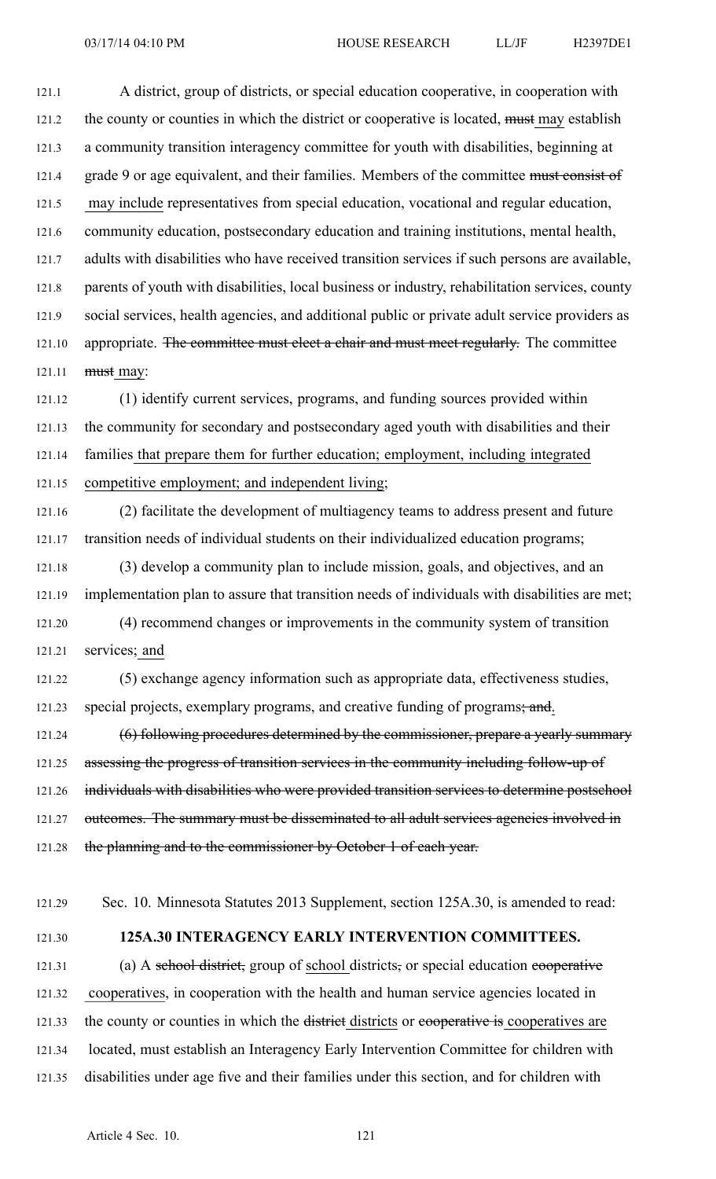A district, group of districts, or special education cooperative, in cooperation with the county or counties in which the district or cooperative is located, ~~must~~ may establish a community transition interagency committee for youth with disabilities, beginning at grade 9 or age equivalent, and their families. Members of the committee ~~must consist of~~ may include representatives from special education, vocational and regular education, community education, postsecondary education and training institutions, mental health, adults with disabilities who have received transition services if such persons are available, parents of youth with disabilities, local business or industry, rehabilitation services, county social services, health agencies, and additional public or private adult service providers as appropriate. ~~The committee must elect a chair and must meet regularly.~~ The committee ~~must~~ may:

(1) identify current services, programs, and funding sources provided within the community for secondary and postsecondary aged youth with disabilities and their families that prepare them for further education; employment, including integrated competitive employment; and independent living;

(2) facilitate the development of multiagency teams to address present and future transition needs of individual students on their individualized education programs;

(3) develop a community plan to include mission, goals, and objectives, and an implementation plan to assure that transition needs of individuals with disabilities are met;

(4) recommend changes or improvements in the community system of transition services; and

(5) exchange agency information such as appropriate data, effectiveness studies, special projects, exemplary programs, and creative funding of programs~~; and~~.

~~(6) following procedures determined by the commissioner, prepare a yearly summary assessing the progress of transition services in the community including follow-up of individuals with disabilities who were provided transition services to determine postschool outcomes. The summary must be disseminated to all adult services agencies involved in the planning and to the commissioner by October 1 of each year.~~

Sec. 10. Minnesota Statutes 2013 Supplement, section 125A.30, is amended to read:

**125A.30 INTERAGENCY EARLY INTERVENTION COMMITTEES.**

(a) A ~~school district,~~ group of school districts~~,~~ or special education ~~cooperative~~ cooperatives, in cooperation with the health and human service agencies located in the county or counties in which the ~~district~~ districts or ~~cooperative is~~ cooperatives are located, must establish an Interagency Early Intervention Committee for children with disabilities under age five and their families under this section, and for children with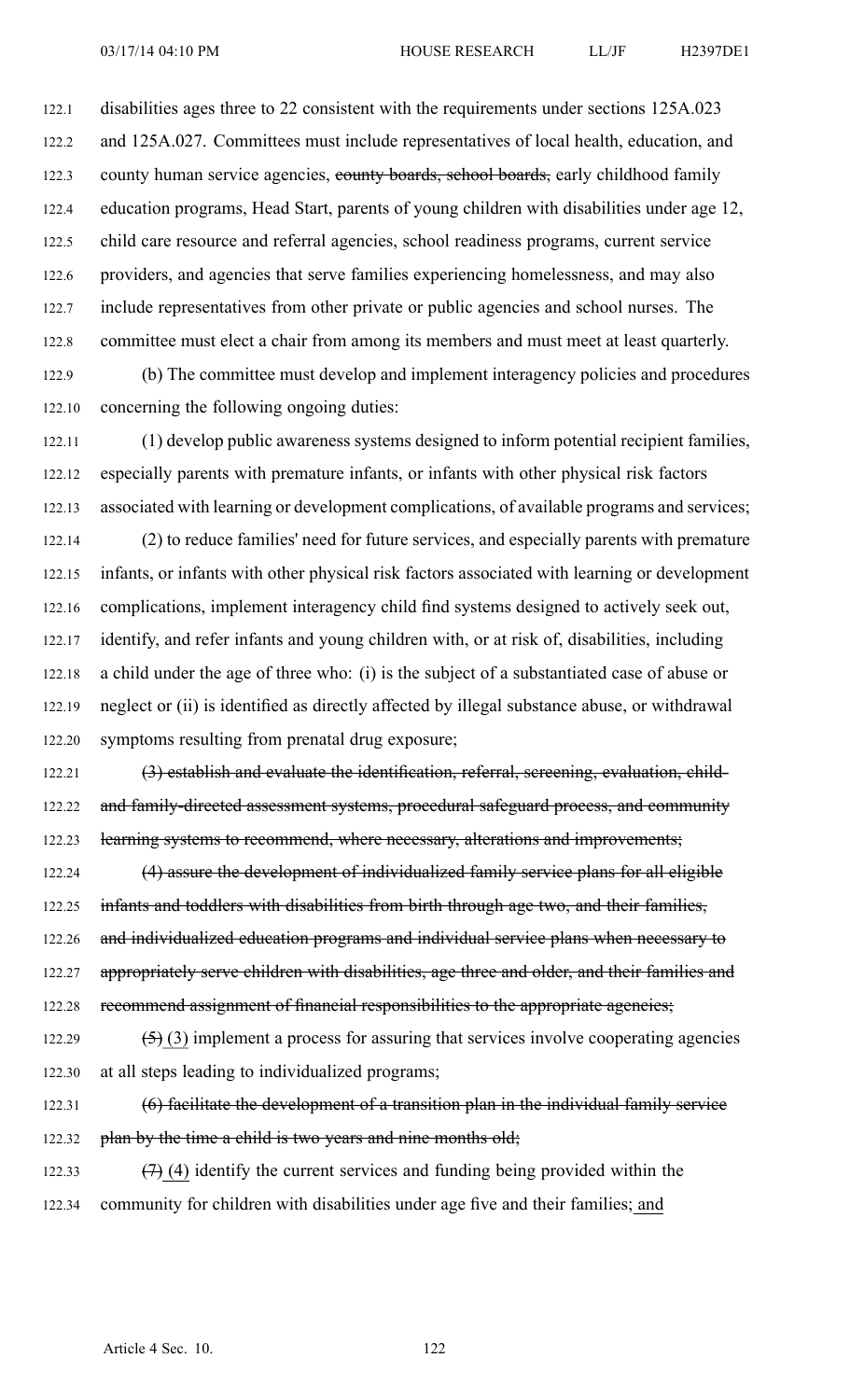disabilities ages three to 22 consistent with the requirements under sections 125A.023 and 125A.027. Committees must include representatives of local health, education, and county human service agencies, ~~county boards, school boards,~~ early childhood family education programs, Head Start, parents of young children with disabilities under age 12, child care resource and referral agencies, school readiness programs, current service providers, and agencies that serve families experiencing homelessness, and may also include representatives from other private or public agencies and school nurses. The committee must elect a chair from among its members and must meet at least quarterly.

(b) The committee must develop and implement interagency policies and procedures concerning the following ongoing duties:

(1) develop public awareness systems designed to inform potential recipient families, especially parents with premature infants, or infants with other physical risk factors associated with learning or development complications, of available programs and services;

(2) to reduce families' need for future services, and especially parents with premature infants, or infants with other physical risk factors associated with learning or development complications, implement interagency child find systems designed to actively seek out, identify, and refer infants and young children with, or at risk of, disabilities, including a child under the age of three who: (i) is the subject of a substantiated case of abuse or neglect or (ii) is identified as directly affected by illegal substance abuse, or withdrawal symptoms resulting from prenatal drug exposure;

~~(3) establish and evaluate the identification, referral, screening, evaluation, child- and family-directed assessment systems, procedural safeguard process, and community learning systems to recommend, where necessary, alterations and improvements;~~

~~(4) assure the development of individualized family service plans for all eligible infants and toddlers with disabilities from birth through age two, and their families, and individualized education programs and individual service plans when necessary to appropriately serve children with disabilities, age three and older, and their families and recommend assignment of financial responsibilities to the appropriate agencies;~~

~~(5)~~ (3) implement a process for assuring that services involve cooperating agencies at all steps leading to individualized programs;

~~(6) facilitate the development of a transition plan in the individual family service plan by the time a child is two years and nine months old;~~

~~(7)~~ (4) identify the current services and funding being provided within the community for children with disabilities under age five and their families; and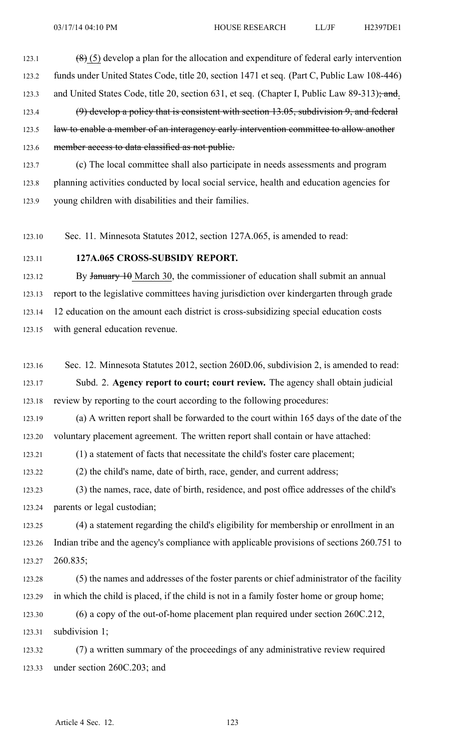~~(8)~~ (5) develop a plan for the allocation and expenditure of federal early intervention funds under United States Code, title 20, section 1471 et seq. (Part C, Public Law 108-446) and United States Code, title 20, section 631, et seq. (Chapter I, Public Law 89-313)~~; and~~.

~~(9) develop a policy that is consistent with section 13.05, subdivision 9, and federal law to enable a member of an interagency early intervention committee to allow another member access to data classified as not public.~~

(c) The local committee shall also participate in needs assessments and program planning activities conducted by local social service, health and education agencies for young children with disabilities and their families.

Sec. 11. Minnesota Statutes 2012, section 127A.065, is amended to read:

**127A.065 CROSS-SUBSIDY REPORT.**

By ~~January 10~~ March 30, the commissioner of education shall submit an annual report to the legislative committees having jurisdiction over kindergarten through grade 12 education on the amount each district is cross-subsidizing special education costs with general education revenue.

Sec. 12. Minnesota Statutes 2012, section 260D.06, subdivision 2, is amended to read:

Subd. 2. **Agency report to court; court review.** The agency shall obtain judicial review by reporting to the court according to the following procedures:

(a) A written report shall be forwarded to the court within 165 days of the date of the voluntary placement agreement. The written report shall contain or have attached:

(1) a statement of facts that necessitate the child's foster care placement;

(2) the child's name, date of birth, race, gender, and current address;

(3) the names, race, date of birth, residence, and post office addresses of the child's parents or legal custodian;

(4) a statement regarding the child's eligibility for membership or enrollment in an Indian tribe and the agency's compliance with applicable provisions of sections 260.751 to 260.835;

(5) the names and addresses of the foster parents or chief administrator of the facility in which the child is placed, if the child is not in a family foster home or group home;

(6) a copy of the out-of-home placement plan required under section 260C.212, subdivision 1;

(7) a written summary of the proceedings of any administrative review required under section 260C.203; and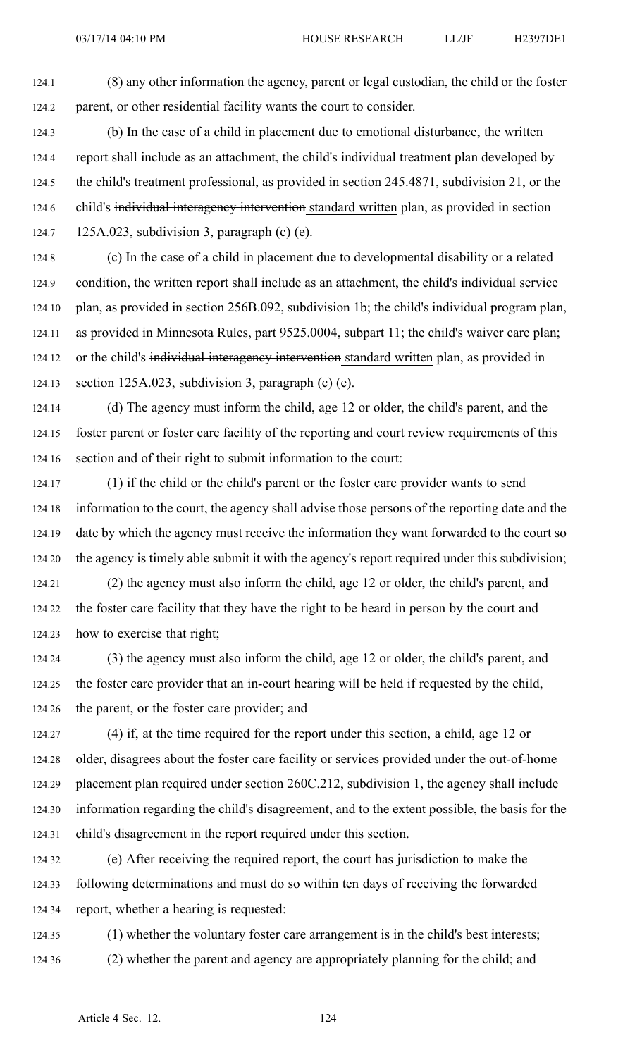(8) any other information the agency, parent or legal custodian, the child or the foster parent, or other residential facility wants the court to consider.

(b) In the case of a child in placement due to emotional disturbance, the written report shall include as an attachment, the child's individual treatment plan developed by the child's treatment professional, as provided in section 245.4871, subdivision 21, or the child's ~~individual interagency intervention~~ standard written plan, as provided in section 125A.023, subdivision 3, paragraph ~~(e)~~ (e).

(c) In the case of a child in placement due to developmental disability or a related condition, the written report shall include as an attachment, the child's individual service plan, as provided in section 256B.092, subdivision 1b; the child's individual program plan, as provided in Minnesota Rules, part 9525.0004, subpart 11; the child's waiver care plan; or the child's ~~individual interagency intervention~~ standard written plan, as provided in section 125A.023, subdivision 3, paragraph ~~(e)~~ (e).

(d) The agency must inform the child, age 12 or older, the child's parent, and the foster parent or foster care facility of the reporting and court review requirements of this section and of their right to submit information to the court:

(1) if the child or the child's parent or the foster care provider wants to send information to the court, the agency shall advise those persons of the reporting date and the date by which the agency must receive the information they want forwarded to the court so the agency is timely able submit it with the agency's report required under this subdivision;

(2) the agency must also inform the child, age 12 or older, the child's parent, and the foster care facility that they have the right to be heard in person by the court and how to exercise that right;

(3) the agency must also inform the child, age 12 or older, the child's parent, and the foster care provider that an in-court hearing will be held if requested by the child, the parent, or the foster care provider; and

(4) if, at the time required for the report under this section, a child, age 12 or older, disagrees about the foster care facility or services provided under the out-of-home placement plan required under section 260C.212, subdivision 1, the agency shall include information regarding the child's disagreement, and to the extent possible, the basis for the child's disagreement in the report required under this section.

(e) After receiving the required report, the court has jurisdiction to make the following determinations and must do so within ten days of receiving the forwarded report, whether a hearing is requested:

(1) whether the voluntary foster care arrangement is in the child's best interests;

(2) whether the parent and agency are appropriately planning for the child; and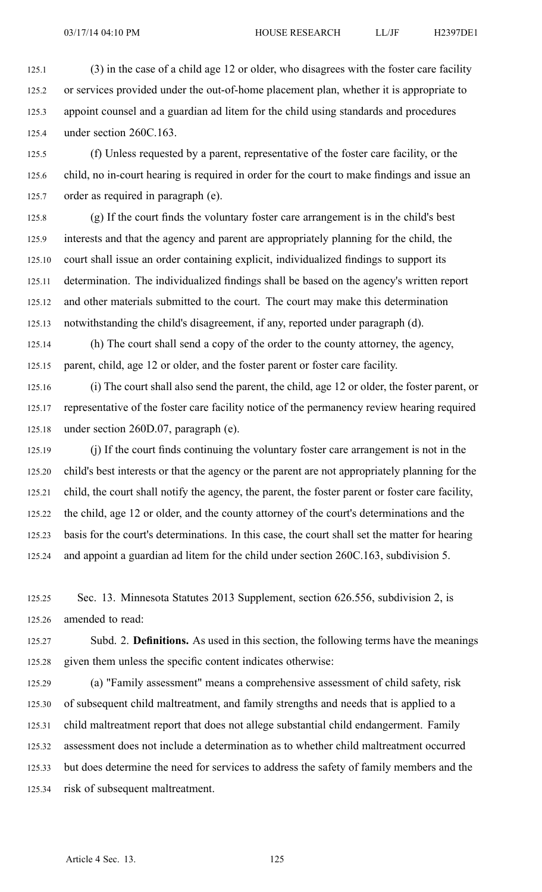(3) in the case of a child age 12 or older, who disagrees with the foster care facility or services provided under the out-of-home placement plan, whether it is appropriate to appoint counsel and a guardian ad litem for the child using standards and procedures under section 260C.163.

(f) Unless requested by a parent, representative of the foster care facility, or the child, no in-court hearing is required in order for the court to make findings and issue an order as required in paragraph (e).

(g) If the court finds the voluntary foster care arrangement is in the child's best interests and that the agency and parent are appropriately planning for the child, the court shall issue an order containing explicit, individualized findings to support its determination. The individualized findings shall be based on the agency's written report and other materials submitted to the court. The court may make this determination notwithstanding the child's disagreement, if any, reported under paragraph (d).

(h) The court shall send a copy of the order to the county attorney, the agency, parent, child, age 12 or older, and the foster parent or foster care facility.

(i) The court shall also send the parent, the child, age 12 or older, the foster parent, or representative of the foster care facility notice of the permanency review hearing required under section 260D.07, paragraph (e).

(j) If the court finds continuing the voluntary foster care arrangement is not in the child's best interests or that the agency or the parent are not appropriately planning for the child, the court shall notify the agency, the parent, the foster parent or foster care facility, the child, age 12 or older, and the county attorney of the court's determinations and the basis for the court's determinations. In this case, the court shall set the matter for hearing and appoint a guardian ad litem for the child under section 260C.163, subdivision 5.

Sec. 13. Minnesota Statutes 2013 Supplement, section 626.556, subdivision 2, is amended to read:

Subd. 2. **Definitions.** As used in this section, the following terms have the meanings given them unless the specific content indicates otherwise:

(a) "Family assessment" means a comprehensive assessment of child safety, risk of subsequent child maltreatment, and family strengths and needs that is applied to a child maltreatment report that does not allege substantial child endangerment. Family assessment does not include a determination as to whether child maltreatment occurred but does determine the need for services to address the safety of family members and the risk of subsequent maltreatment.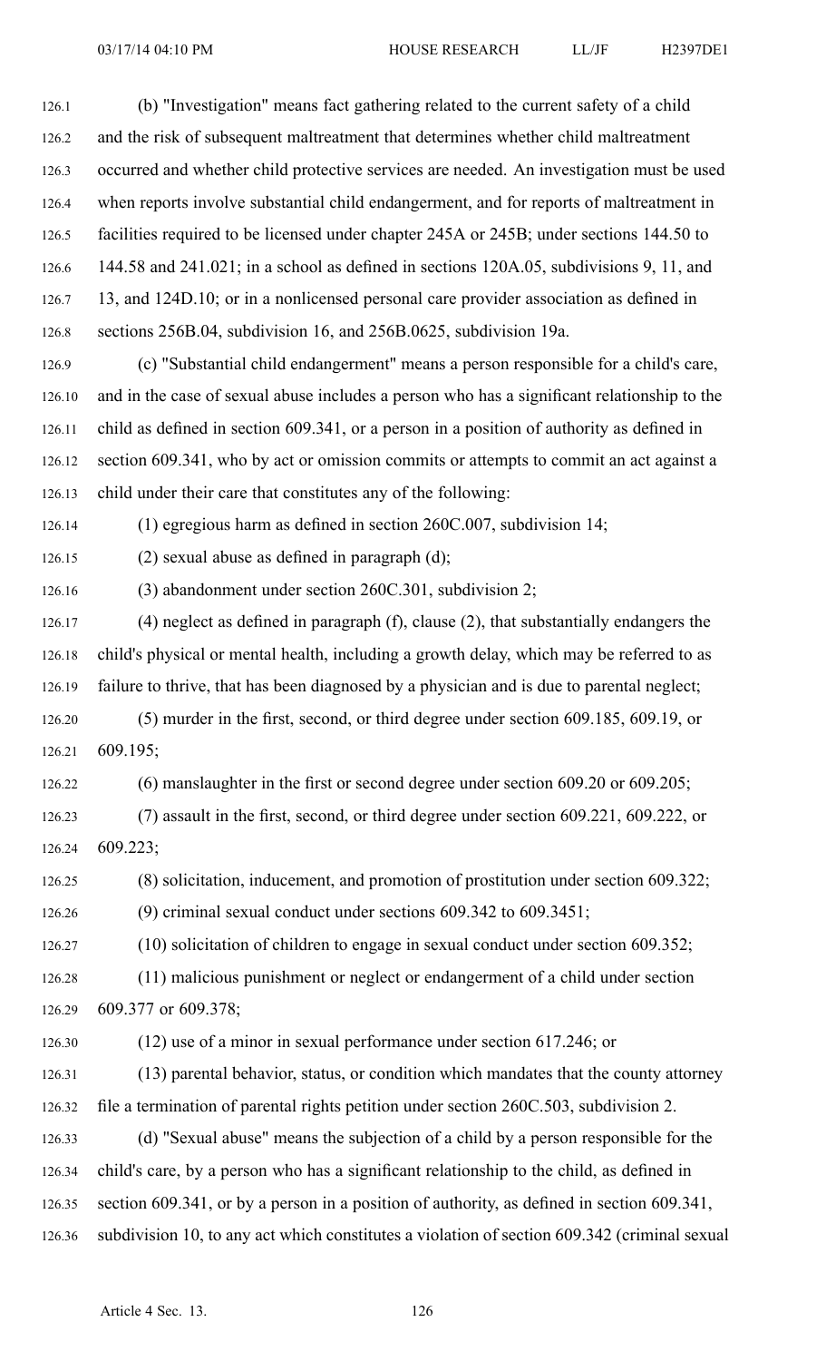(b) "Investigation" means fact gathering related to the current safety of a child and the risk of subsequent maltreatment that determines whether child maltreatment occurred and whether child protective services are needed. An investigation must be used when reports involve substantial child endangerment, and for reports of maltreatment in facilities required to be licensed under chapter 245A or 245B; under sections 144.50 to 144.58 and 241.021; in a school as defined in sections 120A.05, subdivisions 9, 11, and 13, and 124D.10; or in a nonlicensed personal care provider association as defined in sections 256B.04, subdivision 16, and 256B.0625, subdivision 19a.

(c) "Substantial child endangerment" means a person responsible for a child's care, and in the case of sexual abuse includes a person who has a significant relationship to the child as defined in section 609.341, or a person in a position of authority as defined in section 609.341, who by act or omission commits or attempts to commit an act against a child under their care that constitutes any of the following:

(1) egregious harm as defined in section 260C.007, subdivision 14;

(2) sexual abuse as defined in paragraph (d);

(3) abandonment under section 260C.301, subdivision 2;

(4) neglect as defined in paragraph (f), clause (2), that substantially endangers the child's physical or mental health, including a growth delay, which may be referred to as failure to thrive, that has been diagnosed by a physician and is due to parental neglect;

(5) murder in the first, second, or third degree under section 609.185, 609.19, or 609.195;

(6) manslaughter in the first or second degree under section 609.20 or 609.205;

(7) assault in the first, second, or third degree under section 609.221, 609.222, or 609.223;

(8) solicitation, inducement, and promotion of prostitution under section 609.322;

(9) criminal sexual conduct under sections 609.342 to 609.3451;

(10) solicitation of children to engage in sexual conduct under section 609.352;

(11) malicious punishment or neglect or endangerment of a child under section 609.377 or 609.378;

(12) use of a minor in sexual performance under section 617.246; or

(13) parental behavior, status, or condition which mandates that the county attorney file a termination of parental rights petition under section 260C.503, subdivision 2.

(d) "Sexual abuse" means the subjection of a child by a person responsible for the child's care, by a person who has a significant relationship to the child, as defined in section 609.341, or by a person in a position of authority, as defined in section 609.341, subdivision 10, to any act which constitutes a violation of section 609.342 (criminal sexual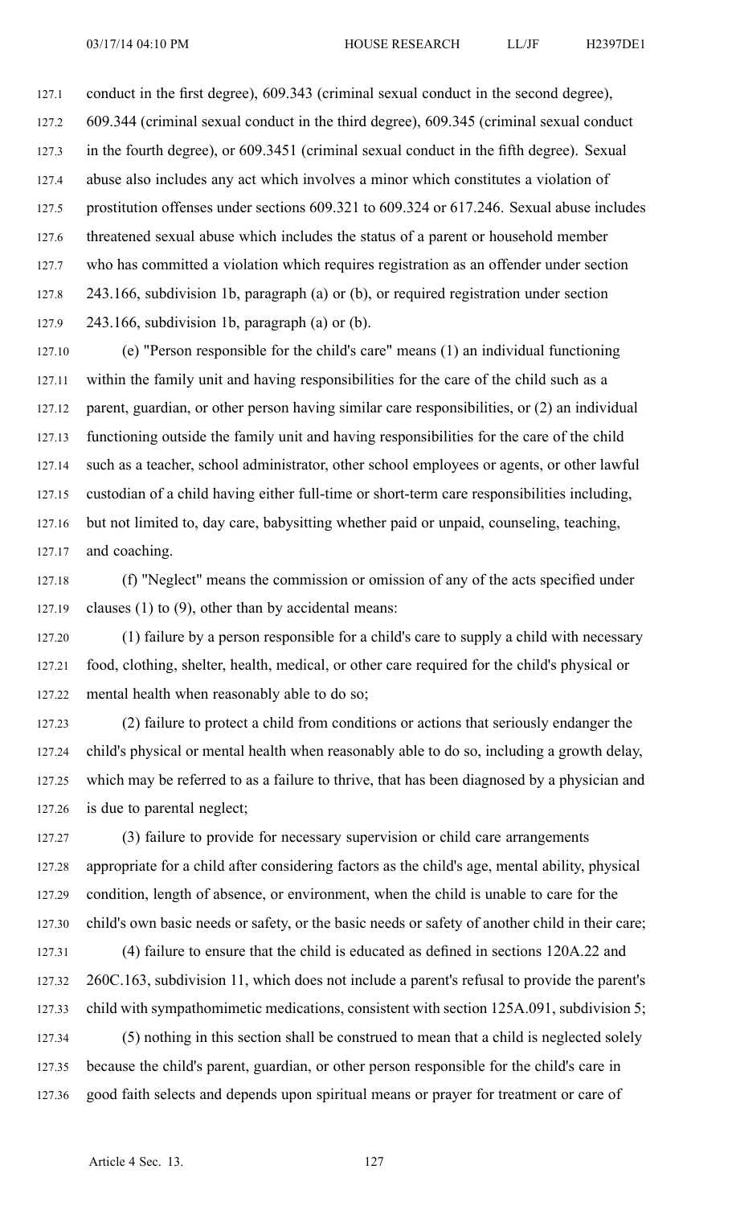conduct in the first degree), 609.343 (criminal sexual conduct in the second degree), 609.344 (criminal sexual conduct in the third degree), 609.345 (criminal sexual conduct in the fourth degree), or 609.3451 (criminal sexual conduct in the fifth degree). Sexual abuse also includes any act which involves a minor which constitutes a violation of prostitution offenses under sections 609.321 to 609.324 or 617.246. Sexual abuse includes threatened sexual abuse which includes the status of a parent or household member who has committed a violation which requires registration as an offender under section 243.166, subdivision 1b, paragraph (a) or (b), or required registration under section 243.166, subdivision 1b, paragraph (a) or (b).

(e) "Person responsible for the child's care" means (1) an individual functioning within the family unit and having responsibilities for the care of the child such as a parent, guardian, or other person having similar care responsibilities, or (2) an individual functioning outside the family unit and having responsibilities for the care of the child such as a teacher, school administrator, other school employees or agents, or other lawful custodian of a child having either full-time or short-term care responsibilities including, but not limited to, day care, babysitting whether paid or unpaid, counseling, teaching, and coaching.

(f) "Neglect" means the commission or omission of any of the acts specified under clauses (1) to (9), other than by accidental means:

(1) failure by a person responsible for a child's care to supply a child with necessary food, clothing, shelter, health, medical, or other care required for the child's physical or mental health when reasonably able to do so;

(2) failure to protect a child from conditions or actions that seriously endanger the child's physical or mental health when reasonably able to do so, including a growth delay, which may be referred to as a failure to thrive, that has been diagnosed by a physician and is due to parental neglect;

(3) failure to provide for necessary supervision or child care arrangements appropriate for a child after considering factors as the child's age, mental ability, physical condition, length of absence, or environment, when the child is unable to care for the child's own basic needs or safety, or the basic needs or safety of another child in their care;

(4) failure to ensure that the child is educated as defined in sections 120A.22 and 260C.163, subdivision 11, which does not include a parent's refusal to provide the parent's child with sympathomimetic medications, consistent with section 125A.091, subdivision 5;

(5) nothing in this section shall be construed to mean that a child is neglected solely because the child's parent, guardian, or other person responsible for the child's care in good faith selects and depends upon spiritual means or prayer for treatment or care of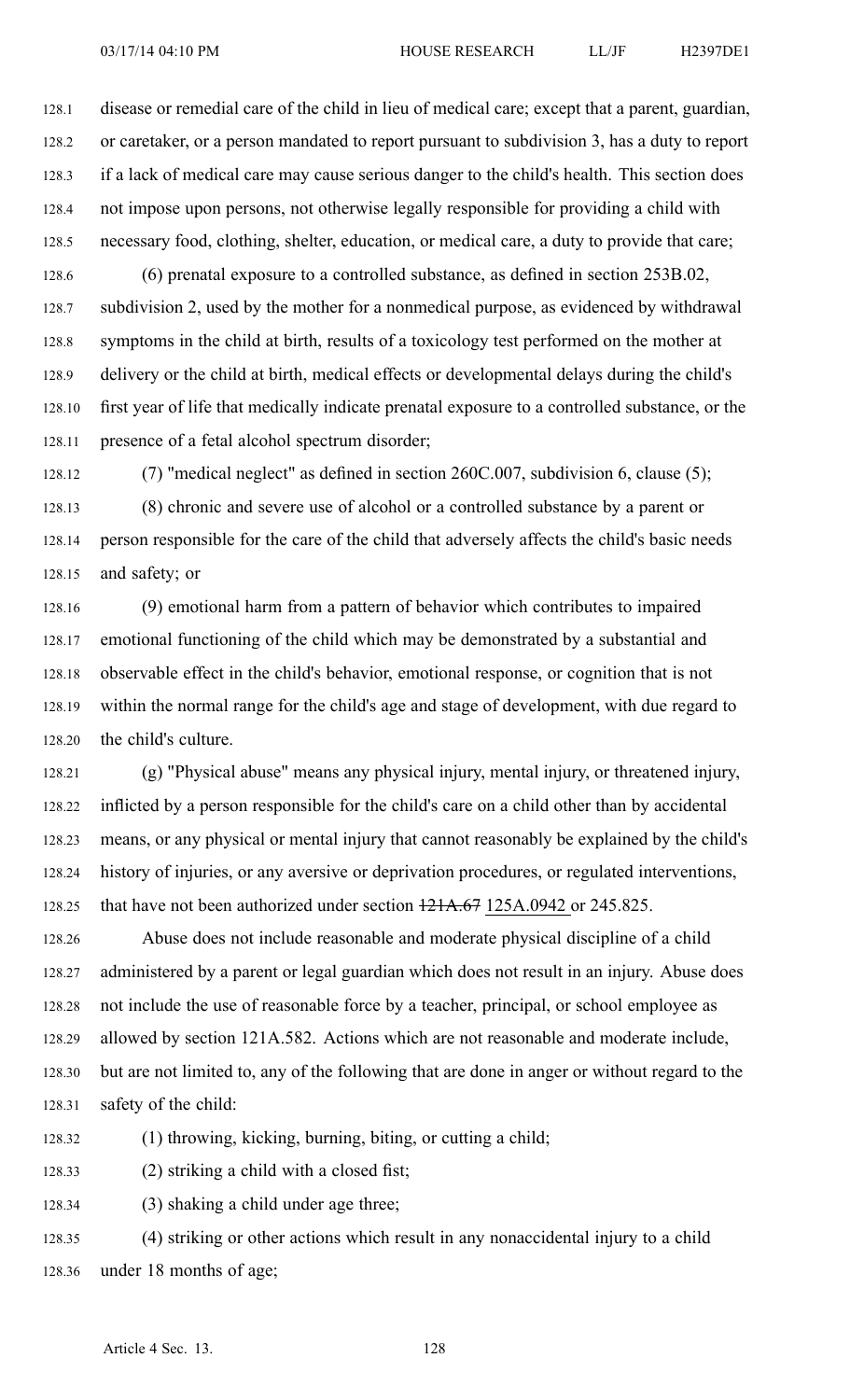disease or remedial care of the child in lieu of medical care; except that a parent, guardian, or caretaker, or a person mandated to report pursuant to subdivision 3, has a duty to report if a lack of medical care may cause serious danger to the child's health. This section does not impose upon persons, not otherwise legally responsible for providing a child with necessary food, clothing, shelter, education, or medical care, a duty to provide that care;

(6) prenatal exposure to a controlled substance, as defined in section 253B.02, subdivision 2, used by the mother for a nonmedical purpose, as evidenced by withdrawal symptoms in the child at birth, results of a toxicology test performed on the mother at delivery or the child at birth, medical effects or developmental delays during the child's first year of life that medically indicate prenatal exposure to a controlled substance, or the presence of a fetal alcohol spectrum disorder;

(7) "medical neglect" as defined in section 260C.007, subdivision 6, clause (5);

(8) chronic and severe use of alcohol or a controlled substance by a parent or person responsible for the care of the child that adversely affects the child's basic needs and safety; or

(9) emotional harm from a pattern of behavior which contributes to impaired emotional functioning of the child which may be demonstrated by a substantial and observable effect in the child's behavior, emotional response, or cognition that is not within the normal range for the child's age and stage of development, with due regard to the child's culture.

(g) "Physical abuse" means any physical injury, mental injury, or threatened injury, inflicted by a person responsible for the child's care on a child other than by accidental means, or any physical or mental injury that cannot reasonably be explained by the child's history of injuries, or any aversive or deprivation procedures, or regulated interventions, that have not been authorized under section ~~121A.67~~ 125A.0942 or 245.825.

Abuse does not include reasonable and moderate physical discipline of a child administered by a parent or legal guardian which does not result in an injury. Abuse does not include the use of reasonable force by a teacher, principal, or school employee as allowed by section 121A.582. Actions which are not reasonable and moderate include, but are not limited to, any of the following that are done in anger or without regard to the safety of the child:

(1) throwing, kicking, burning, biting, or cutting a child;

(2) striking a child with a closed fist;

(3) shaking a child under age three;

(4) striking or other actions which result in any nonaccidental injury to a child under 18 months of age;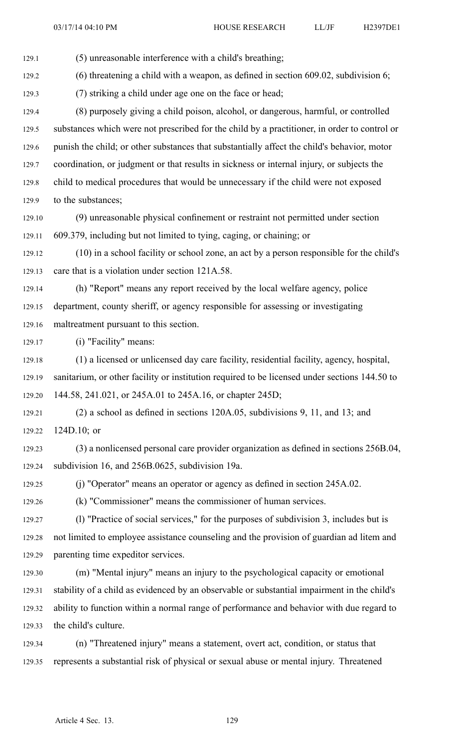(5) unreasonable interference with a child's breathing;

(6) threatening a child with a weapon, as defined in section 609.02, subdivision 6;

(7) striking a child under age one on the face or head;

(8) purposely giving a child poison, alcohol, or dangerous, harmful, or controlled substances which were not prescribed for the child by a practitioner, in order to control or punish the child; or other substances that substantially affect the child's behavior, motor coordination, or judgment or that results in sickness or internal injury, or subjects the child to medical procedures that would be unnecessary if the child were not exposed to the substances;

(9) unreasonable physical confinement or restraint not permitted under section 609.379, including but not limited to tying, caging, or chaining; or

(10) in a school facility or school zone, an act by a person responsible for the child's care that is a violation under section 121A.58.

(h) "Report" means any report received by the local welfare agency, police department, county sheriff, or agency responsible for assessing or investigating maltreatment pursuant to this section.

(i) "Facility" means:

(1) a licensed or unlicensed day care facility, residential facility, agency, hospital, sanitarium, or other facility or institution required to be licensed under sections 144.50 to 144.58, 241.021, or 245A.01 to 245A.16, or chapter 245D;

(2) a school as defined in sections 120A.05, subdivisions 9, 11, and 13; and 124D.10; or

(3) a nonlicensed personal care provider organization as defined in sections 256B.04, subdivision 16, and 256B.0625, subdivision 19a.

(j) "Operator" means an operator or agency as defined in section 245A.02.

(k) "Commissioner" means the commissioner of human services.

(l) "Practice of social services," for the purposes of subdivision 3, includes but is not limited to employee assistance counseling and the provision of guardian ad litem and parenting time expeditor services.

(m) "Mental injury" means an injury to the psychological capacity or emotional stability of a child as evidenced by an observable or substantial impairment in the child's ability to function within a normal range of performance and behavior with due regard to the child's culture.

(n) "Threatened injury" means a statement, overt act, condition, or status that represents a substantial risk of physical or sexual abuse or mental injury. Threatened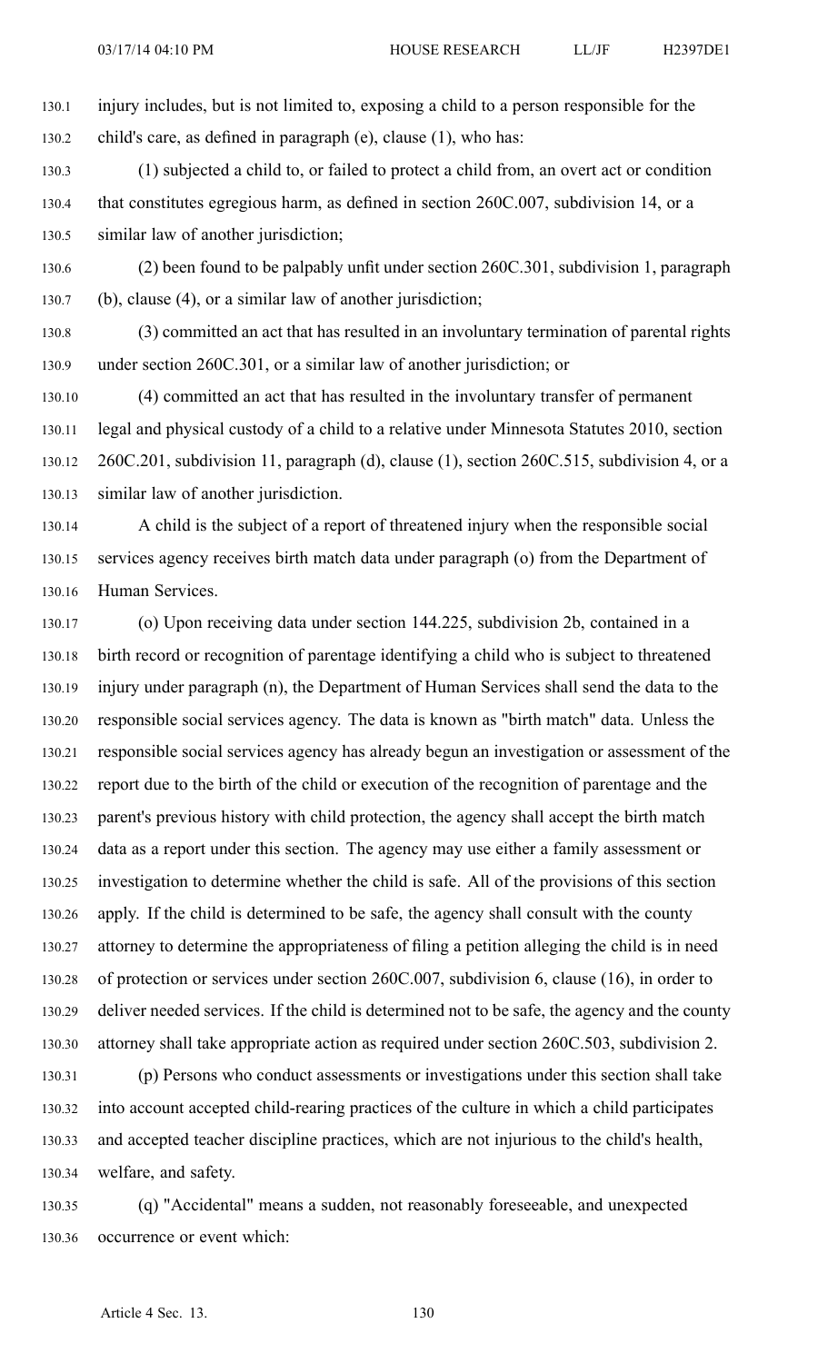injury includes, but is not limited to, exposing a child to a person responsible for the child's care, as defined in paragraph (e), clause (1), who has:

(1) subjected a child to, or failed to protect a child from, an overt act or condition that constitutes egregious harm, as defined in section 260C.007, subdivision 14, or a similar law of another jurisdiction;

(2) been found to be palpably unfit under section 260C.301, subdivision 1, paragraph (b), clause (4), or a similar law of another jurisdiction;

(3) committed an act that has resulted in an involuntary termination of parental rights under section 260C.301, or a similar law of another jurisdiction; or

(4) committed an act that has resulted in the involuntary transfer of permanent legal and physical custody of a child to a relative under Minnesota Statutes 2010, section 260C.201, subdivision 11, paragraph (d), clause (1), section 260C.515, subdivision 4, or a similar law of another jurisdiction.

A child is the subject of a report of threatened injury when the responsible social services agency receives birth match data under paragraph (o) from the Department of Human Services.

(o) Upon receiving data under section 144.225, subdivision 2b, contained in a birth record or recognition of parentage identifying a child who is subject to threatened injury under paragraph (n), the Department of Human Services shall send the data to the responsible social services agency. The data is known as "birth match" data. Unless the responsible social services agency has already begun an investigation or assessment of the report due to the birth of the child or execution of the recognition of parentage and the parent's previous history with child protection, the agency shall accept the birth match data as a report under this section. The agency may use either a family assessment or investigation to determine whether the child is safe. All of the provisions of this section apply. If the child is determined to be safe, the agency shall consult with the county attorney to determine the appropriateness of filing a petition alleging the child is in need of protection or services under section 260C.007, subdivision 6, clause (16), in order to deliver needed services. If the child is determined not to be safe, the agency and the county attorney shall take appropriate action as required under section 260C.503, subdivision 2.

(p) Persons who conduct assessments or investigations under this section shall take into account accepted child-rearing practices of the culture in which a child participates and accepted teacher discipline practices, which are not injurious to the child's health, welfare, and safety.

(q) "Accidental" means a sudden, not reasonably foreseeable, and unexpected occurrence or event which: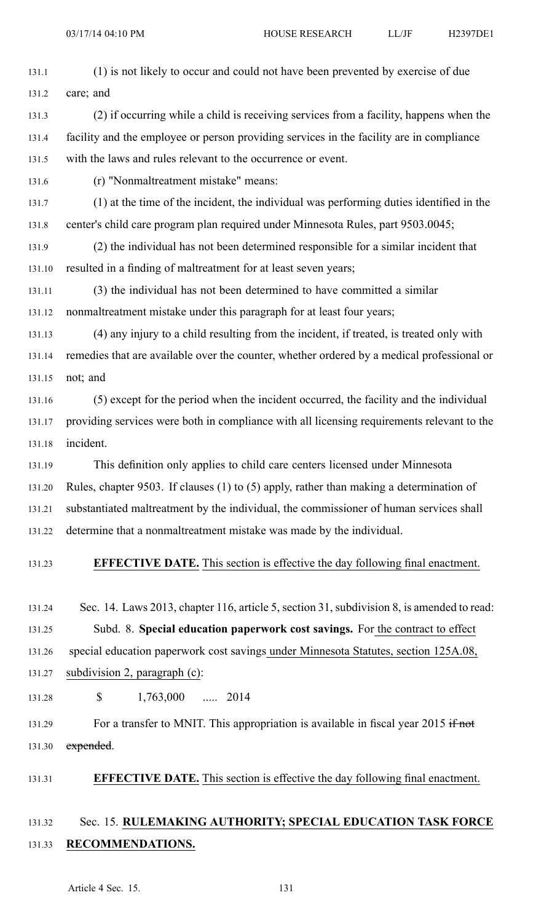(1) is not likely to occur and could not have been prevented by exercise of due care; and

(2) if occurring while a child is receiving services from a facility, happens when the facility and the employee or person providing services in the facility are in compliance with the laws and rules relevant to the occurrence or event.

(r) "Nonmaltreatment mistake" means:

(1) at the time of the incident, the individual was performing duties identified in the center's child care program plan required under Minnesota Rules, part 9503.0045;

(2) the individual has not been determined responsible for a similar incident that resulted in a finding of maltreatment for at least seven years;

(3) the individual has not been determined to have committed a similar nonmaltreatment mistake under this paragraph for at least four years;

(4) any injury to a child resulting from the incident, if treated, is treated only with remedies that are available over the counter, whether ordered by a medical professional or not; and

(5) except for the period when the incident occurred, the facility and the individual providing services were both in compliance with all licensing requirements relevant to the incident.

This definition only applies to child care centers licensed under Minnesota Rules, chapter 9503. If clauses (1) to (5) apply, rather than making a determination of substantiated maltreatment by the individual, the commissioner of human services shall determine that a nonmaltreatment mistake was made by the individual.

**EFFECTIVE DATE.** This section is effective the day following final enactment.

Sec. 14. Laws 2013, chapter 116, article 5, section 31, subdivision 8, is amended to read:

Subd. 8. **Special education paperwork cost savings.** For the contract to effect special education paperwork cost savings under Minnesota Statutes, section 125A.08, subdivision 2, paragraph (c):

$ 1,763,000 ..... 2014

For a transfer to MNIT. This appropriation is available in fiscal year 2015 ~~if not expended~~.

**EFFECTIVE DATE.** This section is effective the day following final enactment.

Sec. 15. **RULEMAKING AUTHORITY; SPECIAL EDUCATION TASK FORCE RECOMMENDATIONS.**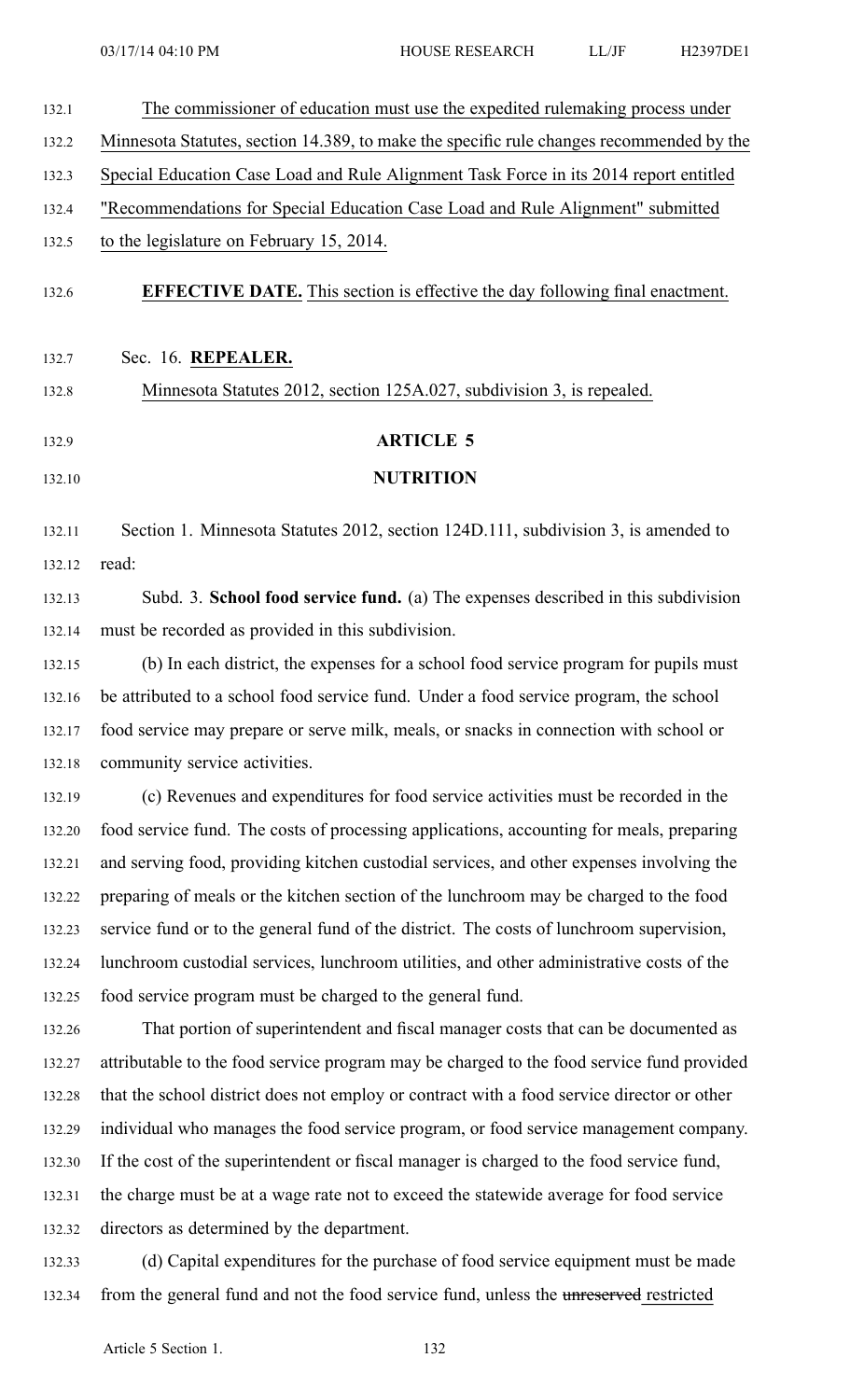The commissioner of education must use the expedited rulemaking process under Minnesota Statutes, section 14.389, to make the specific rule changes recommended by the Special Education Case Load and Rule Alignment Task Force in its 2014 report entitled "Recommendations for Special Education Case Load and Rule Alignment" submitted to the legislature on February 15, 2014.

**EFFECTIVE DATE.** This section is effective the day following final enactment.

Sec. 16. **REPEALER.**

Minnesota Statutes 2012, section 125A.027, subdivision 3, is repealed.

## ARTICLE 5

## NUTRITION

Section 1. Minnesota Statutes 2012, section 124D.111, subdivision 3, is amended to read:

Subd. 3. **School food service fund.** (a) The expenses described in this subdivision must be recorded as provided in this subdivision.

(b) In each district, the expenses for a school food service program for pupils must be attributed to a school food service fund. Under a food service program, the school food service may prepare or serve milk, meals, or snacks in connection with school or community service activities.

(c) Revenues and expenditures for food service activities must be recorded in the food service fund. The costs of processing applications, accounting for meals, preparing and serving food, providing kitchen custodial services, and other expenses involving the preparing of meals or the kitchen section of the lunchroom may be charged to the food service fund or to the general fund of the district. The costs of lunchroom supervision, lunchroom custodial services, lunchroom utilities, and other administrative costs of the food service program must be charged to the general fund.

That portion of superintendent and fiscal manager costs that can be documented as attributable to the food service program may be charged to the food service fund provided that the school district does not employ or contract with a food service director or other individual who manages the food service program, or food service management company. If the cost of the superintendent or fiscal manager is charged to the food service fund, the charge must be at a wage rate not to exceed the statewide average for food service directors as determined by the department.

(d) Capital expenditures for the purchase of food service equipment must be made from the general fund and not the food service fund, unless the ~~unreserved~~ restricted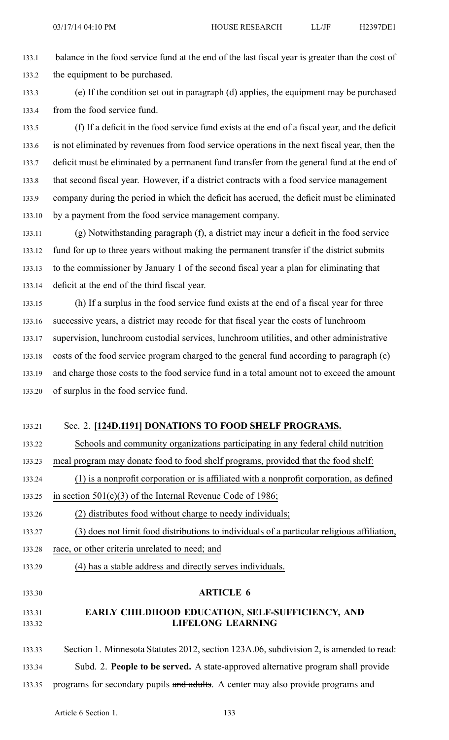balance in the food service fund at the end of the last fiscal year is greater than the cost of the equipment to be purchased.

(e) If the condition set out in paragraph (d) applies, the equipment may be purchased from the food service fund.

(f) If a deficit in the food service fund exists at the end of a fiscal year, and the deficit is not eliminated by revenues from food service operations in the next fiscal year, then the deficit must be eliminated by a permanent fund transfer from the general fund at the end of that second fiscal year. However, if a district contracts with a food service management company during the period in which the deficit has accrued, the deficit must be eliminated by a payment from the food service management company.

(g) Notwithstanding paragraph (f), a district may incur a deficit in the food service fund for up to three years without making the permanent transfer if the district submits to the commissioner by January 1 of the second fiscal year a plan for eliminating that deficit at the end of the third fiscal year.

(h) If a surplus in the food service fund exists at the end of a fiscal year for three successive years, a district may recode for that fiscal year the costs of lunchroom supervision, lunchroom custodial services, lunchroom utilities, and other administrative costs of the food service program charged to the general fund according to paragraph (c) and charge those costs to the food service fund in a total amount not to exceed the amount of surplus in the food service fund.

Sec. 2. **[124D.1191] DONATIONS TO FOOD SHELF PROGRAMS.**

Schools and community organizations participating in any federal child nutrition meal program may donate food to food shelf programs, provided that the food shelf:

(1) is a nonprofit corporation or is affiliated with a nonprofit corporation, as defined in section 501(c)(3) of the Internal Revenue Code of 1986;

(2) distributes food without charge to needy individuals;

(3) does not limit food distributions to individuals of a particular religious affiliation, race, or other criteria unrelated to need; and

(4) has a stable address and directly serves individuals.

## ARTICLE 6

## EARLY CHILDHOOD EDUCATION, SELF-SUFFICIENCY, AND LIFELONG LEARNING

Section 1. Minnesota Statutes 2012, section 123A.06, subdivision 2, is amended to read:

Subd. 2. **People to be served.** A state-approved alternative program shall provide programs for secondary pupils ~~and adults~~. A center may also provide programs and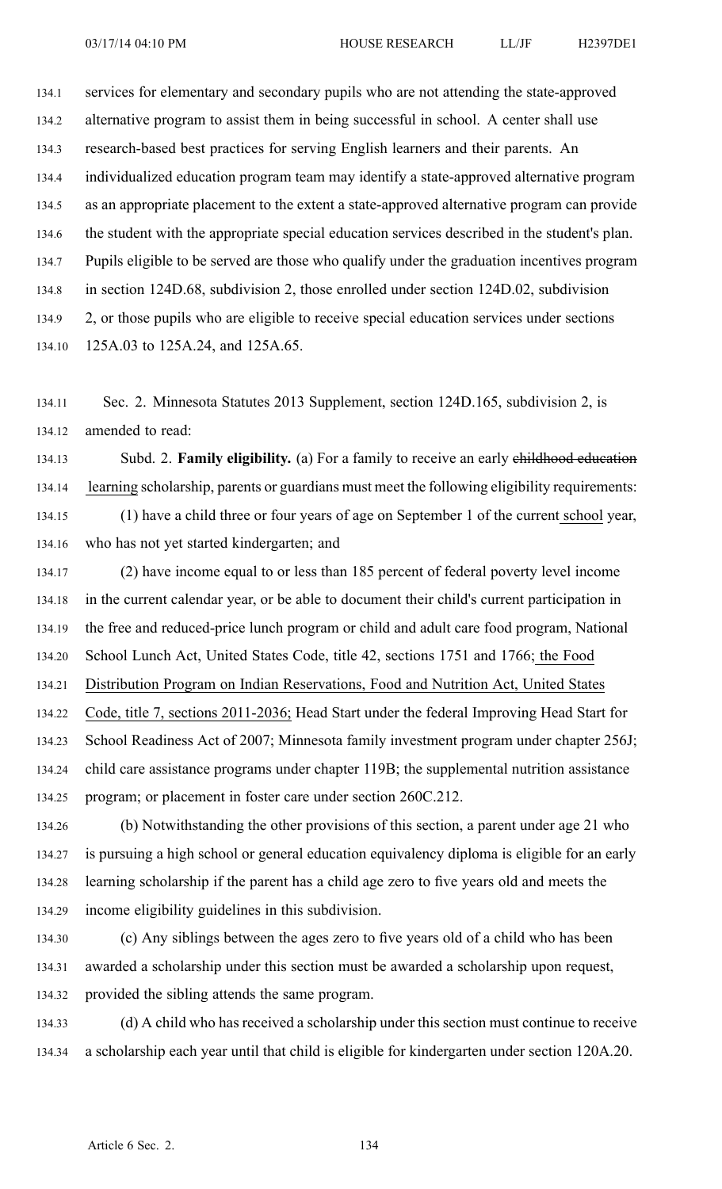services for elementary and secondary pupils who are not attending the state-approved alternative program to assist them in being successful in school. A center shall use research-based best practices for serving English learners and their parents. An individualized education program team may identify a state-approved alternative program as an appropriate placement to the extent a state-approved alternative program can provide the student with the appropriate special education services described in the student's plan. Pupils eligible to be served are those who qualify under the graduation incentives program in section 124D.68, subdivision 2, those enrolled under section 124D.02, subdivision 2, or those pupils who are eligible to receive special education services under sections 125A.03 to 125A.24, and 125A.65.

Sec. 2. Minnesota Statutes 2013 Supplement, section 124D.165, subdivision 2, is amended to read:

Subd. 2. **Family eligibility.** (a) For a family to receive an early ~~childhood education~~ learning scholarship, parents or guardians must meet the following eligibility requirements:

(1) have a child three or four years of age on September 1 of the current school year, who has not yet started kindergarten; and

(2) have income equal to or less than 185 percent of federal poverty level income in the current calendar year, or be able to document their child's current participation in the free and reduced-price lunch program or child and adult care food program, National School Lunch Act, United States Code, title 42, sections 1751 and 1766; the Food Distribution Program on Indian Reservations, Food and Nutrition Act, United States Code, title 7, sections 2011-2036; Head Start under the federal Improving Head Start for School Readiness Act of 2007; Minnesota family investment program under chapter 256J; child care assistance programs under chapter 119B; the supplemental nutrition assistance program; or placement in foster care under section 260C.212.

(b) Notwithstanding the other provisions of this section, a parent under age 21 who is pursuing a high school or general education equivalency diploma is eligible for an early learning scholarship if the parent has a child age zero to five years old and meets the income eligibility guidelines in this subdivision.

(c) Any siblings between the ages zero to five years old of a child who has been awarded a scholarship under this section must be awarded a scholarship upon request, provided the sibling attends the same program.

(d) A child who has received a scholarship under this section must continue to receive a scholarship each year until that child is eligible for kindergarten under section 120A.20.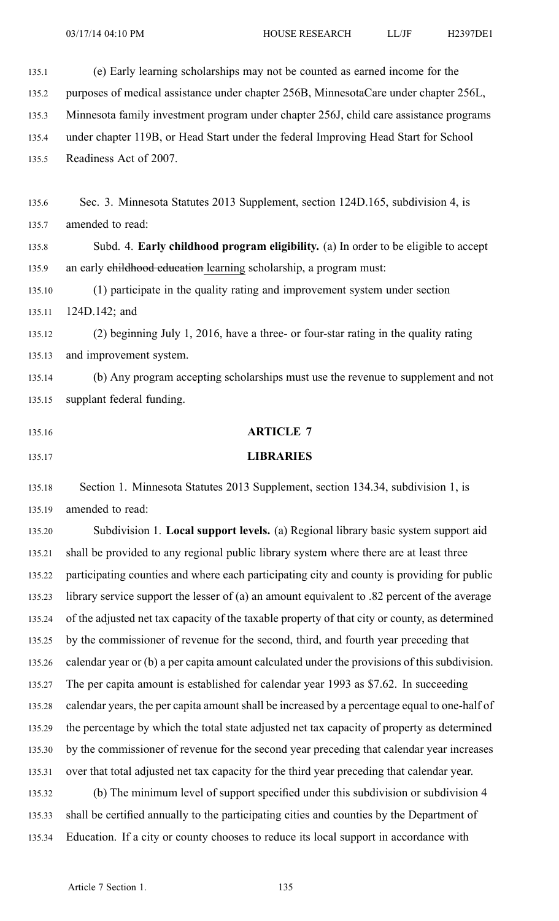(e) Early learning scholarships may not be counted as earned income for the purposes of medical assistance under chapter 256B, MinnesotaCare under chapter 256L, Minnesota family investment program under chapter 256J, child care assistance programs under chapter 119B, or Head Start under the federal Improving Head Start for School Readiness Act of 2007.

Sec. 3. Minnesota Statutes 2013 Supplement, section 124D.165, subdivision 4, is amended to read:

Subd. 4. **Early childhood program eligibility.** (a) In order to be eligible to accept an early ~~childhood education~~ learning scholarship, a program must:

(1) participate in the quality rating and improvement system under section 124D.142; and

(2) beginning July 1, 2016, have a three- or four-star rating in the quality rating and improvement system.

(b) Any program accepting scholarships must use the revenue to supplement and not supplant federal funding.

## ARTICLE 7

## LIBRARIES

Section 1. Minnesota Statutes 2013 Supplement, section 134.34, subdivision 1, is amended to read:

Subdivision 1. **Local support levels.** (a) Regional library basic system support aid shall be provided to any regional public library system where there are at least three participating counties and where each participating city and county is providing for public library service support the lesser of (a) an amount equivalent to .82 percent of the average of the adjusted net tax capacity of the taxable property of that city or county, as determined by the commissioner of revenue for the second, third, and fourth year preceding that calendar year or (b) a per capita amount calculated under the provisions of this subdivision. The per capita amount is established for calendar year 1993 as $7.62. In succeeding calendar years, the per capita amount shall be increased by a percentage equal to one-half of the percentage by which the total state adjusted net tax capacity of property as determined by the commissioner of revenue for the second year preceding that calendar year increases over that total adjusted net tax capacity for the third year preceding that calendar year.

(b) The minimum level of support specified under this subdivision or subdivision 4 shall be certified annually to the participating cities and counties by the Department of Education. If a city or county chooses to reduce its local support in accordance with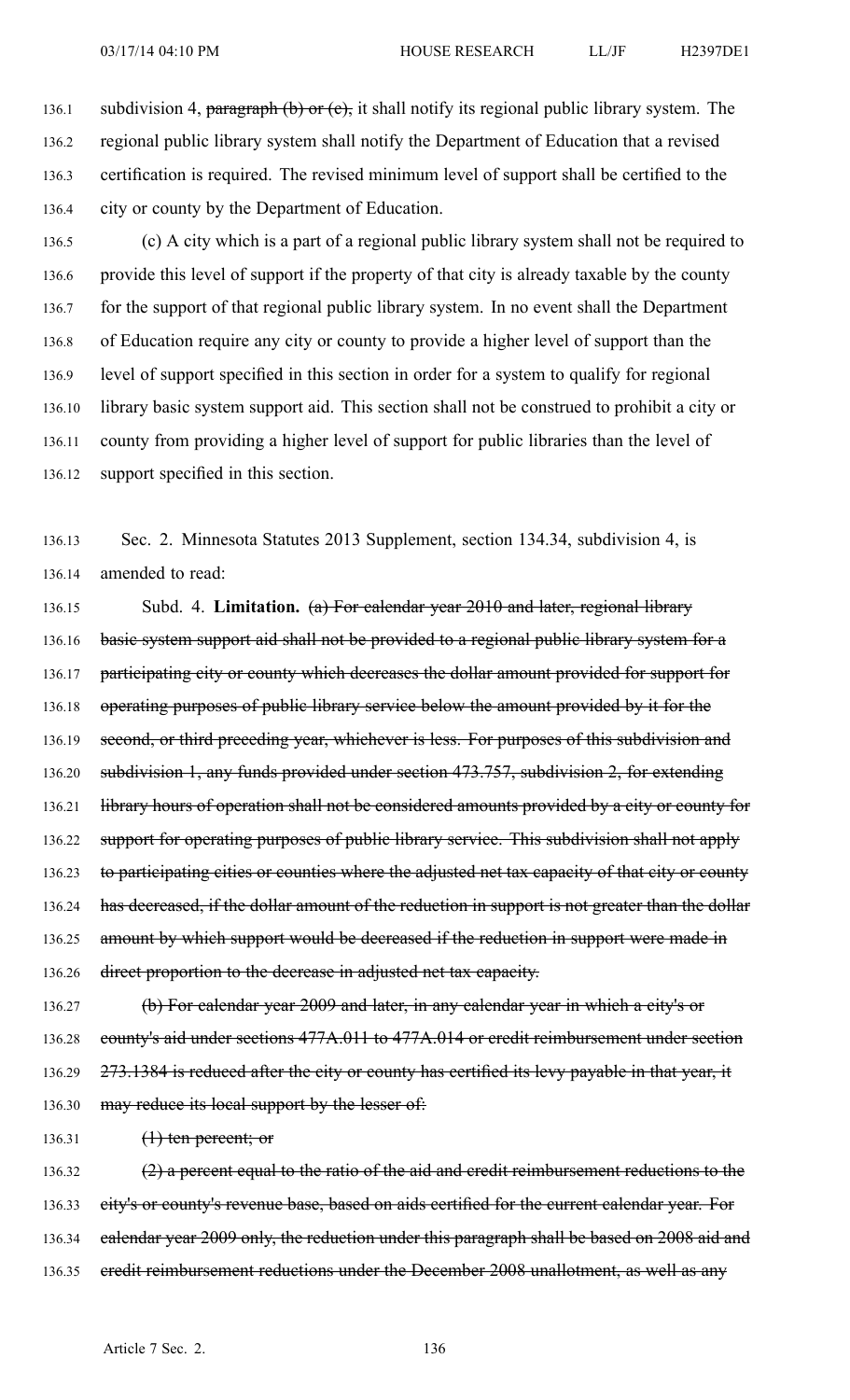subdivision 4, ~~paragraph (b) or (c),~~ it shall notify its regional public library system. The regional public library system shall notify the Department of Education that a revised certification is required. The revised minimum level of support shall be certified to the city or county by the Department of Education.

(c) A city which is a part of a regional public library system shall not be required to provide this level of support if the property of that city is already taxable by the county for the support of that regional public library system. In no event shall the Department of Education require any city or county to provide a higher level of support than the level of support specified in this section in order for a system to qualify for regional library basic system support aid. This section shall not be construed to prohibit a city or county from providing a higher level of support for public libraries than the level of support specified in this section.

Sec. 2. Minnesota Statutes 2013 Supplement, section 134.34, subdivision 4, is amended to read:

Subd. 4. **Limitation.** ~~(a) For calendar year 2010 and later, regional library basic system support aid shall not be provided to a regional public library system for a participating city or county which decreases the dollar amount provided for support for operating purposes of public library service below the amount provided by it for the second, or third preceding year, whichever is less. For purposes of this subdivision and subdivision 1, any funds provided under section 473.757, subdivision 2, for extending library hours of operation shall not be considered amounts provided by a city or county for support for operating purposes of public library service. This subdivision shall not apply to participating cities or counties where the adjusted net tax capacity of that city or county has decreased, if the dollar amount of the reduction in support is not greater than the dollar amount by which support would be decreased if the reduction in support were made in direct proportion to the decrease in adjusted net tax capacity.~~

~~(b) For calendar year 2009 and later, in any calendar year in which a city's or county's aid under sections 477A.011 to 477A.014 or credit reimbursement under section 273.1384 is reduced after the city or county has certified its levy payable in that year, it may reduce its local support by the lesser of:~~

~~(1) ten percent; or~~

~~(2) a percent equal to the ratio of the aid and credit reimbursement reductions to the city's or county's revenue base, based on aids certified for the current calendar year. For calendar year 2009 only, the reduction under this paragraph shall be based on 2008 aid and credit reimbursement reductions under the December 2008 unallotment, as well as any~~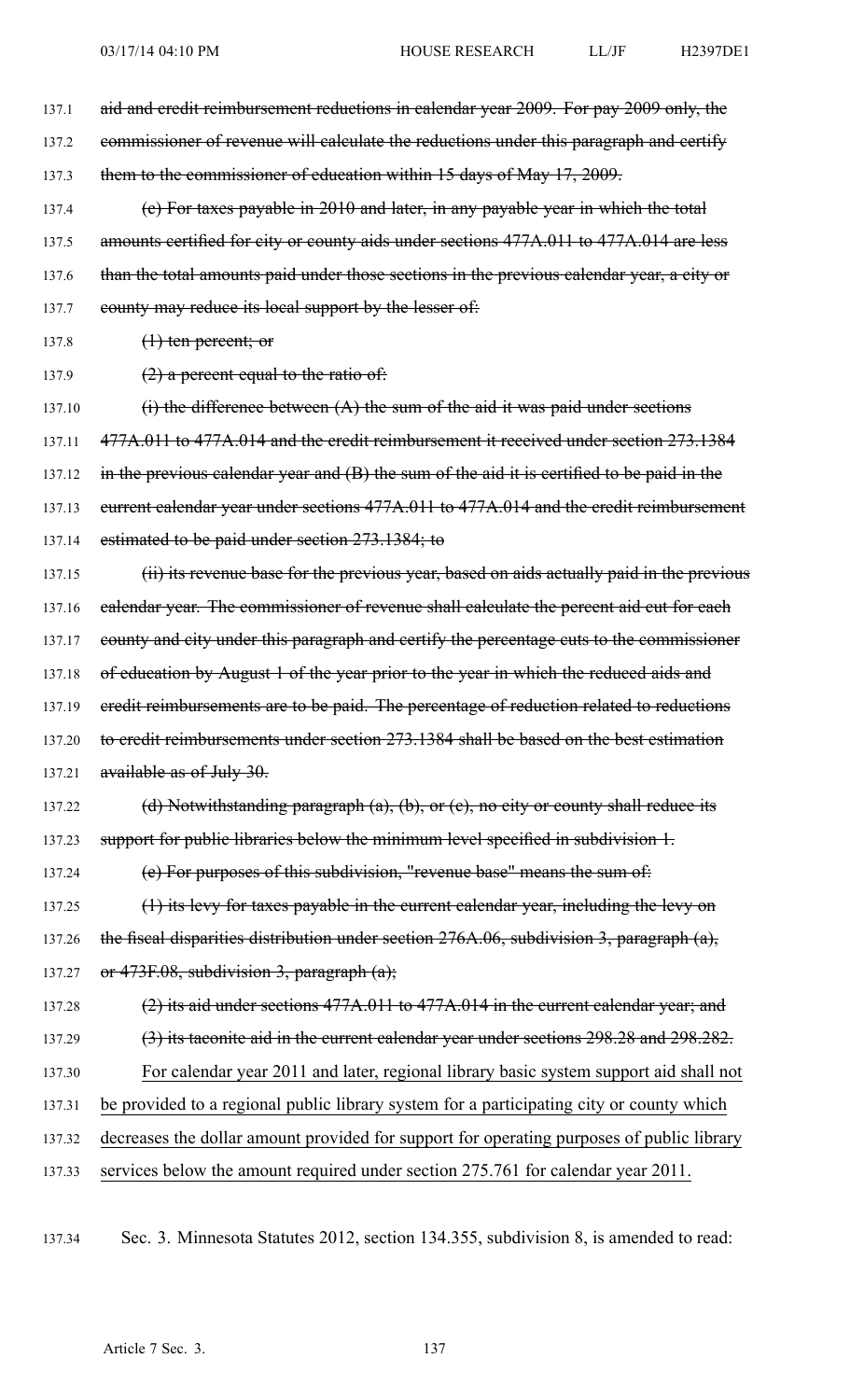137.1 ~~aid and credit reimbursement reductions in calendar year 2009. For pay 2009 only, the~~
137.2 ~~commissioner of revenue will calculate the reductions under this paragraph and certify~~
137.3 ~~them to the commissioner of education within 15 days of May 17, 2009.~~

137.4 ~~(c) For taxes payable in 2010 and later, in any payable year in which the total~~
137.5 ~~amounts certified for city or county aids under sections 477A.011 to 477A.014 are less~~
137.6 ~~than the total amounts paid under those sections in the previous calendar year, a city or~~
137.7 ~~county may reduce its local support by the lesser of:~~

137.8 ~~(1) ten percent; or~~

137.9 ~~(2) a percent equal to the ratio of:~~

137.10 ~~(i) the difference between (A) the sum of the aid it was paid under sections~~
137.11 ~~477A.011 to 477A.014 and the credit reimbursement it received under section 273.1384~~
137.12 ~~in the previous calendar year and (B) the sum of the aid it is certified to be paid in the~~
137.13 ~~current calendar year under sections 477A.011 to 477A.014 and the credit reimbursement~~
137.14 ~~estimated to be paid under section 273.1384; to~~

137.15 ~~(ii) its revenue base for the previous year, based on aids actually paid in the previous~~
137.16 ~~calendar year. The commissioner of revenue shall calculate the percent aid cut for each~~
137.17 ~~county and city under this paragraph and certify the percentage cuts to the commissioner~~
137.18 ~~of education by August 1 of the year prior to the year in which the reduced aids and~~
137.19 ~~credit reimbursements are to be paid. The percentage of reduction related to reductions~~
137.20 ~~to credit reimbursements under section 273.1384 shall be based on the best estimation~~
137.21 ~~available as of July 30.~~

137.22 ~~(d) Notwithstanding paragraph (a), (b), or (c), no city or county shall reduce its~~
137.23 ~~support for public libraries below the minimum level specified in subdivision 1.~~

137.24 ~~(e) For purposes of this subdivision, "revenue base" means the sum of:~~

137.25 ~~(1) its levy for taxes payable in the current calendar year, including the levy on~~
137.26 ~~the fiscal disparities distribution under section 276A.06, subdivision 3, paragraph (a),~~
137.27 ~~or 473F.08, subdivision 3, paragraph (a);~~

137.28 ~~(2) its aid under sections 477A.011 to 477A.014 in the current calendar year; and~~

137.29 ~~(3) its taconite aid in the current calendar year under sections 298.28 and 298.282.~~

137.30 <u>For calendar year 2011 and later, regional library basic system support aid shall not</u>
137.31 <u>be provided to a regional public library system for a participating city or county which</u>
137.32 <u>decreases the dollar amount provided for support for operating purposes of public library</u>
137.33 <u>services below the amount required under section 275.761 for calendar year 2011.</u>

137.34 Sec. 3. Minnesota Statutes 2012, section 134.355, subdivision 8, is amended to read: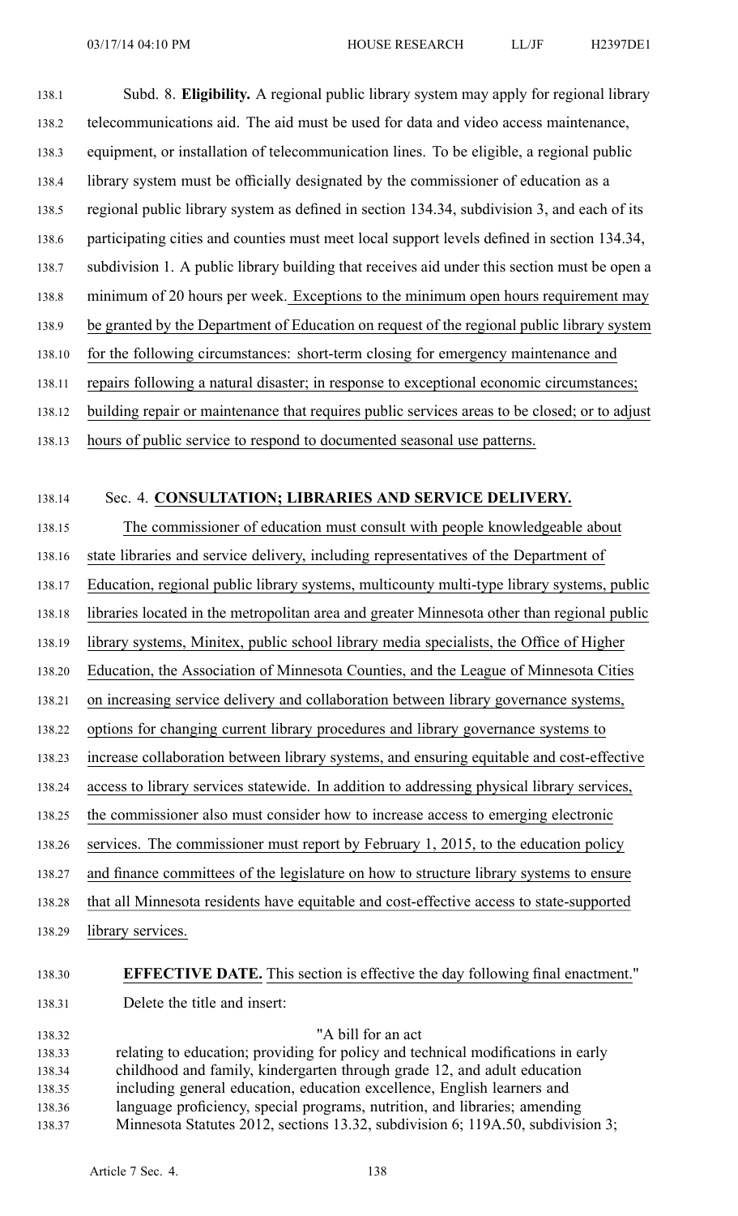Subd. 8. **Eligibility.** A regional public library system may apply for regional library telecommunications aid. The aid must be used for data and video access maintenance, equipment, or installation of telecommunication lines. To be eligible, a regional public library system must be officially designated by the commissioner of education as a regional public library system as defined in section 134.34, subdivision 3, and each of its participating cities and counties must meet local support levels defined in section 134.34, subdivision 1. A public library building that receives aid under this section must be open a minimum of 20 hours per week. Exceptions to the minimum open hours requirement may be granted by the Department of Education on request of the regional public library system for the following circumstances: short-term closing for emergency maintenance and repairs following a natural disaster; in response to exceptional economic circumstances; building repair or maintenance that requires public services areas to be closed; or to adjust hours of public service to respond to documented seasonal use patterns.

Sec. 4. **CONSULTATION; LIBRARIES AND SERVICE DELIVERY.**

The commissioner of education must consult with people knowledgeable about state libraries and service delivery, including representatives of the Department of Education, regional public library systems, multicounty multi-type library systems, public libraries located in the metropolitan area and greater Minnesota other than regional public library systems, Minitex, public school library media specialists, the Office of Higher Education, the Association of Minnesota Counties, and the League of Minnesota Cities on increasing service delivery and collaboration between library governance systems, options for changing current library procedures and library governance systems to increase collaboration between library systems, and ensuring equitable and cost-effective access to library services statewide. In addition to addressing physical library services, the commissioner also must consider how to increase access to emerging electronic services. The commissioner must report by February 1, 2015, to the education policy and finance committees of the legislature on how to structure library systems to ensure that all Minnesota residents have equitable and cost-effective access to state-supported library services.

**EFFECTIVE DATE.** This section is effective the day following final enactment."

Delete the title and insert:

"A bill for an act relating to education; providing for policy and technical modifications in early childhood and family, kindergarten through grade 12, and adult education including general education, education excellence, English learners and language proficiency, special programs, nutrition, and libraries; amending Minnesota Statutes 2012, sections 13.32, subdivision 6; 119A.50, subdivision 3;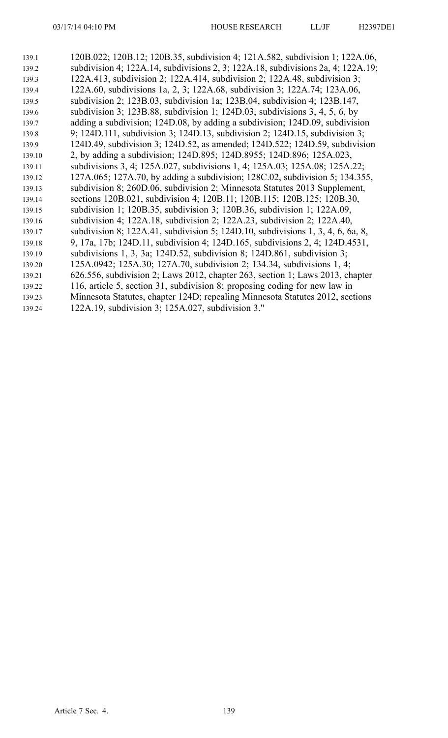120B.022; 120B.12; 120B.35, subdivision 4; 121A.582, subdivision 1; 122A.06, subdivision 4; 122A.14, subdivisions 2, 3; 122A.18, subdivisions 2a, 4; 122A.19; 122A.413, subdivision 2; 122A.414, subdivision 2; 122A.48, subdivision 3; 122A.60, subdivisions 1a, 2, 3; 122A.68, subdivision 3; 122A.74; 123A.06, subdivision 2; 123B.03, subdivision 1a; 123B.04, subdivision 4; 123B.147, subdivision 3; 123B.88, subdivision 1; 124D.03, subdivisions 3, 4, 5, 6, by adding a subdivision; 124D.08, by adding a subdivision; 124D.09, subdivision 9; 124D.111, subdivision 3; 124D.13, subdivision 2; 124D.15, subdivision 3; 124D.49, subdivision 3; 124D.52, as amended; 124D.522; 124D.59, subdivision 2, by adding a subdivision; 124D.895; 124D.8955; 124D.896; 125A.023, subdivisions 3, 4; 125A.027, subdivisions 1, 4; 125A.03; 125A.08; 125A.22; 127A.065; 127A.70, by adding a subdivision; 128C.02, subdivision 5; 134.355, subdivision 8; 260D.06, subdivision 2; Minnesota Statutes 2013 Supplement, sections 120B.021, subdivision 4; 120B.11; 120B.115; 120B.125; 120B.30, subdivision 1; 120B.35, subdivision 3; 120B.36, subdivision 1; 122A.09, subdivision 4; 122A.18, subdivision 2; 122A.23, subdivision 2; 122A.40, subdivision 8; 122A.41, subdivision 5; 124D.10, subdivisions 1, 3, 4, 6, 6a, 8, 9, 17a, 17b; 124D.11, subdivision 4; 124D.165, subdivisions 2, 4; 124D.4531, subdivisions 1, 3, 3a; 124D.52, subdivision 8; 124D.861, subdivision 3; 125A.0942; 125A.30; 127A.70, subdivision 2; 134.34, subdivisions 1, 4; 626.556, subdivision 2; Laws 2012, chapter 263, section 1; Laws 2013, chapter 116, article 5, section 31, subdivision 8; proposing coding for new law in Minnesota Statutes, chapter 124D; repealing Minnesota Statutes 2012, sections 122A.19, subdivision 3; 125A.027, subdivision 3."